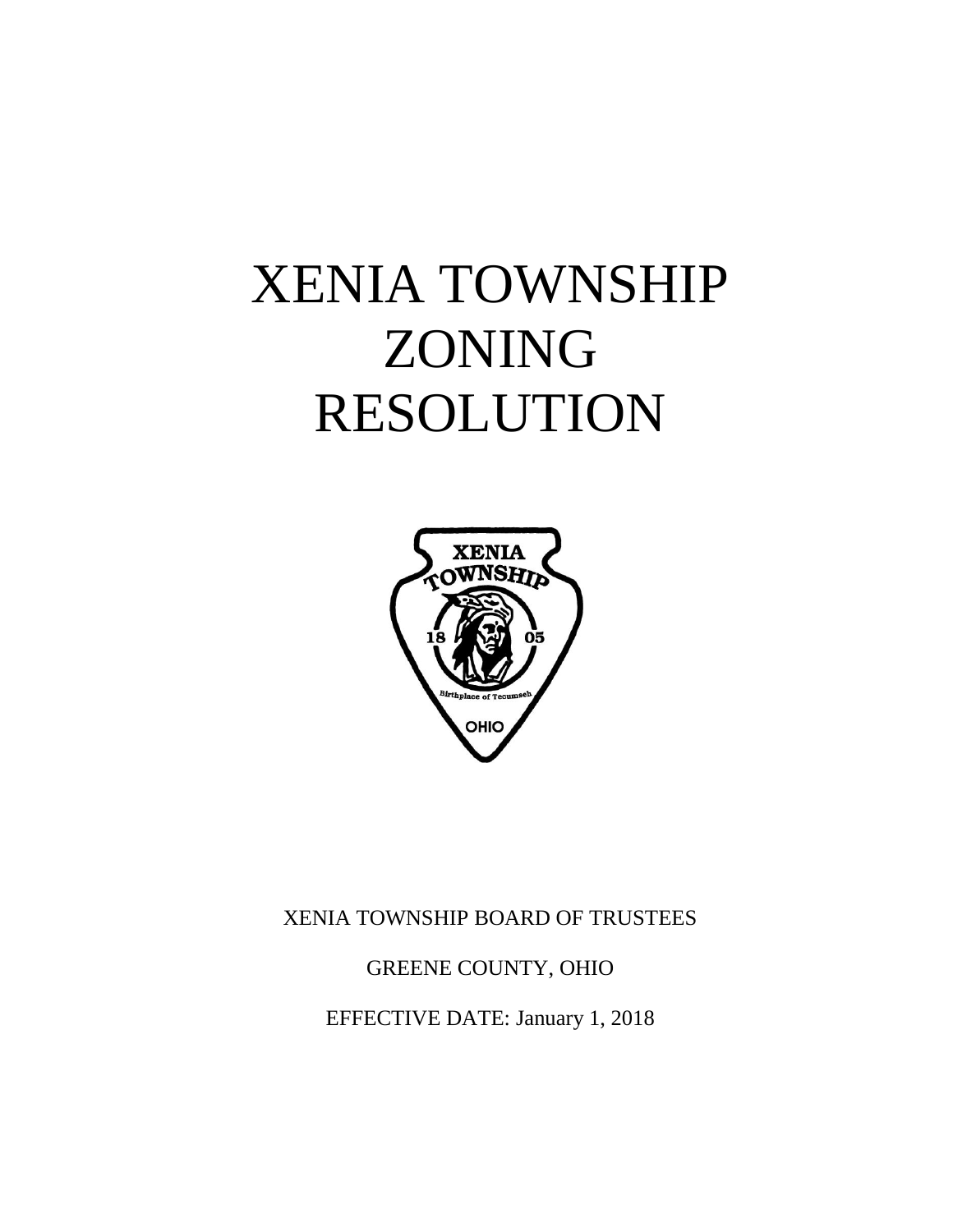# XENIA TOWNSHIP ZONING RESOLUTION

XENIA TOWNSHIP BOARD OF TRUSTEES

GREENE COUNTY, OHIO

EFFECTIVE DATE: January 1, 2018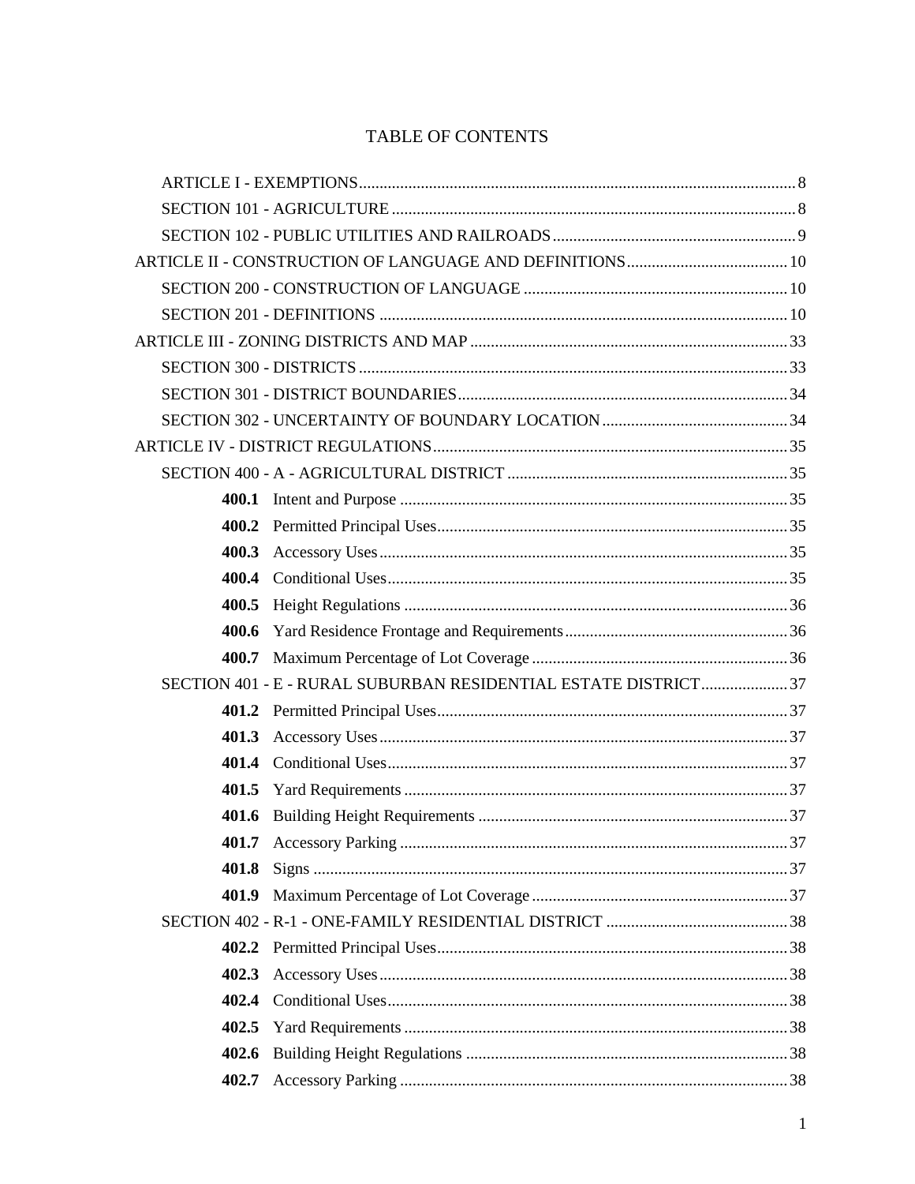# TABLE OF CONTENTS

- ARTICLE I - EXEMPTIONS ..... 8
  - SECTION 101 - AGRICULTURE ..... 8
  - SECTION 102 - PUBLIC UTILITIES AND RAILROADS ..... 9
- ARTICLE II - CONSTRUCTION OF LANGUAGE AND DEFINITIONS ..... 10
  - SECTION 200 - CONSTRUCTION OF LANGUAGE ..... 10
  - SECTION 201 - DEFINITIONS ..... 10
- ARTICLE III - ZONING DISTRICTS AND MAP ..... 33
  - SECTION 300 - DISTRICTS ..... 33
  - SECTION 301 - DISTRICT BOUNDARIES ..... 34
  - SECTION 302 - UNCERTAINTY OF BOUNDARY LOCATION ..... 34
- ARTICLE IV - DISTRICT REGULATIONS ..... 35
  - SECTION 400 - A - AGRICULTURAL DISTRICT ..... 35
    - **400.1** Intent and Purpose ..... 35
    - **400.2** Permitted Principal Uses ..... 35
    - **400.3** Accessory Uses ..... 35
    - **400.4** Conditional Uses ..... 35
    - **400.5** Height Regulations ..... 36
    - **400.6** Yard Residence Frontage and Requirements ..... 36
    - **400.7** Maximum Percentage of Lot Coverage ..... 36
  - SECTION 401 - E - RURAL SUBURBAN RESIDENTIAL ESTATE DISTRICT ..... 37
    - **401.2** Permitted Principal Uses ..... 37
    - **401.3** Accessory Uses ..... 37
    - **401.4** Conditional Uses ..... 37
    - **401.5** Yard Requirements ..... 37
    - **401.6** Building Height Requirements ..... 37
    - **401.7** Accessory Parking ..... 37
    - **401.8** Signs ..... 37
    - **401.9** Maximum Percentage of Lot Coverage ..... 37
  - SECTION 402 - R-1 - ONE-FAMILY RESIDENTIAL DISTRICT ..... 38
    - **402.2** Permitted Principal Uses ..... 38
    - **402.3** Accessory Uses ..... 38
    - **402.4** Conditional Uses ..... 38
    - **402.5** Yard Requirements ..... 38
    - **402.6** Building Height Regulations ..... 38
    - **402.7** Accessory Parking ..... 38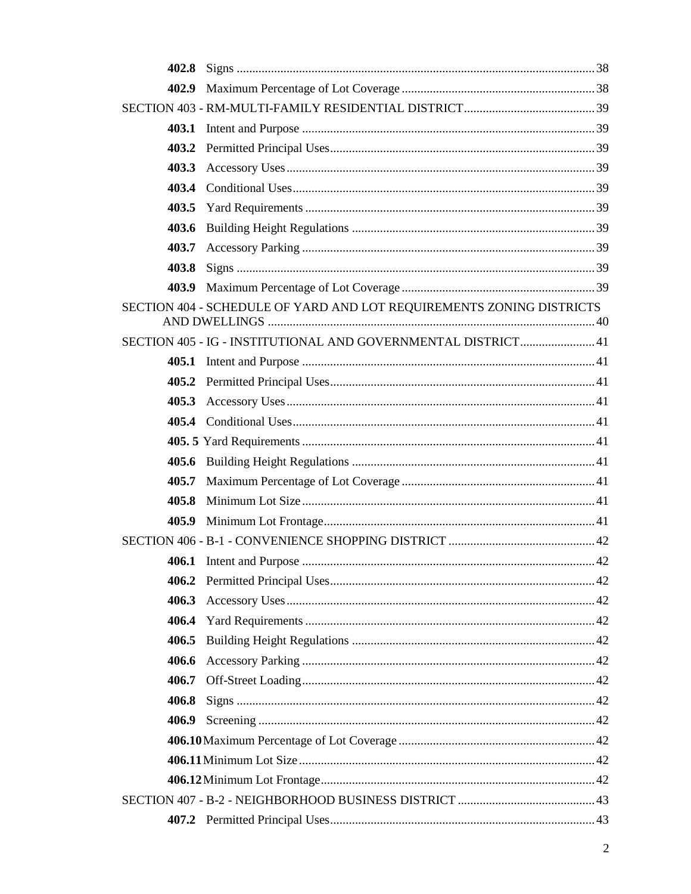**402.8** Signs ........................................................................................................... 38

**402.9** Maximum Percentage of Lot Coverage ............................................................ 38

SECTION 403 - RM-MULTI-FAMILY RESIDENTIAL DISTRICT ........................................ 39

**403.1** Intent and Purpose ............................................................................................ 39

**403.2** Permitted Principal Uses ................................................................................... 39

**403.3** Accessory Uses ................................................................................................. 39

**403.4** Conditional Uses ............................................................................................... 39

**403.5** Yard Requirements ........................................................................................... 39

**403.6** Building Height Regulations ............................................................................ 39

**403.7** Accessory Parking ............................................................................................ 39

**403.8** Signs ................................................................................................................. 39

**403.9** Maximum Percentage of Lot Coverage ............................................................ 39

SECTION 404 - SCHEDULE OF YARD AND LOT REQUIREMENTS ZONING DISTRICTS AND DWELLINGS ........................................................................................................ 40

SECTION 405 - IG - INSTITUTIONAL AND GOVERNMENTAL DISTRICT ...................... 41

**405.1** Intent and Purpose ............................................................................................ 41

**405.2** Permitted Principal Uses ................................................................................... 41

**405.3** Accessory Uses ................................................................................................. 41

**405.4** Conditional Uses ............................................................................................... 41

**405. 5** Yard Requirements .......................................................................................... 41

**405.6** Building Height Regulations ............................................................................ 41

**405.7** Maximum Percentage of Lot Coverage ............................................................ 41

**405.8** Minimum Lot Size ............................................................................................ 41

**405.9** Minimum Lot Frontage ..................................................................................... 41

SECTION 406 - B-1 - CONVENIENCE SHOPPING DISTRICT ............................................ 42

**406.1** Intent and Purpose ............................................................................................ 42

**406.2** Permitted Principal Uses ................................................................................... 42

**406.3** Accessory Uses ................................................................................................. 42

**406.4** Yard Requirements ........................................................................................... 42

**406.5** Building Height Regulations ............................................................................ 42

**406.6** Accessory Parking ............................................................................................ 42

**406.7** Off-Street Loading ............................................................................................ 42

**406.8** Signs ................................................................................................................. 42

**406.9** Screening .......................................................................................................... 42

**406.10** Maximum Percentage of Lot Coverage .......................................................... 42

**406.11** Minimum Lot Size .......................................................................................... 42

**406.12** Minimum Lot Frontage ................................................................................... 42

SECTION 407 - B-2 - NEIGHBORHOOD BUSINESS DISTRICT .......................................... 43

**407.2** Permitted Principal Uses ................................................................................... 43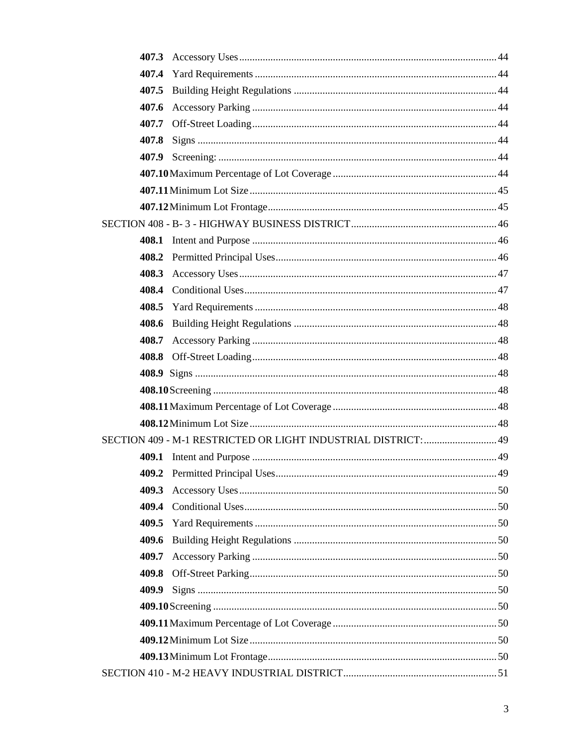**407.3** Accessory Uses ........ 44
**407.4** Yard Requirements ........ 44
**407.5** Building Height Regulations ........ 44
**407.6** Accessory Parking ........ 44
**407.7** Off-Street Loading ........ 44
**407.8** Signs ........ 44
**407.9** Screening: ........ 44
**407.10** Maximum Percentage of Lot Coverage ........ 44
**407.11** Minimum Lot Size ........ 45
**407.12** Minimum Lot Frontage ........ 45

SECTION 408 - B- 3 - HIGHWAY BUSINESS DISTRICT ........ 46
**408.1** Intent and Purpose ........ 46
**408.2** Permitted Principal Uses ........ 46
**408.3** Accessory Uses ........ 47
**408.4** Conditional Uses ........ 47
**408.5** Yard Requirements ........ 48
**408.6** Building Height Regulations ........ 48
**408.7** Accessory Parking ........ 48
**408.8** Off-Street Loading ........ 48
**408.9** Signs ........ 48
**408.10** Screening ........ 48
**408.11** Maximum Percentage of Lot Coverage ........ 48
**408.12** Minimum Lot Size ........ 48

SECTION 409 - M-1 RESTRICTED OR LIGHT INDUSTRIAL DISTRICT: ........ 49
**409.1** Intent and Purpose ........ 49
**409.2** Permitted Principal Uses ........ 49
**409.3** Accessory Uses ........ 50
**409.4** Conditional Uses ........ 50
**409.5** Yard Requirements ........ 50
**409.6** Building Height Regulations ........ 50
**409.7** Accessory Parking ........ 50
**409.8** Off-Street Parking ........ 50
**409.9** Signs ........ 50
**409.10** Screening ........ 50
**409.11** Maximum Percentage of Lot Coverage ........ 50
**409.12** Minimum Lot Size ........ 50
**409.13** Minimum Lot Frontage ........ 50

SECTION 410 - M-2 HEAVY INDUSTRIAL DISTRICT ........ 51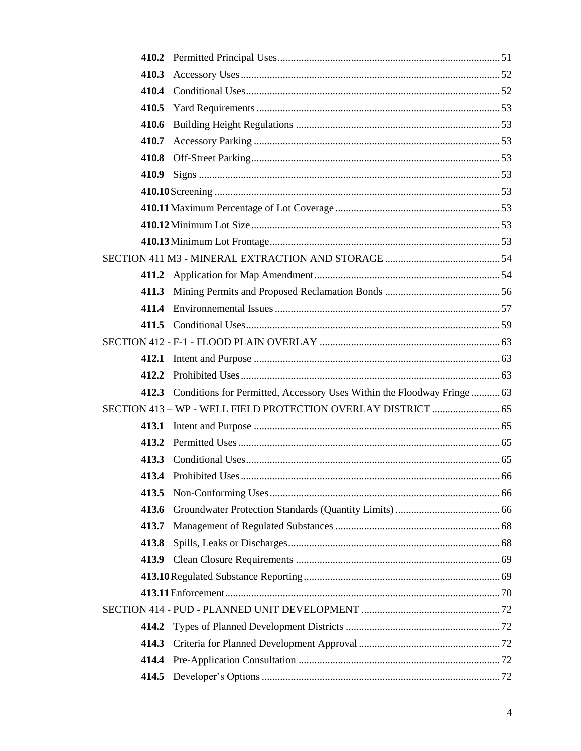**410.2** Permitted Principal Uses .......... 51
**410.3** Accessory Uses .......... 52
**410.4** Conditional Uses .......... 52
**410.5** Yard Requirements .......... 53
**410.6** Building Height Regulations .......... 53
**410.7** Accessory Parking .......... 53
**410.8** Off-Street Parking .......... 53
**410.9** Signs .......... 53
**410.10** Screening .......... 53
**410.11** Maximum Percentage of Lot Coverage .......... 53
**410.12** Minimum Lot Size .......... 53
**410.13** Minimum Lot Frontage .......... 53

SECTION 411 M3 - MINERAL EXTRACTION AND STORAGE .......... 54
**411.2** Application for Map Amendment .......... 54
**411.3** Mining Permits and Proposed Reclamation Bonds .......... 56
**411.4** Environnemental Issues .......... 57
**411.5** Conditional Uses .......... 59

SECTION 412 - F-1 - FLOOD PLAIN OVERLAY .......... 63
**412.1** Intent and Purpose .......... 63
**412.2** Prohibited Uses .......... 63
**412.3** Conditions for Permitted, Accessory Uses Within the Floodway Fringe .......... 63

SECTION 413 – WP - WELL FIELD PROTECTION OVERLAY DISTRICT .......... 65
**413.1** Intent and Purpose .......... 65
**413.2** Permitted Uses .......... 65
**413.3** Conditional Uses .......... 65
**413.4** Prohibited Uses .......... 66
**413.5** Non-Conforming Uses .......... 66
**413.6** Groundwater Protection Standards (Quantity Limits) .......... 66
**413.7** Management of Regulated Substances .......... 68
**413.8** Spills, Leaks or Discharges .......... 68
**413.9** Clean Closure Requirements .......... 69
**413.10** Regulated Substance Reporting .......... 69
**413.11** Enforcement .......... 70

SECTION 414 - PUD - PLANNED UNIT DEVELOPMENT .......... 72
**414.2** Types of Planned Development Districts .......... 72
**414.3** Criteria for Planned Development Approval .......... 72
**414.4** Pre-Application Consultation .......... 72
**414.5** Developer's Options .......... 72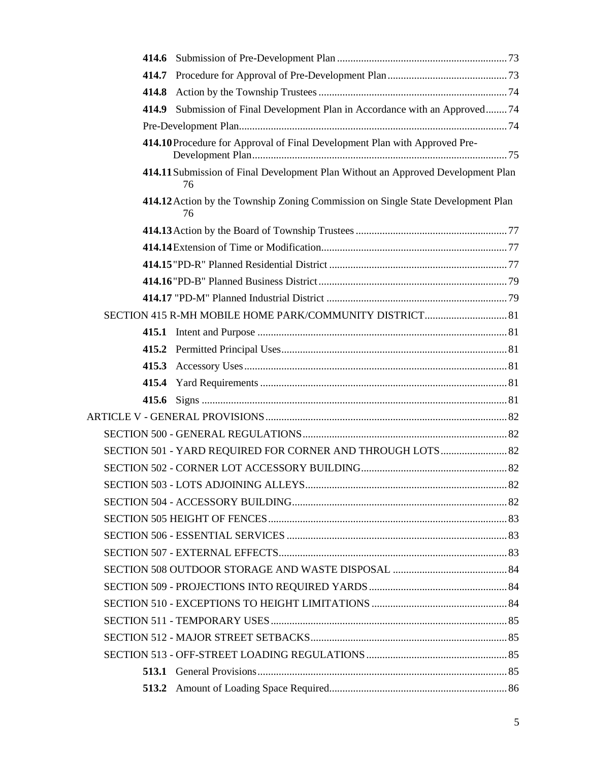**414.6** Submission of Pre-Development Plan ... 73

**414.7** Procedure for Approval of Pre-Development Plan ... 73

**414.8** Action by the Township Trustees ... 74

**414.9** Submission of Final Development Plan in Accordance with an Approved ... 74

Pre-Development Plan ... 74

**414.10** Procedure for Approval of Final Development Plan with Approved Pre-Development Plan ... 75

**414.11** Submission of Final Development Plan Without an Approved Development Plan 76

**414.12** Action by the Township Zoning Commission on Single State Development Plan 76

**414.13** Action by the Board of Township Trustees ... 77

**414.14** Extension of Time or Modification ... 77

**414.15** "PD-R" Planned Residential District ... 77

**414.16** "PD-B" Planned Business District ... 79

**414.17** "PD-M" Planned Industrial District ... 79

SECTION 415 R-MH MOBILE HOME PARK/COMMUNITY DISTRICT ... 81

**415.1** Intent and Purpose ... 81

**415.2** Permitted Principal Uses ... 81

**415.3** Accessory Uses ... 81

**415.4** Yard Requirements ... 81

**415.6** Signs ... 81

ARTICLE V - GENERAL PROVISIONS ... 82

SECTION 500 - GENERAL REGULATIONS ... 82

SECTION 501 - YARD REQUIRED FOR CORNER AND THROUGH LOTS ... 82

SECTION 502 - CORNER LOT ACCESSORY BUILDING ... 82

SECTION 503 - LOTS ADJOINING ALLEYS ... 82

SECTION 504 - ACCESSORY BUILDING ... 82

SECTION 505 HEIGHT OF FENCES ... 83

SECTION 506 - ESSENTIAL SERVICES ... 83

SECTION 507 - EXTERNAL EFFECTS ... 83

SECTION 508 OUTDOOR STORAGE AND WASTE DISPOSAL ... 84

SECTION 509 - PROJECTIONS INTO REQUIRED YARDS ... 84

SECTION 510 - EXCEPTIONS TO HEIGHT LIMITATIONS ... 84

SECTION 511 - TEMPORARY USES ... 85

SECTION 512 - MAJOR STREET SETBACKS ... 85

SECTION 513 - OFF-STREET LOADING REGULATIONS ... 85

**513.1** General Provisions ... 85

**513.2** Amount of Loading Space Required ... 86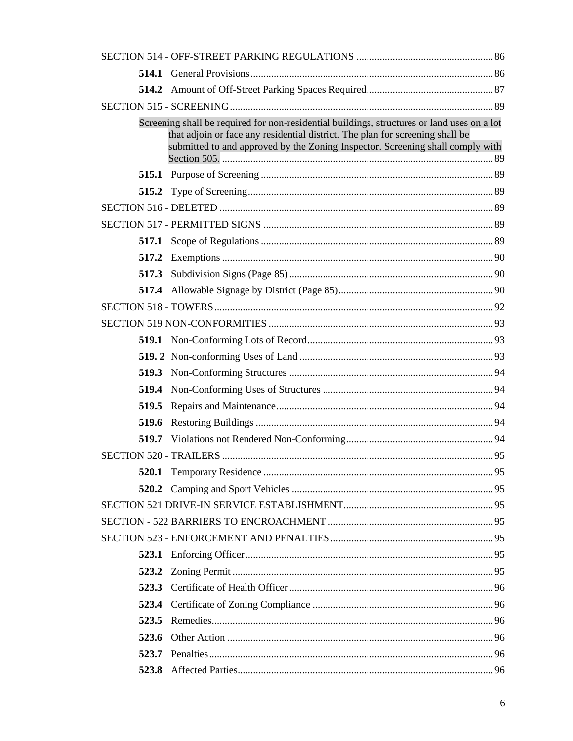SECTION 514 - OFF-STREET PARKING REGULATIONS ..................................................... 86

**514.1** General Provisions .............................................................................................. 86

**514.2** Amount of Off-Street Parking Spaces Required ................................................. 87

SECTION 515 - SCREENING ...................................................................................................... 89

Screening shall be required for non-residential buildings, structures or land uses on a lot that adjoin or face any residential district. The plan for screening shall be submitted to and approved by the Zoning Inspector. Screening shall comply with Section 505. ......................................................................................................... 89

**515.1** Purpose of Screening .......................................................................................... 89

**515.2** Type of Screening ............................................................................................... 89

SECTION 516 - DELETED ........................................................................................................... 89

SECTION 517 - PERMITTED SIGNS ......................................................................................... 89

**517.1** Scope of Regulations .......................................................................................... 89

**517.2** Exemptions ......................................................................................................... 90

**517.3** Subdivision Signs (Page 85) ............................................................................... 90

**517.4** Allowable Signage by District (Page 85) ............................................................ 90

SECTION 518 - TOWERS ............................................................................................................ 92

SECTION 519 NON-CONFORMITIES ....................................................................................... 93

**519.1** Non-Conforming Lots of Record ........................................................................ 93

**519. 2** Non-conforming Uses of Land ........................................................................... 93

**519.3** Non-Conforming Structures ............................................................................... 94

**519.4** Non-Conforming Uses of Structures .................................................................. 94

**519.5** Repairs and Maintenance .................................................................................... 94

**519.6** Restoring Buildings ............................................................................................ 94

**519.7** Violations not Rendered Non-Conforming ......................................................... 94

SECTION 520 - TRAILERS ......................................................................................................... 95

**520.1** Temporary Residence ......................................................................................... 95

**520.2** Camping and Sport Vehicles .............................................................................. 95

SECTION 521 DRIVE-IN SERVICE ESTABLISHMENT .......................................................... 95

SECTION - 522 BARRIERS TO ENCROACHMENT ................................................................ 95

SECTION 523 - ENFORCEMENT AND PENALTIES ............................................................... 95

**523.1** Enforcing Officer ................................................................................................ 95

**523.2** Zoning Permit ..................................................................................................... 95

**523.3** Certificate of Health Officer ............................................................................... 96

**523.4** Certificate of Zoning Compliance ...................................................................... 96

**523.5** Remedies ............................................................................................................. 96

**523.6** Other Action ....................................................................................................... 96

**523.7** Penalties .............................................................................................................. 96

**523.8** Affected Parties ................................................................................................... 96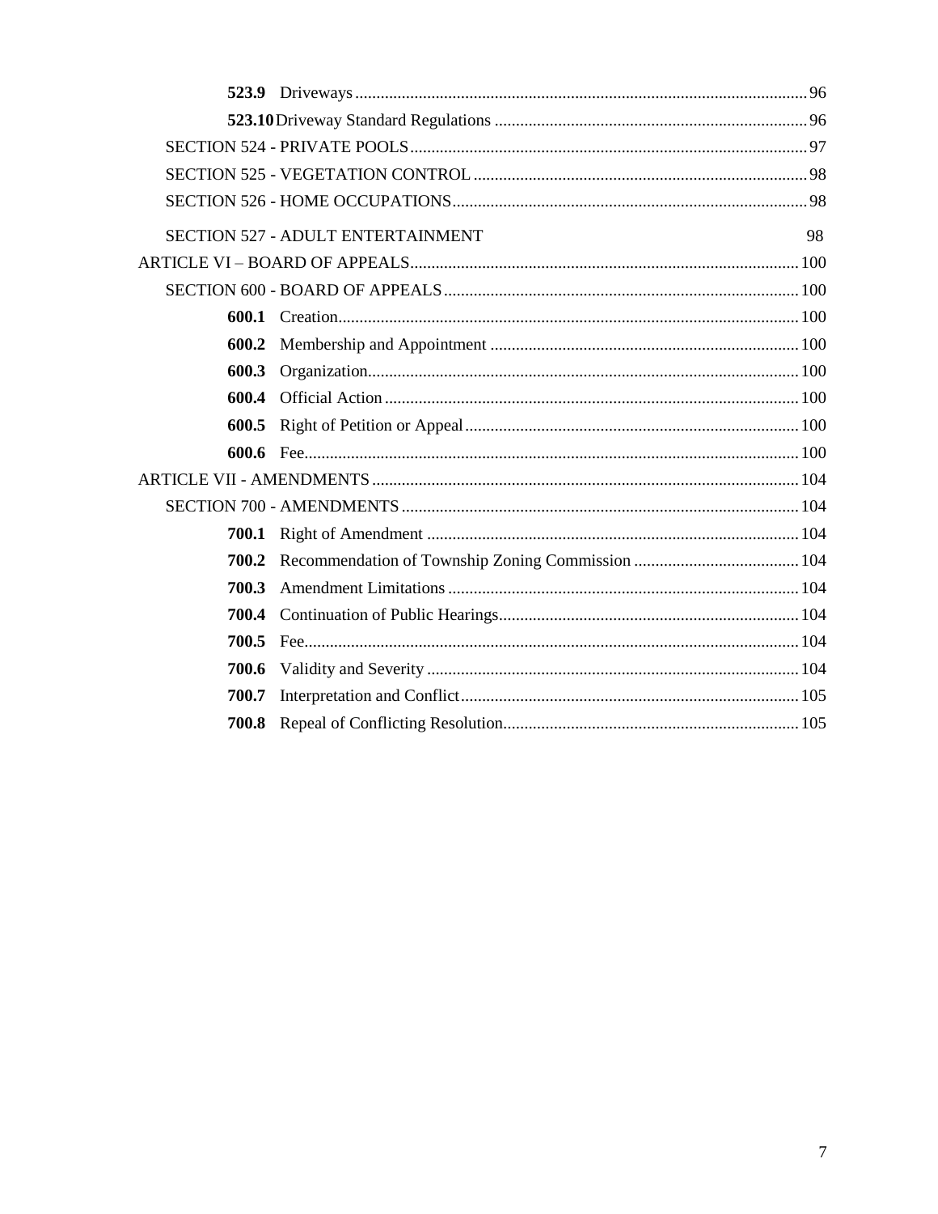**523.9** Driveways.......................................................................................................... 96

**523.10** Driveway Standard Regulations .......................................................................... 96

SECTION 524 - PRIVATE POOLS............................................................................................. 97

SECTION 525 - VEGETATION CONTROL ............................................................................... 98

SECTION 526 - HOME OCCUPATIONS.................................................................................... 98

SECTION 527 - ADULT ENTERTAINMENT 98

ARTICLE VI – BOARD OF APPEALS........................................................................................... 100

SECTION 600 - BOARD OF APPEALS.................................................................................... 100

**600.1** Creation............................................................................................................ 100

**600.2** Membership and Appointment ......................................................................... 100

**600.3** Organization..................................................................................................... 100

**600.4** Official Action ................................................................................................. 100

**600.5** Right of Petition or Appeal............................................................................... 100

**600.6** Fee.................................................................................................................... 100

ARTICLE VII - AMENDMENTS.................................................................................................... 104

SECTION 700 - AMENDMENTS.............................................................................................. 104

**700.1** Right of Amendment ....................................................................................... 104

**700.2** Recommendation of Township Zoning Commission ....................................... 104

**700.3** Amendment Limitations .................................................................................. 104

**700.4** Continuation of Public Hearings....................................................................... 104

**700.5** Fee.................................................................................................................... 104

**700.6** Validity and Severity ....................................................................................... 104

**700.7** Interpretation and Conflict................................................................................ 105

**700.8** Repeal of Conflicting Resolution...................................................................... 105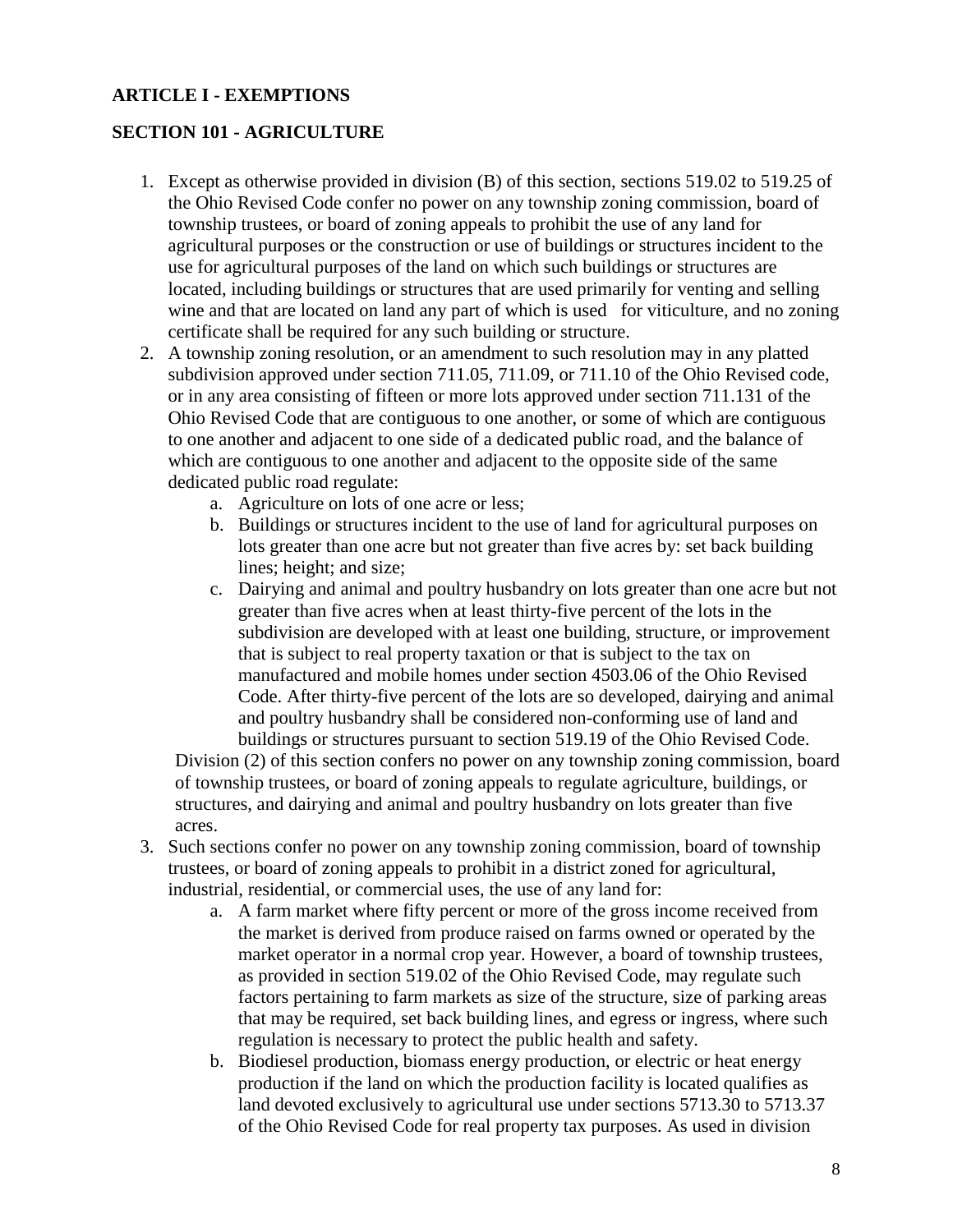## ARTICLE I - EXEMPTIONS

### SECTION 101 - AGRICULTURE

1. Except as otherwise provided in division (B) of this section, sections 519.02 to 519.25 of the Ohio Revised Code confer no power on any township zoning commission, board of township trustees, or board of zoning appeals to prohibit the use of any land for agricultural purposes or the construction or use of buildings or structures incident to the use for agricultural purposes of the land on which such buildings or structures are located, including buildings or structures that are used primarily for venting and selling wine and that are located on land any part of which is used for viticulture, and no zoning certificate shall be required for any such building or structure.
2. A township zoning resolution, or an amendment to such resolution may in any platted subdivision approved under section 711.05, 711.09, or 711.10 of the Ohio Revised code, or in any area consisting of fifteen or more lots approved under section 711.131 of the Ohio Revised Code that are contiguous to one another, or some of which are contiguous to one another and adjacent to one side of a dedicated public road, and the balance of which are contiguous to one another and adjacent to the opposite side of the same dedicated public road regulate:
    a. Agriculture on lots of one acre or less;
    b. Buildings or structures incident to the use of land for agricultural purposes on lots greater than one acre but not greater than five acres by: set back building lines; height; and size;
    c. Dairying and animal and poultry husbandry on lots greater than one acre but not greater than five acres when at least thirty-five percent of the lots in the subdivision are developed with at least one building, structure, or improvement that is subject to real property taxation or that is subject to the tax on manufactured and mobile homes under section 4503.06 of the Ohio Revised Code. After thirty-five percent of the lots are so developed, dairying and animal and poultry husbandry shall be considered non-conforming use of land and buildings or structures pursuant to section 519.19 of the Ohio Revised Code.

    Division (2) of this section confers no power on any township zoning commission, board of township trustees, or board of zoning appeals to regulate agriculture, buildings, or structures, and dairying and animal and poultry husbandry on lots greater than five acres.
3. Such sections confer no power on any township zoning commission, board of township trustees, or board of zoning appeals to prohibit in a district zoned for agricultural, industrial, residential, or commercial uses, the use of any land for:
    a. A farm market where fifty percent or more of the gross income received from the market is derived from produce raised on farms owned or operated by the market operator in a normal crop year. However, a board of township trustees, as provided in section 519.02 of the Ohio Revised Code, may regulate such factors pertaining to farm markets as size of the structure, size of parking areas that may be required, set back building lines, and egress or ingress, where such regulation is necessary to protect the public health and safety.
    b. Biodiesel production, biomass energy production, or electric or heat energy production if the land on which the production facility is located qualifies as land devoted exclusively to agricultural use under sections 5713.30 to 5713.37 of the Ohio Revised Code for real property tax purposes. As used in division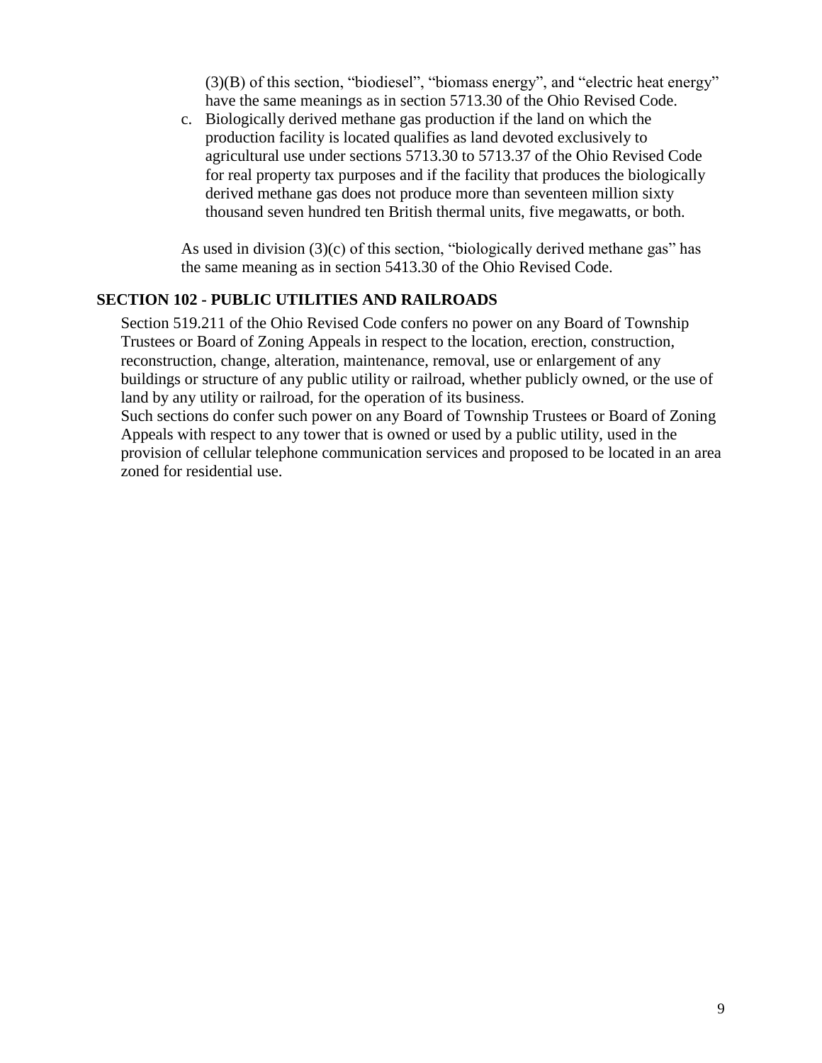(3)(B) of this section, “biodiesel”, “biomass energy”, and “electric heat energy” have the same meanings as in section 5713.30 of the Ohio Revised Code.

c. Biologically derived methane gas production if the land on which the production facility is located qualifies as land devoted exclusively to agricultural use under sections 5713.30 to 5713.37 of the Ohio Revised Code for real property tax purposes and if the facility that produces the biologically derived methane gas does not produce more than seventeen million sixty thousand seven hundred ten British thermal units, five megawatts, or both.

As used in division (3)(c) of this section, “biologically derived methane gas” has the same meaning as in section 5413.30 of the Ohio Revised Code.

## SECTION 102 - PUBLIC UTILITIES AND RAILROADS

Section 519.211 of the Ohio Revised Code confers no power on any Board of Township Trustees or Board of Zoning Appeals in respect to the location, erection, construction, reconstruction, change, alteration, maintenance, removal, use or enlargement of any buildings or structure of any public utility or railroad, whether publicly owned, or the use of land by any utility or railroad, for the operation of its business.

Such sections do confer such power on any Board of Township Trustees or Board of Zoning Appeals with respect to any tower that is owned or used by a public utility, used in the provision of cellular telephone communication services and proposed to be located in an area zoned for residential use.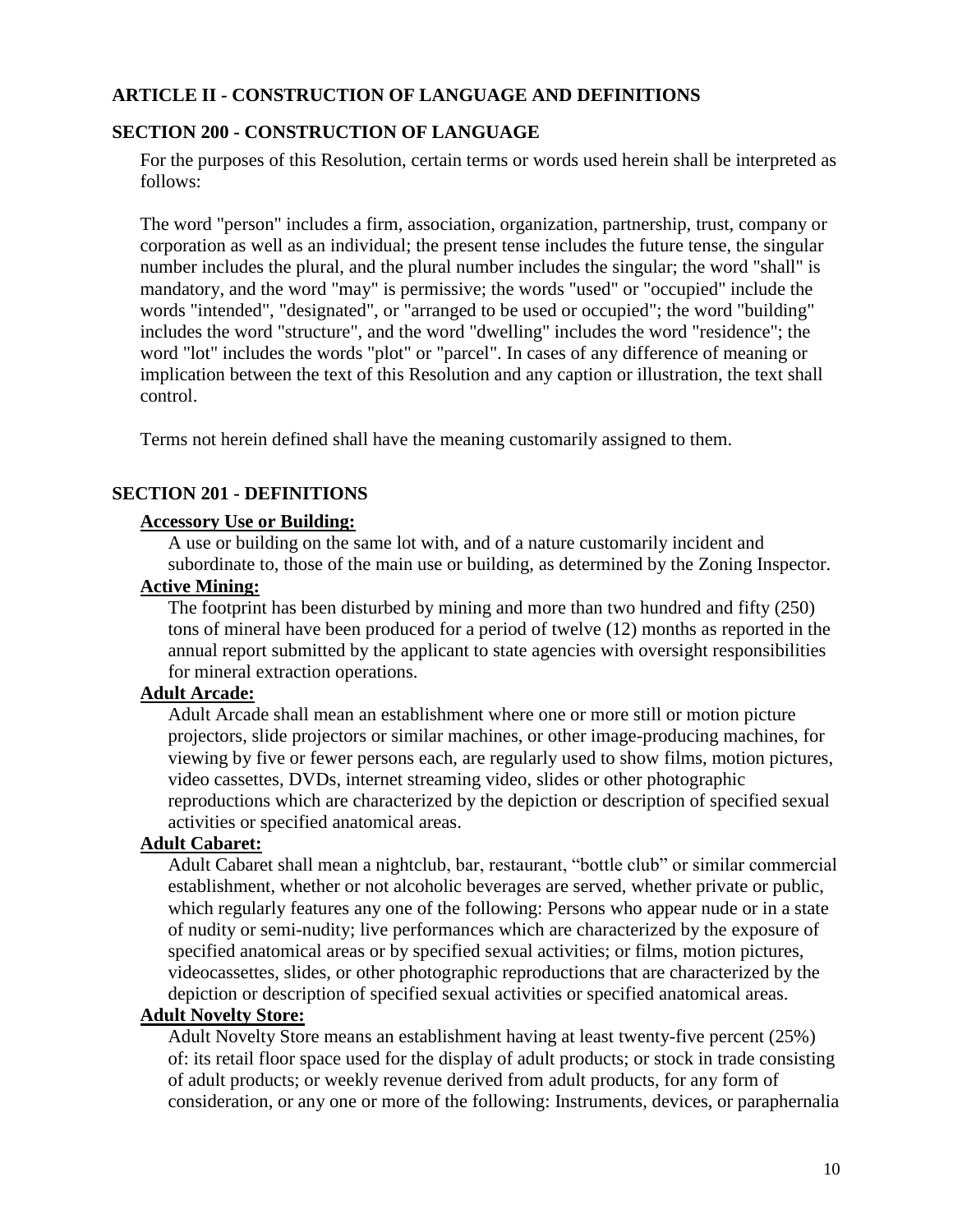## ARTICLE II - CONSTRUCTION OF LANGUAGE AND DEFINITIONS

### SECTION 200 - CONSTRUCTION OF LANGUAGE

For the purposes of this Resolution, certain terms or words used herein shall be interpreted as follows:

The word "person" includes a firm, association, organization, partnership, trust, company or corporation as well as an individual; the present tense includes the future tense, the singular number includes the plural, and the plural number includes the singular; the word "shall" is mandatory, and the word "may" is permissive; the words "used" or "occupied" include the words "intended", "designated", or "arranged to be used or occupied"; the word "building" includes the word "structure", and the word "dwelling" includes the word "residence"; the word "lot" includes the words "plot" or "parcel". In cases of any difference of meaning or implication between the text of this Resolution and any caption or illustration, the text shall control.

Terms not herein defined shall have the meaning customarily assigned to them.

### SECTION 201 - DEFINITIONS

**Accessory Use or Building:**

A use or building on the same lot with, and of a nature customarily incident and subordinate to, those of the main use or building, as determined by the Zoning Inspector.

**Active Mining:**

The footprint has been disturbed by mining and more than two hundred and fifty (250) tons of mineral have been produced for a period of twelve (12) months as reported in the annual report submitted by the applicant to state agencies with oversight responsibilities for mineral extraction operations.

**Adult Arcade:**

Adult Arcade shall mean an establishment where one or more still or motion picture projectors, slide projectors or similar machines, or other image-producing machines, for viewing by five or fewer persons each, are regularly used to show films, motion pictures, video cassettes, DVDs, internet streaming video, slides or other photographic reproductions which are characterized by the depiction or description of specified sexual activities or specified anatomical areas.

**Adult Cabaret:**

Adult Cabaret shall mean a nightclub, bar, restaurant, "bottle club" or similar commercial establishment, whether or not alcoholic beverages are served, whether private or public, which regularly features any one of the following: Persons who appear nude or in a state of nudity or semi-nudity; live performances which are characterized by the exposure of specified anatomical areas or by specified sexual activities; or films, motion pictures, videocassettes, slides, or other photographic reproductions that are characterized by the depiction or description of specified sexual activities or specified anatomical areas.

**Adult Novelty Store:**

Adult Novelty Store means an establishment having at least twenty-five percent (25%) of: its retail floor space used for the display of adult products; or stock in trade consisting of adult products; or weekly revenue derived from adult products, for any form of consideration, or any one or more of the following: Instruments, devices, or paraphernalia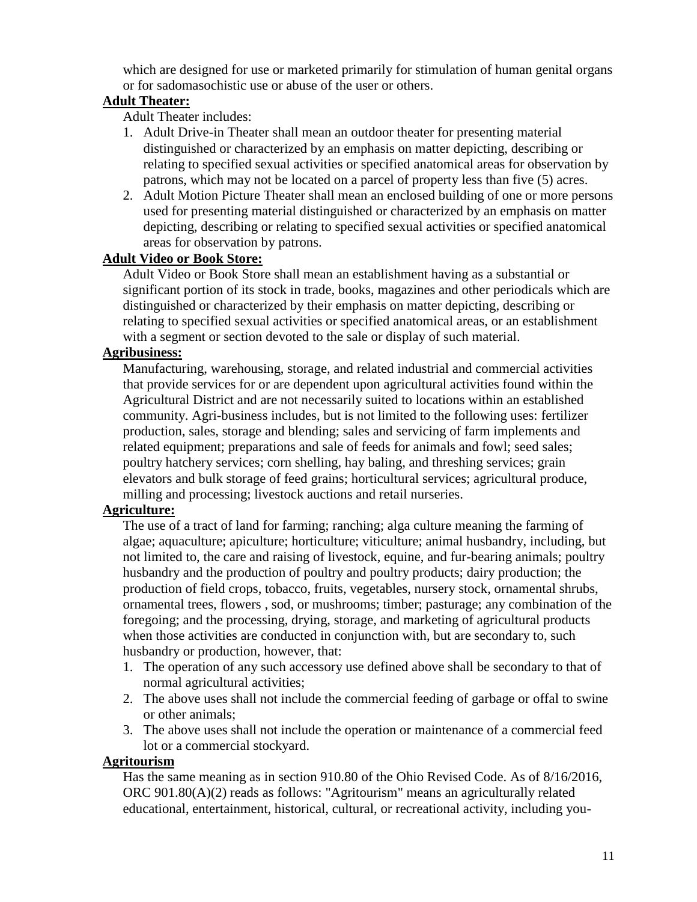which are designed for use or marketed primarily for stimulation of human genital organs or for sadomasochistic use or abuse of the user or others.

**Adult Theater:**

Adult Theater includes:

1. Adult Drive-in Theater shall mean an outdoor theater for presenting material distinguished or characterized by an emphasis on matter depicting, describing or relating to specified sexual activities or specified anatomical areas for observation by patrons, which may not be located on a parcel of property less than five (5) acres.
2. Adult Motion Picture Theater shall mean an enclosed building of one or more persons used for presenting material distinguished or characterized by an emphasis on matter depicting, describing or relating to specified sexual activities or specified anatomical areas for observation by patrons.

**Adult Video or Book Store:**

Adult Video or Book Store shall mean an establishment having as a substantial or significant portion of its stock in trade, books, magazines and other periodicals which are distinguished or characterized by their emphasis on matter depicting, describing or relating to specified sexual activities or specified anatomical areas, or an establishment with a segment or section devoted to the sale or display of such material.

**Agribusiness:**

Manufacturing, warehousing, storage, and related industrial and commercial activities that provide services for or are dependent upon agricultural activities found within the Agricultural District and are not necessarily suited to locations within an established community. Agri-business includes, but is not limited to the following uses: fertilizer production, sales, storage and blending; sales and servicing of farm implements and related equipment; preparations and sale of feeds for animals and fowl; seed sales; poultry hatchery services; corn shelling, hay baling, and threshing services; grain elevators and bulk storage of feed grains; horticultural services; agricultural produce, milling and processing; livestock auctions and retail nurseries.

**Agriculture:**

The use of a tract of land for farming; ranching; alga culture meaning the farming of algae; aquaculture; apiculture; horticulture; viticulture; animal husbandry, including, but not limited to, the care and raising of livestock, equine, and fur-bearing animals; poultry husbandry and the production of poultry and poultry products; dairy production; the production of field crops, tobacco, fruits, vegetables, nursery stock, ornamental shrubs, ornamental trees, flowers , sod, or mushrooms; timber; pasturage; any combination of the foregoing; and the processing, drying, storage, and marketing of agricultural products when those activities are conducted in conjunction with, but are secondary to, such husbandry or production, however, that:

1. The operation of any such accessory use defined above shall be secondary to that of normal agricultural activities;
2. The above uses shall not include the commercial feeding of garbage or offal to swine or other animals;
3. The above uses shall not include the operation or maintenance of a commercial feed lot or a commercial stockyard.

**Agritourism**

Has the same meaning as in section 910.80 of the Ohio Revised Code. As of 8/16/2016, ORC 901.80(A)(2) reads as follows: "Agritourism" means an agriculturally related educational, entertainment, historical, cultural, or recreational activity, including you-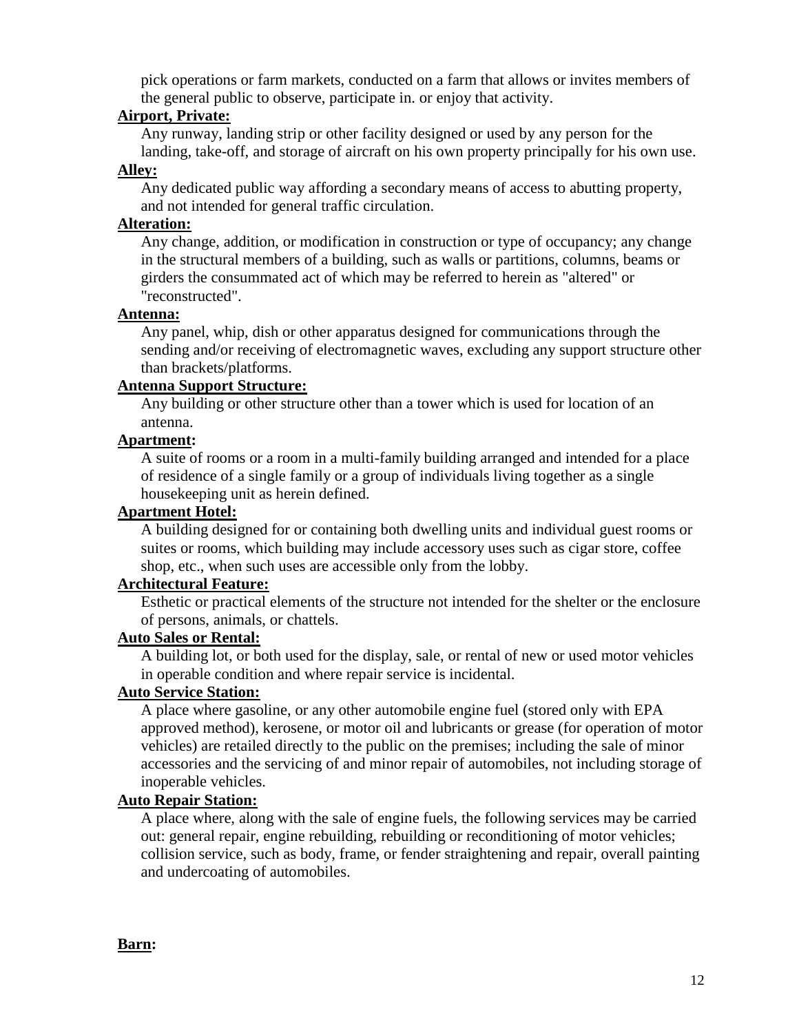pick operations or farm markets, conducted on a farm that allows or invites members of the general public to observe, participate in. or enjoy that activity.

**Airport, Private:**

Any runway, landing strip or other facility designed or used by any person for the landing, take-off, and storage of aircraft on his own property principally for his own use.

**Alley:**

Any dedicated public way affording a secondary means of access to abutting property, and not intended for general traffic circulation.

**Alteration:**

Any change, addition, or modification in construction or type of occupancy; any change in the structural members of a building, such as walls or partitions, columns, beams or girders the consummated act of which may be referred to herein as "altered" or "reconstructed".

**Antenna:**

Any panel, whip, dish or other apparatus designed for communications through the sending and/or receiving of electromagnetic waves, excluding any support structure other than brackets/platforms.

**Antenna Support Structure:**

Any building or other structure other than a tower which is used for location of an antenna.

**Apartment:**

A suite of rooms or a room in a multi-family building arranged and intended for a place of residence of a single family or a group of individuals living together as a single housekeeping unit as herein defined.

**Apartment Hotel:**

A building designed for or containing both dwelling units and individual guest rooms or suites or rooms, which building may include accessory uses such as cigar store, coffee shop, etc., when such uses are accessible only from the lobby.

**Architectural Feature:**

Esthetic or practical elements of the structure not intended for the shelter or the enclosure of persons, animals, or chattels.

**Auto Sales or Rental:**

A building lot, or both used for the display, sale, or rental of new or used motor vehicles in operable condition and where repair service is incidental.

**Auto Service Station:**

A place where gasoline, or any other automobile engine fuel (stored only with EPA approved method), kerosene, or motor oil and lubricants or grease (for operation of motor vehicles) are retailed directly to the public on the premises; including the sale of minor accessories and the servicing of and minor repair of automobiles, not including storage of inoperable vehicles.

**Auto Repair Station:**

A place where, along with the sale of engine fuels, the following services may be carried out: general repair, engine rebuilding, rebuilding or reconditioning of motor vehicles; collision service, such as body, frame, or fender straightening and repair, overall painting and undercoating of automobiles.

**Barn:**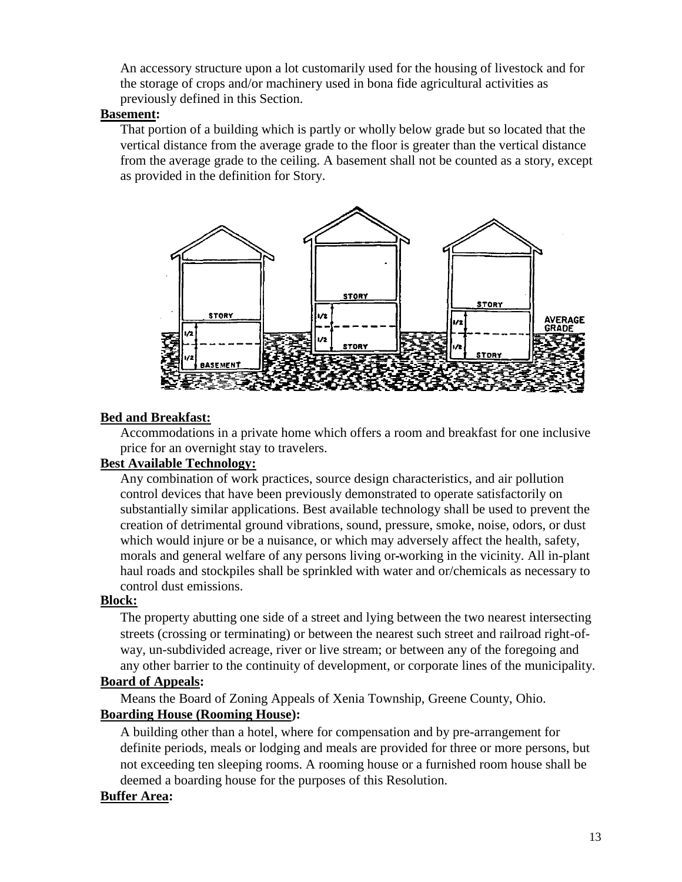An accessory structure upon a lot customarily used for the housing of livestock and for the storage of crops and/or machinery used in bona fide agricultural activities as previously defined in this Section.

**Basement:**

That portion of a building which is partly or wholly below grade but so located that the vertical distance from the average grade to the floor is greater than the vertical distance from the average grade to the ceiling. A basement shall not be counted as a story, except as provided in the definition for Story.

**Bed and Breakfast:**

Accommodations in a private home which offers a room and breakfast for one inclusive price for an overnight stay to travelers.

**Best Available Technology:**

Any combination of work practices, source design characteristics, and air pollution control devices that have been previously demonstrated to operate satisfactorily on substantially similar applications. Best available technology shall be used to prevent the creation of detrimental ground vibrations, sound, pressure, smoke, noise, odors, or dust which would injure or be a nuisance, or which may adversely affect the health, safety, morals and general welfare of any persons living or working in the vicinity. All in-plant haul roads and stockpiles shall be sprinkled with water and or/chemicals as necessary to control dust emissions.

**Block:**

The property abutting one side of a street and lying between the two nearest intersecting streets (crossing or terminating) or between the nearest such street and railroad right-of-way, un-subdivided acreage, river or live stream; or between any of the foregoing and any other barrier to the continuity of development, or corporate lines of the municipality.

**Board of Appeals:**

Means the Board of Zoning Appeals of Xenia Township, Greene County, Ohio.

**Boarding House (Rooming House):**

A building other than a hotel, where for compensation and by pre-arrangement for definite periods, meals or lodging and meals are provided for three or more persons, but not exceeding ten sleeping rooms. A rooming house or a furnished room house shall be deemed a boarding house for the purposes of this Resolution.

**Buffer Area:**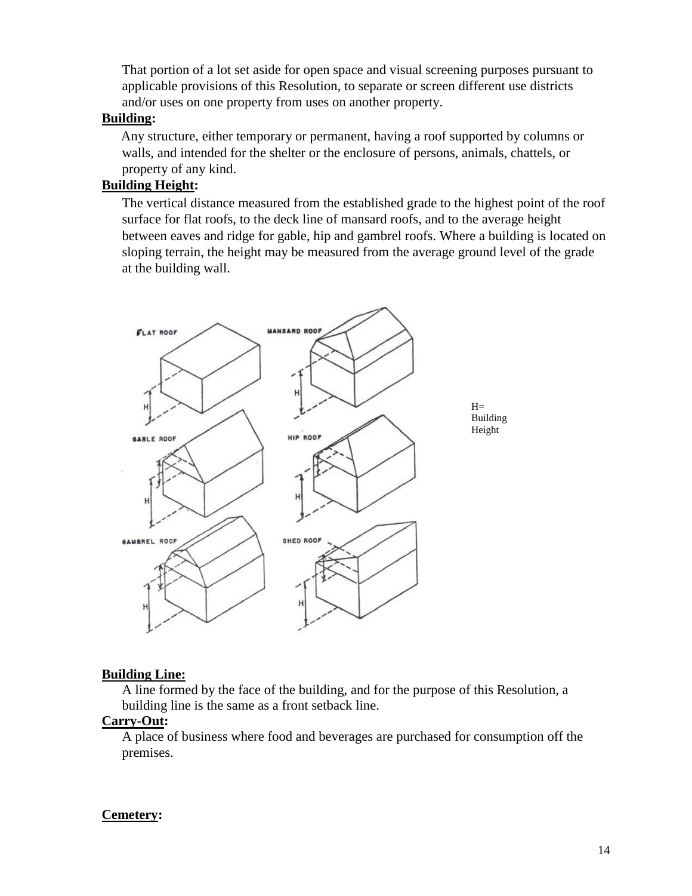That portion of a lot set aside for open space and visual screening purposes pursuant to applicable provisions of this Resolution, to separate or screen different use districts and/or uses on one property from uses on another property.

**Building:**

Any structure, either temporary or permanent, having a roof supported by columns or walls, and intended for the shelter or the enclosure of persons, animals, chattels, or property of any kind.

**Building Height:**

The vertical distance measured from the established grade to the highest point of the roof surface for flat roofs, to the deck line of mansard roofs, and to the average height between eaves and ridge for gable, hip and gambrel roofs. Where a building is located on sloping terrain, the height may be measured from the average ground level of the grade at the building wall.

H= Building Height

**Building Line:**

A line formed by the face of the building, and for the purpose of this Resolution, a building line is the same as a front setback line.

**Carry-Out:**

A place of business where food and beverages are purchased for consumption off the premises.

**Cemetery:**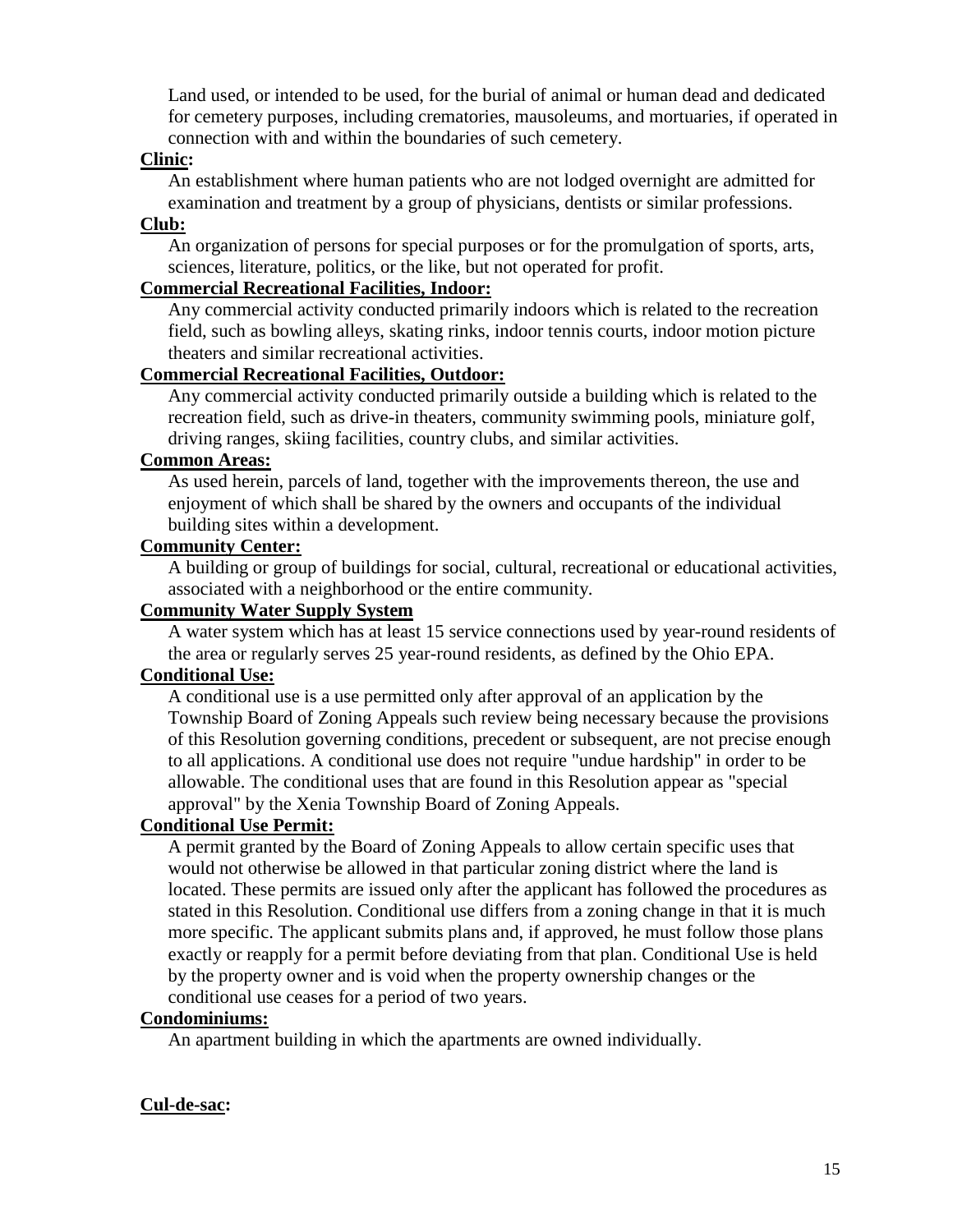Land used, or intended to be used, for the burial of animal or human dead and dedicated for cemetery purposes, including crematories, mausoleums, and mortuaries, if operated in connection with and within the boundaries of such cemetery.

**Clinic:**

An establishment where human patients who are not lodged overnight are admitted for examination and treatment by a group of physicians, dentists or similar professions.

**Club:**

An organization of persons for special purposes or for the promulgation of sports, arts, sciences, literature, politics, or the like, but not operated for profit.

**Commercial Recreational Facilities, Indoor:**

Any commercial activity conducted primarily indoors which is related to the recreation field, such as bowling alleys, skating rinks, indoor tennis courts, indoor motion picture theaters and similar recreational activities.

**Commercial Recreational Facilities, Outdoor:**

Any commercial activity conducted primarily outside a building which is related to the recreation field, such as drive-in theaters, community swimming pools, miniature golf, driving ranges, skiing facilities, country clubs, and similar activities.

**Common Areas:**

As used herein, parcels of land, together with the improvements thereon, the use and enjoyment of which shall be shared by the owners and occupants of the individual building sites within a development.

**Community Center:**

A building or group of buildings for social, cultural, recreational or educational activities, associated with a neighborhood or the entire community.

**Community Water Supply System**

A water system which has at least 15 service connections used by year-round residents of the area or regularly serves 25 year-round residents, as defined by the Ohio EPA.

**Conditional Use:**

A conditional use is a use permitted only after approval of an application by the Township Board of Zoning Appeals such review being necessary because the provisions of this Resolution governing conditions, precedent or subsequent, are not precise enough to all applications. A conditional use does not require "undue hardship" in order to be allowable. The conditional uses that are found in this Resolution appear as "special approval" by the Xenia Township Board of Zoning Appeals.

**Conditional Use Permit:**

A permit granted by the Board of Zoning Appeals to allow certain specific uses that would not otherwise be allowed in that particular zoning district where the land is located. These permits are issued only after the applicant has followed the procedures as stated in this Resolution. Conditional use differs from a zoning change in that it is much more specific. The applicant submits plans and, if approved, he must follow those plans exactly or reapply for a permit before deviating from that plan. Conditional Use is held by the property owner and is void when the property ownership changes or the conditional use ceases for a period of two years.

**Condominiums:**

An apartment building in which the apartments are owned individually.

**Cul-de-sac:**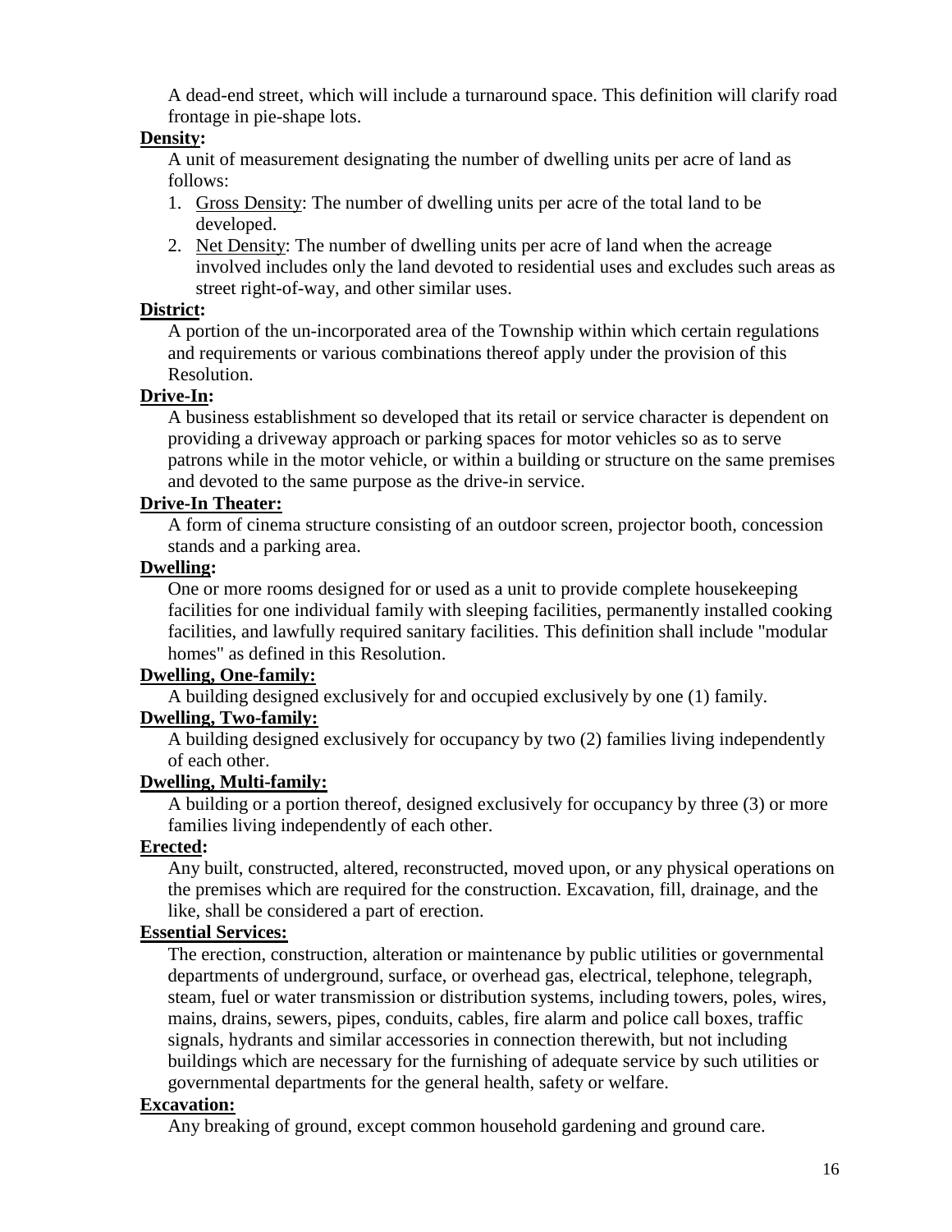A dead-end street, which will include a turnaround space. This definition will clarify road frontage in pie-shape lots.

**Density:**

A unit of measurement designating the number of dwelling units per acre of land as follows:

1. Gross Density: The number of dwelling units per acre of the total land to be developed.
2. Net Density: The number of dwelling units per acre of land when the acreage involved includes only the land devoted to residential uses and excludes such areas as street right-of-way, and other similar uses.

**District:**

A portion of the un-incorporated area of the Township within which certain regulations and requirements or various combinations thereof apply under the provision of this Resolution.

**Drive-In:**

A business establishment so developed that its retail or service character is dependent on providing a driveway approach or parking spaces for motor vehicles so as to serve patrons while in the motor vehicle, or within a building or structure on the same premises and devoted to the same purpose as the drive-in service.

**Drive-In Theater:**

A form of cinema structure consisting of an outdoor screen, projector booth, concession stands and a parking area.

**Dwelling:**

One or more rooms designed for or used as a unit to provide complete housekeeping facilities for one individual family with sleeping facilities, permanently installed cooking facilities, and lawfully required sanitary facilities. This definition shall include "modular homes" as defined in this Resolution.

**Dwelling, One-family:**

A building designed exclusively for and occupied exclusively by one (1) family.

**Dwelling, Two-family:**

A building designed exclusively for occupancy by two (2) families living independently of each other.

**Dwelling, Multi-family:**

A building or a portion thereof, designed exclusively for occupancy by three (3) or more families living independently of each other.

**Erected:**

Any built, constructed, altered, reconstructed, moved upon, or any physical operations on the premises which are required for the construction. Excavation, fill, drainage, and the like, shall be considered a part of erection.

**Essential Services:**

The erection, construction, alteration or maintenance by public utilities or governmental departments of underground, surface, or overhead gas, electrical, telephone, telegraph, steam, fuel or water transmission or distribution systems, including towers, poles, wires, mains, drains, sewers, pipes, conduits, cables, fire alarm and police call boxes, traffic signals, hydrants and similar accessories in connection therewith, but not including buildings which are necessary for the furnishing of adequate service by such utilities or governmental departments for the general health, safety or welfare.

**Excavation:**

Any breaking of ground, except common household gardening and ground care.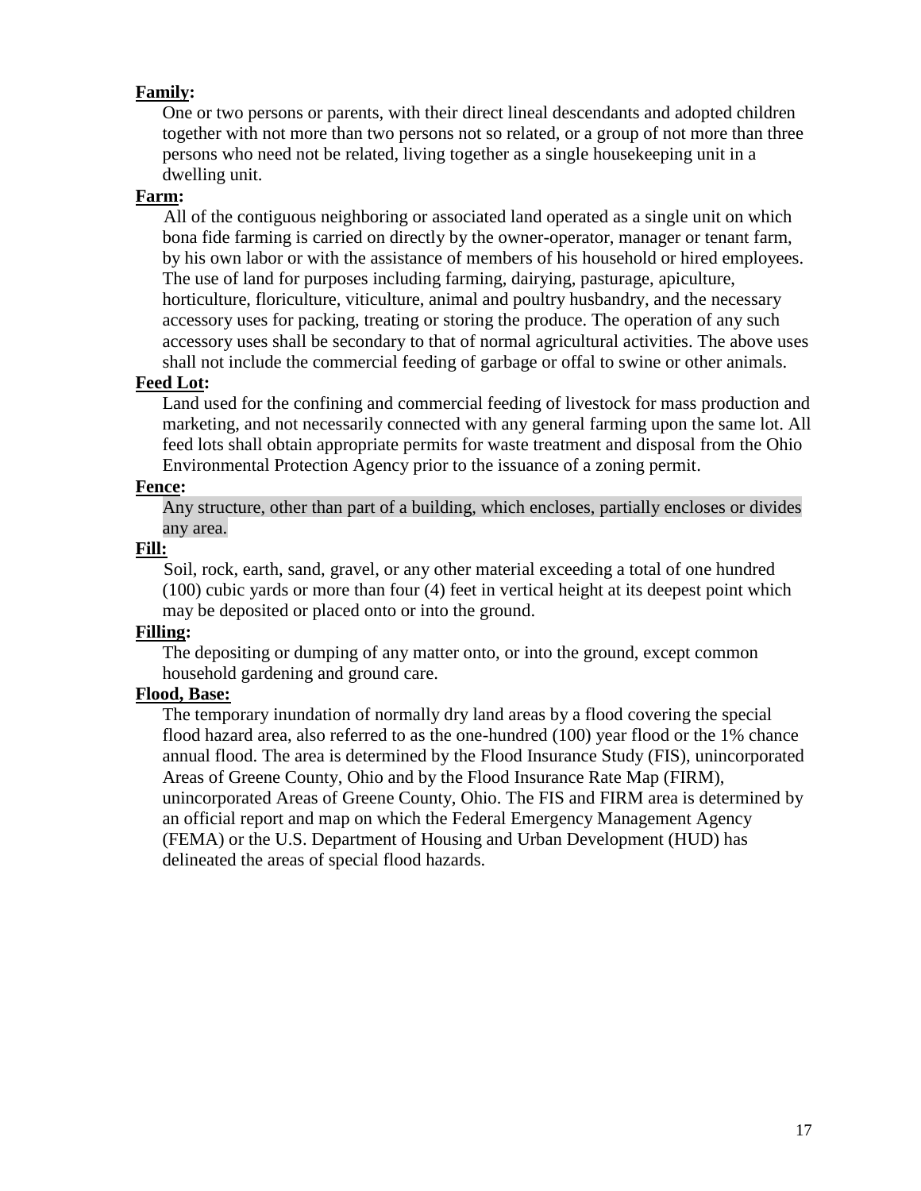**Family:**

One or two persons or parents, with their direct lineal descendants and adopted children together with not more than two persons not so related, or a group of not more than three persons who need not be related, living together as a single housekeeping unit in a dwelling unit.

**Farm:**

All of the contiguous neighboring or associated land operated as a single unit on which bona fide farming is carried on directly by the owner-operator, manager or tenant farm, by his own labor or with the assistance of members of his household or hired employees. The use of land for purposes including farming, dairying, pasturage, apiculture, horticulture, floriculture, viticulture, animal and poultry husbandry, and the necessary accessory uses for packing, treating or storing the produce. The operation of any such accessory uses shall be secondary to that of normal agricultural activities. The above uses shall not include the commercial feeding of garbage or offal to swine or other animals.

**Feed Lot:**

Land used for the confining and commercial feeding of livestock for mass production and marketing, and not necessarily connected with any general farming upon the same lot. All feed lots shall obtain appropriate permits for waste treatment and disposal from the Ohio Environmental Protection Agency prior to the issuance of a zoning permit.

**Fence:**

Any structure, other than part of a building, which encloses, partially encloses or divides any area.

**Fill:**

Soil, rock, earth, sand, gravel, or any other material exceeding a total of one hundred (100) cubic yards or more than four (4) feet in vertical height at its deepest point which may be deposited or placed onto or into the ground.

**Filling:**

The depositing or dumping of any matter onto, or into the ground, except common household gardening and ground care.

**Flood, Base:**

The temporary inundation of normally dry land areas by a flood covering the special flood hazard area, also referred to as the one-hundred (100) year flood or the 1% chance annual flood. The area is determined by the Flood Insurance Study (FIS), unincorporated Areas of Greene County, Ohio and by the Flood Insurance Rate Map (FIRM), unincorporated Areas of Greene County, Ohio. The FIS and FIRM area is determined by an official report and map on which the Federal Emergency Management Agency (FEMA) or the U.S. Department of Housing and Urban Development (HUD) has delineated the areas of special flood hazards.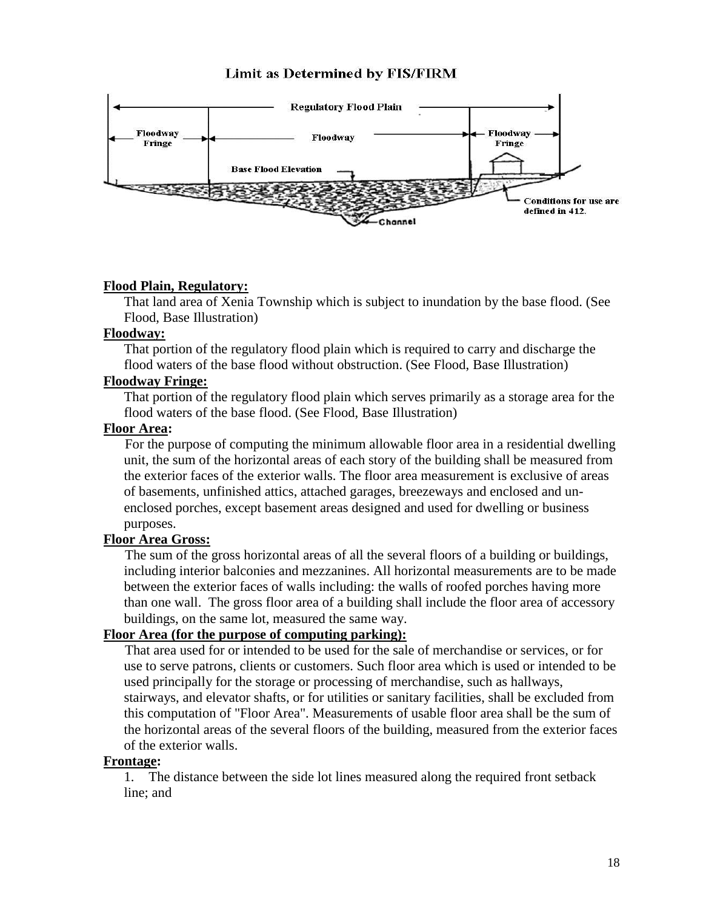**Limit as Determined by FIS/FIRM**

Regulatory Flood Plain

Floodway Fringe | Floodway | Floodway Fringe

Base Flood Elevation

Channel

Conditions for use are defined in 412.

**Flood Plain, Regulatory:**

That land area of Xenia Township which is subject to inundation by the base flood. (See Flood, Base Illustration)

**Floodway:**

That portion of the regulatory flood plain which is required to carry and discharge the flood waters of the base flood without obstruction. (See Flood, Base Illustration)

**Floodway Fringe:**

That portion of the regulatory flood plain which serves primarily as a storage area for the flood waters of the base flood. (See Flood, Base Illustration)

**Floor Area:**

For the purpose of computing the minimum allowable floor area in a residential dwelling unit, the sum of the horizontal areas of each story of the building shall be measured from the exterior faces of the exterior walls. The floor area measurement is exclusive of areas of basements, unfinished attics, attached garages, breezeways and enclosed and un-enclosed porches, except basement areas designed and used for dwelling or business purposes.

**Floor Area Gross:**

The sum of the gross horizontal areas of all the several floors of a building or buildings, including interior balconies and mezzanines. All horizontal measurements are to be made between the exterior faces of walls including: the walls of roofed porches having more than one wall. The gross floor area of a building shall include the floor area of accessory buildings, on the same lot, measured the same way.

**Floor Area (for the purpose of computing parking):**

That area used for or intended to be used for the sale of merchandise or services, or for use to serve patrons, clients or customers. Such floor area which is used or intended to be used principally for the storage or processing of merchandise, such as hallways, stairways, and elevator shafts, or for utilities or sanitary facilities, shall be excluded from this computation of "Floor Area". Measurements of usable floor area shall be the sum of the horizontal areas of the several floors of the building, measured from the exterior faces of the exterior walls.

**Frontage:**

1. The distance between the side lot lines measured along the required front setback line; and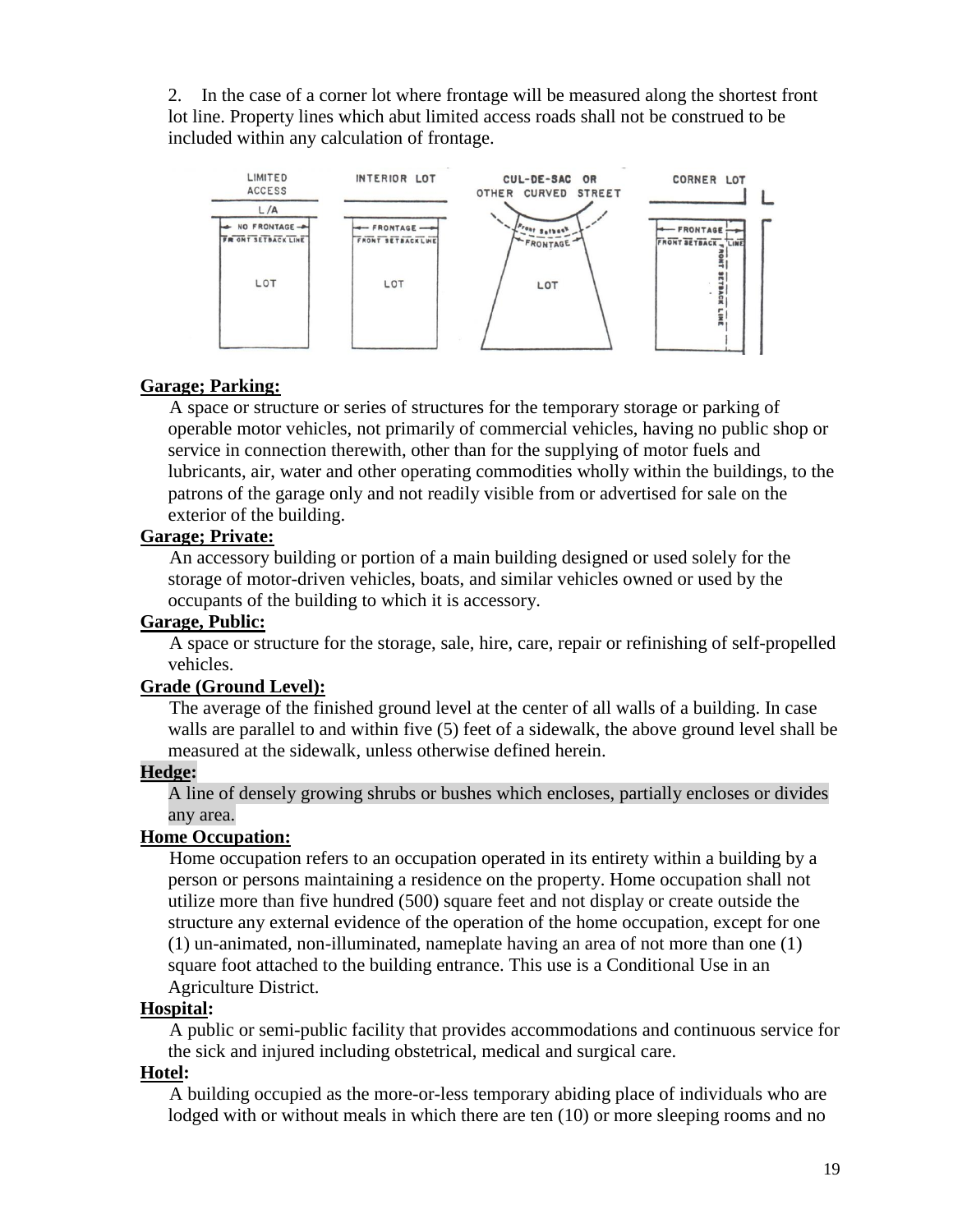2. In the case of a corner lot where frontage will be measured along the shortest front lot line. Property lines which abut limited access roads shall not be construed to be included within any calculation of frontage.

**Garage; Parking:**

A space or structure or series of structures for the temporary storage or parking of operable motor vehicles, not primarily of commercial vehicles, having no public shop or service in connection therewith, other than for the supplying of motor fuels and lubricants, air, water and other operating commodities wholly within the buildings, to the patrons of the garage only and not readily visible from or advertised for sale on the exterior of the building.

**Garage; Private:**

An accessory building or portion of a main building designed or used solely for the storage of motor-driven vehicles, boats, and similar vehicles owned or used by the occupants of the building to which it is accessory.

**Garage, Public:**

A space or structure for the storage, sale, hire, care, repair or refinishing of self-propelled vehicles.

**Grade (Ground Level):**

The average of the finished ground level at the center of all walls of a building. In case walls are parallel to and within five (5) feet of a sidewalk, the above ground level shall be measured at the sidewalk, unless otherwise defined herein.

**Hedge:**

A line of densely growing shrubs or bushes which encloses, partially encloses or divides any area.

**Home Occupation:**

Home occupation refers to an occupation operated in its entirety within a building by a person or persons maintaining a residence on the property. Home occupation shall not utilize more than five hundred (500) square feet and not display or create outside the structure any external evidence of the operation of the home occupation, except for one (1) un-animated, non-illuminated, nameplate having an area of not more than one (1) square foot attached to the building entrance. This use is a Conditional Use in an Agriculture District.

**Hospital:**

A public or semi-public facility that provides accommodations and continuous service for the sick and injured including obstetrical, medical and surgical care.

**Hotel:**

A building occupied as the more-or-less temporary abiding place of individuals who are lodged with or without meals in which there are ten (10) or more sleeping rooms and no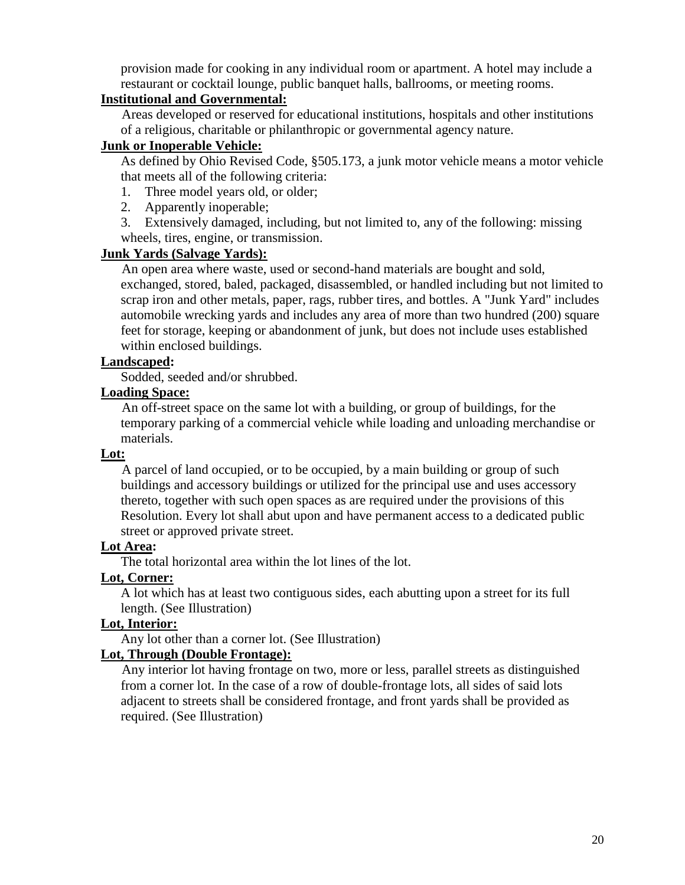provision made for cooking in any individual room or apartment. A hotel may include a restaurant or cocktail lounge, public banquet halls, ballrooms, or meeting rooms.

**Institutional and Governmental:**

Areas developed or reserved for educational institutions, hospitals and other institutions of a religious, charitable or philanthropic or governmental agency nature.

**Junk or Inoperable Vehicle:**

As defined by Ohio Revised Code, §505.173, a junk motor vehicle means a motor vehicle that meets all of the following criteria:

1. Three model years old, or older;
2. Apparently inoperable;
3. Extensively damaged, including, but not limited to, any of the following: missing wheels, tires, engine, or transmission.

**Junk Yards (Salvage Yards):**

An open area where waste, used or second-hand materials are bought and sold, exchanged, stored, baled, packaged, disassembled, or handled including but not limited to scrap iron and other metals, paper, rags, rubber tires, and bottles. A "Junk Yard" includes automobile wrecking yards and includes any area of more than two hundred (200) square feet for storage, keeping or abandonment of junk, but does not include uses established within enclosed buildings.

**Landscaped:**

Sodded, seeded and/or shrubbed.

**Loading Space:**

An off-street space on the same lot with a building, or group of buildings, for the temporary parking of a commercial vehicle while loading and unloading merchandise or materials.

**Lot:**

A parcel of land occupied, or to be occupied, by a main building or group of such buildings and accessory buildings or utilized for the principal use and uses accessory thereto, together with such open spaces as are required under the provisions of this Resolution. Every lot shall abut upon and have permanent access to a dedicated public street or approved private street.

**Lot Area:**

The total horizontal area within the lot lines of the lot.

**Lot, Corner:**

A lot which has at least two contiguous sides, each abutting upon a street for its full length. (See Illustration)

**Lot, Interior:**

Any lot other than a corner lot. (See Illustration)

**Lot, Through (Double Frontage):**

Any interior lot having frontage on two, more or less, parallel streets as distinguished from a corner lot. In the case of a row of double-frontage lots, all sides of said lots adjacent to streets shall be considered frontage, and front yards shall be provided as required. (See Illustration)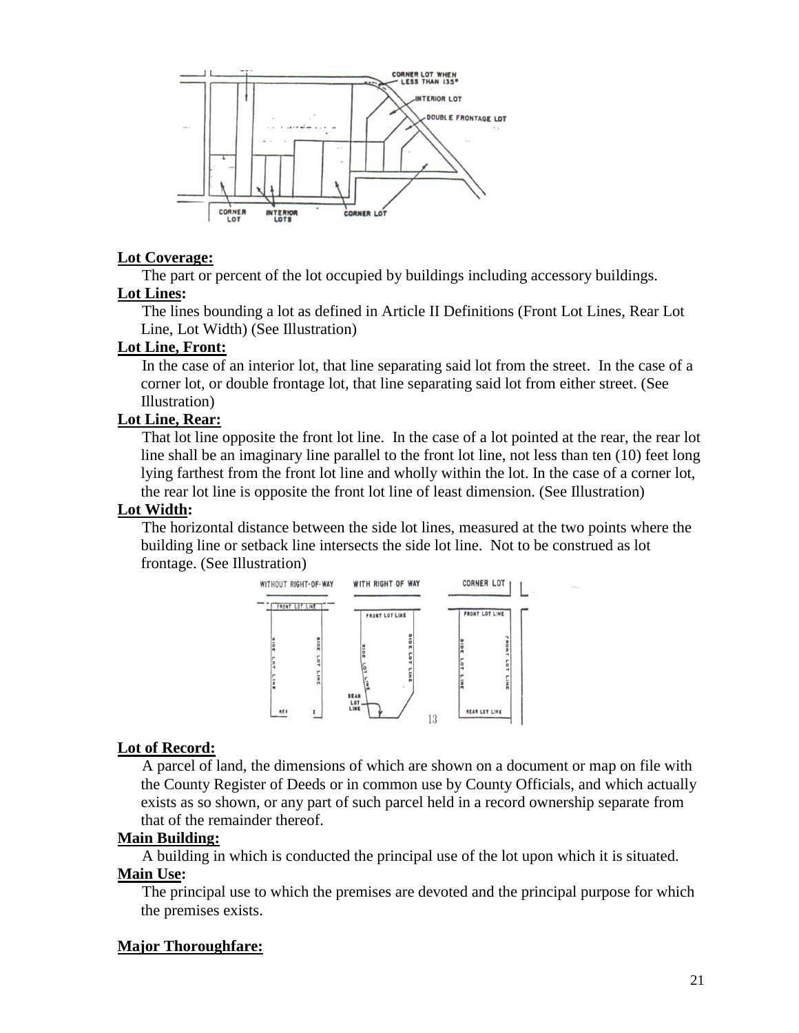**Lot Coverage:**

The part or percent of the lot occupied by buildings including accessory buildings.

**Lot Lines:**

The lines bounding a lot as defined in Article II Definitions (Front Lot Lines, Rear Lot Line, Lot Width) (See Illustration)

**Lot Line, Front:**

In the case of an interior lot, that line separating said lot from the street. In the case of a corner lot, or double frontage lot, that line separating said lot from either street. (See Illustration)

**Lot Line, Rear:**

That lot line opposite the front lot line. In the case of a lot pointed at the rear, the rear lot line shall be an imaginary line parallel to the front lot line, not less than ten (10) feet long lying farthest from the front lot line and wholly within the lot. In the case of a corner lot, the rear lot line is opposite the front lot line of least dimension. (See Illustration)

**Lot Width:**

The horizontal distance between the side lot lines, measured at the two points where the building line or setback line intersects the side lot line. Not to be construed as lot frontage. (See Illustration)

**Lot of Record:**

A parcel of land, the dimensions of which are shown on a document or map on file with the County Register of Deeds or in common use by County Officials, and which actually exists as so shown, or any part of such parcel held in a record ownership separate from that of the remainder thereof.

**Main Building:**

A building in which is conducted the principal use of the lot upon which it is situated.

**Main Use:**

The principal use to which the premises are devoted and the principal purpose for which the premises exists.

**Major Thoroughfare:**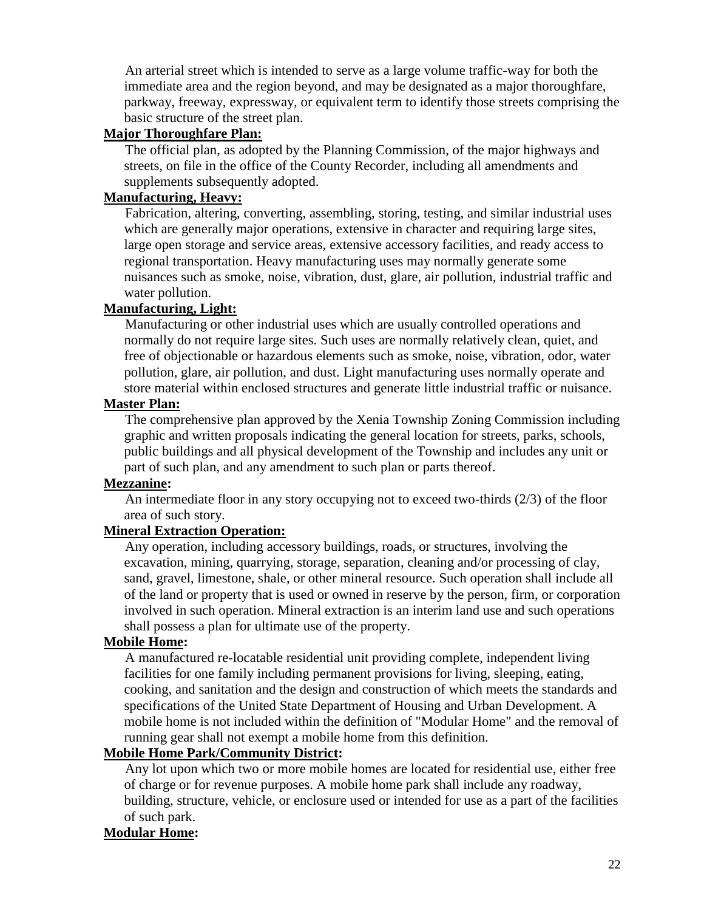An arterial street which is intended to serve as a large volume traffic-way for both the immediate area and the region beyond, and may be designated as a major thoroughfare, parkway, freeway, expressway, or equivalent term to identify those streets comprising the basic structure of the street plan.

**Major Thoroughfare Plan:**

The official plan, as adopted by the Planning Commission, of the major highways and streets, on file in the office of the County Recorder, including all amendments and supplements subsequently adopted.

**Manufacturing, Heavy:**

Fabrication, altering, converting, assembling, storing, testing, and similar industrial uses which are generally major operations, extensive in character and requiring large sites, large open storage and service areas, extensive accessory facilities, and ready access to regional transportation. Heavy manufacturing uses may normally generate some nuisances such as smoke, noise, vibration, dust, glare, air pollution, industrial traffic and water pollution.

**Manufacturing, Light:**

Manufacturing or other industrial uses which are usually controlled operations and normally do not require large sites. Such uses are normally relatively clean, quiet, and free of objectionable or hazardous elements such as smoke, noise, vibration, odor, water pollution, glare, air pollution, and dust. Light manufacturing uses normally operate and store material within enclosed structures and generate little industrial traffic or nuisance.

**Master Plan:**

The comprehensive plan approved by the Xenia Township Zoning Commission including graphic and written proposals indicating the general location for streets, parks, schools, public buildings and all physical development of the Township and includes any unit or part of such plan, and any amendment to such plan or parts thereof.

**Mezzanine:**

An intermediate floor in any story occupying not to exceed two-thirds (2/3) of the floor area of such story.

**Mineral Extraction Operation:**

Any operation, including accessory buildings, roads, or structures, involving the excavation, mining, quarrying, storage, separation, cleaning and/or processing of clay, sand, gravel, limestone, shale, or other mineral resource. Such operation shall include all of the land or property that is used or owned in reserve by the person, firm, or corporation involved in such operation. Mineral extraction is an interim land use and such operations shall possess a plan for ultimate use of the property.

**Mobile Home:**

A manufactured re-locatable residential unit providing complete, independent living facilities for one family including permanent provisions for living, sleeping, eating, cooking, and sanitation and the design and construction of which meets the standards and specifications of the United State Department of Housing and Urban Development. A mobile home is not included within the definition of "Modular Home" and the removal of running gear shall not exempt a mobile home from this definition.

**Mobile Home Park/Community District:**

Any lot upon which two or more mobile homes are located for residential use, either free of charge or for revenue purposes. A mobile home park shall include any roadway, building, structure, vehicle, or enclosure used or intended for use as a part of the facilities of such park.

**Modular Home:**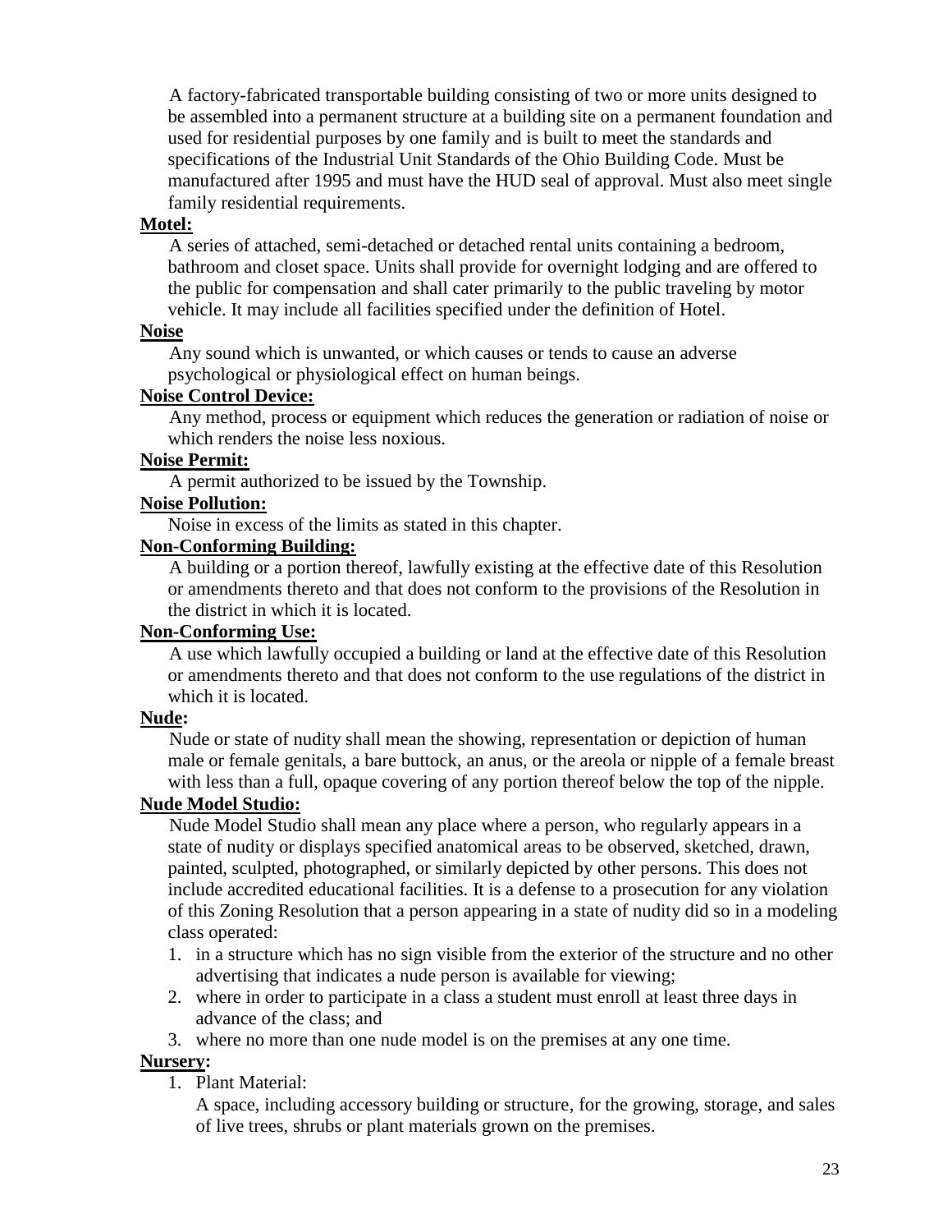A factory-fabricated transportable building consisting of two or more units designed to be assembled into a permanent structure at a building site on a permanent foundation and used for residential purposes by one family and is built to meet the standards and specifications of the Industrial Unit Standards of the Ohio Building Code. Must be manufactured after 1995 and must have the HUD seal of approval. Must also meet single family residential requirements.

**Motel:**

A series of attached, semi-detached or detached rental units containing a bedroom, bathroom and closet space. Units shall provide for overnight lodging and are offered to the public for compensation and shall cater primarily to the public traveling by motor vehicle. It may include all facilities specified under the definition of Hotel.

**Noise**

Any sound which is unwanted, or which causes or tends to cause an adverse psychological or physiological effect on human beings.

**Noise Control Device:**

Any method, process or equipment which reduces the generation or radiation of noise or which renders the noise less noxious.

**Noise Permit:**

A permit authorized to be issued by the Township.

**Noise Pollution:**

Noise in excess of the limits as stated in this chapter.

**Non-Conforming Building:**

A building or a portion thereof, lawfully existing at the effective date of this Resolution or amendments thereto and that does not conform to the provisions of the Resolution in the district in which it is located.

**Non-Conforming Use:**

A use which lawfully occupied a building or land at the effective date of this Resolution or amendments thereto and that does not conform to the use regulations of the district in which it is located.

**Nude:**

Nude or state of nudity shall mean the showing, representation or depiction of human male or female genitals, a bare buttock, an anus, or the areola or nipple of a female breast with less than a full, opaque covering of any portion thereof below the top of the nipple.

**Nude Model Studio:**

Nude Model Studio shall mean any place where a person, who regularly appears in a state of nudity or displays specified anatomical areas to be observed, sketched, drawn, painted, sculpted, photographed, or similarly depicted by other persons. This does not include accredited educational facilities. It is a defense to a prosecution for any violation of this Zoning Resolution that a person appearing in a state of nudity did so in a modeling class operated:

1. in a structure which has no sign visible from the exterior of the structure and no other advertising that indicates a nude person is available for viewing;
2. where in order to participate in a class a student must enroll at least three days in advance of the class; and
3. where no more than one nude model is on the premises at any one time.

**Nursery:**

1. Plant Material:

   A space, including accessory building or structure, for the growing, storage, and sales of live trees, shrubs or plant materials grown on the premises.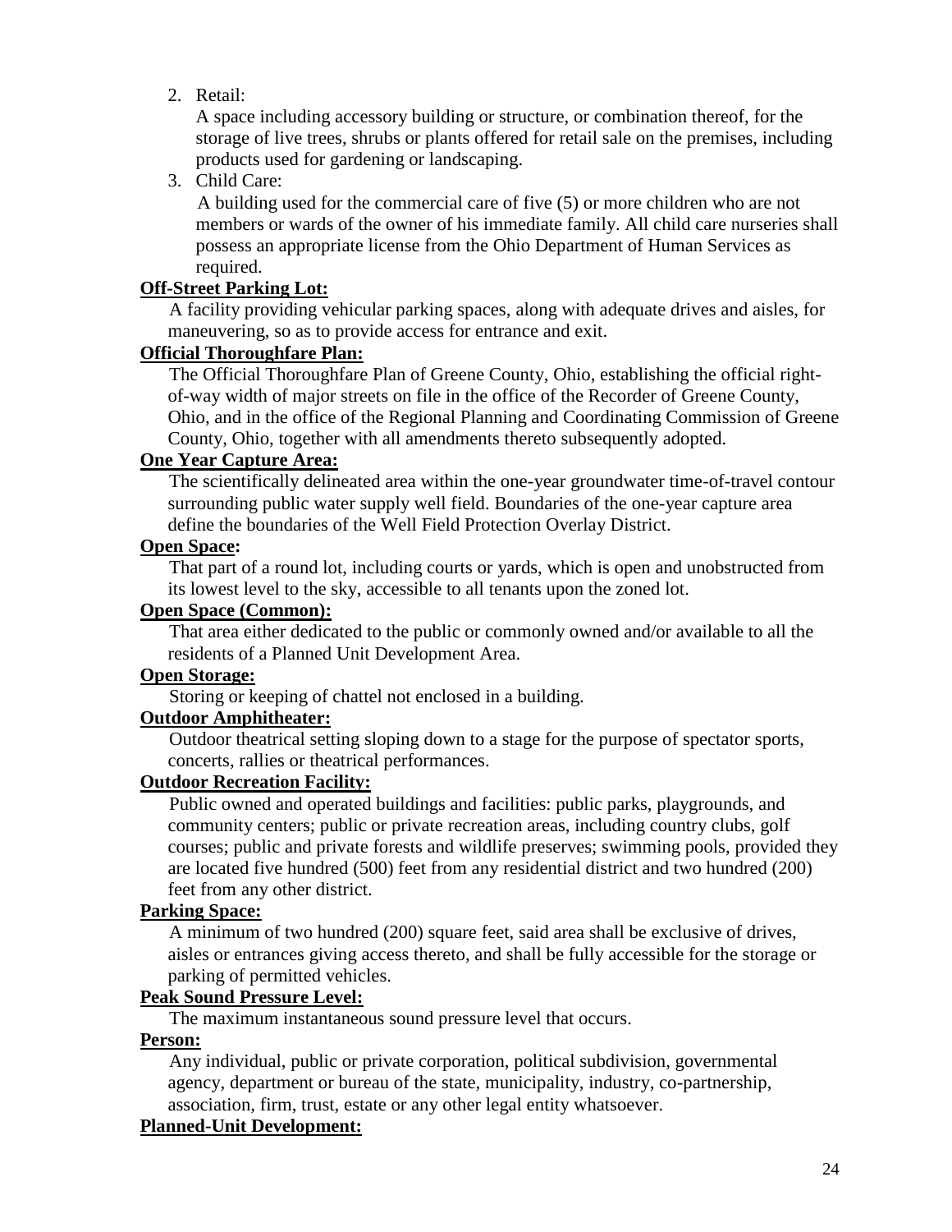2. Retail:
   A space including accessory building or structure, or combination thereof, for the storage of live trees, shrubs or plants offered for retail sale on the premises, including products used for gardening or landscaping.
3. Child Care:
   A building used for the commercial care of five (5) or more children who are not members or wards of the owner of his immediate family. All child care nurseries shall possess an appropriate license from the Ohio Department of Human Services as required.

**Off-Street Parking Lot:**

A facility providing vehicular parking spaces, along with adequate drives and aisles, for maneuvering, so as to provide access for entrance and exit.

**Official Thoroughfare Plan:**

The Official Thoroughfare Plan of Greene County, Ohio, establishing the official right-of-way width of major streets on file in the office of the Recorder of Greene County, Ohio, and in the office of the Regional Planning and Coordinating Commission of Greene County, Ohio, together with all amendments thereto subsequently adopted.

**One Year Capture Area:**

The scientifically delineated area within the one-year groundwater time-of-travel contour surrounding public water supply well field. Boundaries of the one-year capture area define the boundaries of the Well Field Protection Overlay District.

**Open Space:**

That part of a round lot, including courts or yards, which is open and unobstructed from its lowest level to the sky, accessible to all tenants upon the zoned lot.

**Open Space (Common):**

That area either dedicated to the public or commonly owned and/or available to all the residents of a Planned Unit Development Area.

**Open Storage:**

Storing or keeping of chattel not enclosed in a building.

**Outdoor Amphitheater:**

Outdoor theatrical setting sloping down to a stage for the purpose of spectator sports, concerts, rallies or theatrical performances.

**Outdoor Recreation Facility:**

Public owned and operated buildings and facilities: public parks, playgrounds, and community centers; public or private recreation areas, including country clubs, golf courses; public and private forests and wildlife preserves; swimming pools, provided they are located five hundred (500) feet from any residential district and two hundred (200) feet from any other district.

**Parking Space:**

A minimum of two hundred (200) square feet, said area shall be exclusive of drives, aisles or entrances giving access thereto, and shall be fully accessible for the storage or parking of permitted vehicles.

**Peak Sound Pressure Level:**

The maximum instantaneous sound pressure level that occurs.

**Person:**

Any individual, public or private corporation, political subdivision, governmental agency, department or bureau of the state, municipality, industry, co-partnership, association, firm, trust, estate or any other legal entity whatsoever.

**Planned-Unit Development:**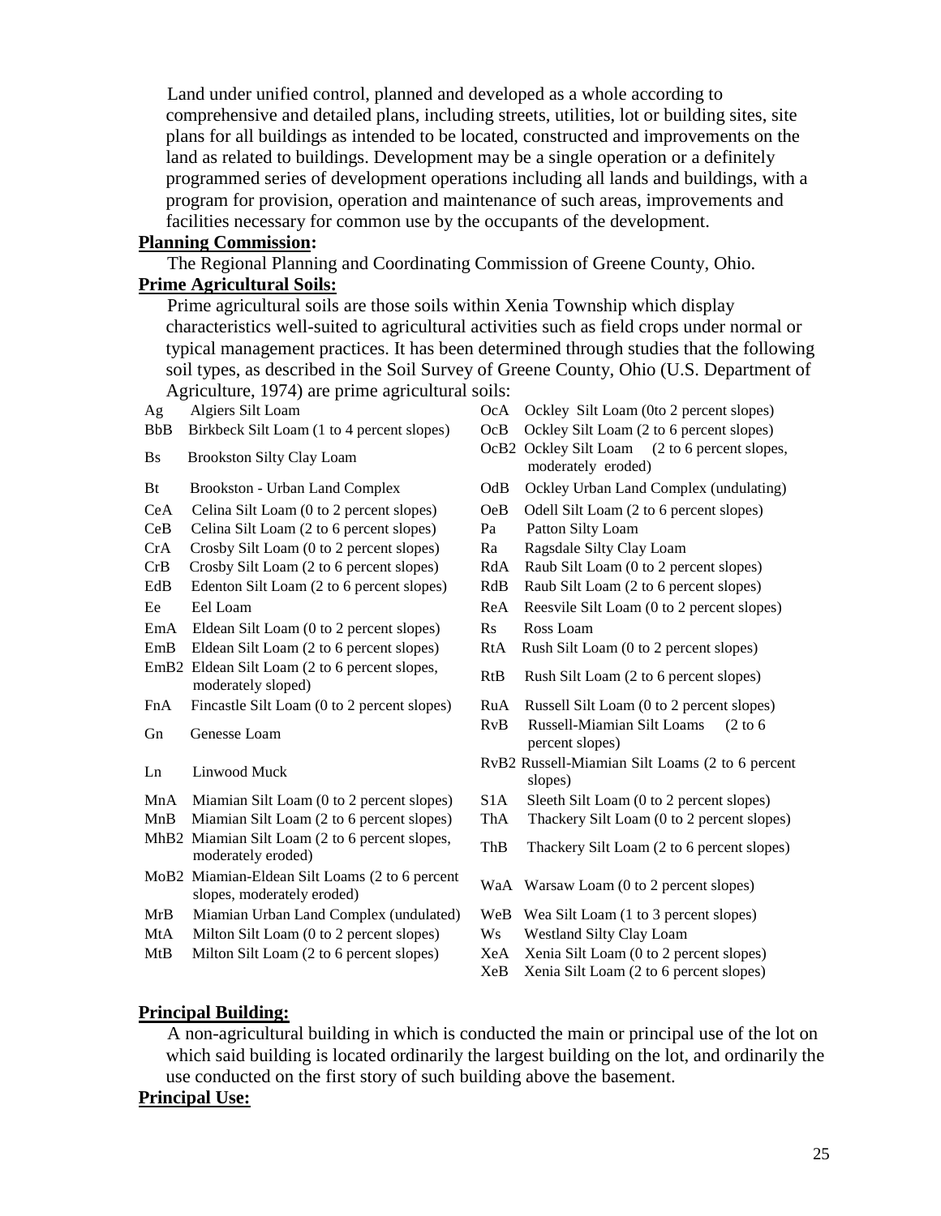Land under unified control, planned and developed as a whole according to comprehensive and detailed plans, including streets, utilities, lot or building sites, site plans for all buildings as intended to be located, constructed and improvements on the land as related to buildings. Development may be a single operation or a definitely programmed series of development operations including all lands and buildings, with a program for provision, operation and maintenance of such areas, improvements and facilities necessary for common use by the occupants of the development.

**Planning Commission:**

The Regional Planning and Coordinating Commission of Greene County, Ohio.

**Prime Agricultural Soils:**

Prime agricultural soils are those soils within Xenia Township which display characteristics well-suited to agricultural activities such as field crops under normal or typical management practices. It has been determined through studies that the following soil types, as described in the Soil Survey of Greene County, Ohio (U.S. Department of Agriculture, 1974) are prime agricultural soils:

| | |
|---|---|
| Ag | Algiers Silt Loam |
| BbB | Birkbeck Silt Loam (1 to 4 percent slopes) |
| Bs | Brookston Silty Clay Loam |
| Bt | Brookston - Urban Land Complex |
| CeA | Celina Silt Loam (0 to 2 percent slopes) |
| CeB | Celina Silt Loam (2 to 6 percent slopes) |
| CrA | Crosby Silt Loam (0 to 2 percent slopes) |
| CrB | Crosby Silt Loam (2 to 6 percent slopes) |
| EdB | Edenton Silt Loam (2 to 6 percent slopes) |
| Ee | Eel Loam |
| EmA | Eldean Silt Loam (0 to 2 percent slopes) |
| EmB | Eldean Silt Loam (2 to 6 percent slopes) |
| EmB2 | Eldean Silt Loam (2 to 6 percent slopes, moderately sloped) |
| FnA | Fincastle Silt Loam (0 to 2 percent slopes) |
| Gn | Genesse Loam |
| Ln | Linwood Muck |
| MnA | Miamian Silt Loam (0 to 2 percent slopes) |
| MnB | Miamian Silt Loam (2 to 6 percent slopes) |
| MhB2 | Miamian Silt Loam (2 to 6 percent slopes, moderately eroded) |
| MoB2 | Miamian-Eldean Silt Loams (2 to 6 percent slopes, moderately eroded) |
| MrB | Miamian Urban Land Complex (undulated) |
| MtA | Milton Silt Loam (0 to 2 percent slopes) |
| MtB | Milton Silt Loam (2 to 6 percent slopes) |
| OcA | Ockley Silt Loam (0to 2 percent slopes) |
| OcB | Ockley Silt Loam (2 to 6 percent slopes) |
| OcB2 | Ockley Silt Loam (2 to 6 percent slopes, moderately eroded) |
| OdB | Ockley Urban Land Complex (undulating) |
| OeB | Odell Silt Loam (2 to 6 percent slopes) |
| Pa | Patton Silty Loam |
| Ra | Ragsdale Silty Clay Loam |
| RdA | Raub Silt Loam (0 to 2 percent slopes) |
| RdB | Raub Silt Loam (2 to 6 percent slopes) |
| ReA | Reesvile Silt Loam (0 to 2 percent slopes) |
| Rs | Ross Loam |
| RtA | Rush Silt Loam (0 to 2 percent slopes) |
| RtB | Rush Silt Loam (2 to 6 percent slopes) |
| RuA | Russell Silt Loam (0 to 2 percent slopes) |
| RvB | Russell-Miamian Silt Loams (2 to 6 percent slopes) |
| RvB2 | Russell-Miamian Silt Loams (2 to 6 percent slopes) |
| S1A | Sleeth Silt Loam (0 to 2 percent slopes) |
| ThA | Thackery Silt Loam (0 to 2 percent slopes) |
| ThB | Thackery Silt Loam (2 to 6 percent slopes) |
| WaA | Warsaw Loam (0 to 2 percent slopes) |
| WeB | Wea Silt Loam (1 to 3 percent slopes) |
| Ws | Westland Silty Clay Loam |
| XeA | Xenia Silt Loam (0 to 2 percent slopes) |
| XeB | Xenia Silt Loam (2 to 6 percent slopes) |

**Principal Building:**

A non-agricultural building in which is conducted the main or principal use of the lot on which said building is located ordinarily the largest building on the lot, and ordinarily the use conducted on the first story of such building above the basement.

**Principal Use:**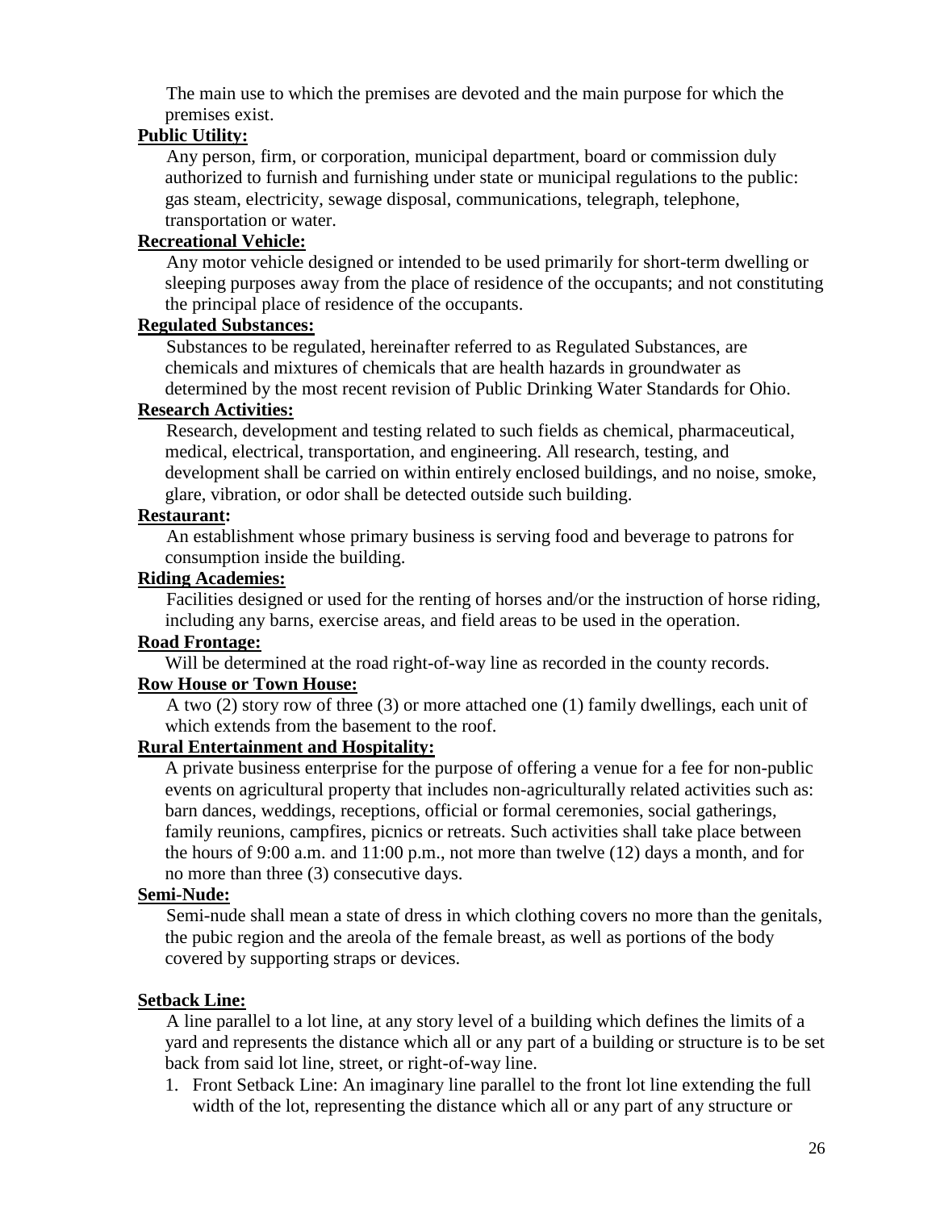The main use to which the premises are devoted and the main purpose for which the premises exist.

**Public Utility:**

Any person, firm, or corporation, municipal department, board or commission duly authorized to furnish and furnishing under state or municipal regulations to the public: gas steam, electricity, sewage disposal, communications, telegraph, telephone, transportation or water.

**Recreational Vehicle:**

Any motor vehicle designed or intended to be used primarily for short-term dwelling or sleeping purposes away from the place of residence of the occupants; and not constituting the principal place of residence of the occupants.

**Regulated Substances:**

Substances to be regulated, hereinafter referred to as Regulated Substances, are chemicals and mixtures of chemicals that are health hazards in groundwater as determined by the most recent revision of Public Drinking Water Standards for Ohio.

**Research Activities:**

Research, development and testing related to such fields as chemical, pharmaceutical, medical, electrical, transportation, and engineering. All research, testing, and development shall be carried on within entirely enclosed buildings, and no noise, smoke, glare, vibration, or odor shall be detected outside such building.

**Restaurant:**

An establishment whose primary business is serving food and beverage to patrons for consumption inside the building.

**Riding Academies:**

Facilities designed or used for the renting of horses and/or the instruction of horse riding, including any barns, exercise areas, and field areas to be used in the operation.

**Road Frontage:**

Will be determined at the road right-of-way line as recorded in the county records.

**Row House or Town House:**

A two (2) story row of three (3) or more attached one (1) family dwellings, each unit of which extends from the basement to the roof.

**Rural Entertainment and Hospitality:**

A private business enterprise for the purpose of offering a venue for a fee for non-public events on agricultural property that includes non-agriculturally related activities such as: barn dances, weddings, receptions, official or formal ceremonies, social gatherings, family reunions, campfires, picnics or retreats. Such activities shall take place between the hours of 9:00 a.m. and 11:00 p.m., not more than twelve (12) days a month, and for no more than three (3) consecutive days.

**Semi-Nude:**

Semi-nude shall mean a state of dress in which clothing covers no more than the genitals, the pubic region and the areola of the female breast, as well as portions of the body covered by supporting straps or devices.

**Setback Line:**

A line parallel to a lot line, at any story level of a building which defines the limits of a yard and represents the distance which all or any part of a building or structure is to be set back from said lot line, street, or right-of-way line.

1. Front Setback Line: An imaginary line parallel to the front lot line extending the full width of the lot, representing the distance which all or any part of any structure or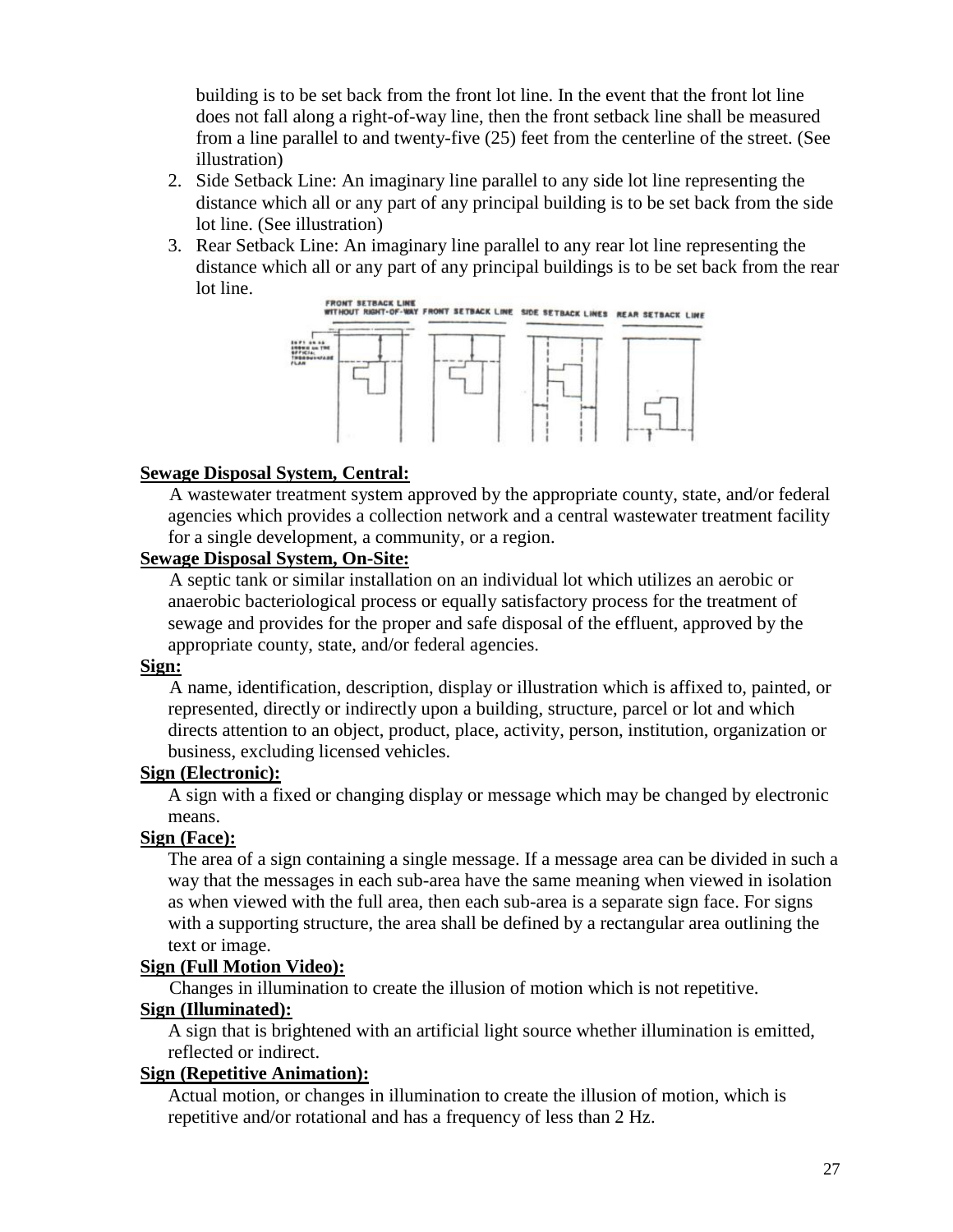building is to be set back from the front lot line. In the event that the front lot line does not fall along a right-of-way line, then the front setback line shall be measured from a line parallel to and twenty-five (25) feet from the centerline of the street. (See illustration)

2. Side Setback Line: An imaginary line parallel to any side lot line representing the distance which all or any part of any principal building is to be set back from the side lot line. (See illustration)
3. Rear Setback Line: An imaginary line parallel to any rear lot line representing the distance which all or any part of any principal buildings is to be set back from the rear lot line.

**Sewage Disposal System, Central:**

A wastewater treatment system approved by the appropriate county, state, and/or federal agencies which provides a collection network and a central wastewater treatment facility for a single development, a community, or a region.

**Sewage Disposal System, On-Site:**

A septic tank or similar installation on an individual lot which utilizes an aerobic or anaerobic bacteriological process or equally satisfactory process for the treatment of sewage and provides for the proper and safe disposal of the effluent, approved by the appropriate county, state, and/or federal agencies.

**Sign:**

A name, identification, description, display or illustration which is affixed to, painted, or represented, directly or indirectly upon a building, structure, parcel or lot and which directs attention to an object, product, place, activity, person, institution, organization or business, excluding licensed vehicles.

**Sign (Electronic):**

A sign with a fixed or changing display or message which may be changed by electronic means.

**Sign (Face):**

The area of a sign containing a single message. If a message area can be divided in such a way that the messages in each sub-area have the same meaning when viewed in isolation as when viewed with the full area, then each sub-area is a separate sign face. For signs with a supporting structure, the area shall be defined by a rectangular area outlining the text or image.

**Sign (Full Motion Video):**

Changes in illumination to create the illusion of motion which is not repetitive.

**Sign (Illuminated):**

A sign that is brightened with an artificial light source whether illumination is emitted, reflected or indirect.

**Sign (Repetitive Animation):**

Actual motion, or changes in illumination to create the illusion of motion, which is repetitive and/or rotational and has a frequency of less than 2 Hz.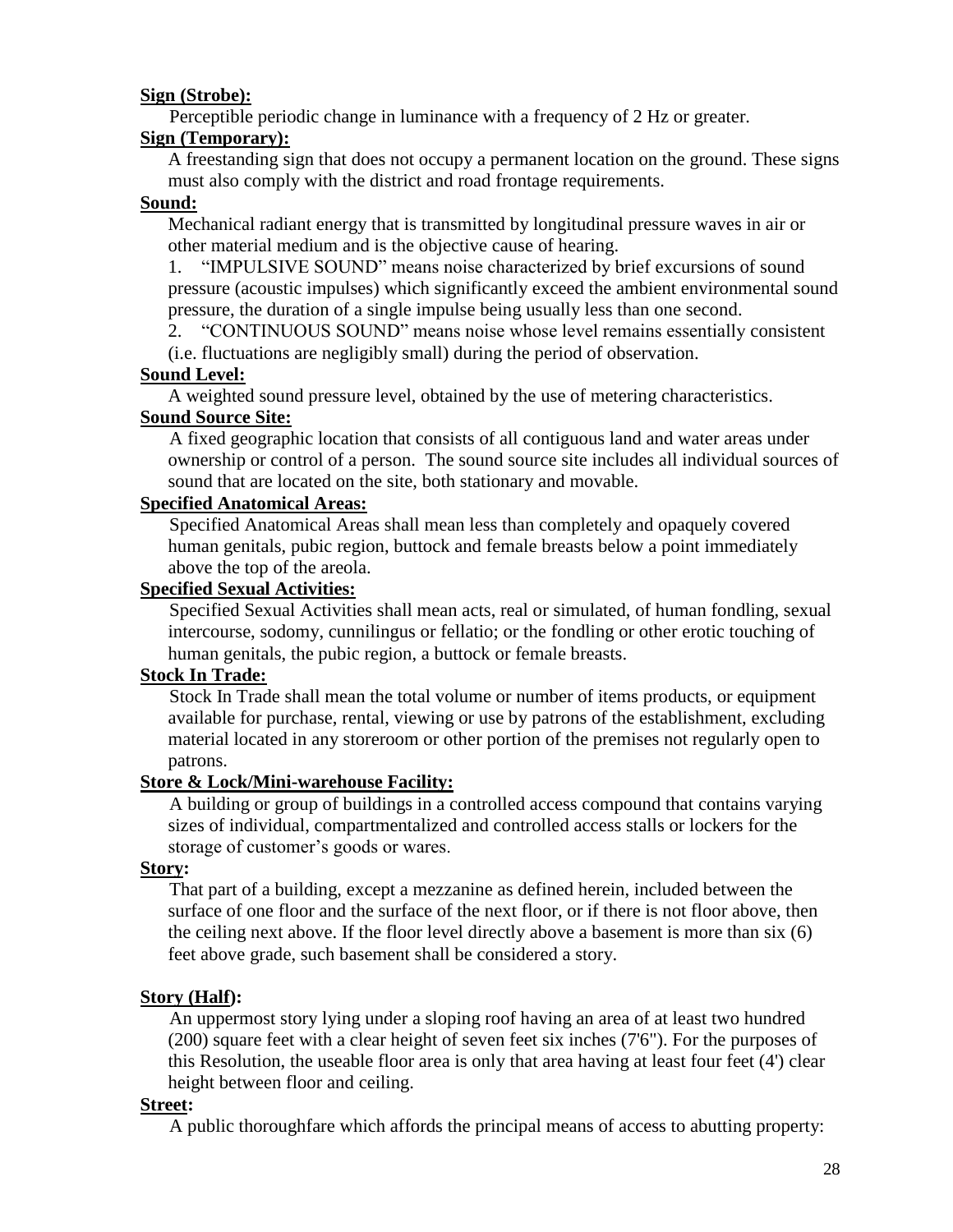**Sign (Strobe):**

Perceptible periodic change in luminance with a frequency of 2 Hz or greater.

**Sign (Temporary):**

A freestanding sign that does not occupy a permanent location on the ground. These signs must also comply with the district and road frontage requirements.

**Sound:**

Mechanical radiant energy that is transmitted by longitudinal pressure waves in air or other material medium and is the objective cause of hearing.

1. "IMPULSIVE SOUND" means noise characterized by brief excursions of sound pressure (acoustic impulses) which significantly exceed the ambient environmental sound pressure, the duration of a single impulse being usually less than one second.
2. "CONTINUOUS SOUND" means noise whose level remains essentially consistent (i.e. fluctuations are negligibly small) during the period of observation.

**Sound Level:**

A weighted sound pressure level, obtained by the use of metering characteristics.

**Sound Source Site:**

A fixed geographic location that consists of all contiguous land and water areas under ownership or control of a person. The sound source site includes all individual sources of sound that are located on the site, both stationary and movable.

**Specified Anatomical Areas:**

Specified Anatomical Areas shall mean less than completely and opaquely covered human genitals, pubic region, buttock and female breasts below a point immediately above the top of the areola.

**Specified Sexual Activities:**

Specified Sexual Activities shall mean acts, real or simulated, of human fondling, sexual intercourse, sodomy, cunnilingus or fellatio; or the fondling or other erotic touching of human genitals, the pubic region, a buttock or female breasts.

**Stock In Trade:**

Stock In Trade shall mean the total volume or number of items products, or equipment available for purchase, rental, viewing or use by patrons of the establishment, excluding material located in any storeroom or other portion of the premises not regularly open to patrons.

**Store & Lock/Mini-warehouse Facility:**

A building or group of buildings in a controlled access compound that contains varying sizes of individual, compartmentalized and controlled access stalls or lockers for the storage of customer's goods or wares.

**Story:**

That part of a building, except a mezzanine as defined herein, included between the surface of one floor and the surface of the next floor, or if there is not floor above, then the ceiling next above. If the floor level directly above a basement is more than six (6) feet above grade, such basement shall be considered a story.

**Story (Half):**

An uppermost story lying under a sloping roof having an area of at least two hundred (200) square feet with a clear height of seven feet six inches (7'6"). For the purposes of this Resolution, the useable floor area is only that area having at least four feet (4') clear height between floor and ceiling.

**Street:**

A public thoroughfare which affords the principal means of access to abutting property: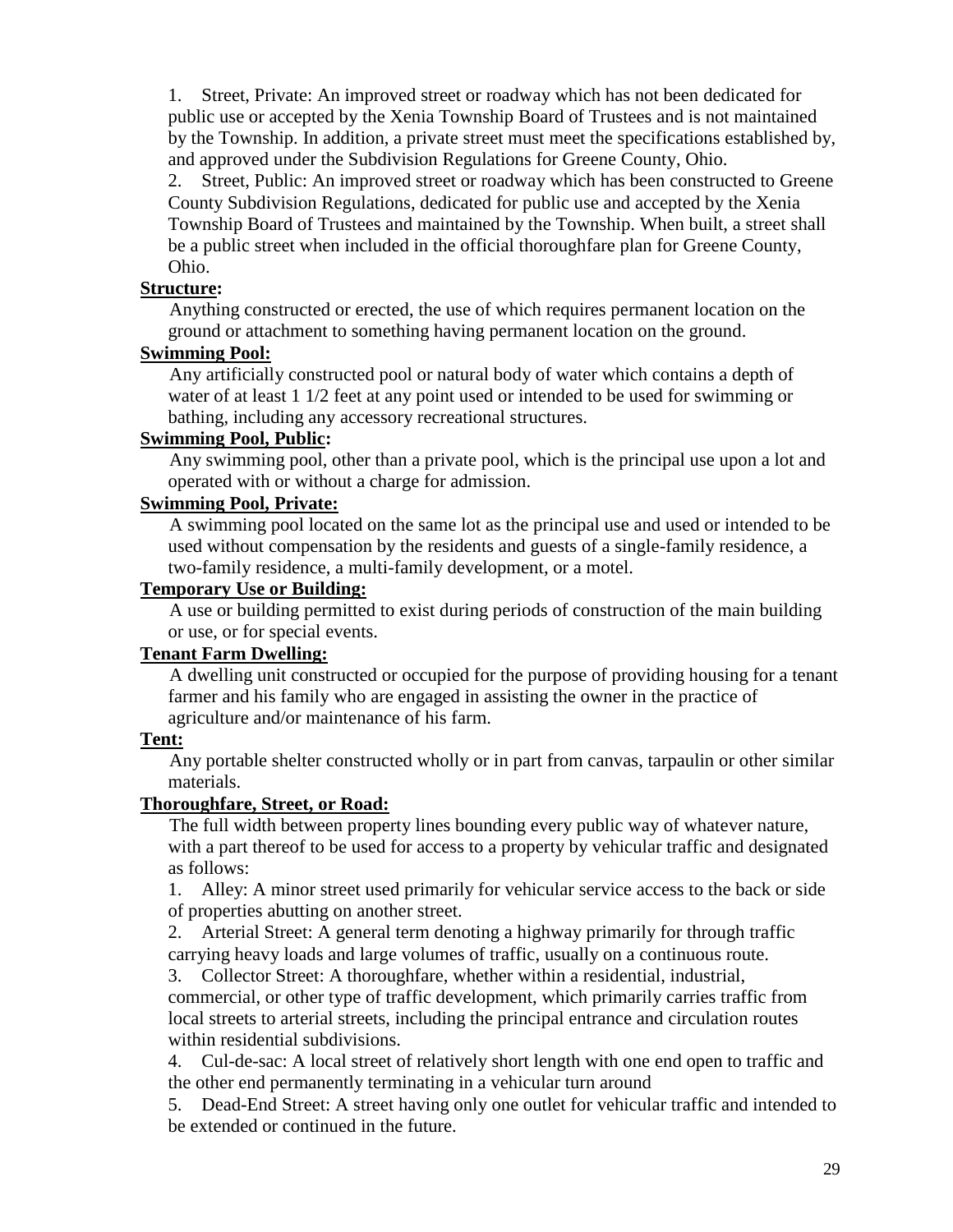1. Street, Private: An improved street or roadway which has not been dedicated for public use or accepted by the Xenia Township Board of Trustees and is not maintained by the Township. In addition, a private street must meet the specifications established by, and approved under the Subdivision Regulations for Greene County, Ohio.
2. Street, Public: An improved street or roadway which has been constructed to Greene County Subdivision Regulations, dedicated for public use and accepted by the Xenia Township Board of Trustees and maintained by the Township. When built, a street shall be a public street when included in the official thoroughfare plan for Greene County, Ohio.

**Structure:**

Anything constructed or erected, the use of which requires permanent location on the ground or attachment to something having permanent location on the ground.

**Swimming Pool:**

Any artificially constructed pool or natural body of water which contains a depth of water of at least 1 1/2 feet at any point used or intended to be used for swimming or bathing, including any accessory recreational structures.

**Swimming Pool, Public:**

Any swimming pool, other than a private pool, which is the principal use upon a lot and operated with or without a charge for admission.

**Swimming Pool, Private:**

A swimming pool located on the same lot as the principal use and used or intended to be used without compensation by the residents and guests of a single-family residence, a two-family residence, a multi-family development, or a motel.

**Temporary Use or Building:**

A use or building permitted to exist during periods of construction of the main building or use, or for special events.

**Tenant Farm Dwelling:**

A dwelling unit constructed or occupied for the purpose of providing housing for a tenant farmer and his family who are engaged in assisting the owner in the practice of agriculture and/or maintenance of his farm.

**Tent:**

Any portable shelter constructed wholly or in part from canvas, tarpaulin or other similar materials.

**Thoroughfare, Street, or Road:**

The full width between property lines bounding every public way of whatever nature, with a part thereof to be used for access to a property by vehicular traffic and designated as follows:

1. Alley: A minor street used primarily for vehicular service access to the back or side of properties abutting on another street.
2. Arterial Street: A general term denoting a highway primarily for through traffic carrying heavy loads and large volumes of traffic, usually on a continuous route.
3. Collector Street: A thoroughfare, whether within a residential, industrial, commercial, or other type of traffic development, which primarily carries traffic from local streets to arterial streets, including the principal entrance and circulation routes within residential subdivisions.
4. Cul-de-sac: A local street of relatively short length with one end open to traffic and the other end permanently terminating in a vehicular turn around
5. Dead-End Street: A street having only one outlet for vehicular traffic and intended to be extended or continued in the future.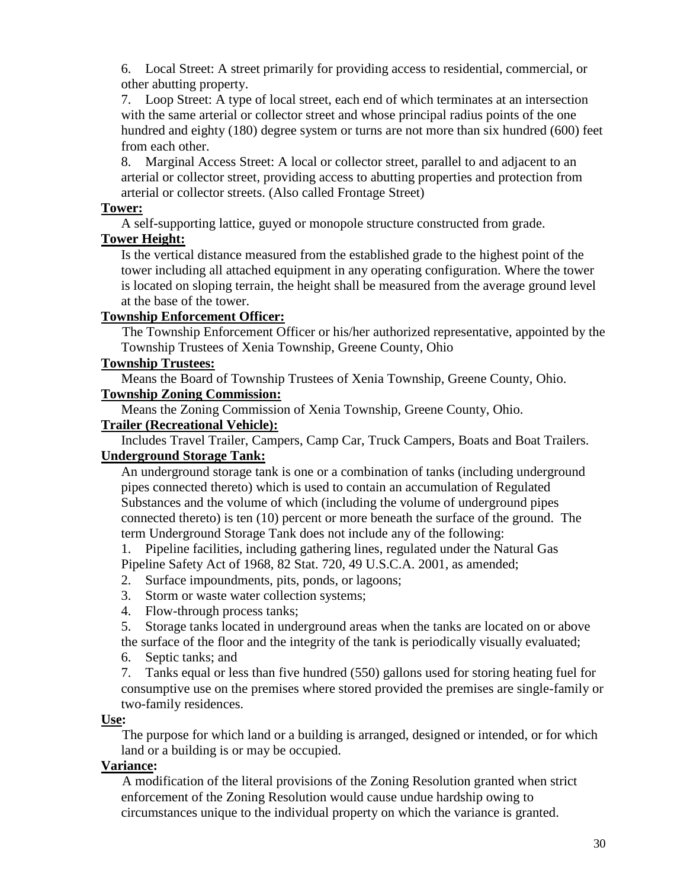6. Local Street: A street primarily for providing access to residential, commercial, or other abutting property.

7. Loop Street: A type of local street, each end of which terminates at an intersection with the same arterial or collector street and whose principal radius points of the one hundred and eighty (180) degree system or turns are not more than six hundred (600) feet from each other.

8. Marginal Access Street: A local or collector street, parallel to and adjacent to an arterial or collector street, providing access to abutting properties and protection from arterial or collector streets. (Also called Frontage Street)

**Tower:**

A self-supporting lattice, guyed or monopole structure constructed from grade.

**Tower Height:**

Is the vertical distance measured from the established grade to the highest point of the tower including all attached equipment in any operating configuration. Where the tower is located on sloping terrain, the height shall be measured from the average ground level at the base of the tower.

**Township Enforcement Officer:**

The Township Enforcement Officer or his/her authorized representative, appointed by the Township Trustees of Xenia Township, Greene County, Ohio

**Township Trustees:**

Means the Board of Township Trustees of Xenia Township, Greene County, Ohio.

**Township Zoning Commission:**

Means the Zoning Commission of Xenia Township, Greene County, Ohio.

**Trailer (Recreational Vehicle):**

Includes Travel Trailer, Campers, Camp Car, Truck Campers, Boats and Boat Trailers.

**Underground Storage Tank:**

An underground storage tank is one or a combination of tanks (including underground pipes connected thereto) which is used to contain an accumulation of Regulated Substances and the volume of which (including the volume of underground pipes connected thereto) is ten (10) percent or more beneath the surface of the ground. The term Underground Storage Tank does not include any of the following:

1. Pipeline facilities, including gathering lines, regulated under the Natural Gas Pipeline Safety Act of 1968, 82 Stat. 720, 49 U.S.C.A. 2001, as amended;
2. Surface impoundments, pits, ponds, or lagoons;
3. Storm or waste water collection systems;
4. Flow-through process tanks;
5. Storage tanks located in underground areas when the tanks are located on or above the surface of the floor and the integrity of the tank is periodically visually evaluated;
6. Septic tanks; and
7. Tanks equal or less than five hundred (550) gallons used for storing heating fuel for consumptive use on the premises where stored provided the premises are single-family or two-family residences.

**Use:**

The purpose for which land or a building is arranged, designed or intended, or for which land or a building is or may be occupied.

**Variance:**

A modification of the literal provisions of the Zoning Resolution granted when strict enforcement of the Zoning Resolution would cause undue hardship owing to circumstances unique to the individual property on which the variance is granted.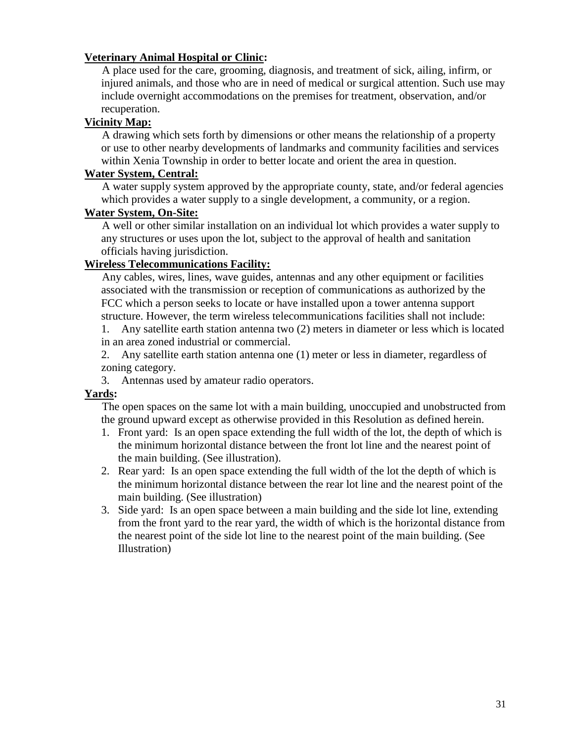**Veterinary Animal Hospital or Clinic:**

A place used for the care, grooming, diagnosis, and treatment of sick, ailing, infirm, or injured animals, and those who are in need of medical or surgical attention. Such use may include overnight accommodations on the premises for treatment, observation, and/or recuperation.

**Vicinity Map:**

A drawing which sets forth by dimensions or other means the relationship of a property or use to other nearby developments of landmarks and community facilities and services within Xenia Township in order to better locate and orient the area in question.

**Water System, Central:**

A water supply system approved by the appropriate county, state, and/or federal agencies which provides a water supply to a single development, a community, or a region.

**Water System, On-Site:**

A well or other similar installation on an individual lot which provides a water supply to any structures or uses upon the lot, subject to the approval of health and sanitation officials having jurisdiction.

**Wireless Telecommunications Facility:**

Any cables, wires, lines, wave guides, antennas and any other equipment or facilities associated with the transmission or reception of communications as authorized by the FCC which a person seeks to locate or have installed upon a tower antenna support structure. However, the term wireless telecommunications facilities shall not include:

1. Any satellite earth station antenna two (2) meters in diameter or less which is located in an area zoned industrial or commercial.
2. Any satellite earth station antenna one (1) meter or less in diameter, regardless of zoning category.
3. Antennas used by amateur radio operators.

**Yards:**

The open spaces on the same lot with a main building, unoccupied and unobstructed from the ground upward except as otherwise provided in this Resolution as defined herein.

1. Front yard: Is an open space extending the full width of the lot, the depth of which is the minimum horizontal distance between the front lot line and the nearest point of the main building. (See illustration).
2. Rear yard: Is an open space extending the full width of the lot the depth of which is the minimum horizontal distance between the rear lot line and the nearest point of the main building. (See illustration)
3. Side yard: Is an open space between a main building and the side lot line, extending from the front yard to the rear yard, the width of which is the horizontal distance from the nearest point of the side lot line to the nearest point of the main building. (See Illustration)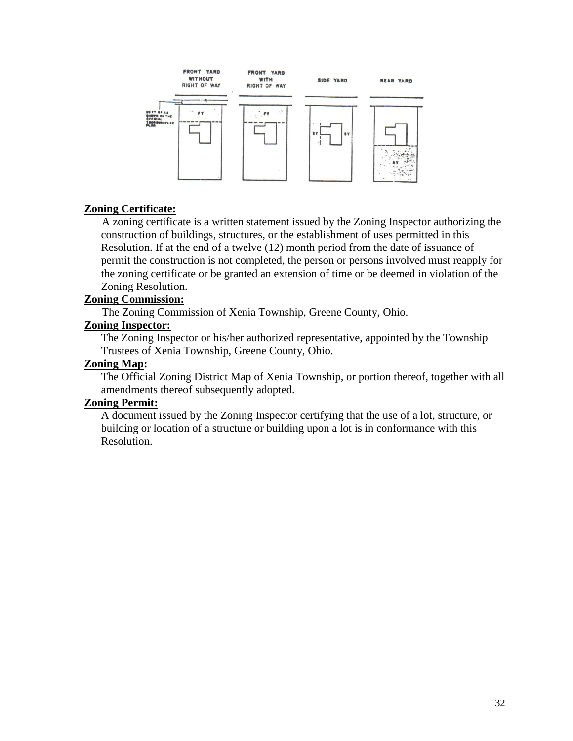**Zoning Certificate:**

A zoning certificate is a written statement issued by the Zoning Inspector authorizing the construction of buildings, structures, or the establishment of uses permitted in this Resolution. If at the end of a twelve (12) month period from the date of issuance of permit the construction is not completed, the person or persons involved must reapply for the zoning certificate or be granted an extension of time or be deemed in violation of the Zoning Resolution.

**Zoning Commission:**

The Zoning Commission of Xenia Township, Greene County, Ohio.

**Zoning Inspector:**

The Zoning Inspector or his/her authorized representative, appointed by the Township Trustees of Xenia Township, Greene County, Ohio.

**Zoning Map:**

The Official Zoning District Map of Xenia Township, or portion thereof, together with all amendments thereof subsequently adopted.

**Zoning Permit:**

A document issued by the Zoning Inspector certifying that the use of a lot, structure, or building or location of a structure or building upon a lot is in conformance with this Resolution.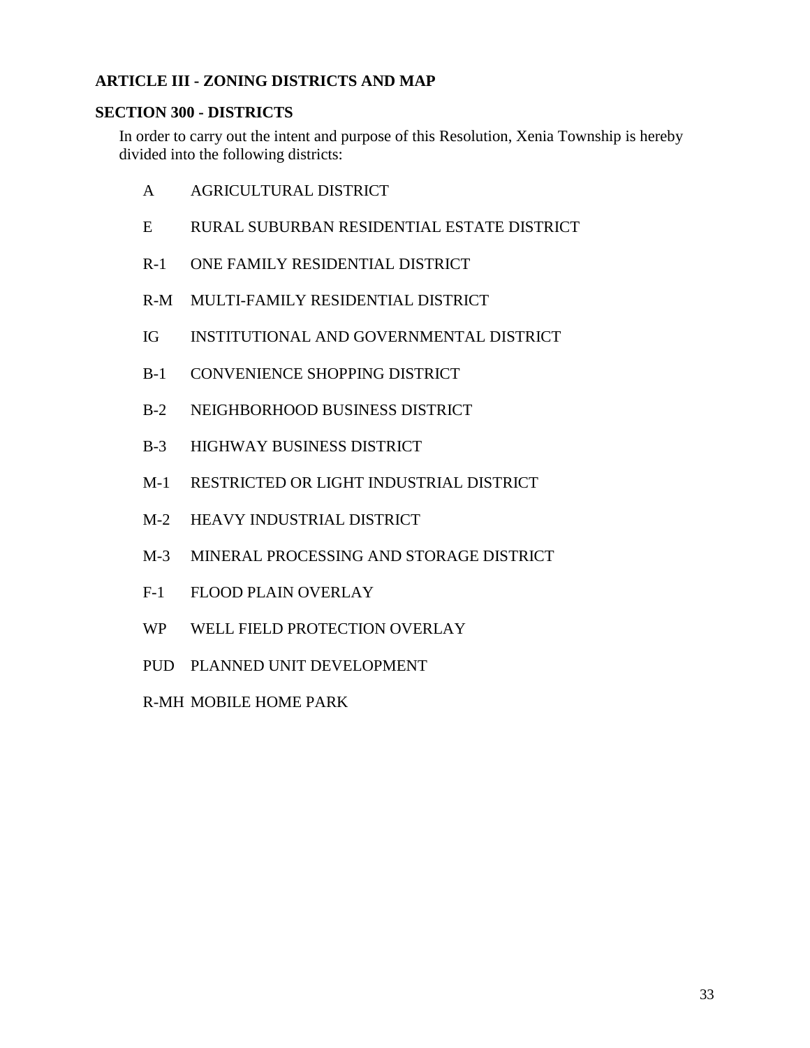## ARTICLE III - ZONING DISTRICTS AND MAP

### SECTION 300 - DISTRICTS

In order to carry out the intent and purpose of this Resolution, Xenia Township is hereby divided into the following districts:

- A AGRICULTURAL DISTRICT
- E RURAL SUBURBAN RESIDENTIAL ESTATE DISTRICT
- R-1 ONE FAMILY RESIDENTIAL DISTRICT
- R-M MULTI-FAMILY RESIDENTIAL DISTRICT
- IG INSTITUTIONAL AND GOVERNMENTAL DISTRICT
- B-1 CONVENIENCE SHOPPING DISTRICT
- B-2 NEIGHBORHOOD BUSINESS DISTRICT
- B-3 HIGHWAY BUSINESS DISTRICT
- M-1 RESTRICTED OR LIGHT INDUSTRIAL DISTRICT
- M-2 HEAVY INDUSTRIAL DISTRICT
- M-3 MINERAL PROCESSING AND STORAGE DISTRICT
- F-1 FLOOD PLAIN OVERLAY
- WP WELL FIELD PROTECTION OVERLAY
- PUD PLANNED UNIT DEVELOPMENT
- R-MH MOBILE HOME PARK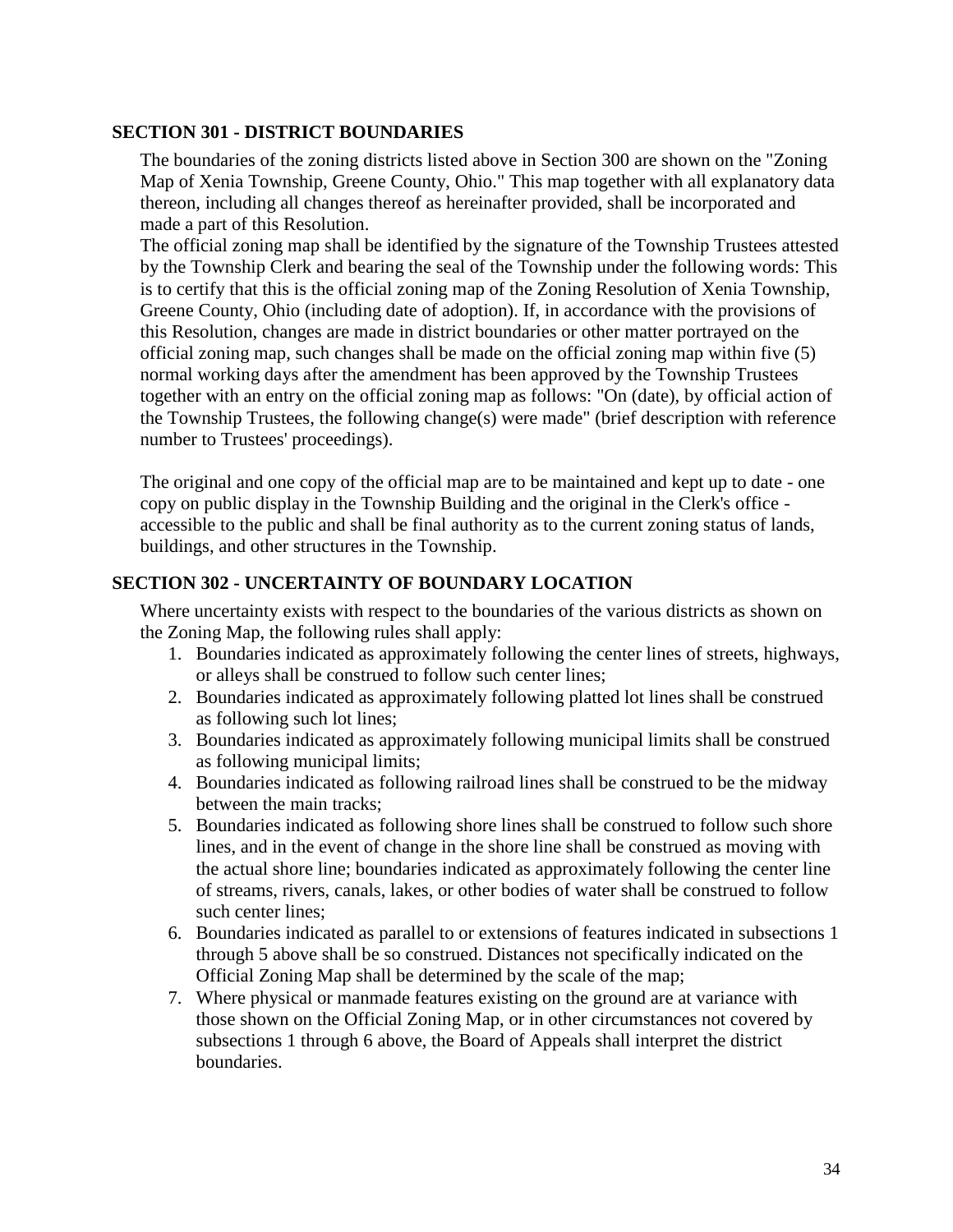## SECTION 301 - DISTRICT BOUNDARIES

The boundaries of the zoning districts listed above in Section 300 are shown on the "Zoning Map of Xenia Township, Greene County, Ohio." This map together with all explanatory data thereon, including all changes thereof as hereinafter provided, shall be incorporated and made a part of this Resolution.

The official zoning map shall be identified by the signature of the Township Trustees attested by the Township Clerk and bearing the seal of the Township under the following words: This is to certify that this is the official zoning map of the Zoning Resolution of Xenia Township, Greene County, Ohio (including date of adoption). If, in accordance with the provisions of this Resolution, changes are made in district boundaries or other matter portrayed on the official zoning map, such changes shall be made on the official zoning map within five (5) normal working days after the amendment has been approved by the Township Trustees together with an entry on the official zoning map as follows: "On (date), by official action of the Township Trustees, the following change(s) were made" (brief description with reference number to Trustees' proceedings).

The original and one copy of the official map are to be maintained and kept up to date - one copy on public display in the Township Building and the original in the Clerk's office - accessible to the public and shall be final authority as to the current zoning status of lands, buildings, and other structures in the Township.

## SECTION 302 - UNCERTAINTY OF BOUNDARY LOCATION

Where uncertainty exists with respect to the boundaries of the various districts as shown on the Zoning Map, the following rules shall apply:

1. Boundaries indicated as approximately following the center lines of streets, highways, or alleys shall be construed to follow such center lines;
2. Boundaries indicated as approximately following platted lot lines shall be construed as following such lot lines;
3. Boundaries indicated as approximately following municipal limits shall be construed as following municipal limits;
4. Boundaries indicated as following railroad lines shall be construed to be the midway between the main tracks;
5. Boundaries indicated as following shore lines shall be construed to follow such shore lines, and in the event of change in the shore line shall be construed as moving with the actual shore line; boundaries indicated as approximately following the center line of streams, rivers, canals, lakes, or other bodies of water shall be construed to follow such center lines;
6. Boundaries indicated as parallel to or extensions of features indicated in subsections 1 through 5 above shall be so construed. Distances not specifically indicated on the Official Zoning Map shall be determined by the scale of the map;
7. Where physical or manmade features existing on the ground are at variance with those shown on the Official Zoning Map, or in other circumstances not covered by subsections 1 through 6 above, the Board of Appeals shall interpret the district boundaries.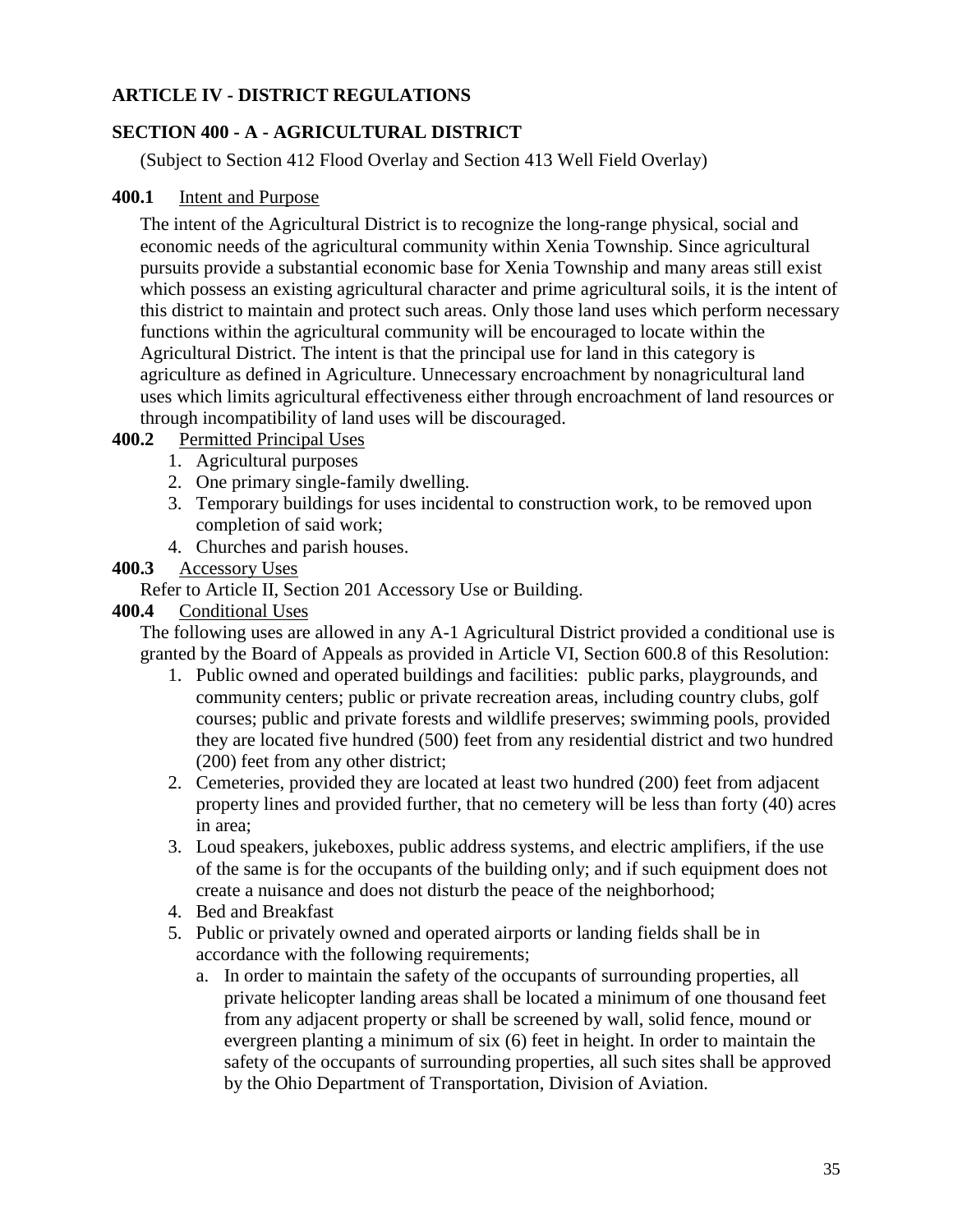# ARTICLE IV - DISTRICT REGULATIONS

## SECTION 400 - A - AGRICULTURAL DISTRICT

(Subject to Section 412 Flood Overlay and Section 413 Well Field Overlay)

**400.1** Intent and Purpose

The intent of the Agricultural District is to recognize the long-range physical, social and economic needs of the agricultural community within Xenia Township. Since agricultural pursuits provide a substantial economic base for Xenia Township and many areas still exist which possess an existing agricultural character and prime agricultural soils, it is the intent of this district to maintain and protect such areas. Only those land uses which perform necessary functions within the agricultural community will be encouraged to locate within the Agricultural District. The intent is that the principal use for land in this category is agriculture as defined in Agriculture. Unnecessary encroachment by nonagricultural land uses which limits agricultural effectiveness either through encroachment of land resources or through incompatibility of land uses will be discouraged.

**400.2** Permitted Principal Uses

1. Agricultural purposes
2. One primary single-family dwelling.
3. Temporary buildings for uses incidental to construction work, to be removed upon completion of said work;
4. Churches and parish houses.

**400.3** Accessory Uses

Refer to Article II, Section 201 Accessory Use or Building.

**400.4** Conditional Uses

The following uses are allowed in any A-1 Agricultural District provided a conditional use is granted by the Board of Appeals as provided in Article VI, Section 600.8 of this Resolution:

1. Public owned and operated buildings and facilities: public parks, playgrounds, and community centers; public or private recreation areas, including country clubs, golf courses; public and private forests and wildlife preserves; swimming pools, provided they are located five hundred (500) feet from any residential district and two hundred (200) feet from any other district;
2. Cemeteries, provided they are located at least two hundred (200) feet from adjacent property lines and provided further, that no cemetery will be less than forty (40) acres in area;
3. Loud speakers, jukeboxes, public address systems, and electric amplifiers, if the use of the same is for the occupants of the building only; and if such equipment does not create a nuisance and does not disturb the peace of the neighborhood;
4. Bed and Breakfast
5. Public or privately owned and operated airports or landing fields shall be in accordance with the following requirements;
   a. In order to maintain the safety of the occupants of surrounding properties, all private helicopter landing areas shall be located a minimum of one thousand feet from any adjacent property or shall be screened by wall, solid fence, mound or evergreen planting a minimum of six (6) feet in height. In order to maintain the safety of the occupants of surrounding properties, all such sites shall be approved by the Ohio Department of Transportation, Division of Aviation.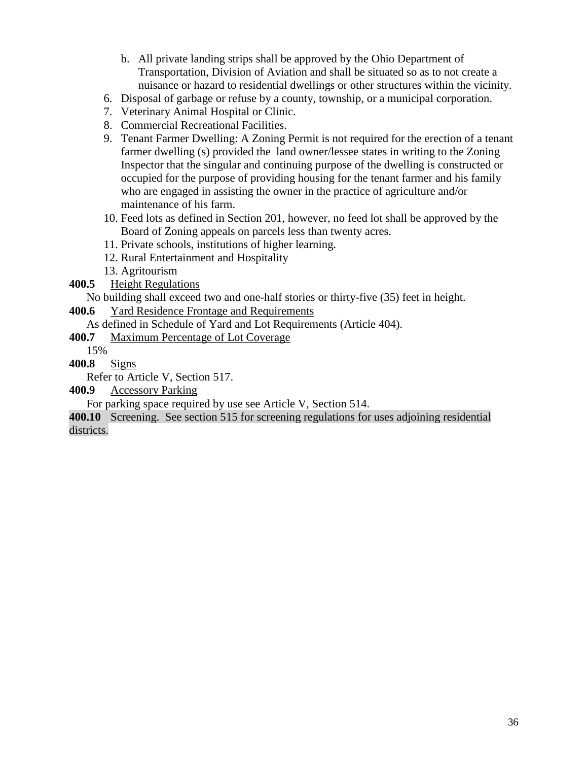b. All private landing strips shall be approved by the Ohio Department of Transportation, Division of Aviation and shall be situated so as to not create a nuisance or hazard to residential dwellings or other structures within the vicinity.

6. Disposal of garbage or refuse by a county, township, or a municipal corporation.
7. Veterinary Animal Hospital or Clinic.
8. Commercial Recreational Facilities.
9. Tenant Farmer Dwelling: A Zoning Permit is not required for the erection of a tenant farmer dwelling (s) provided the land owner/lessee states in writing to the Zoning Inspector that the singular and continuing purpose of the dwelling is constructed or occupied for the purpose of providing housing for the tenant farmer and his family who are engaged in assisting the owner in the practice of agriculture and/or maintenance of his farm.
10. Feed lots as defined in Section 201, however, no feed lot shall be approved by the Board of Zoning appeals on parcels less than twenty acres.
11. Private schools, institutions of higher learning.
12. Rural Entertainment and Hospitality
13. Agritourism

**400.5** Height Regulations

No building shall exceed two and one-half stories or thirty-five (35) feet in height.

**400.6** Yard Residence Frontage and Requirements

As defined in Schedule of Yard and Lot Requirements (Article 404).

**400.7** Maximum Percentage of Lot Coverage

15%

**400.8** Signs

Refer to Article V, Section 517.

**400.9** Accessory Parking

For parking space required by use see Article V, Section 514.

**400.10** Screening. See section 515 for screening regulations for uses adjoining residential districts.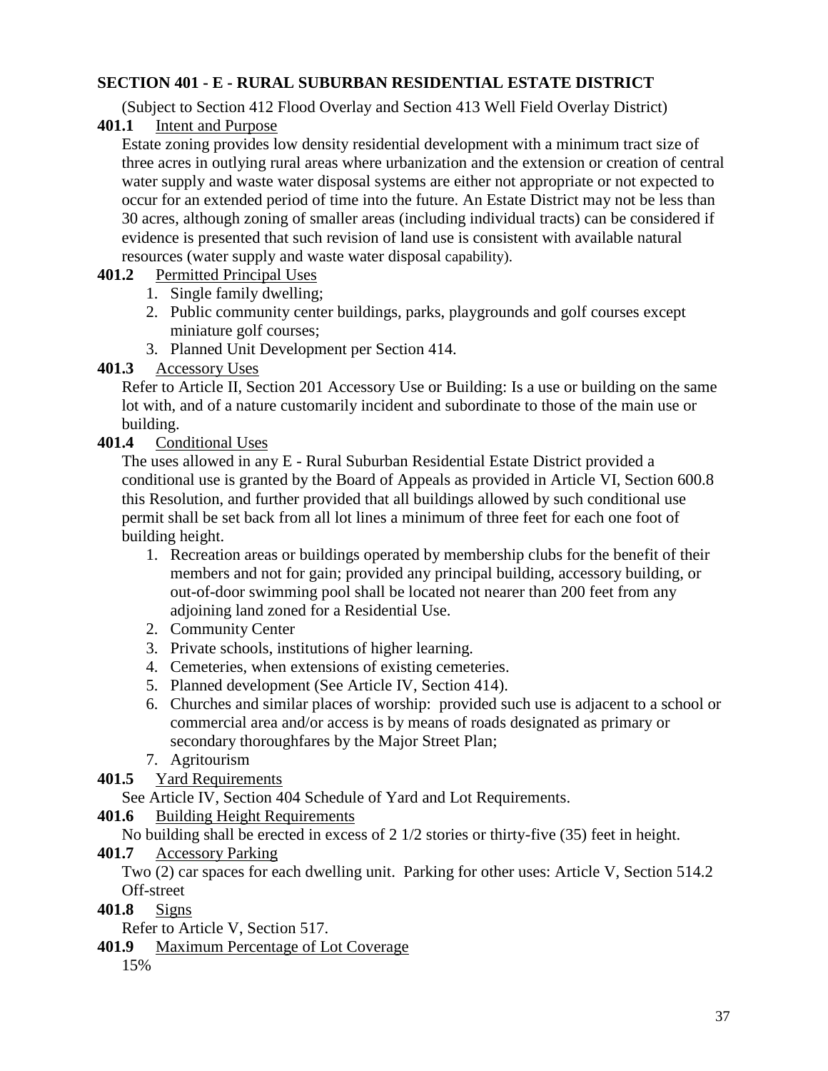## SECTION 401 - E - RURAL SUBURBAN RESIDENTIAL ESTATE DISTRICT

(Subject to Section 412 Flood Overlay and Section 413 Well Field Overlay District)

**401.1** Intent and Purpose

Estate zoning provides low density residential development with a minimum tract size of three acres in outlying rural areas where urbanization and the extension or creation of central water supply and waste water disposal systems are either not appropriate or not expected to occur for an extended period of time into the future. An Estate District may not be less than 30 acres, although zoning of smaller areas (including individual tracts) can be considered if evidence is presented that such revision of land use is consistent with available natural resources (water supply and waste water disposal capability).

**401.2** Permitted Principal Uses

1. Single family dwelling;
2. Public community center buildings, parks, playgrounds and golf courses except miniature golf courses;
3. Planned Unit Development per Section 414.

**401.3** Accessory Uses

Refer to Article II, Section 201 Accessory Use or Building: Is a use or building on the same lot with, and of a nature customarily incident and subordinate to those of the main use or building.

**401.4** Conditional Uses

The uses allowed in any E - Rural Suburban Residential Estate District provided a conditional use is granted by the Board of Appeals as provided in Article VI, Section 600.8 this Resolution, and further provided that all buildings allowed by such conditional use permit shall be set back from all lot lines a minimum of three feet for each one foot of building height.

1. Recreation areas or buildings operated by membership clubs for the benefit of their members and not for gain; provided any principal building, accessory building, or out-of-door swimming pool shall be located not nearer than 200 feet from any adjoining land zoned for a Residential Use.
2. Community Center
3. Private schools, institutions of higher learning.
4. Cemeteries, when extensions of existing cemeteries.
5. Planned development (See Article IV, Section 414).
6. Churches and similar places of worship: provided such use is adjacent to a school or commercial area and/or access is by means of roads designated as primary or secondary thoroughfares by the Major Street Plan;
7. Agritourism

**401.5** Yard Requirements

See Article IV, Section 404 Schedule of Yard and Lot Requirements.

**401.6** Building Height Requirements

No building shall be erected in excess of 2 1/2 stories or thirty-five (35) feet in height.

**401.7** Accessory Parking

Two (2) car spaces for each dwelling unit. Parking for other uses: Article V, Section 514.2 Off-street

**401.8** Signs

Refer to Article V, Section 517.

**401.9** Maximum Percentage of Lot Coverage

15%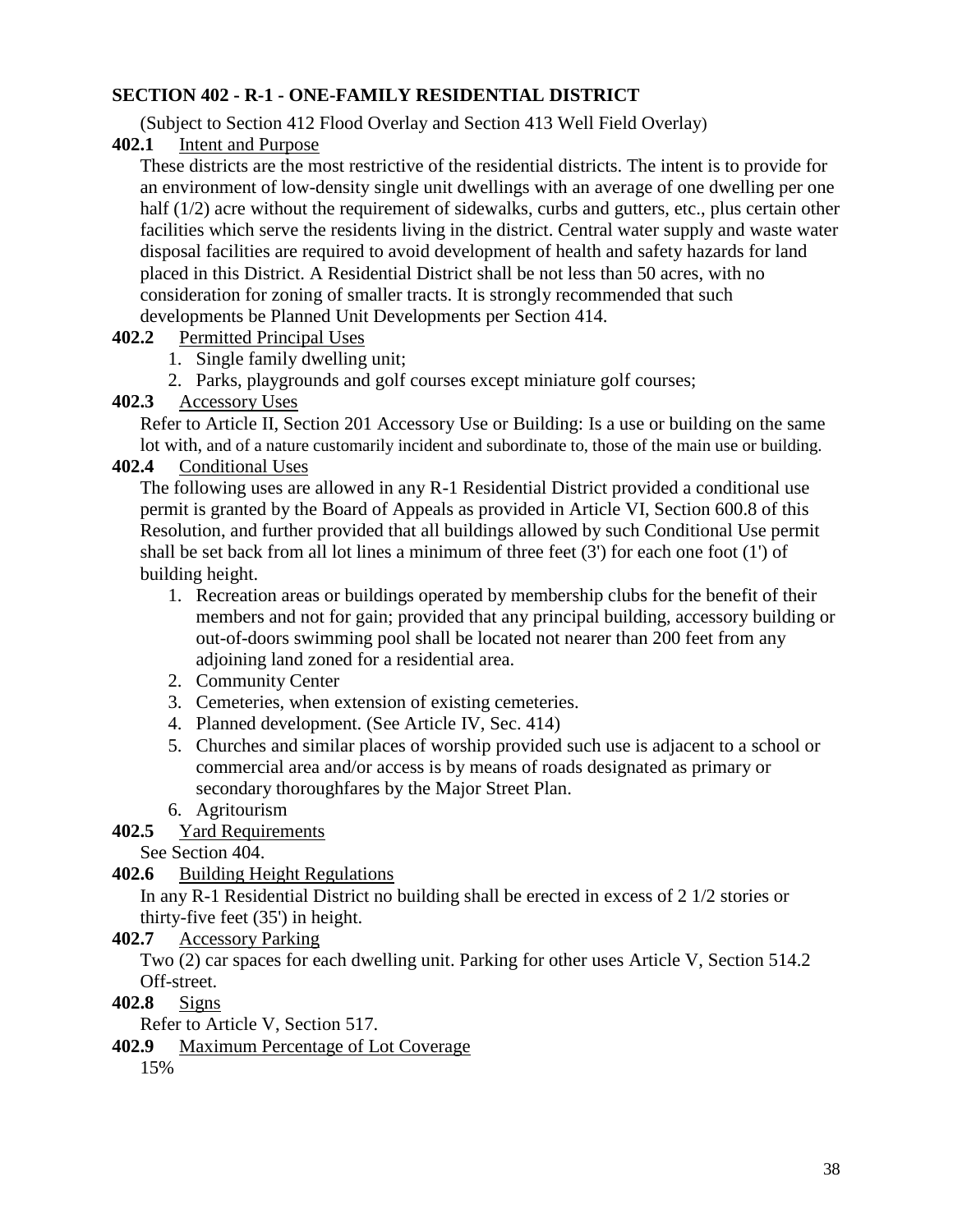## SECTION 402 - R-1 - ONE-FAMILY RESIDENTIAL DISTRICT

(Subject to Section 412 Flood Overlay and Section 413 Well Field Overlay)

**402.1** Intent and Purpose

These districts are the most restrictive of the residential districts. The intent is to provide for an environment of low-density single unit dwellings with an average of one dwelling per one half (1/2) acre without the requirement of sidewalks, curbs and gutters, etc., plus certain other facilities which serve the residents living in the district. Central water supply and waste water disposal facilities are required to avoid development of health and safety hazards for land placed in this District. A Residential District shall be not less than 50 acres, with no consideration for zoning of smaller tracts. It is strongly recommended that such developments be Planned Unit Developments per Section 414.

**402.2** Permitted Principal Uses

1. Single family dwelling unit;
2. Parks, playgrounds and golf courses except miniature golf courses;

**402.3** Accessory Uses

Refer to Article II, Section 201 Accessory Use or Building: Is a use or building on the same lot with, and of a nature customarily incident and subordinate to, those of the main use or building.

**402.4** Conditional Uses

The following uses are allowed in any R-1 Residential District provided a conditional use permit is granted by the Board of Appeals as provided in Article VI, Section 600.8 of this Resolution, and further provided that all buildings allowed by such Conditional Use permit shall be set back from all lot lines a minimum of three feet (3') for each one foot (1') of building height.

1. Recreation areas or buildings operated by membership clubs for the benefit of their members and not for gain; provided that any principal building, accessory building or out-of-doors swimming pool shall be located not nearer than 200 feet from any adjoining land zoned for a residential area.
2. Community Center
3. Cemeteries, when extension of existing cemeteries.
4. Planned development. (See Article IV, Sec. 414)
5. Churches and similar places of worship provided such use is adjacent to a school or commercial area and/or access is by means of roads designated as primary or secondary thoroughfares by the Major Street Plan.
6. Agritourism

**402.5** Yard Requirements

See Section 404.

**402.6** Building Height Regulations

In any R-1 Residential District no building shall be erected in excess of 2 1/2 stories or thirty-five feet (35') in height.

**402.7** Accessory Parking

Two (2) car spaces for each dwelling unit. Parking for other uses Article V, Section 514.2 Off-street.

**402.8** Signs

Refer to Article V, Section 517.

**402.9** Maximum Percentage of Lot Coverage

15%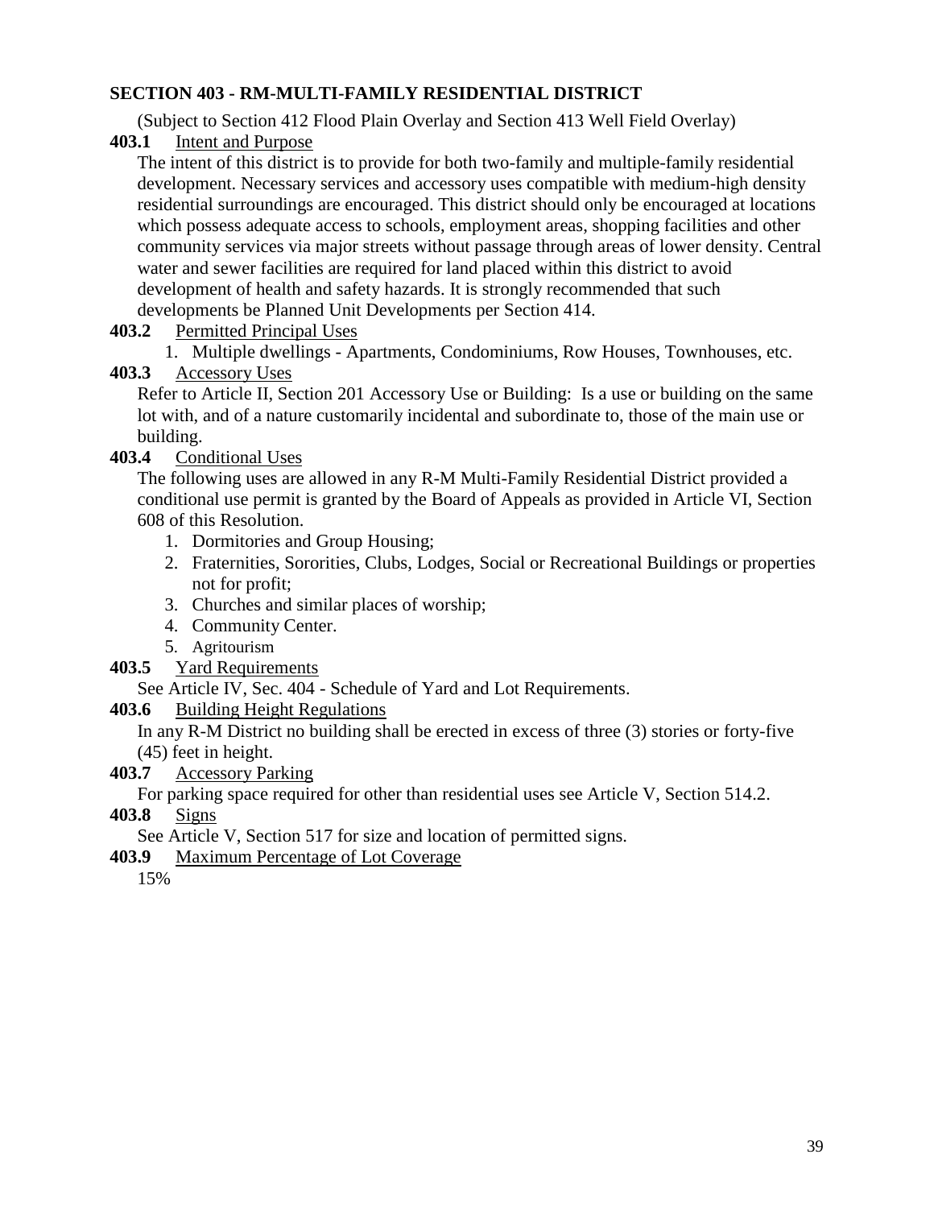## SECTION 403 - RM-MULTI-FAMILY RESIDENTIAL DISTRICT

(Subject to Section 412 Flood Plain Overlay and Section 413 Well Field Overlay)

**403.1** Intent and Purpose

The intent of this district is to provide for both two-family and multiple-family residential development. Necessary services and accessory uses compatible with medium-high density residential surroundings are encouraged. This district should only be encouraged at locations which possess adequate access to schools, employment areas, shopping facilities and other community services via major streets without passage through areas of lower density. Central water and sewer facilities are required for land placed within this district to avoid development of health and safety hazards. It is strongly recommended that such developments be Planned Unit Developments per Section 414.

**403.2** Permitted Principal Uses

1. Multiple dwellings - Apartments, Condominiums, Row Houses, Townhouses, etc.

**403.3** Accessory Uses

Refer to Article II, Section 201 Accessory Use or Building: Is a use or building on the same lot with, and of a nature customarily incidental and subordinate to, those of the main use or building.

**403.4** Conditional Uses

The following uses are allowed in any R-M Multi-Family Residential District provided a conditional use permit is granted by the Board of Appeals as provided in Article VI, Section 608 of this Resolution.

1. Dormitories and Group Housing;
2. Fraternities, Sororities, Clubs, Lodges, Social or Recreational Buildings or properties not for profit;
3. Churches and similar places of worship;
4. Community Center.
5. Agritourism

**403.5** Yard Requirements

See Article IV, Sec. 404 - Schedule of Yard and Lot Requirements.

**403.6** Building Height Regulations

In any R-M District no building shall be erected in excess of three (3) stories or forty-five (45) feet in height.

**403.7** Accessory Parking

For parking space required for other than residential uses see Article V, Section 514.2.

**403.8** Signs

See Article V, Section 517 for size and location of permitted signs.

**403.9** Maximum Percentage of Lot Coverage

15%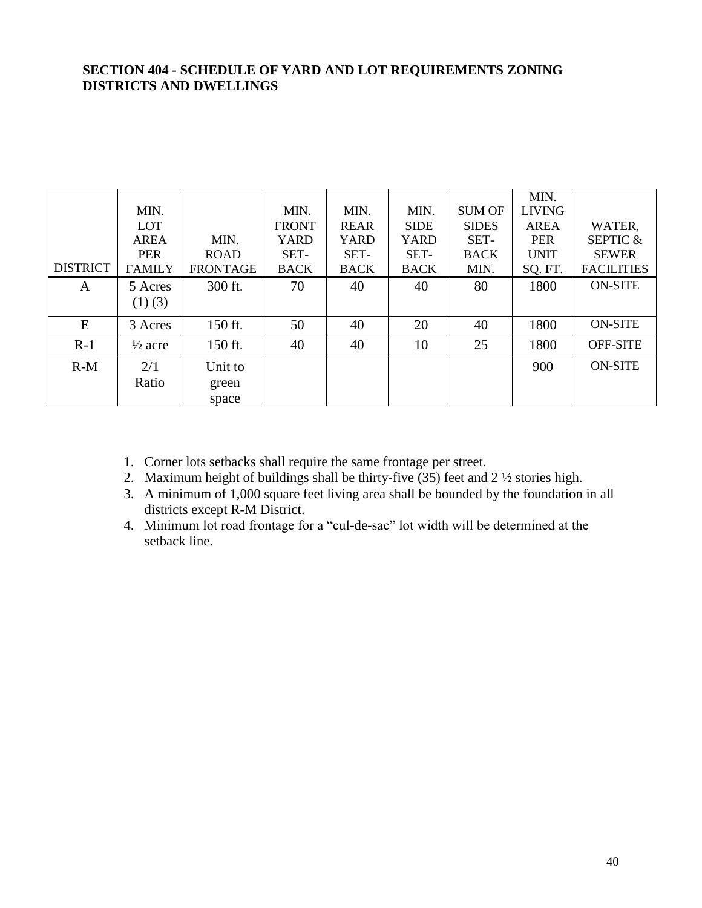**SECTION 404 - SCHEDULE OF YARD AND LOT REQUIREMENTS ZONING DISTRICTS AND DWELLINGS**

| DISTRICT | MIN. LOT AREA PER FAMILY | MIN. ROAD FRONTAGE | MIN. FRONT YARD SET-BACK | MIN. REAR YARD SET-BACK | MIN. SIDE YARD SET-BACK | SUM OF SIDES SET-BACK MIN. | MIN. LIVING AREA PER UNIT SQ. FT. | WATER, SEPTIC & SEWER FACILITIES |
|---|---|---|---|---|---|---|---|---|
| A | 5 Acres (1) (3) | 300 ft. | 70 | 40 | 40 | 80 | 1800 | ON-SITE |
| E | 3 Acres | 150 ft. | 50 | 40 | 20 | 40 | 1800 | ON-SITE |
| R-1 | ½ acre | 150 ft. | 40 | 40 | 10 | 25 | 1800 | OFF-SITE |
| R-M | 2/1 Ratio | Unit to green space | | | | | 900 | ON-SITE |

1. Corner lots setbacks shall require the same frontage per street.
2. Maximum height of buildings shall be thirty-five (35) feet and 2 ½ stories high.
3. A minimum of 1,000 square feet living area shall be bounded by the foundation in all districts except R-M District.
4. Minimum lot road frontage for a "cul-de-sac" lot width will be determined at the setback line.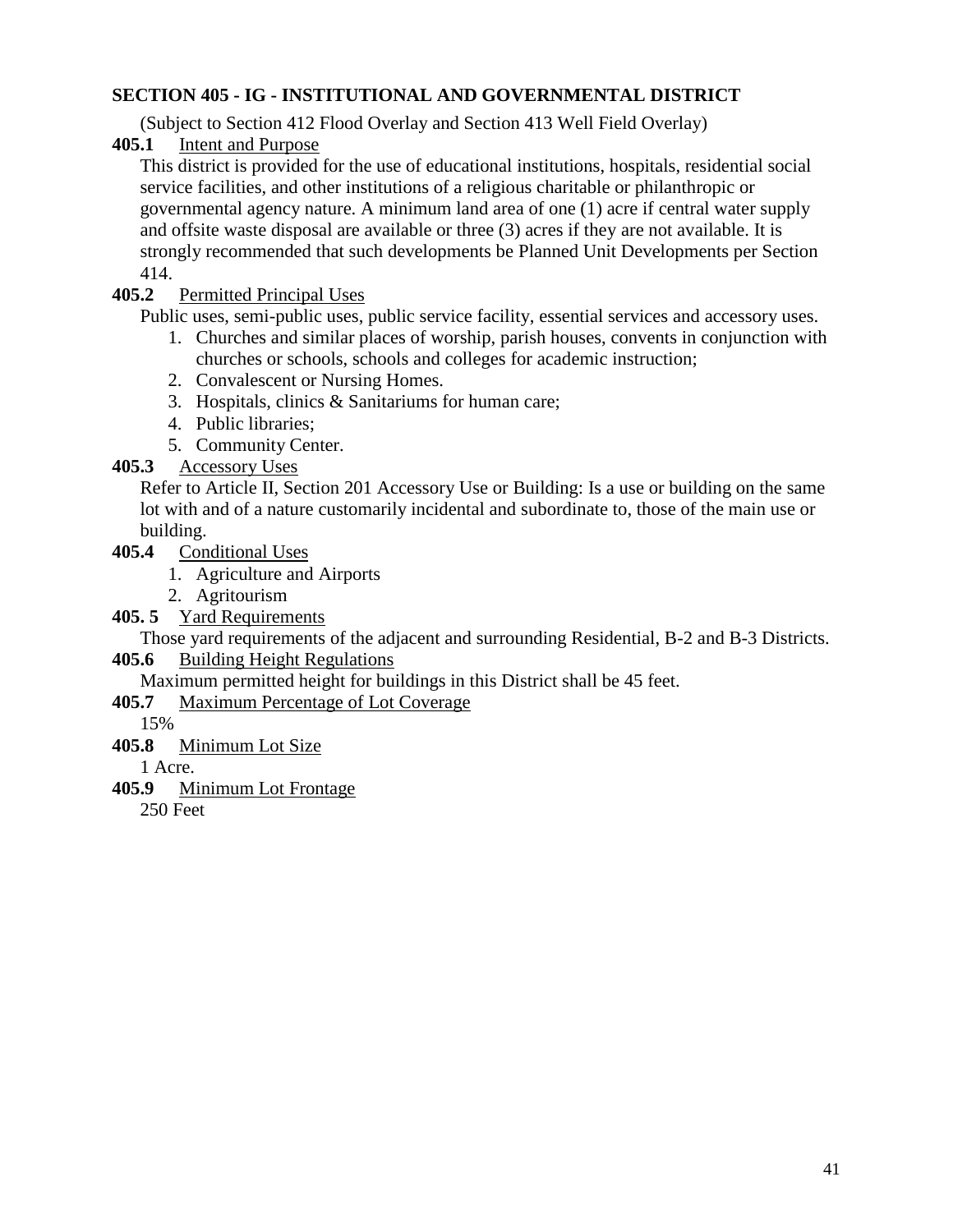## SECTION 405 - IG - INSTITUTIONAL AND GOVERNMENTAL DISTRICT

(Subject to Section 412 Flood Overlay and Section 413 Well Field Overlay)

**405.1** Intent and Purpose

This district is provided for the use of educational institutions, hospitals, residential social service facilities, and other institutions of a religious charitable or philanthropic or governmental agency nature. A minimum land area of one (1) acre if central water supply and offsite waste disposal are available or three (3) acres if they are not available. It is strongly recommended that such developments be Planned Unit Developments per Section 414.

**405.2** Permitted Principal Uses

Public uses, semi-public uses, public service facility, essential services and accessory uses.

1. Churches and similar places of worship, parish houses, convents in conjunction with churches or schools, schools and colleges for academic instruction;
2. Convalescent or Nursing Homes.
3. Hospitals, clinics & Sanitariums for human care;
4. Public libraries;
5. Community Center.

**405.3** Accessory Uses

Refer to Article II, Section 201 Accessory Use or Building: Is a use or building on the same lot with and of a nature customarily incidental and subordinate to, those of the main use or building.

**405.4** Conditional Uses

1. Agriculture and Airports
2. Agritourism

**405. 5** Yard Requirements

Those yard requirements of the adjacent and surrounding Residential, B-2 and B-3 Districts.

**405.6** Building Height Regulations

Maximum permitted height for buildings in this District shall be 45 feet.

**405.7** Maximum Percentage of Lot Coverage

15%

**405.8** Minimum Lot Size

1 Acre.

**405.9** Minimum Lot Frontage

250 Feet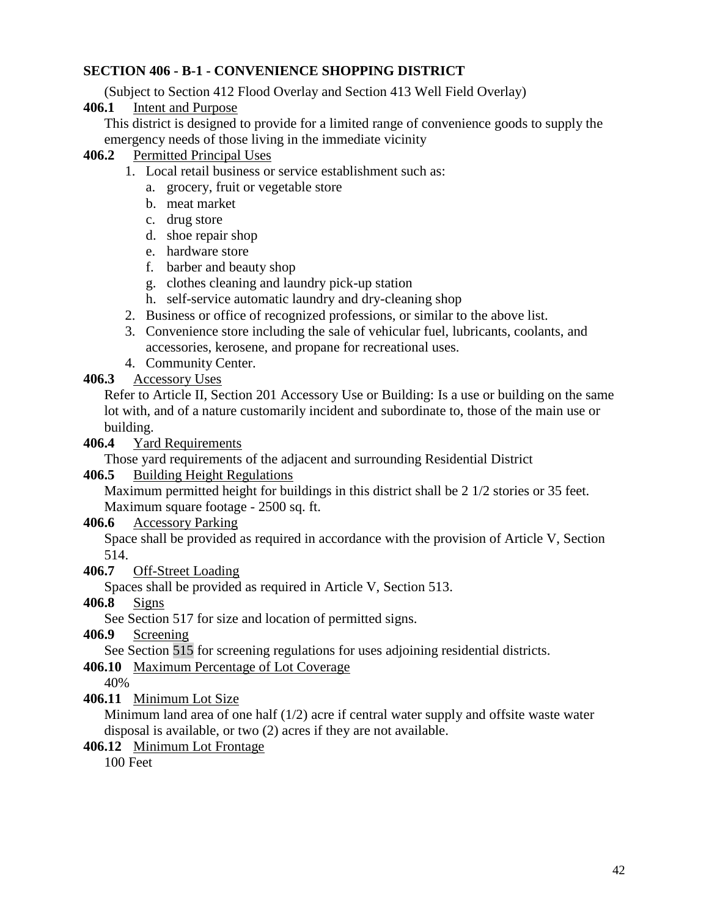## SECTION 406 - B-1 - CONVENIENCE SHOPPING DISTRICT

(Subject to Section 412 Flood Overlay and Section 413 Well Field Overlay)

**406.1** Intent and Purpose

This district is designed to provide for a limited range of convenience goods to supply the emergency needs of those living in the immediate vicinity

**406.2** Permitted Principal Uses

1. Local retail business or service establishment such as:
   a. grocery, fruit or vegetable store
   b. meat market
   c. drug store
   d. shoe repair shop
   e. hardware store
   f. barber and beauty shop
   g. clothes cleaning and laundry pick-up station
   h. self-service automatic laundry and dry-cleaning shop
2. Business or office of recognized professions, or similar to the above list.
3. Convenience store including the sale of vehicular fuel, lubricants, coolants, and accessories, kerosene, and propane for recreational uses.
4. Community Center.

**406.3** Accessory Uses

Refer to Article II, Section 201 Accessory Use or Building: Is a use or building on the same lot with, and of a nature customarily incident and subordinate to, those of the main use or building.

**406.4** Yard Requirements

Those yard requirements of the adjacent and surrounding Residential District

**406.5** Building Height Regulations

Maximum permitted height for buildings in this district shall be 2 1/2 stories or 35 feet.
Maximum square footage - 2500 sq. ft.

**406.6** Accessory Parking

Space shall be provided as required in accordance with the provision of Article V, Section 514.

**406.7** Off-Street Loading

Spaces shall be provided as required in Article V, Section 513.

**406.8** Signs

See Section 517 for size and location of permitted signs.

**406.9** Screening

See Section 515 for screening regulations for uses adjoining residential districts.

**406.10** Maximum Percentage of Lot Coverage

40%

**406.11** Minimum Lot Size

Minimum land area of one half (1/2) acre if central water supply and offsite waste water disposal is available, or two (2) acres if they are not available.

**406.12** Minimum Lot Frontage

100 Feet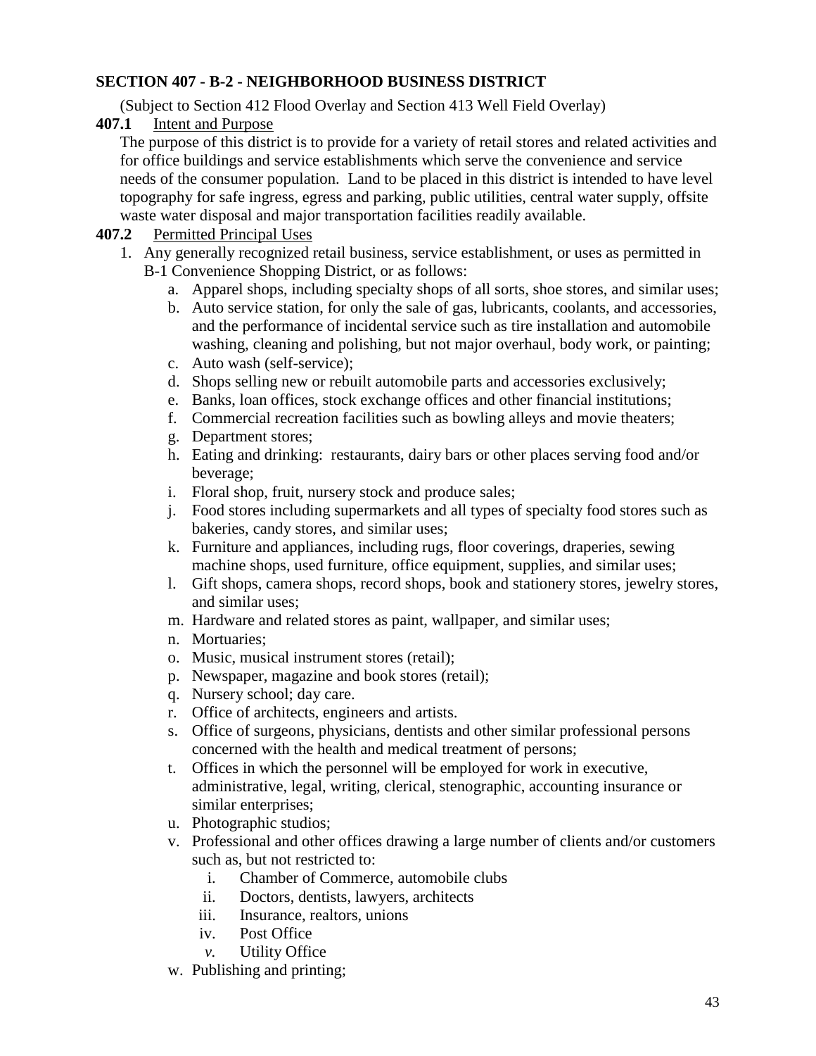## SECTION 407 - B-2 - NEIGHBORHOOD BUSINESS DISTRICT

(Subject to Section 412 Flood Overlay and Section 413 Well Field Overlay)

**407.1** Intent and Purpose

The purpose of this district is to provide for a variety of retail stores and related activities and for office buildings and service establishments which serve the convenience and service needs of the consumer population. Land to be placed in this district is intended to have level topography for safe ingress, egress and parking, public utilities, central water supply, offsite waste water disposal and major transportation facilities readily available.

**407.2** Permitted Principal Uses

1. Any generally recognized retail business, service establishment, or uses as permitted in B-1 Convenience Shopping District, or as follows:
   a. Apparel shops, including specialty shops of all sorts, shoe stores, and similar uses;
   b. Auto service station, for only the sale of gas, lubricants, coolants, and accessories, and the performance of incidental service such as tire installation and automobile washing, cleaning and polishing, but not major overhaul, body work, or painting;
   c. Auto wash (self-service);
   d. Shops selling new or rebuilt automobile parts and accessories exclusively;
   e. Banks, loan offices, stock exchange offices and other financial institutions;
   f. Commercial recreation facilities such as bowling alleys and movie theaters;
   g. Department stores;
   h. Eating and drinking: restaurants, dairy bars or other places serving food and/or beverage;
   i. Floral shop, fruit, nursery stock and produce sales;
   j. Food stores including supermarkets and all types of specialty food stores such as bakeries, candy stores, and similar uses;
   k. Furniture and appliances, including rugs, floor coverings, draperies, sewing machine shops, used furniture, office equipment, supplies, and similar uses;
   l. Gift shops, camera shops, record shops, book and stationery stores, jewelry stores, and similar uses;
   m. Hardware and related stores as paint, wallpaper, and similar uses;
   n. Mortuaries;
   o. Music, musical instrument stores (retail);
   p. Newspaper, magazine and book stores (retail);
   q. Nursery school; day care.
   r. Office of architects, engineers and artists.
   s. Office of surgeons, physicians, dentists and other similar professional persons concerned with the health and medical treatment of persons;
   t. Offices in which the personnel will be employed for work in executive, administrative, legal, writing, clerical, stenographic, accounting insurance or similar enterprises;
   u. Photographic studios;
   v. Professional and other offices drawing a large number of clients and/or customers such as, but not restricted to:
      i. Chamber of Commerce, automobile clubs
      ii. Doctors, dentists, lawyers, architects
      iii. Insurance, realtors, unions
      iv. Post Office
      *v.* Utility Office
   w. Publishing and printing;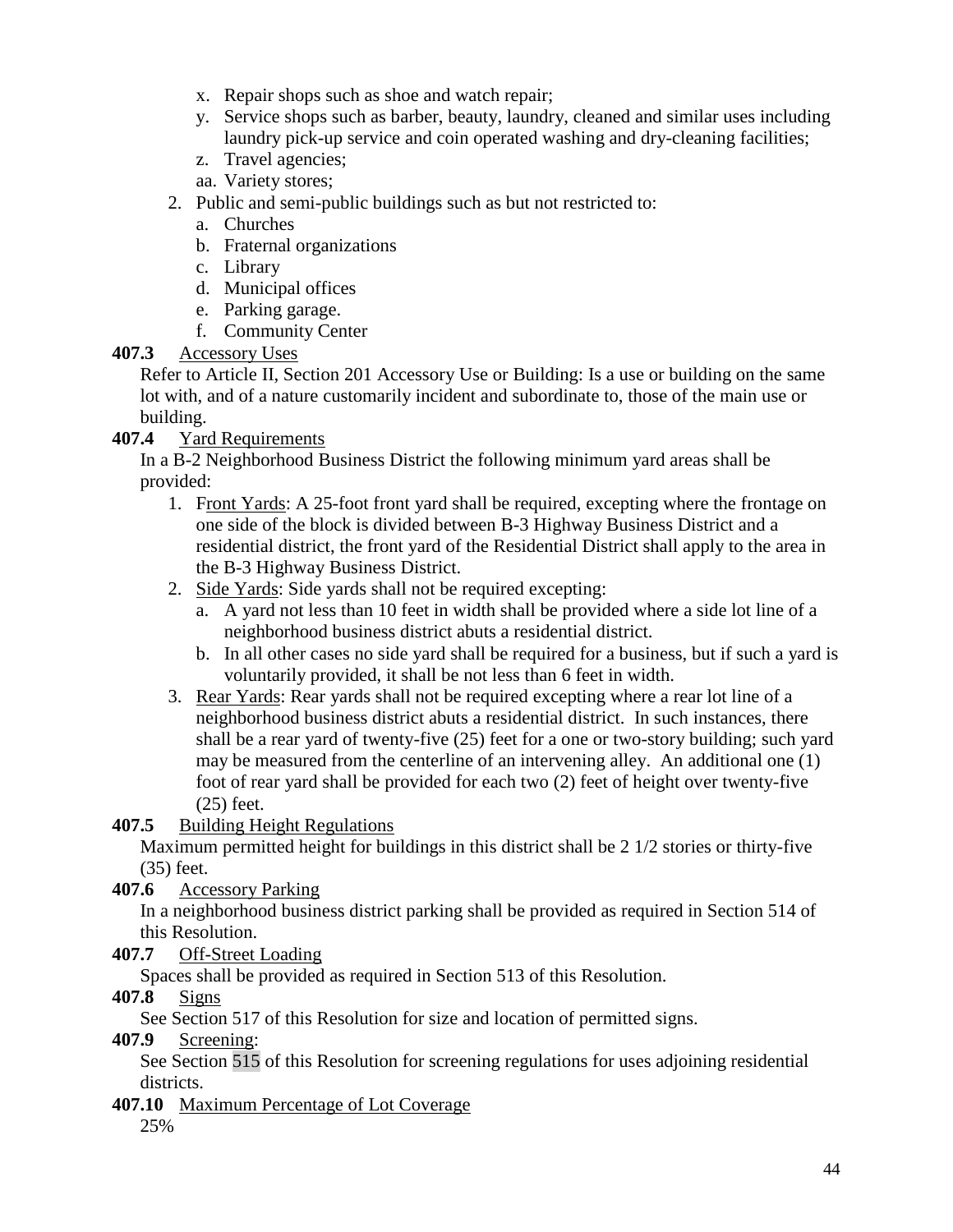x. Repair shops such as shoe and watch repair;
   y. Service shops such as barber, beauty, laundry, cleaned and similar uses including laundry pick-up service and coin operated washing and dry-cleaning facilities;
   z. Travel agencies;
   aa. Variety stores;

2. Public and semi-public buildings such as but not restricted to:
   a. Churches
   b. Fraternal organizations
   c. Library
   d. Municipal offices
   e. Parking garage.
   f. Community Center

**407.3** Accessory Uses

Refer to Article II, Section 201 Accessory Use or Building: Is a use or building on the same lot with, and of a nature customarily incident and subordinate to, those of the main use or building.

**407.4** Yard Requirements

In a B-2 Neighborhood Business District the following minimum yard areas shall be provided:

1. Front Yards: A 25-foot front yard shall be required, excepting where the frontage on one side of the block is divided between B-3 Highway Business District and a residential district, the front yard of the Residential District shall apply to the area in the B-3 Highway Business District.
2. Side Yards: Side yards shall not be required excepting:
   a. A yard not less than 10 feet in width shall be provided where a side lot line of a neighborhood business district abuts a residential district.
   b. In all other cases no side yard shall be required for a business, but if such a yard is voluntarily provided, it shall be not less than 6 feet in width.
3. Rear Yards: Rear yards shall not be required excepting where a rear lot line of a neighborhood business district abuts a residential district. In such instances, there shall be a rear yard of twenty-five (25) feet for a one or two-story building; such yard may be measured from the centerline of an intervening alley. An additional one (1) foot of rear yard shall be provided for each two (2) feet of height over twenty-five (25) feet.

**407.5** Building Height Regulations

Maximum permitted height for buildings in this district shall be 2 1/2 stories or thirty-five (35) feet.

**407.6** Accessory Parking

In a neighborhood business district parking shall be provided as required in Section 514 of this Resolution.

**407.7** Off-Street Loading

Spaces shall be provided as required in Section 513 of this Resolution.

**407.8** Signs

See Section 517 of this Resolution for size and location of permitted signs.

**407.9** Screening:

See Section 515 of this Resolution for screening regulations for uses adjoining residential districts.

**407.10** Maximum Percentage of Lot Coverage

25%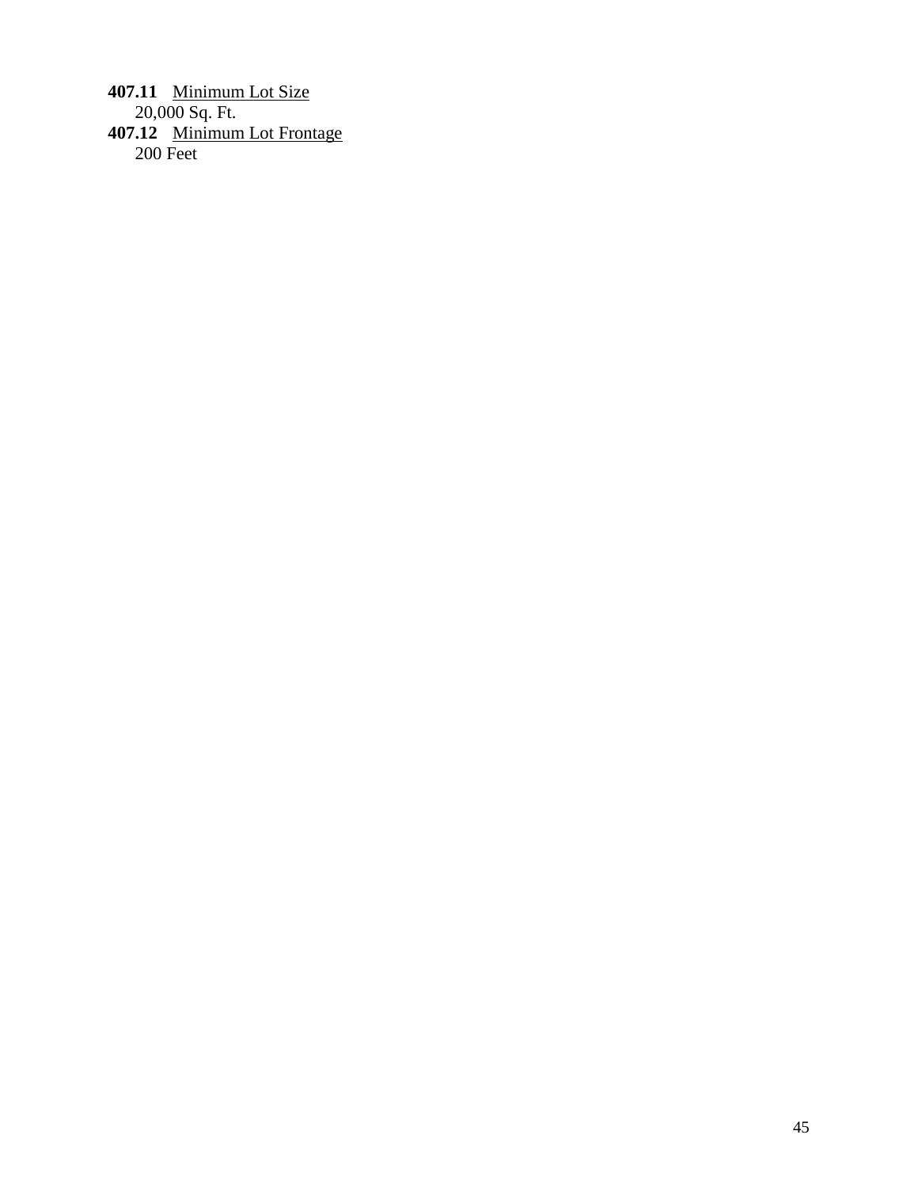**407.11** <u>Minimum Lot Size</u>

20,000 Sq. Ft.

**407.12** <u>Minimum Lot Frontage</u>

200 Feet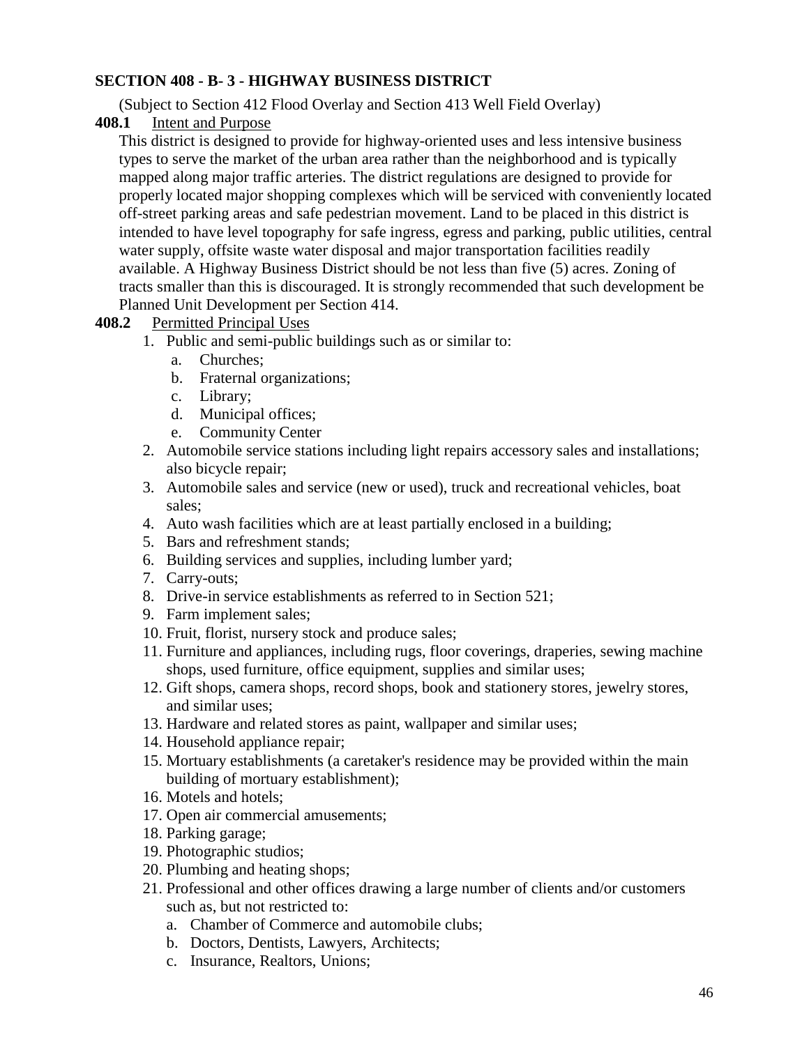## SECTION 408 - B- 3 - HIGHWAY BUSINESS DISTRICT

(Subject to Section 412 Flood Overlay and Section 413 Well Field Overlay)

**408.1** Intent and Purpose

This district is designed to provide for highway-oriented uses and less intensive business types to serve the market of the urban area rather than the neighborhood and is typically mapped along major traffic arteries. The district regulations are designed to provide for properly located major shopping complexes which will be serviced with conveniently located off-street parking areas and safe pedestrian movement. Land to be placed in this district is intended to have level topography for safe ingress, egress and parking, public utilities, central water supply, offsite waste water disposal and major transportation facilities readily available. A Highway Business District should be not less than five (5) acres. Zoning of tracts smaller than this is discouraged. It is strongly recommended that such development be Planned Unit Development per Section 414.

**408.2** Permitted Principal Uses

1. Public and semi-public buildings such as or similar to:
   a. Churches;
   b. Fraternal organizations;
   c. Library;
   d. Municipal offices;
   e. Community Center
2. Automobile service stations including light repairs accessory sales and installations; also bicycle repair;
3. Automobile sales and service (new or used), truck and recreational vehicles, boat sales;
4. Auto wash facilities which are at least partially enclosed in a building;
5. Bars and refreshment stands;
6. Building services and supplies, including lumber yard;
7. Carry-outs;
8. Drive-in service establishments as referred to in Section 521;
9. Farm implement sales;
10. Fruit, florist, nursery stock and produce sales;
11. Furniture and appliances, including rugs, floor coverings, draperies, sewing machine shops, used furniture, office equipment, supplies and similar uses;
12. Gift shops, camera shops, record shops, book and stationery stores, jewelry stores, and similar uses;
13. Hardware and related stores as paint, wallpaper and similar uses;
14. Household appliance repair;
15. Mortuary establishments (a caretaker's residence may be provided within the main building of mortuary establishment);
16. Motels and hotels;
17. Open air commercial amusements;
18. Parking garage;
19. Photographic studios;
20. Plumbing and heating shops;
21. Professional and other offices drawing a large number of clients and/or customers such as, but not restricted to:
    a. Chamber of Commerce and automobile clubs;
    b. Doctors, Dentists, Lawyers, Architects;
    c. Insurance, Realtors, Unions;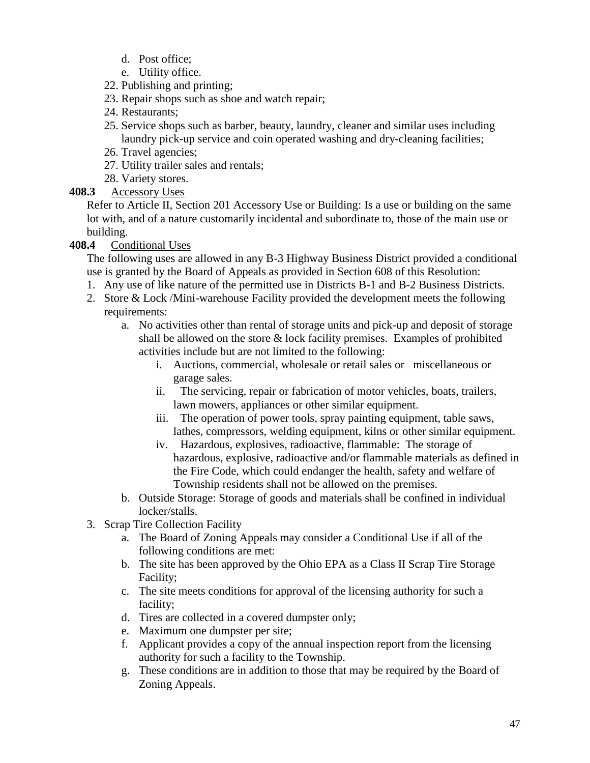d. Post office;
   e. Utility office.
22. Publishing and printing;
23. Repair shops such as shoe and watch repair;
24. Restaurants;
25. Service shops such as barber, beauty, laundry, cleaner and similar uses including laundry pick-up service and coin operated washing and dry-cleaning facilities;
26. Travel agencies;
27. Utility trailer sales and rentals;
28. Variety stores.

**408.3** Accessory Uses

Refer to Article II, Section 201 Accessory Use or Building: Is a use or building on the same lot with, and of a nature customarily incidental and subordinate to, those of the main use or building.

**408.4** Conditional Uses

The following uses are allowed in any B-3 Highway Business District provided a conditional use is granted by the Board of Appeals as provided in Section 608 of this Resolution:

1. Any use of like nature of the permitted use in Districts B-1 and B-2 Business Districts.
2. Store & Lock /Mini-warehouse Facility provided the development meets the following requirements:
   a. No activities other than rental of storage units and pick-up and deposit of storage shall be allowed on the store & lock facility premises. Examples of prohibited activities include but are not limited to the following:
      i. Auctions, commercial, wholesale or retail sales or miscellaneous or garage sales.
      ii. The servicing, repair or fabrication of motor vehicles, boats, trailers, lawn mowers, appliances or other similar equipment.
      iii. The operation of power tools, spray painting equipment, table saws, lathes, compressors, welding equipment, kilns or other similar equipment.
      iv. Hazardous, explosives, radioactive, flammable: The storage of hazardous, explosive, radioactive and/or flammable materials as defined in the Fire Code, which could endanger the health, safety and welfare of Township residents shall not be allowed on the premises.
   b. Outside Storage: Storage of goods and materials shall be confined in individual locker/stalls.
3. Scrap Tire Collection Facility
   a. The Board of Zoning Appeals may consider a Conditional Use if all of the following conditions are met:
   b. The site has been approved by the Ohio EPA as a Class II Scrap Tire Storage Facility;
   c. The site meets conditions for approval of the licensing authority for such a facility;
   d. Tires are collected in a covered dumpster only;
   e. Maximum one dumpster per site;
   f. Applicant provides a copy of the annual inspection report from the licensing authority for such a facility to the Township.
   g. These conditions are in addition to those that may be required by the Board of Zoning Appeals.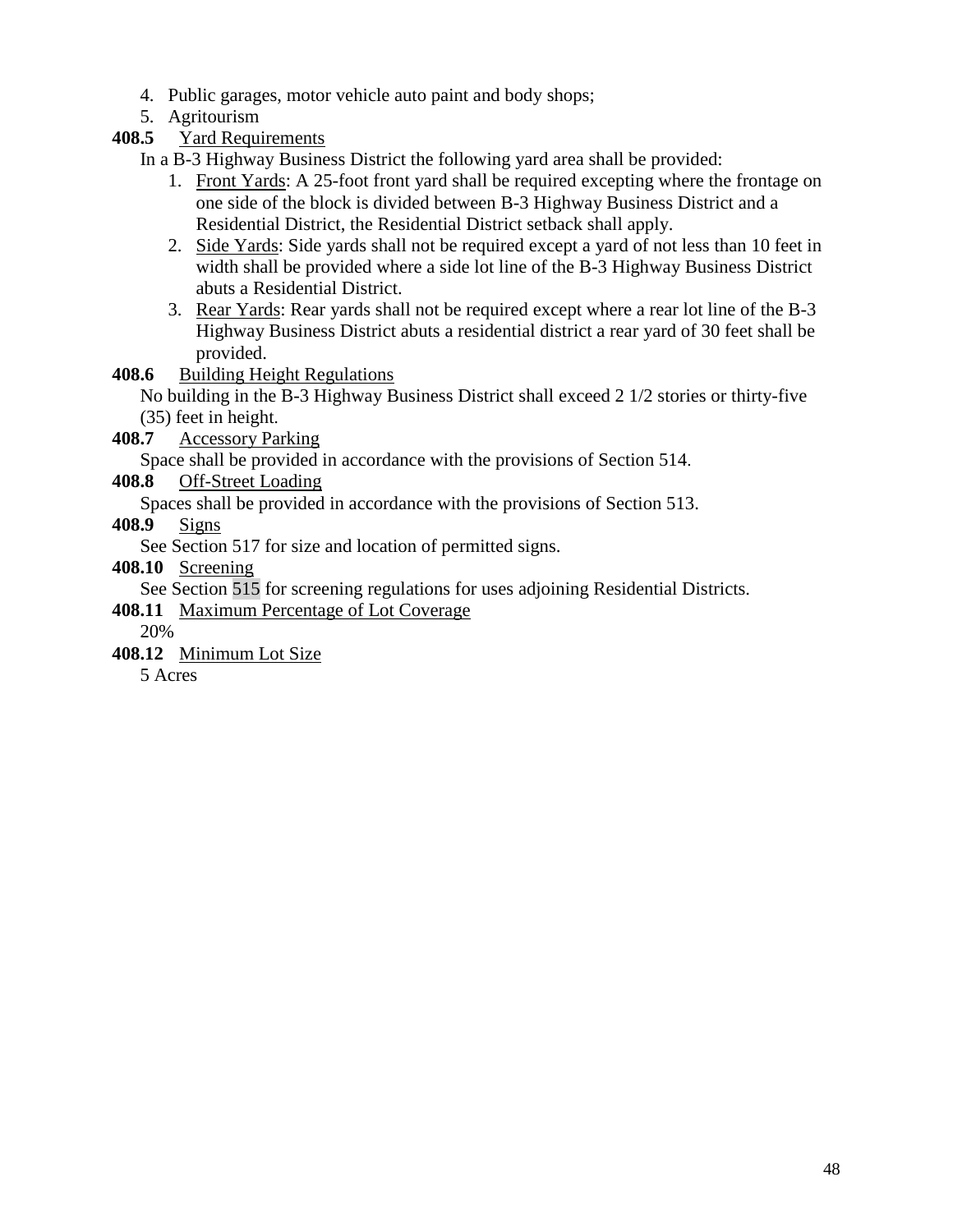4. Public garages, motor vehicle auto paint and body shops;
5. Agritourism

**408.5** Yard Requirements

In a B-3 Highway Business District the following yard area shall be provided:

1. Front Yards: A 25-foot front yard shall be required excepting where the frontage on one side of the block is divided between B-3 Highway Business District and a Residential District, the Residential District setback shall apply.
2. Side Yards: Side yards shall not be required except a yard of not less than 10 feet in width shall be provided where a side lot line of the B-3 Highway Business District abuts a Residential District.
3. Rear Yards: Rear yards shall not be required except where a rear lot line of the B-3 Highway Business District abuts a residential district a rear yard of 30 feet shall be provided.

**408.6** Building Height Regulations

No building in the B-3 Highway Business District shall exceed 2 1/2 stories or thirty-five (35) feet in height.

**408.7** Accessory Parking

Space shall be provided in accordance with the provisions of Section 514.

**408.8** Off-Street Loading

Spaces shall be provided in accordance with the provisions of Section 513.

**408.9** Signs

See Section 517 for size and location of permitted signs.

**408.10** Screening

See Section 515 for screening regulations for uses adjoining Residential Districts.

**408.11** Maximum Percentage of Lot Coverage

20%

**408.12** Minimum Lot Size

5 Acres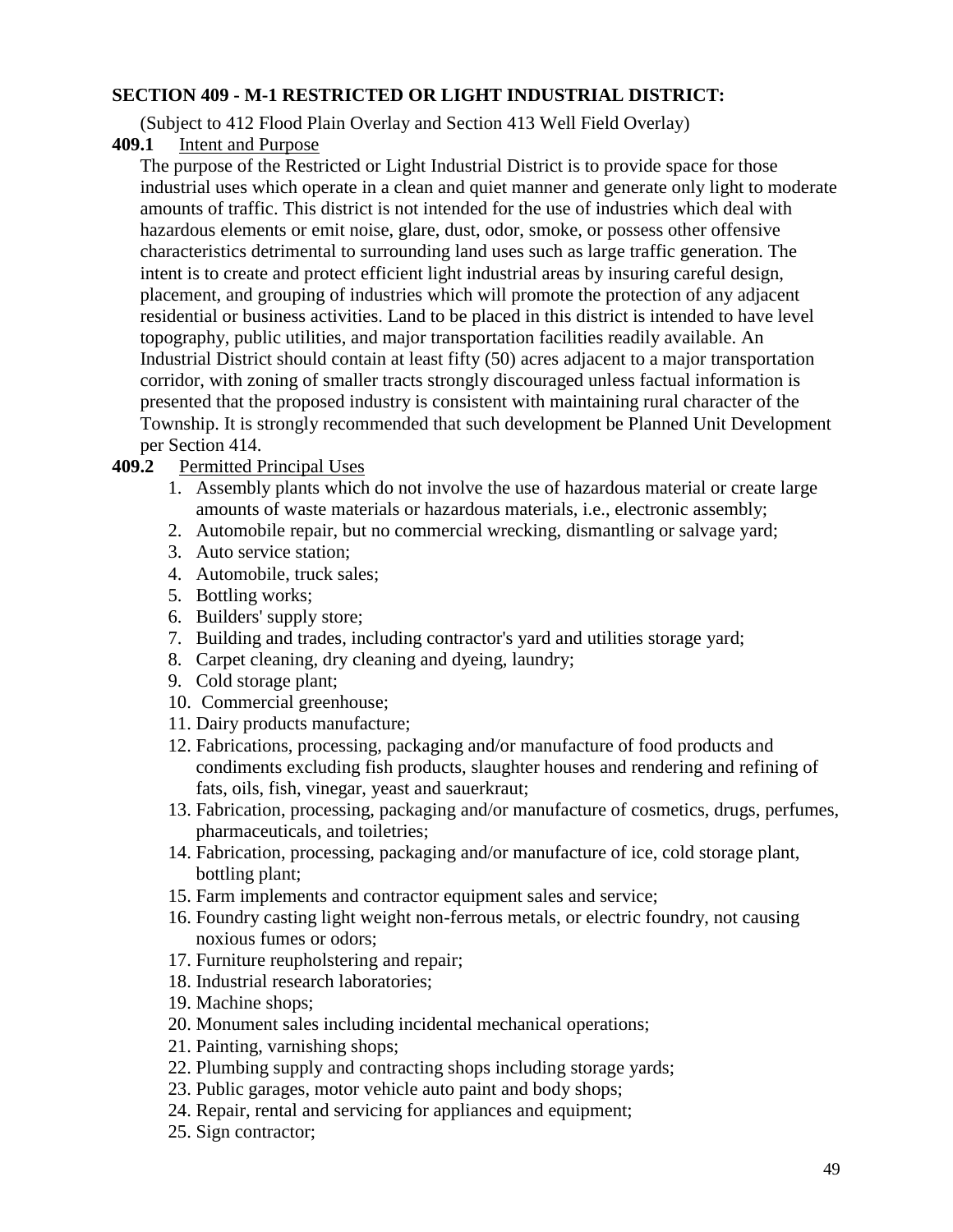## SECTION 409 - M-1 RESTRICTED OR LIGHT INDUSTRIAL DISTRICT:

(Subject to 412 Flood Plain Overlay and Section 413 Well Field Overlay)

**409.1** Intent and Purpose

The purpose of the Restricted or Light Industrial District is to provide space for those industrial uses which operate in a clean and quiet manner and generate only light to moderate amounts of traffic. This district is not intended for the use of industries which deal with hazardous elements or emit noise, glare, dust, odor, smoke, or possess other offensive characteristics detrimental to surrounding land uses such as large traffic generation. The intent is to create and protect efficient light industrial areas by insuring careful design, placement, and grouping of industries which will promote the protection of any adjacent residential or business activities. Land to be placed in this district is intended to have level topography, public utilities, and major transportation facilities readily available. An Industrial District should contain at least fifty (50) acres adjacent to a major transportation corridor, with zoning of smaller tracts strongly discouraged unless factual information is presented that the proposed industry is consistent with maintaining rural character of the Township. It is strongly recommended that such development be Planned Unit Development per Section 414.

**409.2** Permitted Principal Uses

1. Assembly plants which do not involve the use of hazardous material or create large amounts of waste materials or hazardous materials, i.e., electronic assembly;
2. Automobile repair, but no commercial wrecking, dismantling or salvage yard;
3. Auto service station;
4. Automobile, truck sales;
5. Bottling works;
6. Builders' supply store;
7. Building and trades, including contractor's yard and utilities storage yard;
8. Carpet cleaning, dry cleaning and dyeing, laundry;
9. Cold storage plant;
10. Commercial greenhouse;
11. Dairy products manufacture;
12. Fabrications, processing, packaging and/or manufacture of food products and condiments excluding fish products, slaughter houses and rendering and refining of fats, oils, fish, vinegar, yeast and sauerkraut;
13. Fabrication, processing, packaging and/or manufacture of cosmetics, drugs, perfumes, pharmaceuticals, and toiletries;
14. Fabrication, processing, packaging and/or manufacture of ice, cold storage plant, bottling plant;
15. Farm implements and contractor equipment sales and service;
16. Foundry casting light weight non-ferrous metals, or electric foundry, not causing noxious fumes or odors;
17. Furniture reupholstering and repair;
18. Industrial research laboratories;
19. Machine shops;
20. Monument sales including incidental mechanical operations;
21. Painting, varnishing shops;
22. Plumbing supply and contracting shops including storage yards;
23. Public garages, motor vehicle auto paint and body shops;
24. Repair, rental and servicing for appliances and equipment;
25. Sign contractor;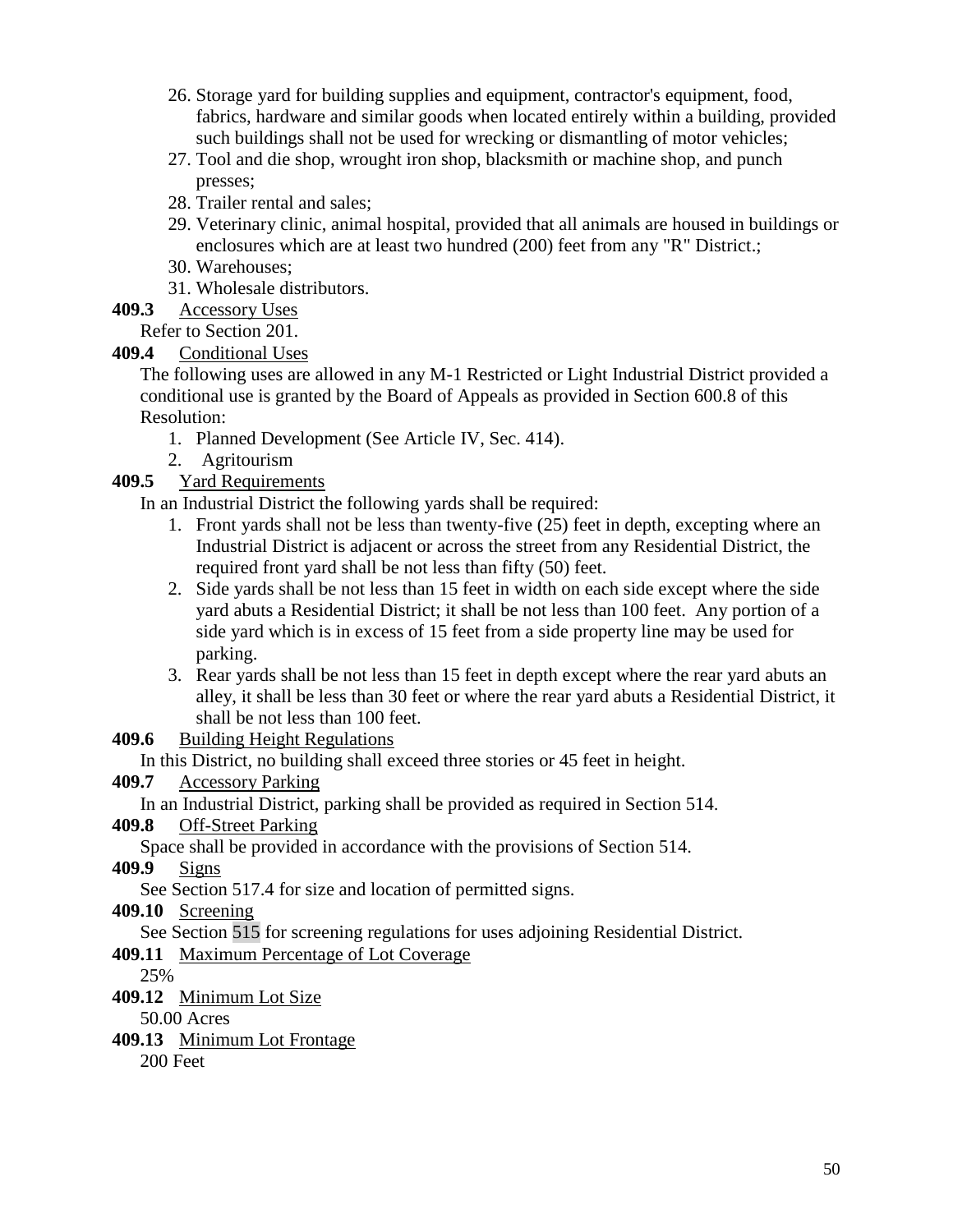26. Storage yard for building supplies and equipment, contractor's equipment, food, fabrics, hardware and similar goods when located entirely within a building, provided such buildings shall not be used for wrecking or dismantling of motor vehicles;
27. Tool and die shop, wrought iron shop, blacksmith or machine shop, and punch presses;
28. Trailer rental and sales;
29. Veterinary clinic, animal hospital, provided that all animals are housed in buildings or enclosures which are at least two hundred (200) feet from any "R" District.;
30. Warehouses;
31. Wholesale distributors.

**409.3** Accessory Uses

Refer to Section 201.

**409.4** Conditional Uses

The following uses are allowed in any M-1 Restricted or Light Industrial District provided a conditional use is granted by the Board of Appeals as provided in Section 600.8 of this Resolution:

1. Planned Development (See Article IV, Sec. 414).
2. Agritourism

**409.5** Yard Requirements

In an Industrial District the following yards shall be required:

1. Front yards shall not be less than twenty-five (25) feet in depth, excepting where an Industrial District is adjacent or across the street from any Residential District, the required front yard shall be not less than fifty (50) feet.
2. Side yards shall be not less than 15 feet in width on each side except where the side yard abuts a Residential District; it shall be not less than 100 feet. Any portion of a side yard which is in excess of 15 feet from a side property line may be used for parking.
3. Rear yards shall be not less than 15 feet in depth except where the rear yard abuts an alley, it shall be less than 30 feet or where the rear yard abuts a Residential District, it shall be not less than 100 feet.

**409.6** Building Height Regulations

In this District, no building shall exceed three stories or 45 feet in height.

**409.7** Accessory Parking

In an Industrial District, parking shall be provided as required in Section 514.

**409.8** Off-Street Parking

Space shall be provided in accordance with the provisions of Section 514.

**409.9** Signs

See Section 517.4 for size and location of permitted signs.

**409.10** Screening

See Section 515 for screening regulations for uses adjoining Residential District.

**409.11** Maximum Percentage of Lot Coverage

25%

**409.12** Minimum Lot Size

50.00 Acres

**409.13** Minimum Lot Frontage

200 Feet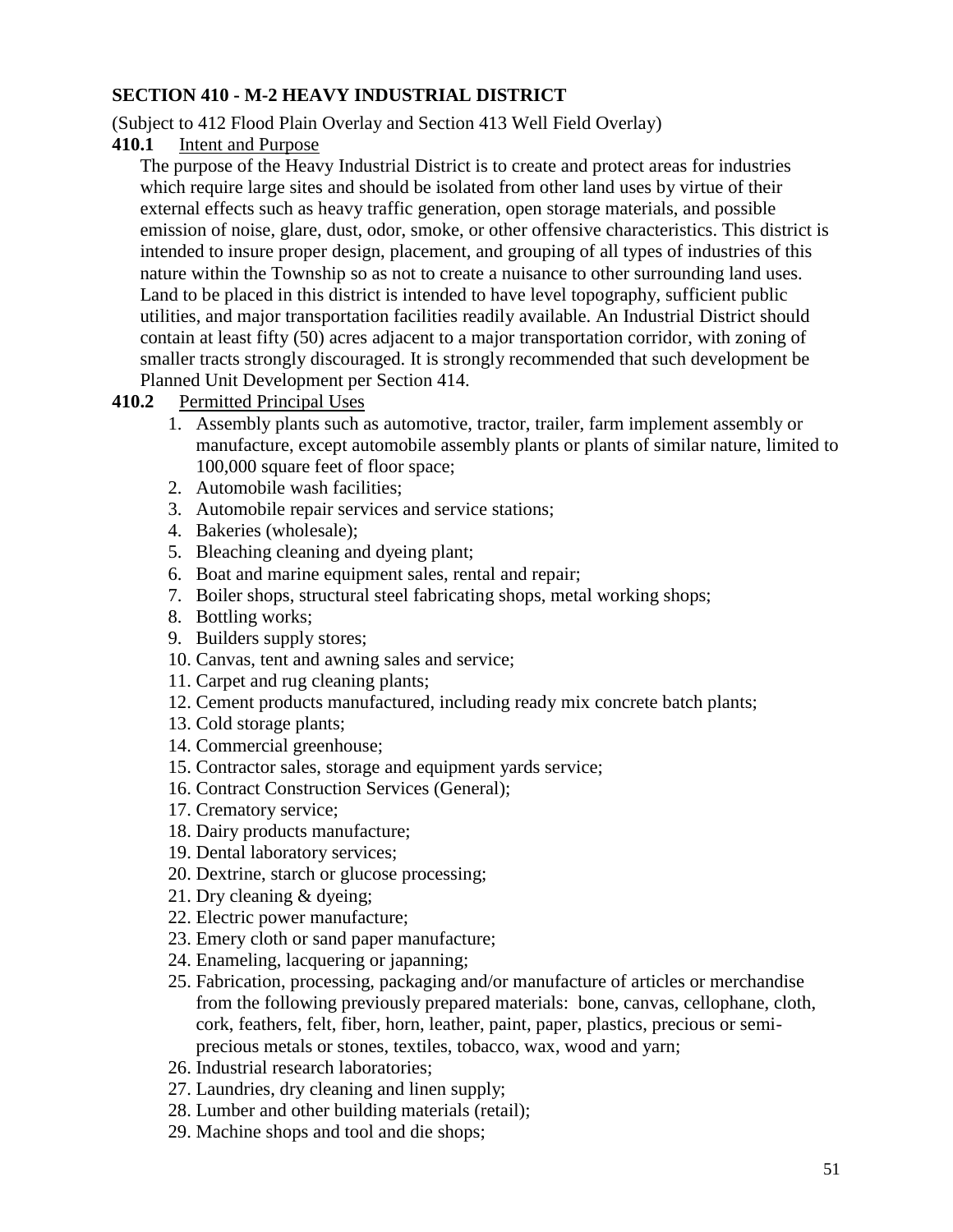## SECTION 410 - M-2 HEAVY INDUSTRIAL DISTRICT

(Subject to 412 Flood Plain Overlay and Section 413 Well Field Overlay)

**410.1** Intent and Purpose

The purpose of the Heavy Industrial District is to create and protect areas for industries which require large sites and should be isolated from other land uses by virtue of their external effects such as heavy traffic generation, open storage materials, and possible emission of noise, glare, dust, odor, smoke, or other offensive characteristics. This district is intended to insure proper design, placement, and grouping of all types of industries of this nature within the Township so as not to create a nuisance to other surrounding land uses. Land to be placed in this district is intended to have level topography, sufficient public utilities, and major transportation facilities readily available. An Industrial District should contain at least fifty (50) acres adjacent to a major transportation corridor, with zoning of smaller tracts strongly discouraged. It is strongly recommended that such development be Planned Unit Development per Section 414.

**410.2** Permitted Principal Uses

1. Assembly plants such as automotive, tractor, trailer, farm implement assembly or manufacture, except automobile assembly plants or plants of similar nature, limited to 100,000 square feet of floor space;
2. Automobile wash facilities;
3. Automobile repair services and service stations;
4. Bakeries (wholesale);
5. Bleaching cleaning and dyeing plant;
6. Boat and marine equipment sales, rental and repair;
7. Boiler shops, structural steel fabricating shops, metal working shops;
8. Bottling works;
9. Builders supply stores;
10. Canvas, tent and awning sales and service;
11. Carpet and rug cleaning plants;
12. Cement products manufactured, including ready mix concrete batch plants;
13. Cold storage plants;
14. Commercial greenhouse;
15. Contractor sales, storage and equipment yards service;
16. Contract Construction Services (General);
17. Crematory service;
18. Dairy products manufacture;
19. Dental laboratory services;
20. Dextrine, starch or glucose processing;
21. Dry cleaning & dyeing;
22. Electric power manufacture;
23. Emery cloth or sand paper manufacture;
24. Enameling, lacquering or japanning;
25. Fabrication, processing, packaging and/or manufacture of articles or merchandise from the following previously prepared materials: bone, canvas, cellophane, cloth, cork, feathers, felt, fiber, horn, leather, paint, paper, plastics, precious or semi-precious metals or stones, textiles, tobacco, wax, wood and yarn;
26. Industrial research laboratories;
27. Laundries, dry cleaning and linen supply;
28. Lumber and other building materials (retail);
29. Machine shops and tool and die shops;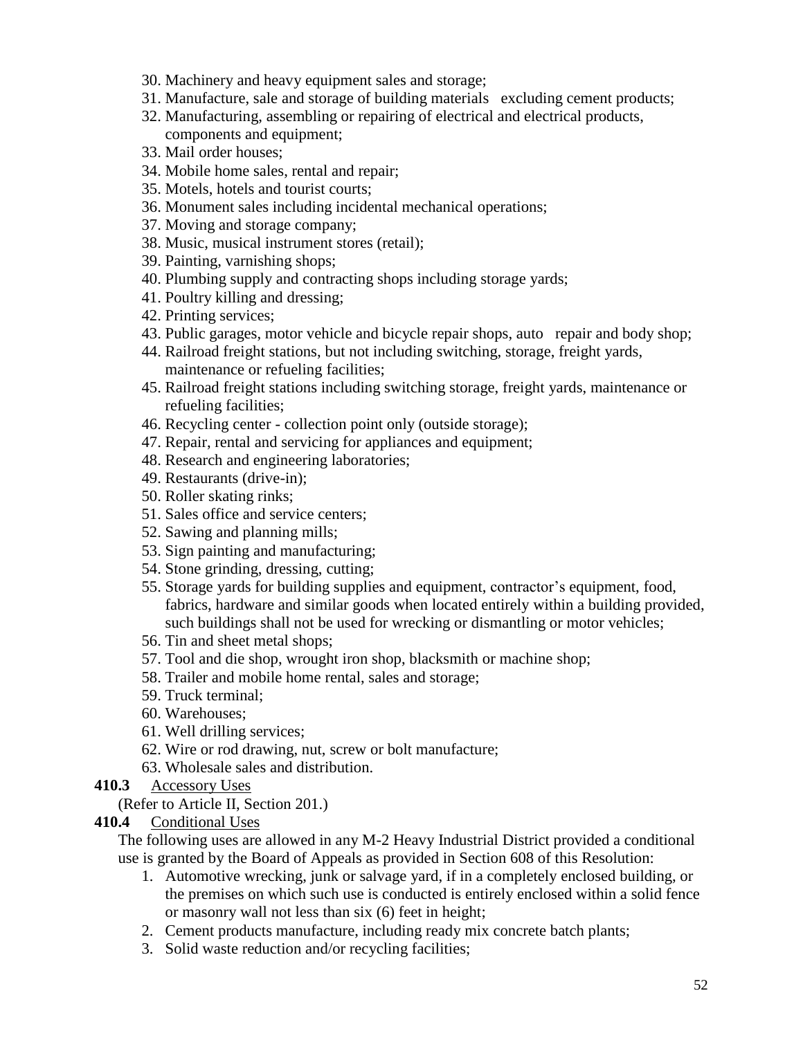30. Machinery and heavy equipment sales and storage;
31. Manufacture, sale and storage of building materials excluding cement products;
32. Manufacturing, assembling or repairing of electrical and electrical products, components and equipment;
33. Mail order houses;
34. Mobile home sales, rental and repair;
35. Motels, hotels and tourist courts;
36. Monument sales including incidental mechanical operations;
37. Moving and storage company;
38. Music, musical instrument stores (retail);
39. Painting, varnishing shops;
40. Plumbing supply and contracting shops including storage yards;
41. Poultry killing and dressing;
42. Printing services;
43. Public garages, motor vehicle and bicycle repair shops, auto repair and body shop;
44. Railroad freight stations, but not including switching, storage, freight yards, maintenance or refueling facilities;
45. Railroad freight stations including switching storage, freight yards, maintenance or refueling facilities;
46. Recycling center - collection point only (outside storage);
47. Repair, rental and servicing for appliances and equipment;
48. Research and engineering laboratories;
49. Restaurants (drive-in);
50. Roller skating rinks;
51. Sales office and service centers;
52. Sawing and planning mills;
53. Sign painting and manufacturing;
54. Stone grinding, dressing, cutting;
55. Storage yards for building supplies and equipment, contractor's equipment, food, fabrics, hardware and similar goods when located entirely within a building provided, such buildings shall not be used for wrecking or dismantling or motor vehicles;
56. Tin and sheet metal shops;
57. Tool and die shop, wrought iron shop, blacksmith or machine shop;
58. Trailer and mobile home rental, sales and storage;
59. Truck terminal;
60. Warehouses;
61. Well drilling services;
62. Wire or rod drawing, nut, screw or bolt manufacture;
63. Wholesale sales and distribution.

**410.3** Accessory Uses

(Refer to Article II, Section 201.)

**410.4** Conditional Uses

The following uses are allowed in any M-2 Heavy Industrial District provided a conditional use is granted by the Board of Appeals as provided in Section 608 of this Resolution:

1. Automotive wrecking, junk or salvage yard, if in a completely enclosed building, or the premises on which such use is conducted is entirely enclosed within a solid fence or masonry wall not less than six (6) feet in height;
2. Cement products manufacture, including ready mix concrete batch plants;
3. Solid waste reduction and/or recycling facilities;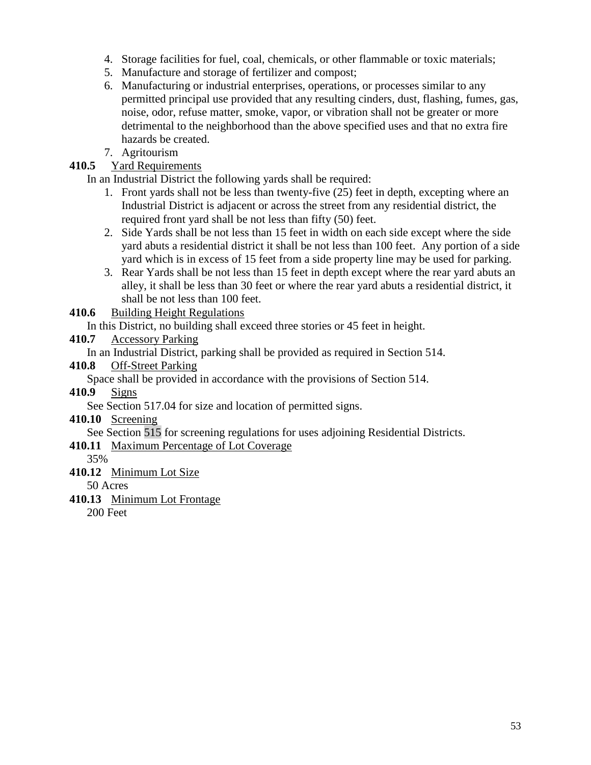4. Storage facilities for fuel, coal, chemicals, or other flammable or toxic materials;
5. Manufacture and storage of fertilizer and compost;
6. Manufacturing or industrial enterprises, operations, or processes similar to any permitted principal use provided that any resulting cinders, dust, flashing, fumes, gas, noise, odor, refuse matter, smoke, vapor, or vibration shall not be greater or more detrimental to the neighborhood than the above specified uses and that no extra fire hazards be created.
7. Agritourism

**410.5** Yard Requirements

In an Industrial District the following yards shall be required:

1. Front yards shall not be less than twenty-five (25) feet in depth, excepting where an Industrial District is adjacent or across the street from any residential district, the required front yard shall be not less than fifty (50) feet.
2. Side Yards shall be not less than 15 feet in width on each side except where the side yard abuts a residential district it shall be not less than 100 feet. Any portion of a side yard which is in excess of 15 feet from a side property line may be used for parking.
3. Rear Yards shall be not less than 15 feet in depth except where the rear yard abuts an alley, it shall be less than 30 feet or where the rear yard abuts a residential district, it shall be not less than 100 feet.

**410.6** Building Height Regulations

In this District, no building shall exceed three stories or 45 feet in height.

**410.7** Accessory Parking

In an Industrial District, parking shall be provided as required in Section 514.

**410.8** Off-Street Parking

Space shall be provided in accordance with the provisions of Section 514.

**410.9** Signs

See Section 517.04 for size and location of permitted signs.

**410.10** Screening

See Section 515 for screening regulations for uses adjoining Residential Districts.

**410.11** Maximum Percentage of Lot Coverage

35%

**410.12** Minimum Lot Size

50 Acres

**410.13** Minimum Lot Frontage

200 Feet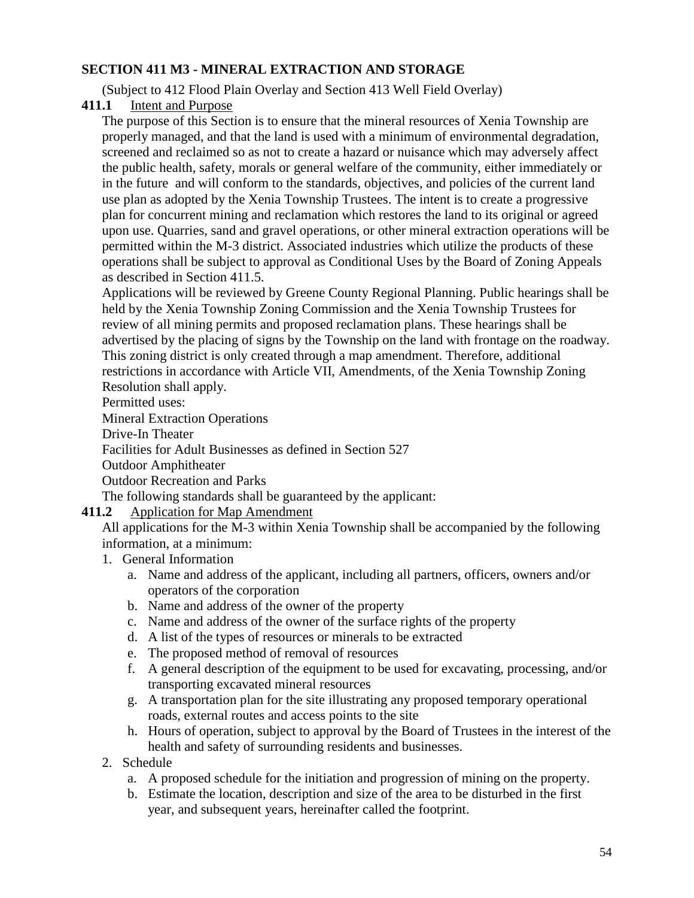## SECTION 411 M3 - MINERAL EXTRACTION AND STORAGE

(Subject to 412 Flood Plain Overlay and Section 413 Well Field Overlay)

**411.1** Intent and Purpose

The purpose of this Section is to ensure that the mineral resources of Xenia Township are properly managed, and that the land is used with a minimum of environmental degradation, screened and reclaimed so as not to create a hazard or nuisance which may adversely affect the public health, safety, morals or general welfare of the community, either immediately or in the future and will conform to the standards, objectives, and policies of the current land use plan as adopted by the Xenia Township Trustees. The intent is to create a progressive plan for concurrent mining and reclamation which restores the land to its original or agreed upon use. Quarries, sand and gravel operations, or other mineral extraction operations will be permitted within the M-3 district. Associated industries which utilize the products of these operations shall be subject to approval as Conditional Uses by the Board of Zoning Appeals as described in Section 411.5.

Applications will be reviewed by Greene County Regional Planning. Public hearings shall be held by the Xenia Township Zoning Commission and the Xenia Township Trustees for review of all mining permits and proposed reclamation plans. These hearings shall be advertised by the placing of signs by the Township on the land with frontage on the roadway. This zoning district is only created through a map amendment. Therefore, additional restrictions in accordance with Article VII, Amendments, of the Xenia Township Zoning Resolution shall apply.

Permitted uses:

Mineral Extraction Operations

Drive-In Theater

Facilities for Adult Businesses as defined in Section 527

Outdoor Amphitheater

Outdoor Recreation and Parks

The following standards shall be guaranteed by the applicant:

**411.2** Application for Map Amendment

All applications for the M-3 within Xenia Township shall be accompanied by the following information, at a minimum:

1. General Information
   a. Name and address of the applicant, including all partners, officers, owners and/or operators of the corporation
   b. Name and address of the owner of the property
   c. Name and address of the owner of the surface rights of the property
   d. A list of the types of resources or minerals to be extracted
   e. The proposed method of removal of resources
   f. A general description of the equipment to be used for excavating, processing, and/or transporting excavated mineral resources
   g. A transportation plan for the site illustrating any proposed temporary operational roads, external routes and access points to the site
   h. Hours of operation, subject to approval by the Board of Trustees in the interest of the health and safety of surrounding residents and businesses.
2. Schedule
   a. A proposed schedule for the initiation and progression of mining on the property.
   b. Estimate the location, description and size of the area to be disturbed in the first year, and subsequent years, hereinafter called the footprint.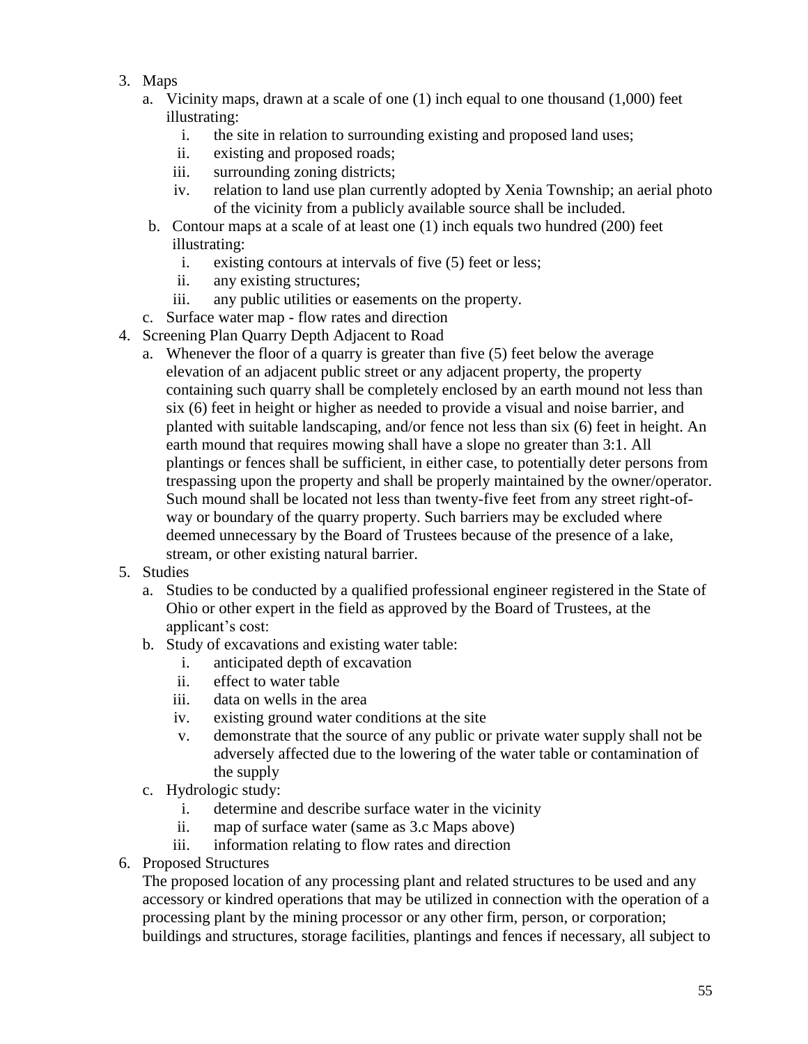3. Maps
   a. Vicinity maps, drawn at a scale of one (1) inch equal to one thousand (1,000) feet illustrating:
      i. the site in relation to surrounding existing and proposed land uses;
      ii. existing and proposed roads;
      iii. surrounding zoning districts;
      iv. relation to land use plan currently adopted by Xenia Township; an aerial photo of the vicinity from a publicly available source shall be included.
   b. Contour maps at a scale of at least one (1) inch equals two hundred (200) feet illustrating:
      i. existing contours at intervals of five (5) feet or less;
      ii. any existing structures;
      iii. any public utilities or easements on the property.
   c. Surface water map - flow rates and direction
4. Screening Plan Quarry Depth Adjacent to Road
   a. Whenever the floor of a quarry is greater than five (5) feet below the average elevation of an adjacent public street or any adjacent property, the property containing such quarry shall be completely enclosed by an earth mound not less than six (6) feet in height or higher as needed to provide a visual and noise barrier, and planted with suitable landscaping, and/or fence not less than six (6) feet in height. An earth mound that requires mowing shall have a slope no greater than 3:1. All plantings or fences shall be sufficient, in either case, to potentially deter persons from trespassing upon the property and shall be properly maintained by the owner/operator. Such mound shall be located not less than twenty-five feet from any street right-of-way or boundary of the quarry property. Such barriers may be excluded where deemed unnecessary by the Board of Trustees because of the presence of a lake, stream, or other existing natural barrier.
5. Studies
   a. Studies to be conducted by a qualified professional engineer registered in the State of Ohio or other expert in the field as approved by the Board of Trustees, at the applicant's cost:
   b. Study of excavations and existing water table:
      i. anticipated depth of excavation
      ii. effect to water table
      iii. data on wells in the area
      iv. existing ground water conditions at the site
      v. demonstrate that the source of any public or private water supply shall not be adversely affected due to the lowering of the water table or contamination of the supply
   c. Hydrologic study:
      i. determine and describe surface water in the vicinity
      ii. map of surface water (same as 3.c Maps above)
      iii. information relating to flow rates and direction
6. Proposed Structures

   The proposed location of any processing plant and related structures to be used and any accessory or kindred operations that may be utilized in connection with the operation of a processing plant by the mining processor or any other firm, person, or corporation; buildings and structures, storage facilities, plantings and fences if necessary, all subject to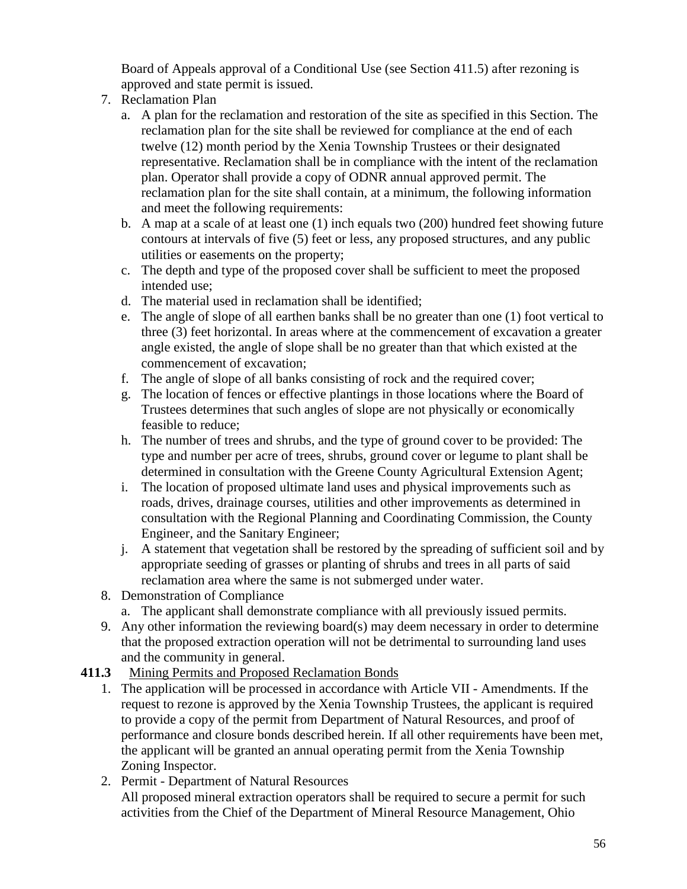Board of Appeals approval of a Conditional Use (see Section 411.5) after rezoning is approved and state permit is issued.

7. Reclamation Plan
   a. A plan for the reclamation and restoration of the site as specified in this Section. The reclamation plan for the site shall be reviewed for compliance at the end of each twelve (12) month period by the Xenia Township Trustees or their designated representative. Reclamation shall be in compliance with the intent of the reclamation plan. Operator shall provide a copy of ODNR annual approved permit. The reclamation plan for the site shall contain, at a minimum, the following information and meet the following requirements:
   b. A map at a scale of at least one (1) inch equals two (200) hundred feet showing future contours at intervals of five (5) feet or less, any proposed structures, and any public utilities or easements on the property;
   c. The depth and type of the proposed cover shall be sufficient to meet the proposed intended use;
   d. The material used in reclamation shall be identified;
   e. The angle of slope of all earthen banks shall be no greater than one (1) foot vertical to three (3) feet horizontal. In areas where at the commencement of excavation a greater angle existed, the angle of slope shall be no greater than that which existed at the commencement of excavation;
   f. The angle of slope of all banks consisting of rock and the required cover;
   g. The location of fences or effective plantings in those locations where the Board of Trustees determines that such angles of slope are not physically or economically feasible to reduce;
   h. The number of trees and shrubs, and the type of ground cover to be provided: The type and number per acre of trees, shrubs, ground cover or legume to plant shall be determined in consultation with the Greene County Agricultural Extension Agent;
   i. The location of proposed ultimate land uses and physical improvements such as roads, drives, drainage courses, utilities and other improvements as determined in consultation with the Regional Planning and Coordinating Commission, the County Engineer, and the Sanitary Engineer;
   j. A statement that vegetation shall be restored by the spreading of sufficient soil and by appropriate seeding of grasses or planting of shrubs and trees in all parts of said reclamation area where the same is not submerged under water.
8. Demonstration of Compliance
   a. The applicant shall demonstrate compliance with all previously issued permits.
9. Any other information the reviewing board(s) may deem necessary in order to determine that the proposed extraction operation will not be detrimental to surrounding land uses and the community in general.

**411.3** Mining Permits and Proposed Reclamation Bonds

1. The application will be processed in accordance with Article VII - Amendments. If the request to rezone is approved by the Xenia Township Trustees, the applicant is required to provide a copy of the permit from Department of Natural Resources, and proof of performance and closure bonds described herein. If all other requirements have been met, the applicant will be granted an annual operating permit from the Xenia Township Zoning Inspector.
2. Permit - Department of Natural Resources
   All proposed mineral extraction operators shall be required to secure a permit for such activities from the Chief of the Department of Mineral Resource Management, Ohio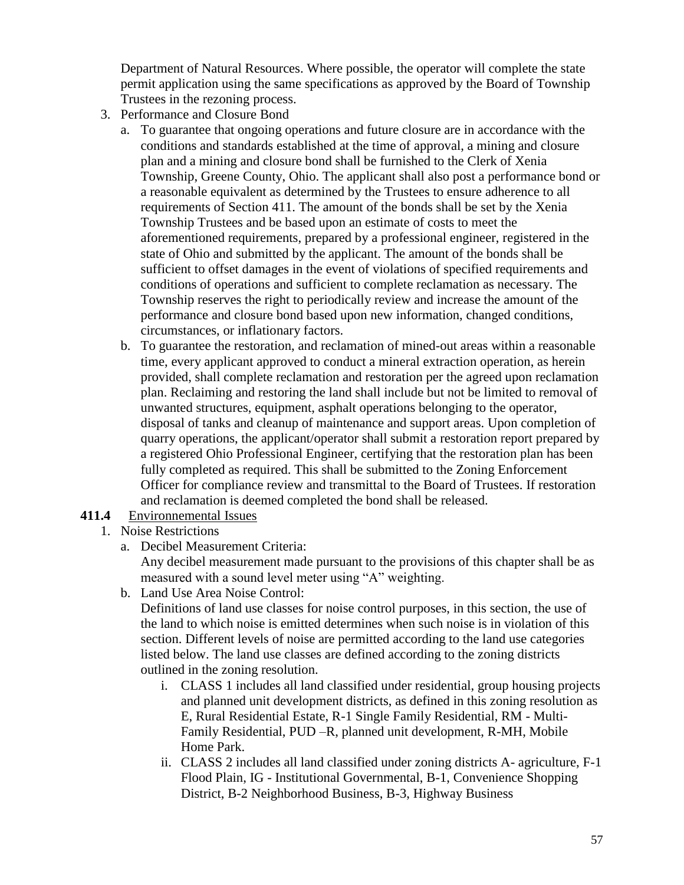Department of Natural Resources. Where possible, the operator will complete the state permit application using the same specifications as approved by the Board of Township Trustees in the rezoning process.

3. Performance and Closure Bond
   a. To guarantee that ongoing operations and future closure are in accordance with the conditions and standards established at the time of approval, a mining and closure plan and a mining and closure bond shall be furnished to the Clerk of Xenia Township, Greene County, Ohio. The applicant shall also post a performance bond or a reasonable equivalent as determined by the Trustees to ensure adherence to all requirements of Section 411. The amount of the bonds shall be set by the Xenia Township Trustees and be based upon an estimate of costs to meet the aforementioned requirements, prepared by a professional engineer, registered in the state of Ohio and submitted by the applicant. The amount of the bonds shall be sufficient to offset damages in the event of violations of specified requirements and conditions of operations and sufficient to complete reclamation as necessary. The Township reserves the right to periodically review and increase the amount of the performance and closure bond based upon new information, changed conditions, circumstances, or inflationary factors.
   b. To guarantee the restoration, and reclamation of mined-out areas within a reasonable time, every applicant approved to conduct a mineral extraction operation, as herein provided, shall complete reclamation and restoration per the agreed upon reclamation plan. Reclaiming and restoring the land shall include but not be limited to removal of unwanted structures, equipment, asphalt operations belonging to the operator, disposal of tanks and cleanup of maintenance and support areas. Upon completion of quarry operations, the applicant/operator shall submit a restoration report prepared by a registered Ohio Professional Engineer, certifying that the restoration plan has been fully completed as required. This shall be submitted to the Zoning Enforcement Officer for compliance review and transmittal to the Board of Trustees. If restoration and reclamation is deemed completed the bond shall be released.

**411.4** Environnemental Issues

1. Noise Restrictions
   a. Decibel Measurement Criteria:
      Any decibel measurement made pursuant to the provisions of this chapter shall be as measured with a sound level meter using "A" weighting.
   b. Land Use Area Noise Control:
      Definitions of land use classes for noise control purposes, in this section, the use of the land to which noise is emitted determines when such noise is in violation of this section. Different levels of noise are permitted according to the land use categories listed below. The land use classes are defined according to the zoning districts outlined in the zoning resolution.
      i. CLASS 1 includes all land classified under residential, group housing projects and planned unit development districts, as defined in this zoning resolution as E, Rural Residential Estate, R-1 Single Family Residential, RM - Multi-Family Residential, PUD –R, planned unit development, R-MH, Mobile Home Park.
      ii. CLASS 2 includes all land classified under zoning districts A- agriculture, F-1 Flood Plain, IG - Institutional Governmental, B-1, Convenience Shopping District, B-2 Neighborhood Business, B-3, Highway Business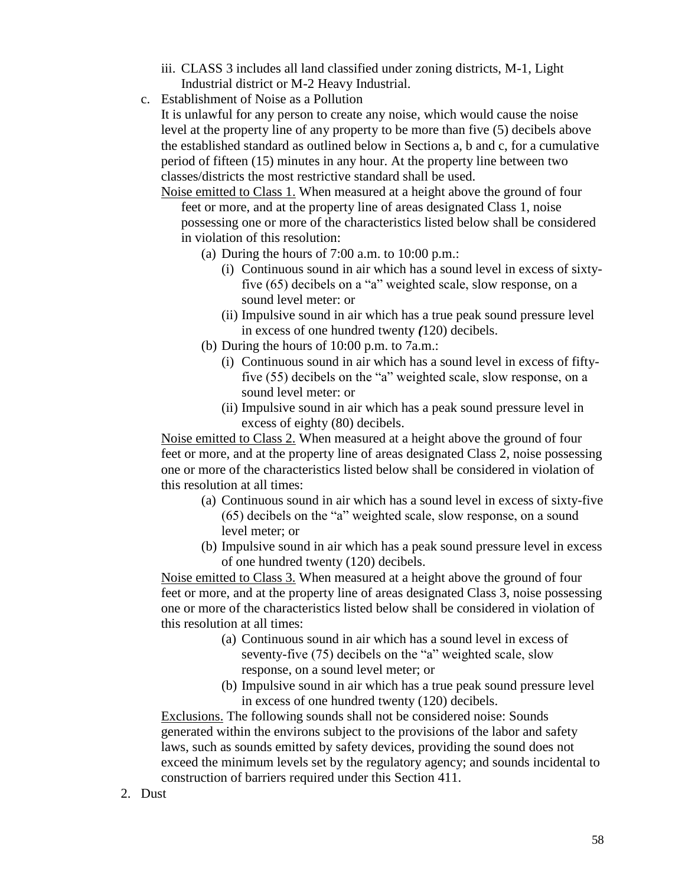iii. CLASS 3 includes all land classified under zoning districts, M-1, Light Industrial district or M-2 Heavy Industrial.

c. Establishment of Noise as a Pollution

It is unlawful for any person to create any noise, which would cause the noise level at the property line of any property to be more than five (5) decibels above the established standard as outlined below in Sections a, b and c, for a cumulative period of fifteen (15) minutes in any hour. At the property line between two classes/districts the most restrictive standard shall be used.

Noise emitted to Class 1. When measured at a height above the ground of four feet or more, and at the property line of areas designated Class 1, noise possessing one or more of the characteristics listed below shall be considered in violation of this resolution:

- (a) During the hours of 7:00 a.m. to 10:00 p.m.:
  - (i) Continuous sound in air which has a sound level in excess of sixty-five (65) decibels on a "a" weighted scale, slow response, on a sound level meter: or
  - (ii) Impulsive sound in air which has a true peak sound pressure level in excess of one hundred twenty *(*120) decibels.
- (b) During the hours of 10:00 p.m. to 7a.m.:
  - (i) Continuous sound in air which has a sound level in excess of fifty-five (55) decibels on the "a" weighted scale, slow response, on a sound level meter: or
  - (ii) Impulsive sound in air which has a peak sound pressure level in excess of eighty (80) decibels.

Noise emitted to Class 2. When measured at a height above the ground of four feet or more, and at the property line of areas designated Class 2, noise possessing one or more of the characteristics listed below shall be considered in violation of this resolution at all times:

- (a) Continuous sound in air which has a sound level in excess of sixty-five (65) decibels on the "a" weighted scale, slow response, on a sound level meter; or
- (b) Impulsive sound in air which has a peak sound pressure level in excess of one hundred twenty (120) decibels.

Noise emitted to Class 3. When measured at a height above the ground of four feet or more, and at the property line of areas designated Class 3, noise possessing one or more of the characteristics listed below shall be considered in violation of this resolution at all times:

- (a) Continuous sound in air which has a sound level in excess of seventy-five (75) decibels on the "a" weighted scale, slow response, on a sound level meter; or
- (b) Impulsive sound in air which has a true peak sound pressure level in excess of one hundred twenty (120) decibels.

Exclusions. The following sounds shall not be considered noise: Sounds generated within the environs subject to the provisions of the labor and safety laws, such as sounds emitted by safety devices, providing the sound does not exceed the minimum levels set by the regulatory agency; and sounds incidental to construction of barriers required under this Section 411.

2. Dust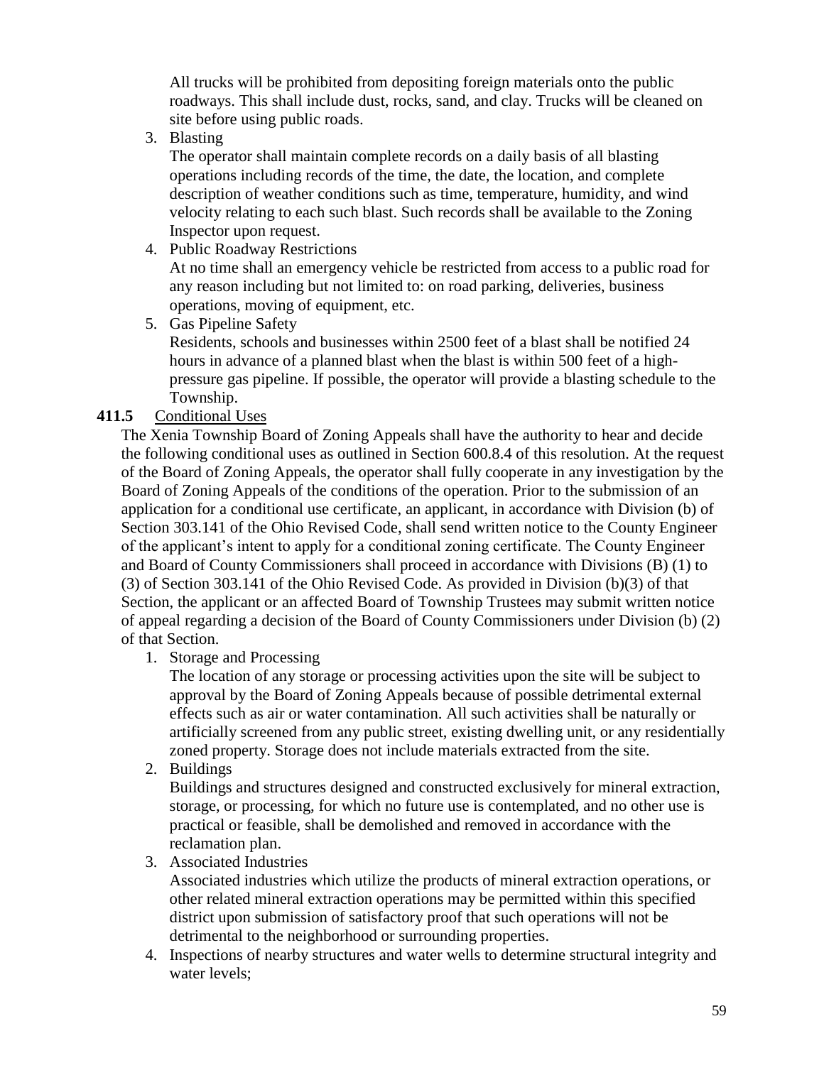All trucks will be prohibited from depositing foreign materials onto the public roadways. This shall include dust, rocks, sand, and clay. Trucks will be cleaned on site before using public roads.

3. Blasting

   The operator shall maintain complete records on a daily basis of all blasting operations including records of the time, the date, the location, and complete description of weather conditions such as time, temperature, humidity, and wind velocity relating to each such blast. Such records shall be available to the Zoning Inspector upon request.

4. Public Roadway Restrictions

   At no time shall an emergency vehicle be restricted from access to a public road for any reason including but not limited to: on road parking, deliveries, business operations, moving of equipment, etc.

5. Gas Pipeline Safety

   Residents, schools and businesses within 2500 feet of a blast shall be notified 24 hours in advance of a planned blast when the blast is within 500 feet of a high-pressure gas pipeline. If possible, the operator will provide a blasting schedule to the Township.

**411.5** Conditional Uses

The Xenia Township Board of Zoning Appeals shall have the authority to hear and decide the following conditional uses as outlined in Section 600.8.4 of this resolution. At the request of the Board of Zoning Appeals, the operator shall fully cooperate in any investigation by the Board of Zoning Appeals of the conditions of the operation. Prior to the submission of an application for a conditional use certificate, an applicant, in accordance with Division (b) of Section 303.141 of the Ohio Revised Code, shall send written notice to the County Engineer of the applicant's intent to apply for a conditional zoning certificate. The County Engineer and Board of County Commissioners shall proceed in accordance with Divisions (B) (1) to (3) of Section 303.141 of the Ohio Revised Code. As provided in Division (b)(3) of that Section, the applicant or an affected Board of Township Trustees may submit written notice of appeal regarding a decision of the Board of County Commissioners under Division (b) (2) of that Section.

1. Storage and Processing

   The location of any storage or processing activities upon the site will be subject to approval by the Board of Zoning Appeals because of possible detrimental external effects such as air or water contamination. All such activities shall be naturally or artificially screened from any public street, existing dwelling unit, or any residentially zoned property. Storage does not include materials extracted from the site.

2. Buildings

   Buildings and structures designed and constructed exclusively for mineral extraction, storage, or processing, for which no future use is contemplated, and no other use is practical or feasible, shall be demolished and removed in accordance with the reclamation plan.

3. Associated Industries

   Associated industries which utilize the products of mineral extraction operations, or other related mineral extraction operations may be permitted within this specified district upon submission of satisfactory proof that such operations will not be detrimental to the neighborhood or surrounding properties.

4. Inspections of nearby structures and water wells to determine structural integrity and water levels;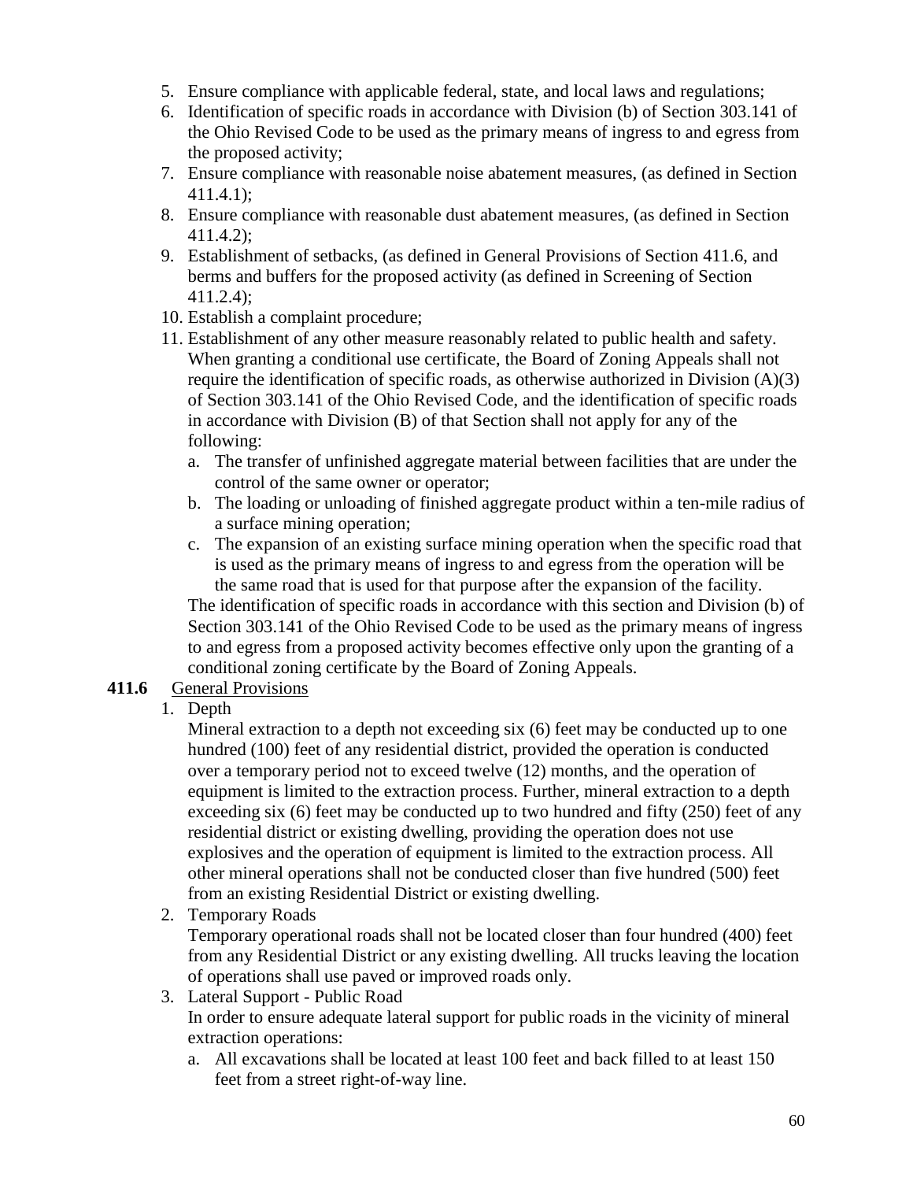5. Ensure compliance with applicable federal, state, and local laws and regulations;
6. Identification of specific roads in accordance with Division (b) of Section 303.141 of the Ohio Revised Code to be used as the primary means of ingress to and egress from the proposed activity;
7. Ensure compliance with reasonable noise abatement measures, (as defined in Section 411.4.1);
8. Ensure compliance with reasonable dust abatement measures, (as defined in Section 411.4.2);
9. Establishment of setbacks, (as defined in General Provisions of Section 411.6, and berms and buffers for the proposed activity (as defined in Screening of Section 411.2.4);
10. Establish a complaint procedure;
11. Establishment of any other measure reasonably related to public health and safety. When granting a conditional use certificate, the Board of Zoning Appeals shall not require the identification of specific roads, as otherwise authorized in Division (A)(3) of Section 303.141 of the Ohio Revised Code, and the identification of specific roads in accordance with Division (B) of that Section shall not apply for any of the following:
    a. The transfer of unfinished aggregate material between facilities that are under the control of the same owner or operator;
    b. The loading or unloading of finished aggregate product within a ten-mile radius of a surface mining operation;
    c. The expansion of an existing surface mining operation when the specific road that is used as the primary means of ingress to and egress from the operation will be the same road that is used for that purpose after the expansion of the facility.

    The identification of specific roads in accordance with this section and Division (b) of Section 303.141 of the Ohio Revised Code to be used as the primary means of ingress to and egress from a proposed activity becomes effective only upon the granting of a conditional zoning certificate by the Board of Zoning Appeals.

**411.6** General Provisions

1. Depth

   Mineral extraction to a depth not exceeding six (6) feet may be conducted up to one hundred (100) feet of any residential district, provided the operation is conducted over a temporary period not to exceed twelve (12) months, and the operation of equipment is limited to the extraction process. Further, mineral extraction to a depth exceeding six (6) feet may be conducted up to two hundred and fifty (250) feet of any residential district or existing dwelling, providing the operation does not use explosives and the operation of equipment is limited to the extraction process. All other mineral operations shall not be conducted closer than five hundred (500) feet from an existing Residential District or existing dwelling.

2. Temporary Roads

   Temporary operational roads shall not be located closer than four hundred (400) feet from any Residential District or any existing dwelling. All trucks leaving the location of operations shall use paved or improved roads only.

3. Lateral Support - Public Road

   In order to ensure adequate lateral support for public roads in the vicinity of mineral extraction operations:

    a. All excavations shall be located at least 100 feet and back filled to at least 150 feet from a street right-of-way line.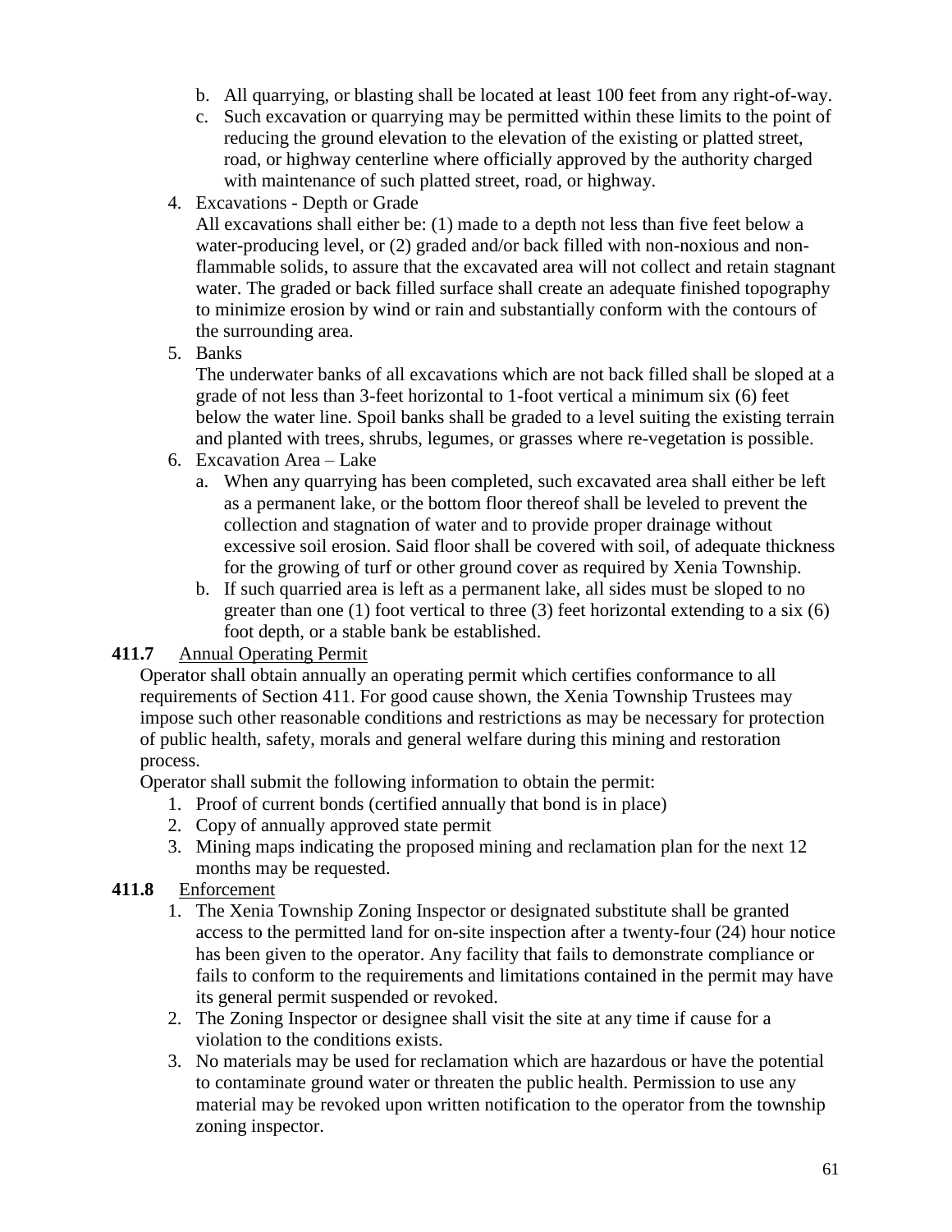b. All quarrying, or blasting shall be located at least 100 feet from any right-of-way.
c. Such excavation or quarrying may be permitted within these limits to the point of reducing the ground elevation to the elevation of the existing or platted street, road, or highway centerline where officially approved by the authority charged with maintenance of such platted street, road, or highway.

4. Excavations - Depth or Grade

   All excavations shall either be: (1) made to a depth not less than five feet below a water-producing level, or (2) graded and/or back filled with non-noxious and non-flammable solids, to assure that the excavated area will not collect and retain stagnant water. The graded or back filled surface shall create an adequate finished topography to minimize erosion by wind or rain and substantially conform with the contours of the surrounding area.

5. Banks

   The underwater banks of all excavations which are not back filled shall be sloped at a grade of not less than 3-feet horizontal to 1-foot vertical a minimum six (6) feet below the water line. Spoil banks shall be graded to a level suiting the existing terrain and planted with trees, shrubs, legumes, or grasses where re-vegetation is possible.

6. Excavation Area – Lake
   a. When any quarrying has been completed, such excavated area shall either be left as a permanent lake, or the bottom floor thereof shall be leveled to prevent the collection and stagnation of water and to provide proper drainage without excessive soil erosion. Said floor shall be covered with soil, of adequate thickness for the growing of turf or other ground cover as required by Xenia Township.
   b. If such quarried area is left as a permanent lake, all sides must be sloped to no greater than one (1) foot vertical to three (3) feet horizontal extending to a six (6) foot depth, or a stable bank be established.

**411.7** Annual Operating Permit

Operator shall obtain annually an operating permit which certifies conformance to all requirements of Section 411. For good cause shown, the Xenia Township Trustees may impose such other reasonable conditions and restrictions as may be necessary for protection of public health, safety, morals and general welfare during this mining and restoration process.

Operator shall submit the following information to obtain the permit:

1. Proof of current bonds (certified annually that bond is in place)
2. Copy of annually approved state permit
3. Mining maps indicating the proposed mining and reclamation plan for the next 12 months may be requested.

**411.8** Enforcement

1. The Xenia Township Zoning Inspector or designated substitute shall be granted access to the permitted land for on-site inspection after a twenty-four (24) hour notice has been given to the operator. Any facility that fails to demonstrate compliance or fails to conform to the requirements and limitations contained in the permit may have its general permit suspended or revoked.
2. The Zoning Inspector or designee shall visit the site at any time if cause for a violation to the conditions exists.
3. No materials may be used for reclamation which are hazardous or have the potential to contaminate ground water or threaten the public health. Permission to use any material may be revoked upon written notification to the operator from the township zoning inspector.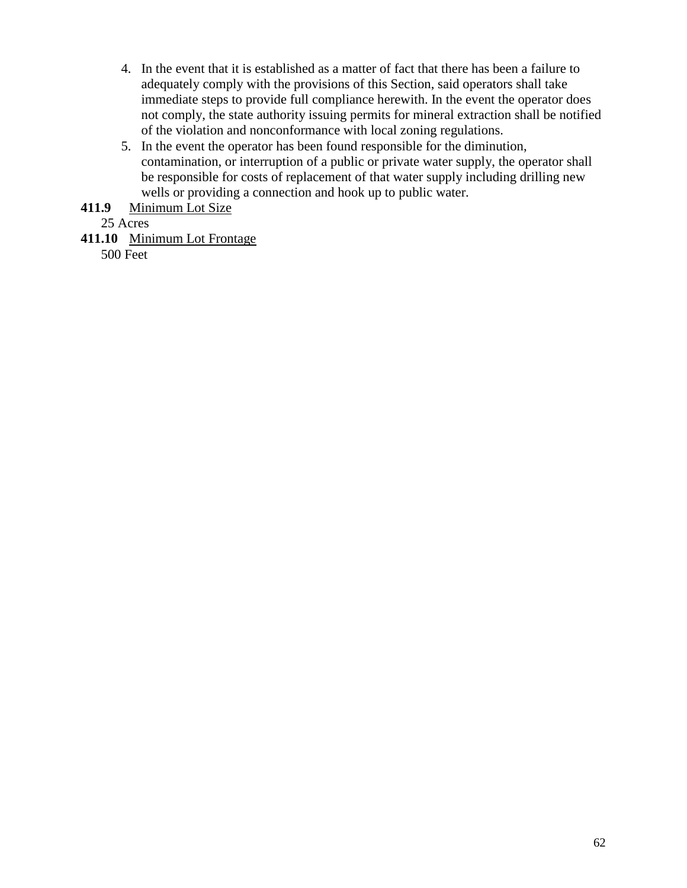4. In the event that it is established as a matter of fact that there has been a failure to adequately comply with the provisions of this Section, said operators shall take immediate steps to provide full compliance herewith. In the event the operator does not comply, the state authority issuing permits for mineral extraction shall be notified of the violation and nonconformance with local zoning regulations.
5. In the event the operator has been found responsible for the diminution, contamination, or interruption of a public or private water supply, the operator shall be responsible for costs of replacement of that water supply including drilling new wells or providing a connection and hook up to public water.

**411.9** Minimum Lot Size

25 Acres

**411.10** Minimum Lot Frontage

500 Feet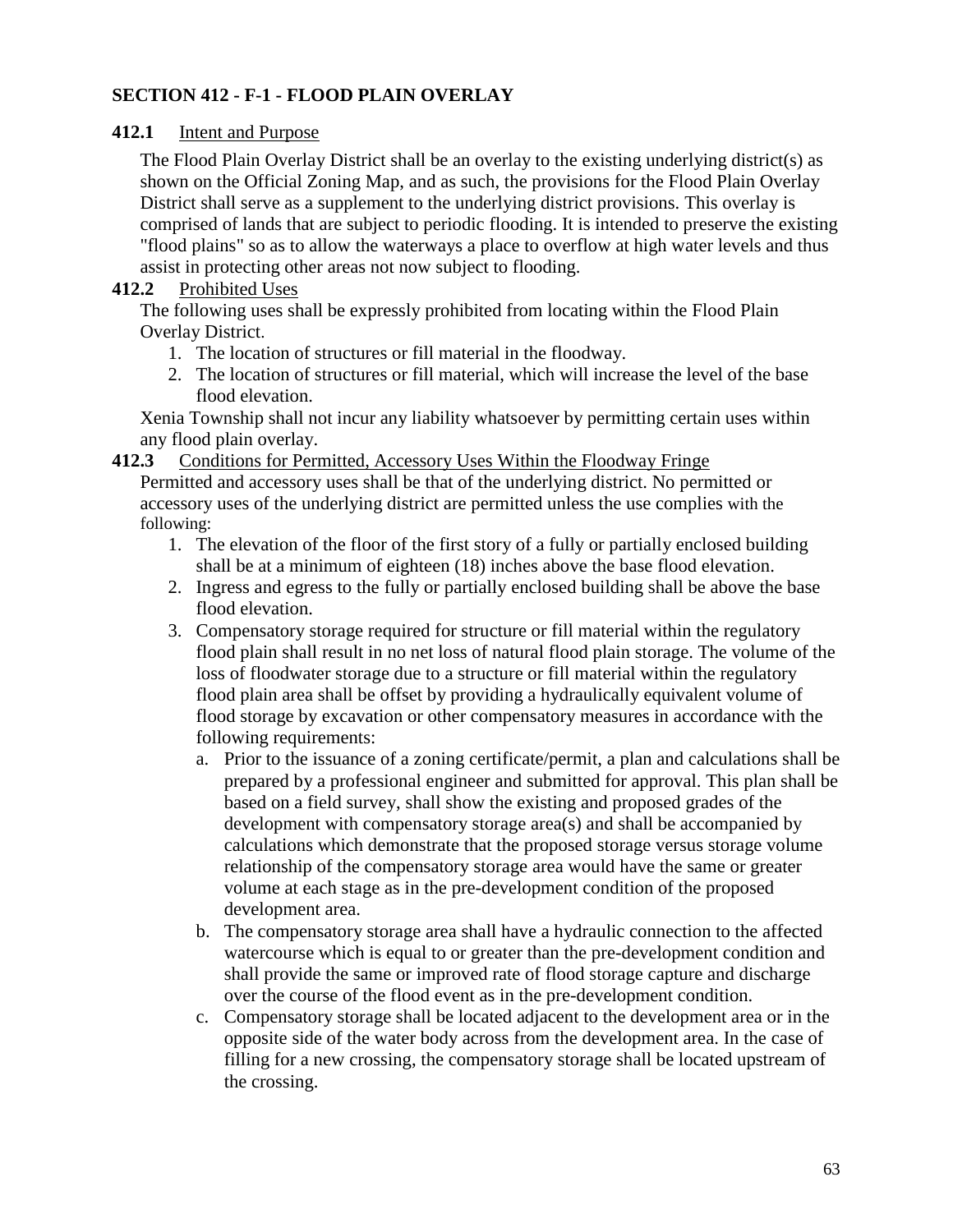## SECTION 412 - F-1 - FLOOD PLAIN OVERLAY

**412.1** Intent and Purpose

The Flood Plain Overlay District shall be an overlay to the existing underlying district(s) as shown on the Official Zoning Map, and as such, the provisions for the Flood Plain Overlay District shall serve as a supplement to the underlying district provisions. This overlay is comprised of lands that are subject to periodic flooding. It is intended to preserve the existing "flood plains" so as to allow the waterways a place to overflow at high water levels and thus assist in protecting other areas not now subject to flooding.

**412.2** Prohibited Uses

The following uses shall be expressly prohibited from locating within the Flood Plain Overlay District.

1. The location of structures or fill material in the floodway.
2. The location of structures or fill material, which will increase the level of the base flood elevation.

Xenia Township shall not incur any liability whatsoever by permitting certain uses within any flood plain overlay.

**412.3** Conditions for Permitted, Accessory Uses Within the Floodway Fringe

Permitted and accessory uses shall be that of the underlying district. No permitted or accessory uses of the underlying district are permitted unless the use complies with the following:

1. The elevation of the floor of the first story of a fully or partially enclosed building shall be at a minimum of eighteen (18) inches above the base flood elevation.
2. Ingress and egress to the fully or partially enclosed building shall be above the base flood elevation.
3. Compensatory storage required for structure or fill material within the regulatory flood plain shall result in no net loss of natural flood plain storage. The volume of the loss of floodwater storage due to a structure or fill material within the regulatory flood plain area shall be offset by providing a hydraulically equivalent volume of flood storage by excavation or other compensatory measures in accordance with the following requirements:
   a. Prior to the issuance of a zoning certificate/permit, a plan and calculations shall be prepared by a professional engineer and submitted for approval. This plan shall be based on a field survey, shall show the existing and proposed grades of the development with compensatory storage area(s) and shall be accompanied by calculations which demonstrate that the proposed storage versus storage volume relationship of the compensatory storage area would have the same or greater volume at each stage as in the pre-development condition of the proposed development area.
   b. The compensatory storage area shall have a hydraulic connection to the affected watercourse which is equal to or greater than the pre-development condition and shall provide the same or improved rate of flood storage capture and discharge over the course of the flood event as in the pre-development condition.
   c. Compensatory storage shall be located adjacent to the development area or in the opposite side of the water body across from the development area. In the case of filling for a new crossing, the compensatory storage shall be located upstream of the crossing.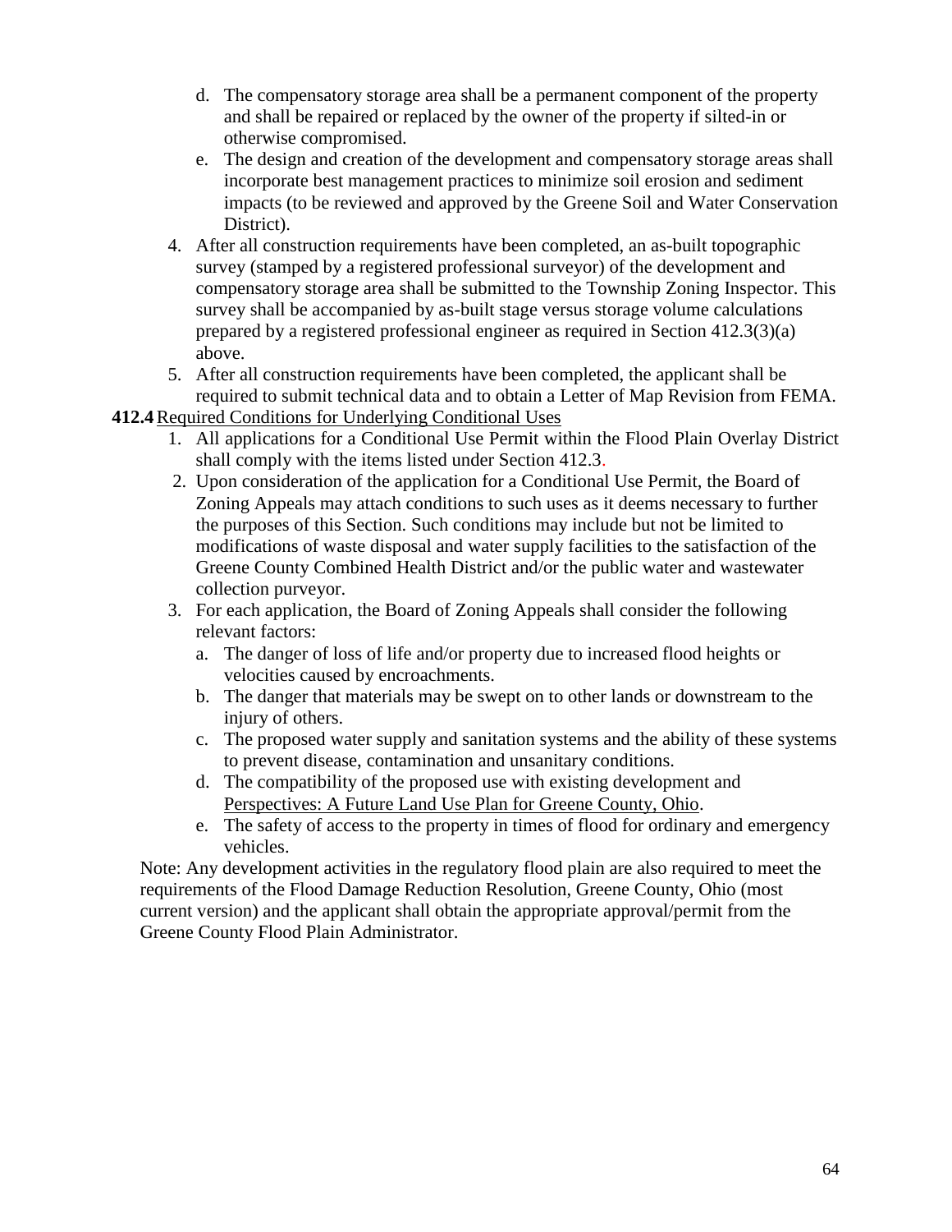d. The compensatory storage area shall be a permanent component of the property and shall be repaired or replaced by the owner of the property if silted-in or otherwise compromised.
e. The design and creation of the development and compensatory storage areas shall incorporate best management practices to minimize soil erosion and sediment impacts (to be reviewed and approved by the Greene Soil and Water Conservation District).

4. After all construction requirements have been completed, an as-built topographic survey (stamped by a registered professional surveyor) of the development and compensatory storage area shall be submitted to the Township Zoning Inspector. This survey shall be accompanied by as-built stage versus storage volume calculations prepared by a registered professional engineer as required in Section 412.3(3)(a) above.
5. After all construction requirements have been completed, the applicant shall be required to submit technical data and to obtain a Letter of Map Revision from FEMA.

**412.4** Required Conditions for Underlying Conditional Uses

1. All applications for a Conditional Use Permit within the Flood Plain Overlay District shall comply with the items listed under Section 412.3.
2. Upon consideration of the application for a Conditional Use Permit, the Board of Zoning Appeals may attach conditions to such uses as it deems necessary to further the purposes of this Section. Such conditions may include but not be limited to modifications of waste disposal and water supply facilities to the satisfaction of the Greene County Combined Health District and/or the public water and wastewater collection purveyor.
3. For each application, the Board of Zoning Appeals shall consider the following relevant factors:
   a. The danger of loss of life and/or property due to increased flood heights or velocities caused by encroachments.
   b. The danger that materials may be swept on to other lands or downstream to the injury of others.
   c. The proposed water supply and sanitation systems and the ability of these systems to prevent disease, contamination and unsanitary conditions.
   d. The compatibility of the proposed use with existing development and Perspectives: A Future Land Use Plan for Greene County, Ohio.
   e. The safety of access to the property in times of flood for ordinary and emergency vehicles.

Note: Any development activities in the regulatory flood plain are also required to meet the requirements of the Flood Damage Reduction Resolution, Greene County, Ohio (most current version) and the applicant shall obtain the appropriate approval/permit from the Greene County Flood Plain Administrator.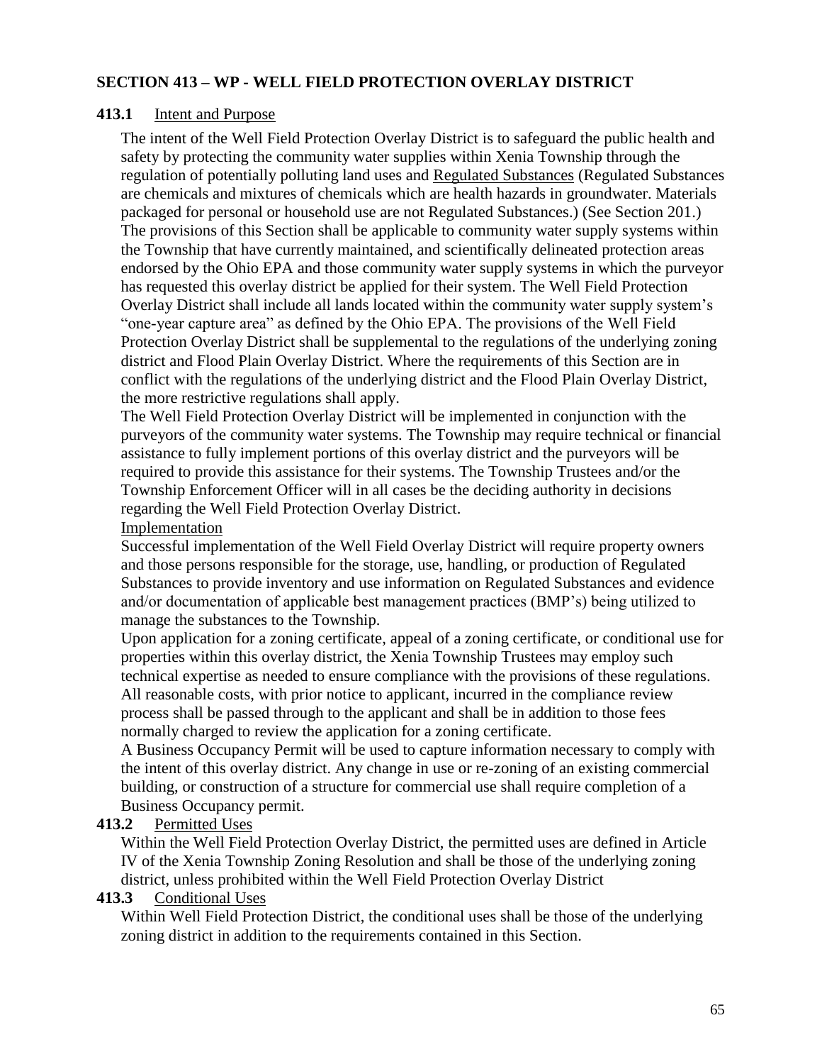## SECTION 413 – WP - WELL FIELD PROTECTION OVERLAY DISTRICT

**413.1** Intent and Purpose

The intent of the Well Field Protection Overlay District is to safeguard the public health and safety by protecting the community water supplies within Xenia Township through the regulation of potentially polluting land uses and Regulated Substances (Regulated Substances are chemicals and mixtures of chemicals which are health hazards in groundwater. Materials packaged for personal or household use are not Regulated Substances.) (See Section 201.) The provisions of this Section shall be applicable to community water supply systems within the Township that have currently maintained, and scientifically delineated protection areas endorsed by the Ohio EPA and those community water supply systems in which the purveyor has requested this overlay district be applied for their system. The Well Field Protection Overlay District shall include all lands located within the community water supply system's "one-year capture area" as defined by the Ohio EPA. The provisions of the Well Field Protection Overlay District shall be supplemental to the regulations of the underlying zoning district and Flood Plain Overlay District. Where the requirements of this Section are in conflict with the regulations of the underlying district and the Flood Plain Overlay District, the more restrictive regulations shall apply.

The Well Field Protection Overlay District will be implemented in conjunction with the purveyors of the community water systems. The Township may require technical or financial assistance to fully implement portions of this overlay district and the purveyors will be required to provide this assistance for their systems. The Township Trustees and/or the Township Enforcement Officer will in all cases be the deciding authority in decisions regarding the Well Field Protection Overlay District.

Implementation

Successful implementation of the Well Field Overlay District will require property owners and those persons responsible for the storage, use, handling, or production of Regulated Substances to provide inventory and use information on Regulated Substances and evidence and/or documentation of applicable best management practices (BMP's) being utilized to manage the substances to the Township.

Upon application for a zoning certificate, appeal of a zoning certificate, or conditional use for properties within this overlay district, the Xenia Township Trustees may employ such technical expertise as needed to ensure compliance with the provisions of these regulations. All reasonable costs, with prior notice to applicant, incurred in the compliance review process shall be passed through to the applicant and shall be in addition to those fees normally charged to review the application for a zoning certificate.

A Business Occupancy Permit will be used to capture information necessary to comply with the intent of this overlay district. Any change in use or re-zoning of an existing commercial building, or construction of a structure for commercial use shall require completion of a Business Occupancy permit.

**413.2** Permitted Uses

Within the Well Field Protection Overlay District, the permitted uses are defined in Article IV of the Xenia Township Zoning Resolution and shall be those of the underlying zoning district, unless prohibited within the Well Field Protection Overlay District

**413.3** Conditional Uses

Within Well Field Protection District, the conditional uses shall be those of the underlying zoning district in addition to the requirements contained in this Section.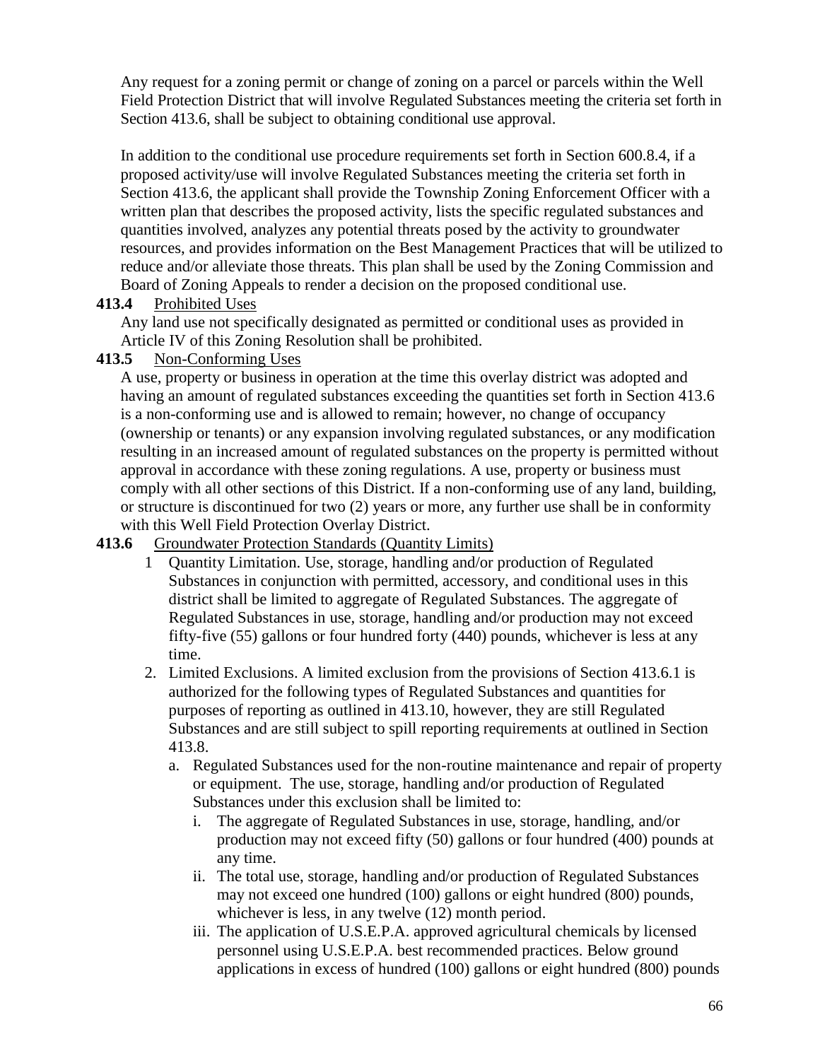Any request for a zoning permit or change of zoning on a parcel or parcels within the Well Field Protection District that will involve Regulated Substances meeting the criteria set forth in Section 413.6, shall be subject to obtaining conditional use approval.

In addition to the conditional use procedure requirements set forth in Section 600.8.4, if a proposed activity/use will involve Regulated Substances meeting the criteria set forth in Section 413.6, the applicant shall provide the Township Zoning Enforcement Officer with a written plan that describes the proposed activity, lists the specific regulated substances and quantities involved, analyzes any potential threats posed by the activity to groundwater resources, and provides information on the Best Management Practices that will be utilized to reduce and/or alleviate those threats. This plan shall be used by the Zoning Commission and Board of Zoning Appeals to render a decision on the proposed conditional use.

**413.4** Prohibited Uses

Any land use not specifically designated as permitted or conditional uses as provided in Article IV of this Zoning Resolution shall be prohibited.

**413.5** Non-Conforming Uses

A use, property or business in operation at the time this overlay district was adopted and having an amount of regulated substances exceeding the quantities set forth in Section 413.6 is a non-conforming use and is allowed to remain; however, no change of occupancy (ownership or tenants) or any expansion involving regulated substances, or any modification resulting in an increased amount of regulated substances on the property is permitted without approval in accordance with these zoning regulations. A use, property or business must comply with all other sections of this District. If a non-conforming use of any land, building, or structure is discontinued for two (2) years or more, any further use shall be in conformity with this Well Field Protection Overlay District.

**413.6** Groundwater Protection Standards (Quantity Limits)

1 Quantity Limitation. Use, storage, handling and/or production of Regulated Substances in conjunction with permitted, accessory, and conditional uses in this district shall be limited to aggregate of Regulated Substances. The aggregate of Regulated Substances in use, storage, handling and/or production may not exceed fifty-five (55) gallons or four hundred forty (440) pounds, whichever is less at any time.

2. Limited Exclusions. A limited exclusion from the provisions of Section 413.6.1 is authorized for the following types of Regulated Substances and quantities for purposes of reporting as outlined in 413.10, however, they are still Regulated Substances and are still subject to spill reporting requirements at outlined in Section 413.8.
   a. Regulated Substances used for the non-routine maintenance and repair of property or equipment. The use, storage, handling and/or production of Regulated Substances under this exclusion shall be limited to:
      i. The aggregate of Regulated Substances in use, storage, handling, and/or production may not exceed fifty (50) gallons or four hundred (400) pounds at any time.
      ii. The total use, storage, handling and/or production of Regulated Substances may not exceed one hundred (100) gallons or eight hundred (800) pounds, whichever is less, in any twelve (12) month period.
      iii. The application of U.S.E.P.A. approved agricultural chemicals by licensed personnel using U.S.E.P.A. best recommended practices. Below ground applications in excess of hundred (100) gallons or eight hundred (800) pounds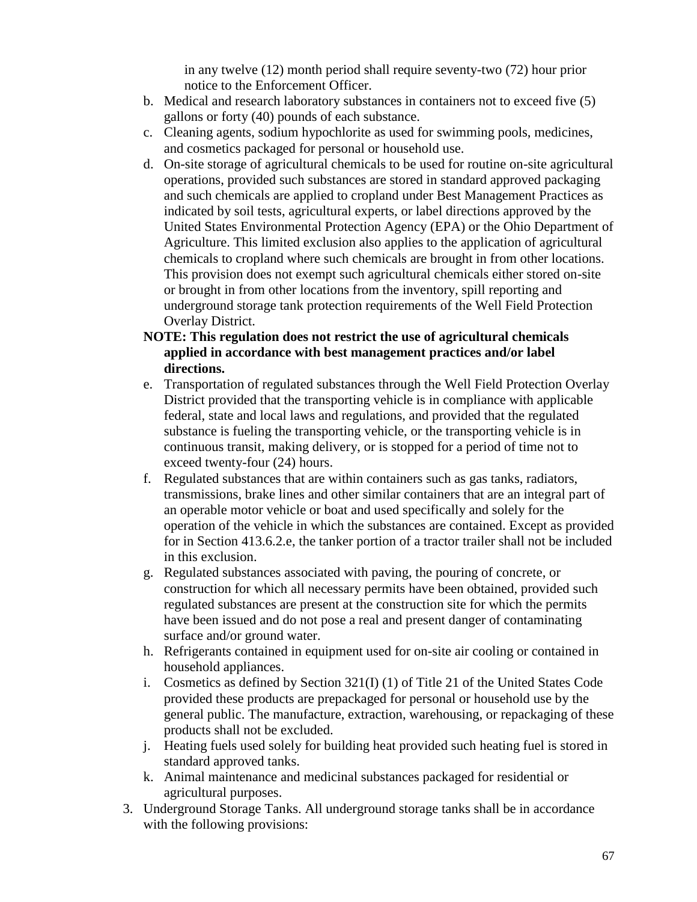in any twelve (12) month period shall require seventy-two (72) hour prior notice to the Enforcement Officer.

b. Medical and research laboratory substances in containers not to exceed five (5) gallons or forty (40) pounds of each substance.
c. Cleaning agents, sodium hypochlorite as used for swimming pools, medicines, and cosmetics packaged for personal or household use.
d. On-site storage of agricultural chemicals to be used for routine on-site agricultural operations, provided such substances are stored in standard approved packaging and such chemicals are applied to cropland under Best Management Practices as indicated by soil tests, agricultural experts, or label directions approved by the United States Environmental Protection Agency (EPA) or the Ohio Department of Agriculture. This limited exclusion also applies to the application of agricultural chemicals to cropland where such chemicals are brought in from other locations. This provision does not exempt such agricultural chemicals either stored on-site or brought in from other locations from the inventory, spill reporting and underground storage tank protection requirements of the Well Field Protection Overlay District.

**NOTE: This regulation does not restrict the use of agricultural chemicals applied in accordance with best management practices and/or label directions.**

e. Transportation of regulated substances through the Well Field Protection Overlay District provided that the transporting vehicle is in compliance with applicable federal, state and local laws and regulations, and provided that the regulated substance is fueling the transporting vehicle, or the transporting vehicle is in continuous transit, making delivery, or is stopped for a period of time not to exceed twenty-four (24) hours.
f. Regulated substances that are within containers such as gas tanks, radiators, transmissions, brake lines and other similar containers that are an integral part of an operable motor vehicle or boat and used specifically and solely for the operation of the vehicle in which the substances are contained. Except as provided for in Section 413.6.2.e, the tanker portion of a tractor trailer shall not be included in this exclusion.
g. Regulated substances associated with paving, the pouring of concrete, or construction for which all necessary permits have been obtained, provided such regulated substances are present at the construction site for which the permits have been issued and do not pose a real and present danger of contaminating surface and/or ground water.
h. Refrigerants contained in equipment used for on-site air cooling or contained in household appliances.
i. Cosmetics as defined by Section 321(I) (1) of Title 21 of the United States Code provided these products are prepackaged for personal or household use by the general public. The manufacture, extraction, warehousing, or repackaging of these products shall not be excluded.
j. Heating fuels used solely for building heat provided such heating fuel is stored in standard approved tanks.
k. Animal maintenance and medicinal substances packaged for residential or agricultural purposes.

3. Underground Storage Tanks. All underground storage tanks shall be in accordance with the following provisions: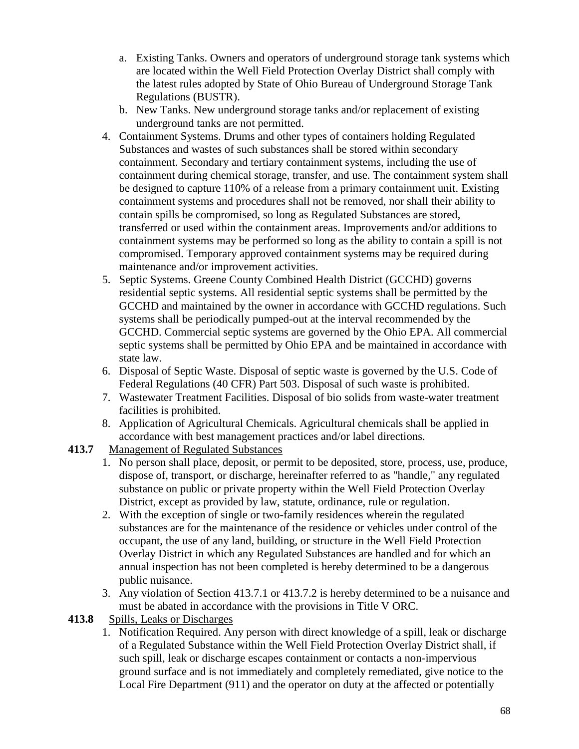a. Existing Tanks. Owners and operators of underground storage tank systems which are located within the Well Field Protection Overlay District shall comply with the latest rules adopted by State of Ohio Bureau of Underground Storage Tank Regulations (BUSTR).
   b. New Tanks. New underground storage tanks and/or replacement of existing underground tanks are not permitted.
4. Containment Systems. Drums and other types of containers holding Regulated Substances and wastes of such substances shall be stored within secondary containment. Secondary and tertiary containment systems, including the use of containment during chemical storage, transfer, and use. The containment system shall be designed to capture 110% of a release from a primary containment unit. Existing containment systems and procedures shall not be removed, nor shall their ability to contain spills be compromised, so long as Regulated Substances are stored, transferred or used within the containment areas. Improvements and/or additions to containment systems may be performed so long as the ability to contain a spill is not compromised. Temporary approved containment systems may be required during maintenance and/or improvement activities.
5. Septic Systems. Greene County Combined Health District (GCCHD) governs residential septic systems. All residential septic systems shall be permitted by the GCCHD and maintained by the owner in accordance with GCCHD regulations. Such systems shall be periodically pumped-out at the interval recommended by the GCCHD. Commercial septic systems are governed by the Ohio EPA. All commercial septic systems shall be permitted by Ohio EPA and be maintained in accordance with state law.
6. Disposal of Septic Waste. Disposal of septic waste is governed by the U.S. Code of Federal Regulations (40 CFR) Part 503. Disposal of such waste is prohibited.
7. Wastewater Treatment Facilities. Disposal of bio solids from waste-water treatment facilities is prohibited.
8. Application of Agricultural Chemicals. Agricultural chemicals shall be applied in accordance with best management practices and/or label directions.

**413.7** Management of Regulated Substances

1. No person shall place, deposit, or permit to be deposited, store, process, use, produce, dispose of, transport, or discharge, hereinafter referred to as "handle," any regulated substance on public or private property within the Well Field Protection Overlay District, except as provided by law, statute, ordinance, rule or regulation.
2. With the exception of single or two-family residences wherein the regulated substances are for the maintenance of the residence or vehicles under control of the occupant, the use of any land, building, or structure in the Well Field Protection Overlay District in which any Regulated Substances are handled and for which an annual inspection has not been completed is hereby determined to be a dangerous public nuisance.
3. Any violation of Section 413.7.1 or 413.7.2 is hereby determined to be a nuisance and must be abated in accordance with the provisions in Title V ORC.

**413.8** Spills, Leaks or Discharges

1. Notification Required. Any person with direct knowledge of a spill, leak or discharge of a Regulated Substance within the Well Field Protection Overlay District shall, if such spill, leak or discharge escapes containment or contacts a non-impervious ground surface and is not immediately and completely remediated, give notice to the Local Fire Department (911) and the operator on duty at the affected or potentially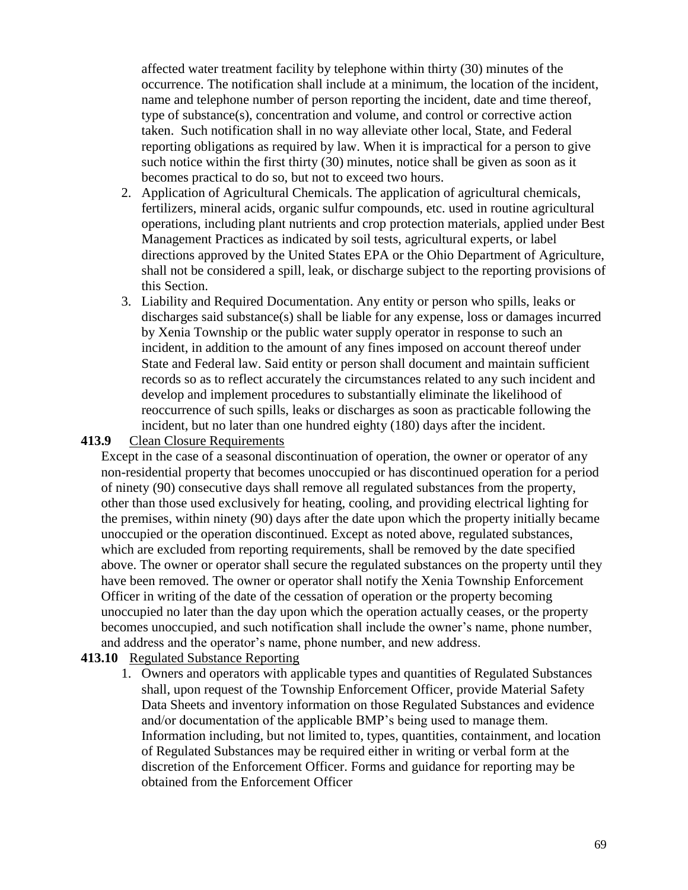affected water treatment facility by telephone within thirty (30) minutes of the occurrence. The notification shall include at a minimum, the location of the incident, name and telephone number of person reporting the incident, date and time thereof, type of substance(s), concentration and volume, and control or corrective action taken. Such notification shall in no way alleviate other local, State, and Federal reporting obligations as required by law. When it is impractical for a person to give such notice within the first thirty (30) minutes, notice shall be given as soon as it becomes practical to do so, but not to exceed two hours.

2. Application of Agricultural Chemicals. The application of agricultural chemicals, fertilizers, mineral acids, organic sulfur compounds, etc. used in routine agricultural operations, including plant nutrients and crop protection materials, applied under Best Management Practices as indicated by soil tests, agricultural experts, or label directions approved by the United States EPA or the Ohio Department of Agriculture, shall not be considered a spill, leak, or discharge subject to the reporting provisions of this Section.
3. Liability and Required Documentation. Any entity or person who spills, leaks or discharges said substance(s) shall be liable for any expense, loss or damages incurred by Xenia Township or the public water supply operator in response to such an incident, in addition to the amount of any fines imposed on account thereof under State and Federal law. Said entity or person shall document and maintain sufficient records so as to reflect accurately the circumstances related to any such incident and develop and implement procedures to substantially eliminate the likelihood of reoccurrence of such spills, leaks or discharges as soon as practicable following the incident, but no later than one hundred eighty (180) days after the incident.

**413.9** Clean Closure Requirements

Except in the case of a seasonal discontinuation of operation, the owner or operator of any non-residential property that becomes unoccupied or has discontinued operation for a period of ninety (90) consecutive days shall remove all regulated substances from the property, other than those used exclusively for heating, cooling, and providing electrical lighting for the premises, within ninety (90) days after the date upon which the property initially became unoccupied or the operation discontinued. Except as noted above, regulated substances, which are excluded from reporting requirements, shall be removed by the date specified above. The owner or operator shall secure the regulated substances on the property until they have been removed. The owner or operator shall notify the Xenia Township Enforcement Officer in writing of the date of the cessation of operation or the property becoming unoccupied no later than the day upon which the operation actually ceases, or the property becomes unoccupied, and such notification shall include the owner's name, phone number, and address and the operator's name, phone number, and new address.

**413.10** Regulated Substance Reporting

1. Owners and operators with applicable types and quantities of Regulated Substances shall, upon request of the Township Enforcement Officer, provide Material Safety Data Sheets and inventory information on those Regulated Substances and evidence and/or documentation of the applicable BMP's being used to manage them. Information including, but not limited to, types, quantities, containment, and location of Regulated Substances may be required either in writing or verbal form at the discretion of the Enforcement Officer. Forms and guidance for reporting may be obtained from the Enforcement Officer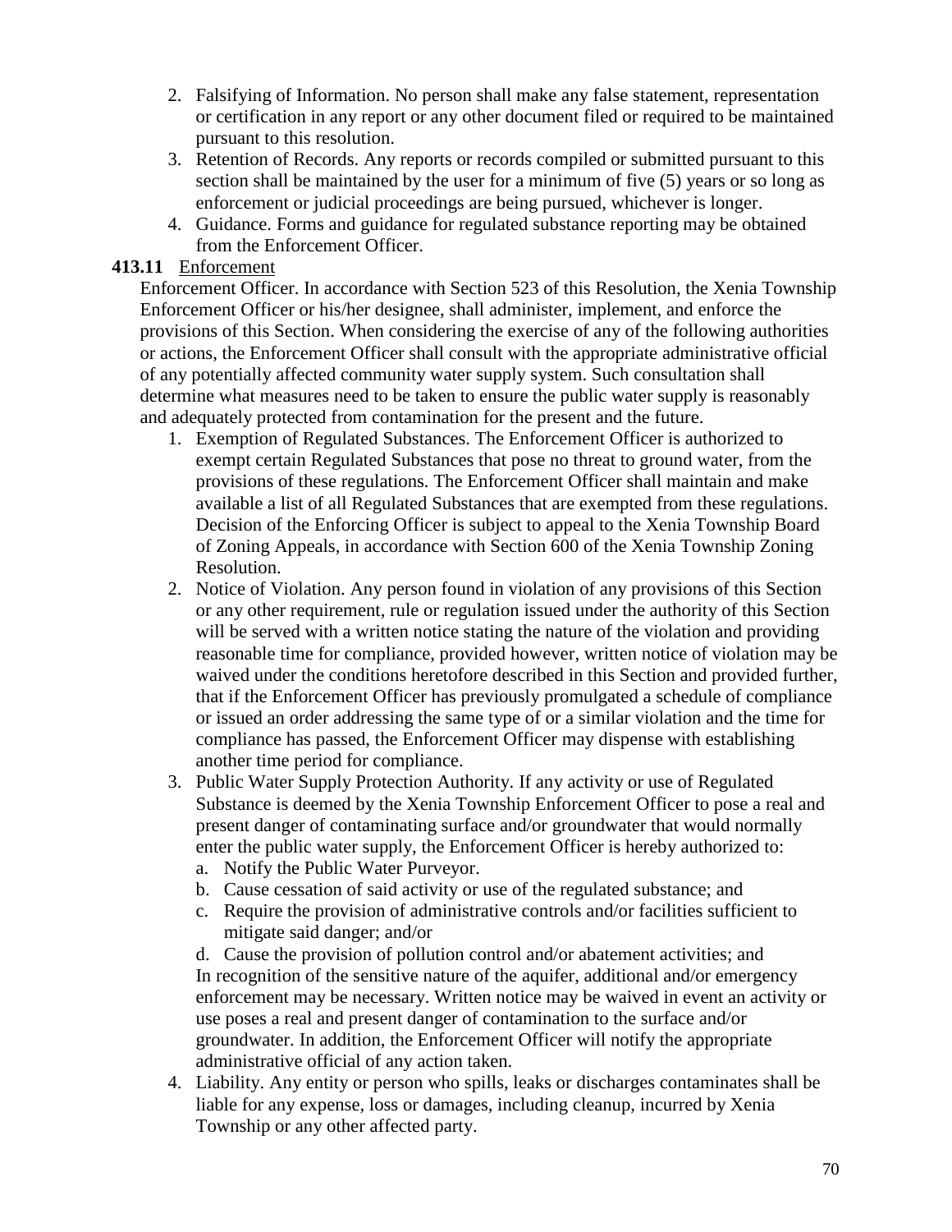2. Falsifying of Information. No person shall make any false statement, representation or certification in any report or any other document filed or required to be maintained pursuant to this resolution.
3. Retention of Records. Any reports or records compiled or submitted pursuant to this section shall be maintained by the user for a minimum of five (5) years or so long as enforcement or judicial proceedings are being pursued, whichever is longer.
4. Guidance. Forms and guidance for regulated substance reporting may be obtained from the Enforcement Officer.

**413.11** Enforcement

Enforcement Officer. In accordance with Section 523 of this Resolution, the Xenia Township Enforcement Officer or his/her designee, shall administer, implement, and enforce the provisions of this Section. When considering the exercise of any of the following authorities or actions, the Enforcement Officer shall consult with the appropriate administrative official of any potentially affected community water supply system. Such consultation shall determine what measures need to be taken to ensure the public water supply is reasonably and adequately protected from contamination for the present and the future.

1. Exemption of Regulated Substances. The Enforcement Officer is authorized to exempt certain Regulated Substances that pose no threat to ground water, from the provisions of these regulations. The Enforcement Officer shall maintain and make available a list of all Regulated Substances that are exempted from these regulations. Decision of the Enforcing Officer is subject to appeal to the Xenia Township Board of Zoning Appeals, in accordance with Section 600 of the Xenia Township Zoning Resolution.
2. Notice of Violation. Any person found in violation of any provisions of this Section or any other requirement, rule or regulation issued under the authority of this Section will be served with a written notice stating the nature of the violation and providing reasonable time for compliance, provided however, written notice of violation may be waived under the conditions heretofore described in this Section and provided further, that if the Enforcement Officer has previously promulgated a schedule of compliance or issued an order addressing the same type of or a similar violation and the time for compliance has passed, the Enforcement Officer may dispense with establishing another time period for compliance.
3. Public Water Supply Protection Authority. If any activity or use of Regulated Substance is deemed by the Xenia Township Enforcement Officer to pose a real and present danger of contaminating surface and/or groundwater that would normally enter the public water supply, the Enforcement Officer is hereby authorized to:
   a. Notify the Public Water Purveyor.
   b. Cause cessation of said activity or use of the regulated substance; and
   c. Require the provision of administrative controls and/or facilities sufficient to mitigate said danger; and/or
   d. Cause the provision of pollution control and/or abatement activities; and

   In recognition of the sensitive nature of the aquifer, additional and/or emergency enforcement may be necessary. Written notice may be waived in event an activity or use poses a real and present danger of contamination to the surface and/or groundwater. In addition, the Enforcement Officer will notify the appropriate administrative official of any action taken.
4. Liability. Any entity or person who spills, leaks or discharges contaminates shall be liable for any expense, loss or damages, including cleanup, incurred by Xenia Township or any other affected party.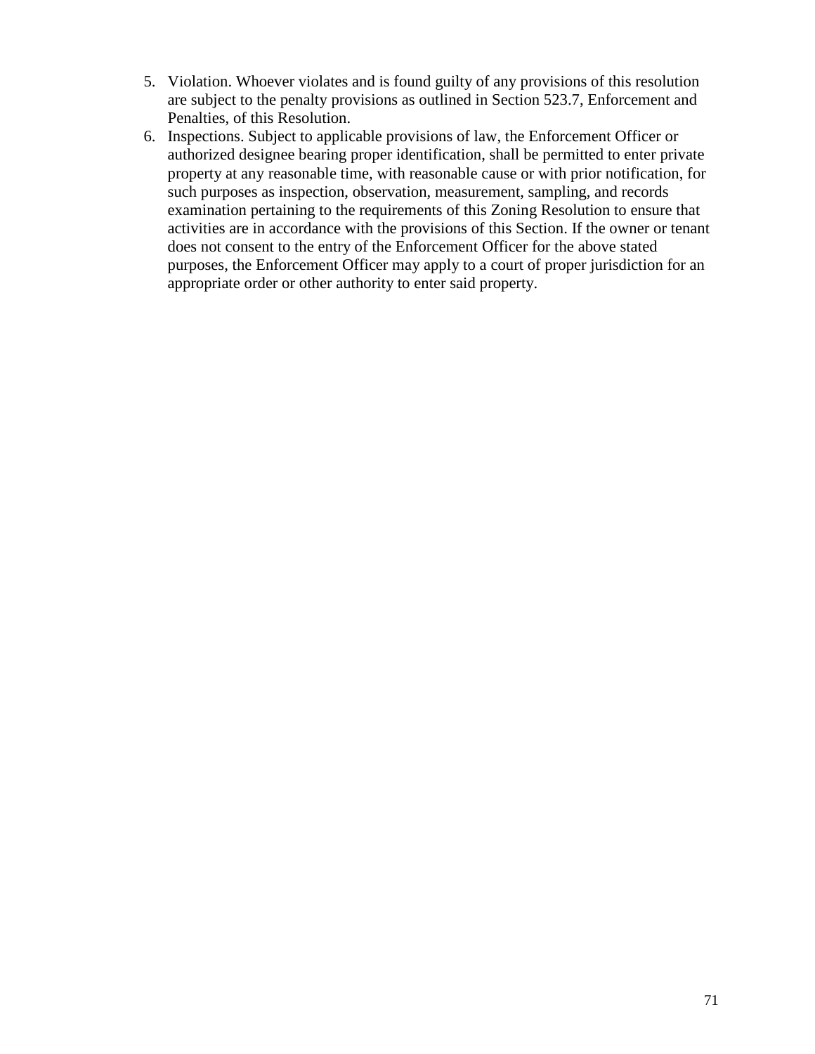5. Violation. Whoever violates and is found guilty of any provisions of this resolution are subject to the penalty provisions as outlined in Section 523.7, Enforcement and Penalties, of this Resolution.
6. Inspections. Subject to applicable provisions of law, the Enforcement Officer or authorized designee bearing proper identification, shall be permitted to enter private property at any reasonable time, with reasonable cause or with prior notification, for such purposes as inspection, observation, measurement, sampling, and records examination pertaining to the requirements of this Zoning Resolution to ensure that activities are in accordance with the provisions of this Section. If the owner or tenant does not consent to the entry of the Enforcement Officer for the above stated purposes, the Enforcement Officer may apply to a court of proper jurisdiction for an appropriate order or other authority to enter said property.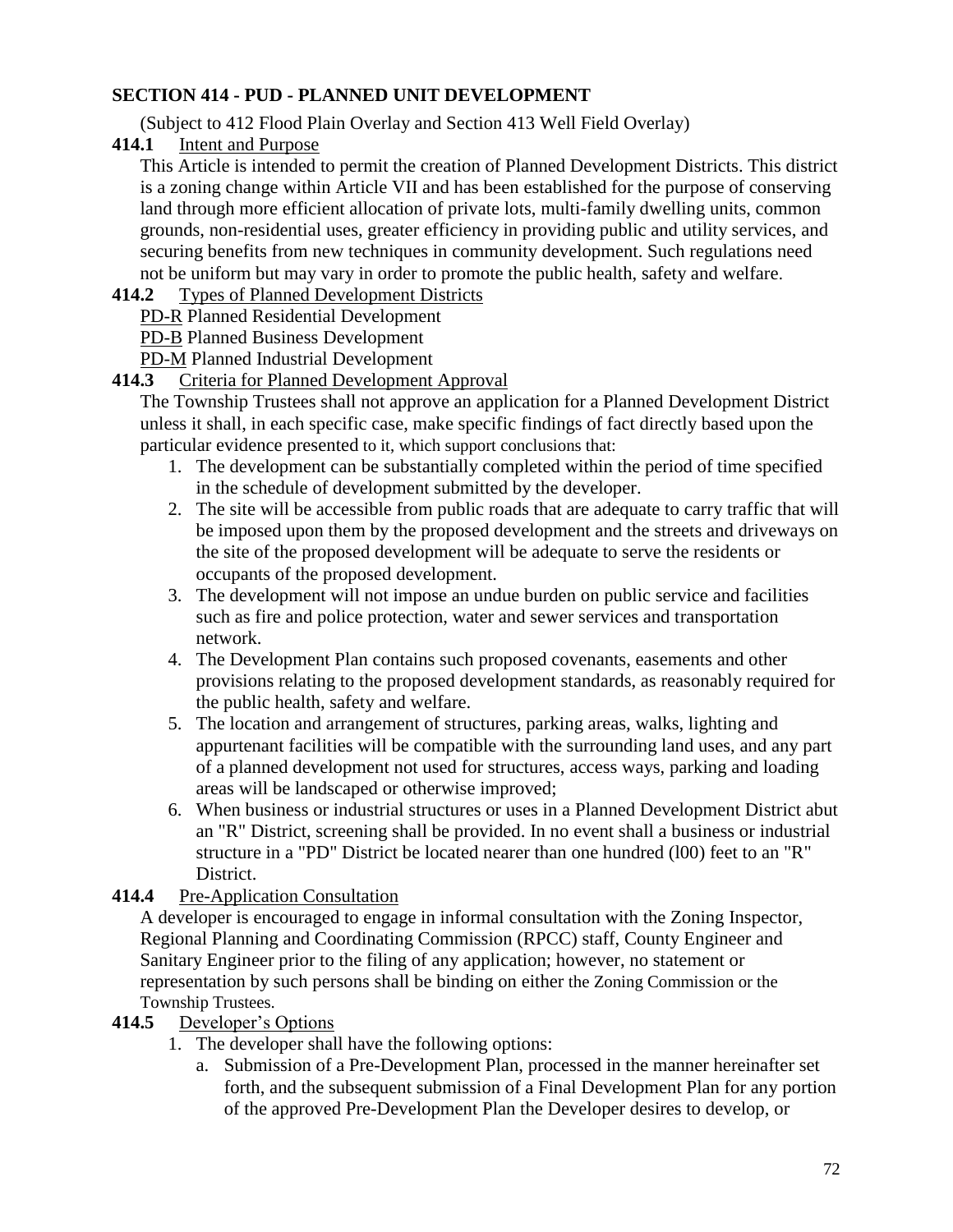## SECTION 414 - PUD - PLANNED UNIT DEVELOPMENT

(Subject to 412 Flood Plain Overlay and Section 413 Well Field Overlay)

**414.1** Intent and Purpose

This Article is intended to permit the creation of Planned Development Districts. This district is a zoning change within Article VII and has been established for the purpose of conserving land through more efficient allocation of private lots, multi-family dwelling units, common grounds, non-residential uses, greater efficiency in providing public and utility services, and securing benefits from new techniques in community development. Such regulations need not be uniform but may vary in order to promote the public health, safety and welfare.

**414.2** Types of Planned Development Districts

PD-R Planned Residential Development

PD-B Planned Business Development

PD-M Planned Industrial Development

**414.3** Criteria for Planned Development Approval

The Township Trustees shall not approve an application for a Planned Development District unless it shall, in each specific case, make specific findings of fact directly based upon the particular evidence presented to it, which support conclusions that:

1. The development can be substantially completed within the period of time specified in the schedule of development submitted by the developer.
2. The site will be accessible from public roads that are adequate to carry traffic that will be imposed upon them by the proposed development and the streets and driveways on the site of the proposed development will be adequate to serve the residents or occupants of the proposed development.
3. The development will not impose an undue burden on public service and facilities such as fire and police protection, water and sewer services and transportation network.
4. The Development Plan contains such proposed covenants, easements and other provisions relating to the proposed development standards, as reasonably required for the public health, safety and welfare.
5. The location and arrangement of structures, parking areas, walks, lighting and appurtenant facilities will be compatible with the surrounding land uses, and any part of a planned development not used for structures, access ways, parking and loading areas will be landscaped or otherwise improved;
6. When business or industrial structures or uses in a Planned Development District abut an "R" District, screening shall be provided. In no event shall a business or industrial structure in a "PD" District be located nearer than one hundred (l00) feet to an "R" District.

**414.4** Pre-Application Consultation

A developer is encouraged to engage in informal consultation with the Zoning Inspector, Regional Planning and Coordinating Commission (RPCC) staff, County Engineer and Sanitary Engineer prior to the filing of any application; however, no statement or representation by such persons shall be binding on either the Zoning Commission or the Township Trustees.

**414.5** Developer's Options

1. The developer shall have the following options:
   a. Submission of a Pre-Development Plan, processed in the manner hereinafter set forth, and the subsequent submission of a Final Development Plan for any portion of the approved Pre-Development Plan the Developer desires to develop, or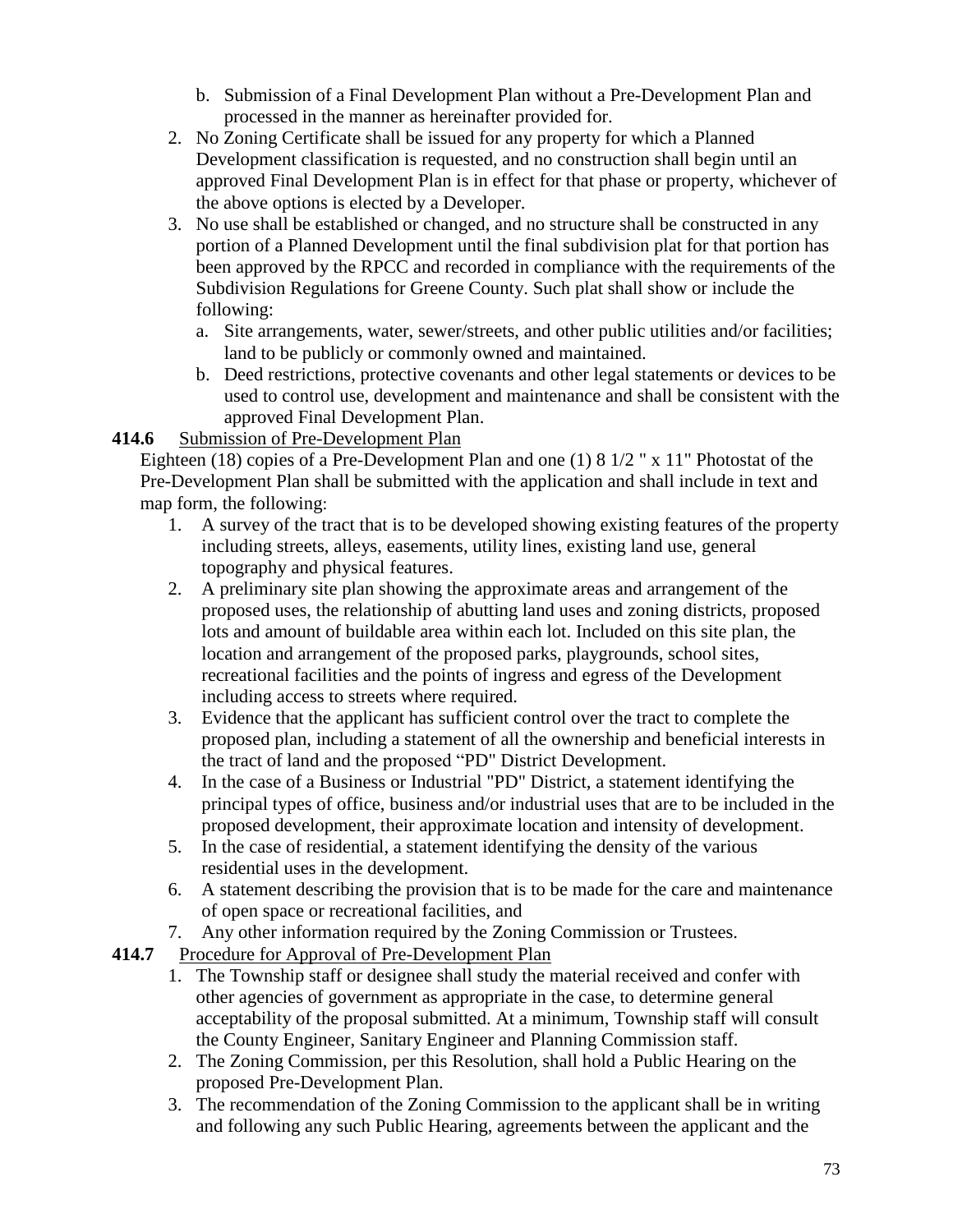b. Submission of a Final Development Plan without a Pre-Development Plan and processed in the manner as hereinafter provided for.
2. No Zoning Certificate shall be issued for any property for which a Planned Development classification is requested, and no construction shall begin until an approved Final Development Plan is in effect for that phase or property, whichever of the above options is elected by a Developer.
3. No use shall be established or changed, and no structure shall be constructed in any portion of a Planned Development until the final subdivision plat for that portion has been approved by the RPCC and recorded in compliance with the requirements of the Subdivision Regulations for Greene County. Such plat shall show or include the following:
   a. Site arrangements, water, sewer/streets, and other public utilities and/or facilities; land to be publicly or commonly owned and maintained.
   b. Deed restrictions, protective covenants and other legal statements or devices to be used to control use, development and maintenance and shall be consistent with the approved Final Development Plan.

**414.6** Submission of Pre-Development Plan

Eighteen (18) copies of a Pre-Development Plan and one (1) 8 1/2 " x 11" Photostat of the Pre-Development Plan shall be submitted with the application and shall include in text and map form, the following:

1. A survey of the tract that is to be developed showing existing features of the property including streets, alleys, easements, utility lines, existing land use, general topography and physical features.
2. A preliminary site plan showing the approximate areas and arrangement of the proposed uses, the relationship of abutting land uses and zoning districts, proposed lots and amount of buildable area within each lot. Included on this site plan, the location and arrangement of the proposed parks, playgrounds, school sites, recreational facilities and the points of ingress and egress of the Development including access to streets where required.
3. Evidence that the applicant has sufficient control over the tract to complete the proposed plan, including a statement of all the ownership and beneficial interests in the tract of land and the proposed "PD" District Development.
4. In the case of a Business or Industrial "PD" District, a statement identifying the principal types of office, business and/or industrial uses that are to be included in the proposed development, their approximate location and intensity of development.
5. In the case of residential, a statement identifying the density of the various residential uses in the development.
6. A statement describing the provision that is to be made for the care and maintenance of open space or recreational facilities, and
7. Any other information required by the Zoning Commission or Trustees.

**414.7** Procedure for Approval of Pre-Development Plan

1. The Township staff or designee shall study the material received and confer with other agencies of government as appropriate in the case, to determine general acceptability of the proposal submitted. At a minimum, Township staff will consult the County Engineer, Sanitary Engineer and Planning Commission staff.
2. The Zoning Commission, per this Resolution, shall hold a Public Hearing on the proposed Pre-Development Plan.
3. The recommendation of the Zoning Commission to the applicant shall be in writing and following any such Public Hearing, agreements between the applicant and the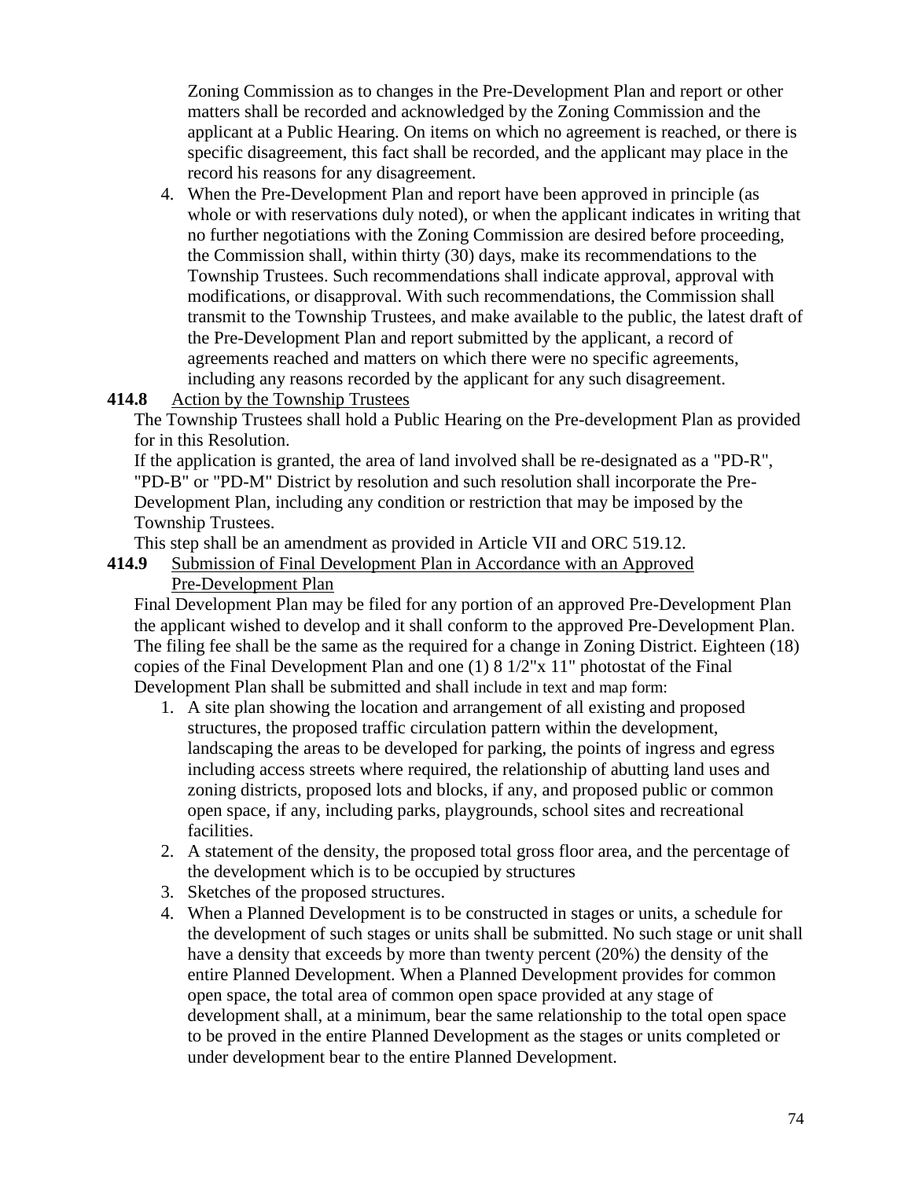Zoning Commission as to changes in the Pre-Development Plan and report or other matters shall be recorded and acknowledged by the Zoning Commission and the applicant at a Public Hearing. On items on which no agreement is reached, or there is specific disagreement, this fact shall be recorded, and the applicant may place in the record his reasons for any disagreement.

4. When the Pre-Development Plan and report have been approved in principle (as whole or with reservations duly noted), or when the applicant indicates in writing that no further negotiations with the Zoning Commission are desired before proceeding, the Commission shall, within thirty (30) days, make its recommendations to the Township Trustees. Such recommendations shall indicate approval, approval with modifications, or disapproval. With such recommendations, the Commission shall transmit to the Township Trustees, and make available to the public, the latest draft of the Pre-Development Plan and report submitted by the applicant, a record of agreements reached and matters on which there were no specific agreements, including any reasons recorded by the applicant for any such disagreement.

**414.8** Action by the Township Trustees

The Township Trustees shall hold a Public Hearing on the Pre-development Plan as provided for in this Resolution.

If the application is granted, the area of land involved shall be re-designated as a "PD-R", "PD-B" or "PD-M" District by resolution and such resolution shall incorporate the Pre-Development Plan, including any condition or restriction that may be imposed by the Township Trustees.

This step shall be an amendment as provided in Article VII and ORC 519.12.

**414.9** Submission of Final Development Plan in Accordance with an Approved Pre-Development Plan

Final Development Plan may be filed for any portion of an approved Pre-Development Plan the applicant wished to develop and it shall conform to the approved Pre-Development Plan. The filing fee shall be the same as the required for a change in Zoning District. Eighteen (18) copies of the Final Development Plan and one (1) 8 1/2"x 11" photostat of the Final Development Plan shall be submitted and shall include in text and map form:

1. A site plan showing the location and arrangement of all existing and proposed structures, the proposed traffic circulation pattern within the development, landscaping the areas to be developed for parking, the points of ingress and egress including access streets where required, the relationship of abutting land uses and zoning districts, proposed lots and blocks, if any, and proposed public or common open space, if any, including parks, playgrounds, school sites and recreational facilities.
2. A statement of the density, the proposed total gross floor area, and the percentage of the development which is to be occupied by structures
3. Sketches of the proposed structures.
4. When a Planned Development is to be constructed in stages or units, a schedule for the development of such stages or units shall be submitted. No such stage or unit shall have a density that exceeds by more than twenty percent (20%) the density of the entire Planned Development. When a Planned Development provides for common open space, the total area of common open space provided at any stage of development shall, at a minimum, bear the same relationship to the total open space to be proved in the entire Planned Development as the stages or units completed or under development bear to the entire Planned Development.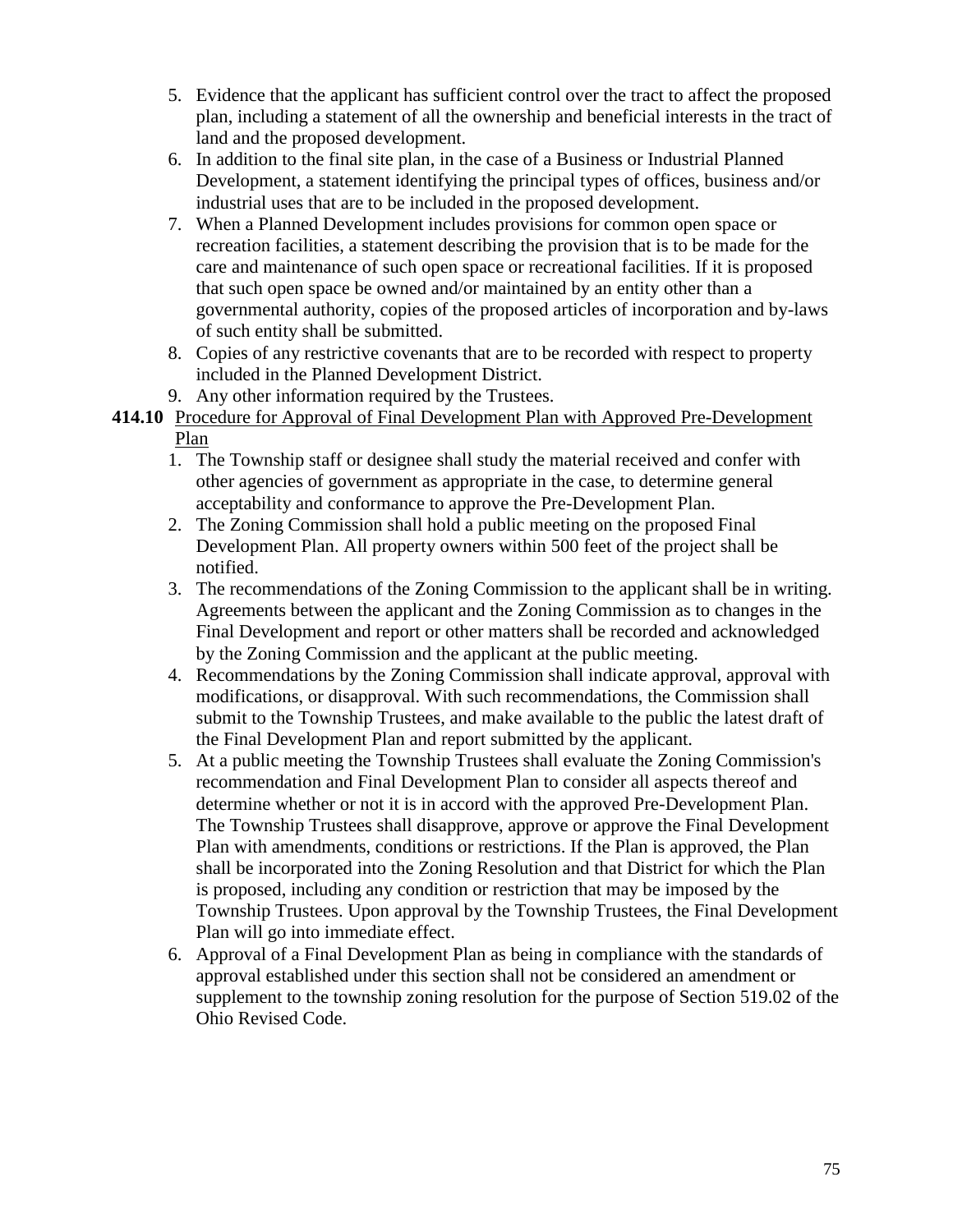5. Evidence that the applicant has sufficient control over the tract to affect the proposed plan, including a statement of all the ownership and beneficial interests in the tract of land and the proposed development.
6. In addition to the final site plan, in the case of a Business or Industrial Planned Development, a statement identifying the principal types of offices, business and/or industrial uses that are to be included in the proposed development.
7. When a Planned Development includes provisions for common open space or recreation facilities, a statement describing the provision that is to be made for the care and maintenance of such open space or recreational facilities. If it is proposed that such open space be owned and/or maintained by an entity other than a governmental authority, copies of the proposed articles of incorporation and by-laws of such entity shall be submitted.
8. Copies of any restrictive covenants that are to be recorded with respect to property included in the Planned Development District.
9. Any other information required by the Trustees.

**414.10** Procedure for Approval of Final Development Plan with Approved Pre-Development Plan

1. The Township staff or designee shall study the material received and confer with other agencies of government as appropriate in the case, to determine general acceptability and conformance to approve the Pre-Development Plan.
2. The Zoning Commission shall hold a public meeting on the proposed Final Development Plan. All property owners within 500 feet of the project shall be notified.
3. The recommendations of the Zoning Commission to the applicant shall be in writing. Agreements between the applicant and the Zoning Commission as to changes in the Final Development and report or other matters shall be recorded and acknowledged by the Zoning Commission and the applicant at the public meeting.
4. Recommendations by the Zoning Commission shall indicate approval, approval with modifications, or disapproval. With such recommendations, the Commission shall submit to the Township Trustees, and make available to the public the latest draft of the Final Development Plan and report submitted by the applicant.
5. At a public meeting the Township Trustees shall evaluate the Zoning Commission's recommendation and Final Development Plan to consider all aspects thereof and determine whether or not it is in accord with the approved Pre-Development Plan. The Township Trustees shall disapprove, approve or approve the Final Development Plan with amendments, conditions or restrictions. If the Plan is approved, the Plan shall be incorporated into the Zoning Resolution and that District for which the Plan is proposed, including any condition or restriction that may be imposed by the Township Trustees. Upon approval by the Township Trustees, the Final Development Plan will go into immediate effect.
6. Approval of a Final Development Plan as being in compliance with the standards of approval established under this section shall not be considered an amendment or supplement to the township zoning resolution for the purpose of Section 519.02 of the Ohio Revised Code.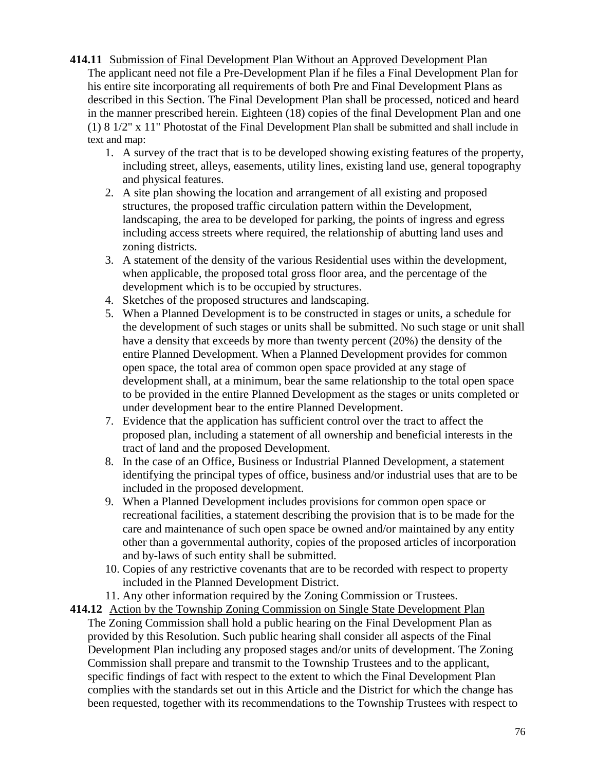**414.11** Submission of Final Development Plan Without an Approved Development Plan

The applicant need not file a Pre-Development Plan if he files a Final Development Plan for his entire site incorporating all requirements of both Pre and Final Development Plans as described in this Section. The Final Development Plan shall be processed, noticed and heard in the manner prescribed herein. Eighteen (18) copies of the final Development Plan and one (1) 8 1/2" x 11" Photostat of the Final Development Plan shall be submitted and shall include in text and map:

1. A survey of the tract that is to be developed showing existing features of the property, including street, alleys, easements, utility lines, existing land use, general topography and physical features.
2. A site plan showing the location and arrangement of all existing and proposed structures, the proposed traffic circulation pattern within the Development, landscaping, the area to be developed for parking, the points of ingress and egress including access streets where required, the relationship of abutting land uses and zoning districts.
3. A statement of the density of the various Residential uses within the development, when applicable, the proposed total gross floor area, and the percentage of the development which is to be occupied by structures.
4. Sketches of the proposed structures and landscaping.
5. When a Planned Development is to be constructed in stages or units, a schedule for the development of such stages or units shall be submitted. No such stage or unit shall have a density that exceeds by more than twenty percent (20%) the density of the entire Planned Development. When a Planned Development provides for common open space, the total area of common open space provided at any stage of development shall, at a minimum, bear the same relationship to the total open space to be provided in the entire Planned Development as the stages or units completed or under development bear to the entire Planned Development.
7. Evidence that the application has sufficient control over the tract to affect the proposed plan, including a statement of all ownership and beneficial interests in the tract of land and the proposed Development.
8. In the case of an Office, Business or Industrial Planned Development, a statement identifying the principal types of office, business and/or industrial uses that are to be included in the proposed development.
9. When a Planned Development includes provisions for common open space or recreational facilities, a statement describing the provision that is to be made for the care and maintenance of such open space be owned and/or maintained by any entity other than a governmental authority, copies of the proposed articles of incorporation and by-laws of such entity shall be submitted.
10. Copies of any restrictive covenants that are to be recorded with respect to property included in the Planned Development District.
11. Any other information required by the Zoning Commission or Trustees.

**414.12** Action by the Township Zoning Commission on Single State Development Plan

The Zoning Commission shall hold a public hearing on the Final Development Plan as provided by this Resolution. Such public hearing shall consider all aspects of the Final Development Plan including any proposed stages and/or units of development. The Zoning Commission shall prepare and transmit to the Township Trustees and to the applicant, specific findings of fact with respect to the extent to which the Final Development Plan complies with the standards set out in this Article and the District for which the change has been requested, together with its recommendations to the Township Trustees with respect to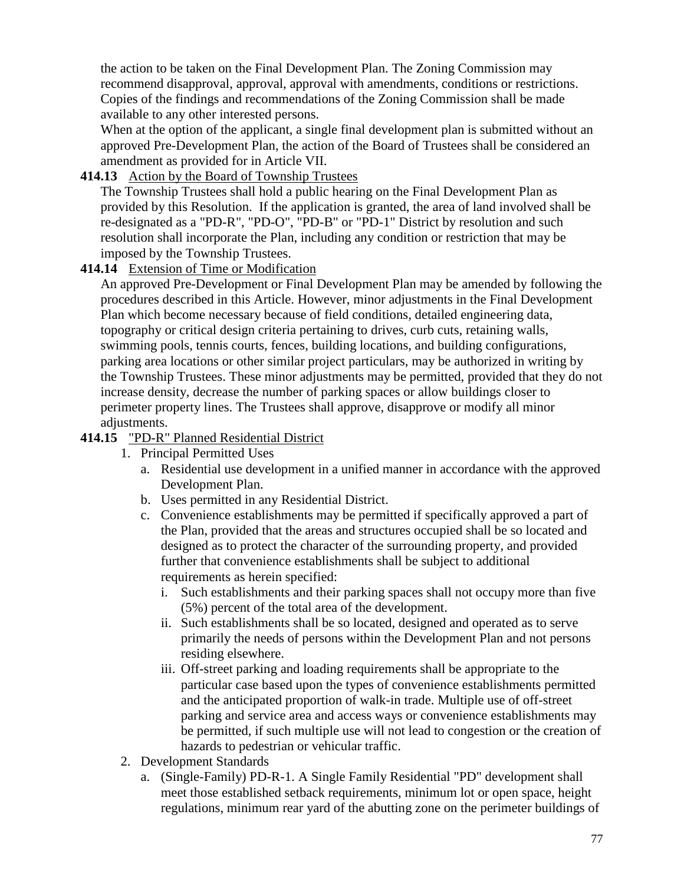the action to be taken on the Final Development Plan. The Zoning Commission may recommend disapproval, approval, approval with amendments, conditions or restrictions. Copies of the findings and recommendations of the Zoning Commission shall be made available to any other interested persons.

When at the option of the applicant, a single final development plan is submitted without an approved Pre-Development Plan, the action of the Board of Trustees shall be considered an amendment as provided for in Article VII.

**414.13** Action by the Board of Township Trustees

The Township Trustees shall hold a public hearing on the Final Development Plan as provided by this Resolution. If the application is granted, the area of land involved shall be re-designated as a "PD-R", "PD-O", "PD-B" or "PD-1" District by resolution and such resolution shall incorporate the Plan, including any condition or restriction that may be imposed by the Township Trustees.

**414.14** Extension of Time or Modification

An approved Pre-Development or Final Development Plan may be amended by following the procedures described in this Article. However, minor adjustments in the Final Development Plan which become necessary because of field conditions, detailed engineering data, topography or critical design criteria pertaining to drives, curb cuts, retaining walls, swimming pools, tennis courts, fences, building locations, and building configurations, parking area locations or other similar project particulars, may be authorized in writing by the Township Trustees. These minor adjustments may be permitted, provided that they do not increase density, decrease the number of parking spaces or allow buildings closer to perimeter property lines. The Trustees shall approve, disapprove or modify all minor adjustments.

**414.15** "PD-R" Planned Residential District

1. Principal Permitted Uses
   a. Residential use development in a unified manner in accordance with the approved Development Plan.
   b. Uses permitted in any Residential District.
   c. Convenience establishments may be permitted if specifically approved a part of the Plan, provided that the areas and structures occupied shall be so located and designed as to protect the character of the surrounding property, and provided further that convenience establishments shall be subject to additional requirements as herein specified:
      i. Such establishments and their parking spaces shall not occupy more than five (5%) percent of the total area of the development.
      ii. Such establishments shall be so located, designed and operated as to serve primarily the needs of persons within the Development Plan and not persons residing elsewhere.
      iii. Off-street parking and loading requirements shall be appropriate to the particular case based upon the types of convenience establishments permitted and the anticipated proportion of walk-in trade. Multiple use of off-street parking and service area and access ways or convenience establishments may be permitted, if such multiple use will not lead to congestion or the creation of hazards to pedestrian or vehicular traffic.
2. Development Standards
   a. (Single-Family) PD-R-1. A Single Family Residential "PD" development shall meet those established setback requirements, minimum lot or open space, height regulations, minimum rear yard of the abutting zone on the perimeter buildings of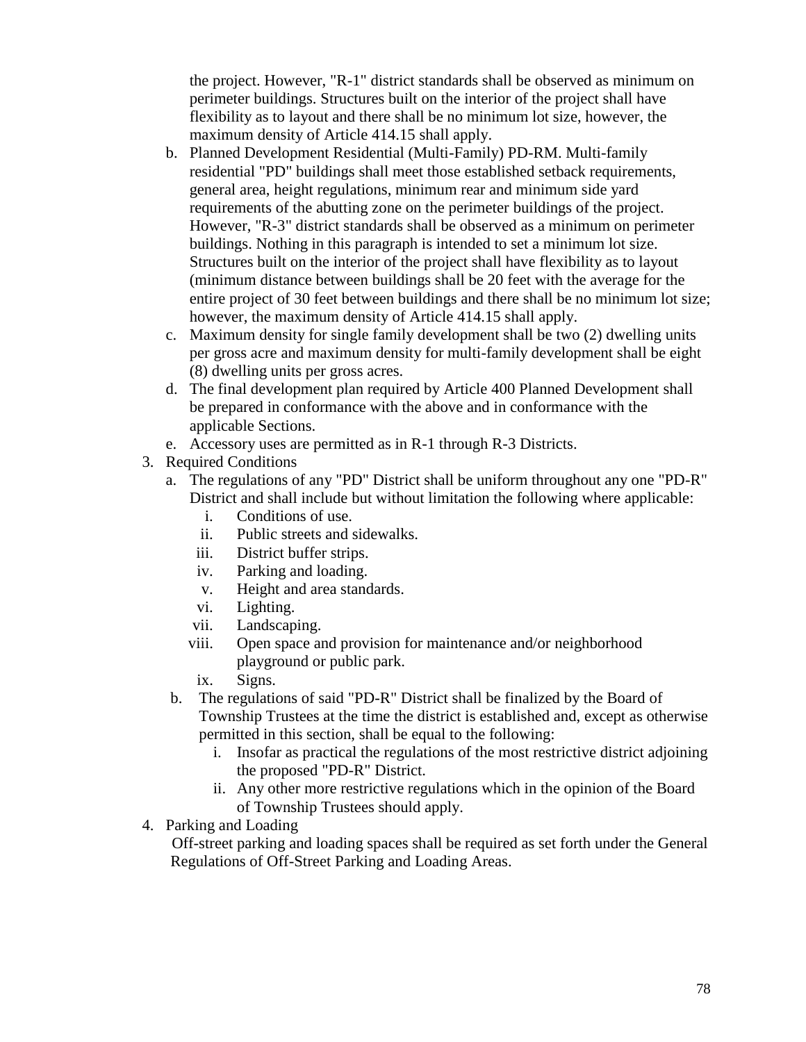the project. However, "R-1" district standards shall be observed as minimum on perimeter buildings. Structures built on the interior of the project shall have flexibility as to layout and there shall be no minimum lot size, however, the maximum density of Article 414.15 shall apply.

b. Planned Development Residential (Multi-Family) PD-RM. Multi-family residential "PD" buildings shall meet those established setback requirements, general area, height regulations, minimum rear and minimum side yard requirements of the abutting zone on the perimeter buildings of the project. However, "R-3" district standards shall be observed as a minimum on perimeter buildings. Nothing in this paragraph is intended to set a minimum lot size. Structures built on the interior of the project shall have flexibility as to layout (minimum distance between buildings shall be 20 feet with the average for the entire project of 30 feet between buildings and there shall be no minimum lot size; however, the maximum density of Article 414.15 shall apply.
c. Maximum density for single family development shall be two (2) dwelling units per gross acre and maximum density for multi-family development shall be eight (8) dwelling units per gross acres.
d. The final development plan required by Article 400 Planned Development shall be prepared in conformance with the above and in conformance with the applicable Sections.
e. Accessory uses are permitted as in R-1 through R-3 Districts.

3. Required Conditions
   a. The regulations of any "PD" District shall be uniform throughout any one "PD-R" District and shall include but without limitation the following where applicable:
      i. Conditions of use.
      ii. Public streets and sidewalks.
      iii. District buffer strips.
      iv. Parking and loading.
      v. Height and area standards.
      vi. Lighting.
      vii. Landscaping.
      viii. Open space and provision for maintenance and/or neighborhood playground or public park.
      ix. Signs.
   b. The regulations of said "PD-R" District shall be finalized by the Board of Township Trustees at the time the district is established and, except as otherwise permitted in this section, shall be equal to the following:
      i. Insofar as practical the regulations of the most restrictive district adjoining the proposed "PD-R" District.
      ii. Any other more restrictive regulations which in the opinion of the Board of Township Trustees should apply.
4. Parking and Loading

   Off-street parking and loading spaces shall be required as set forth under the General Regulations of Off-Street Parking and Loading Areas.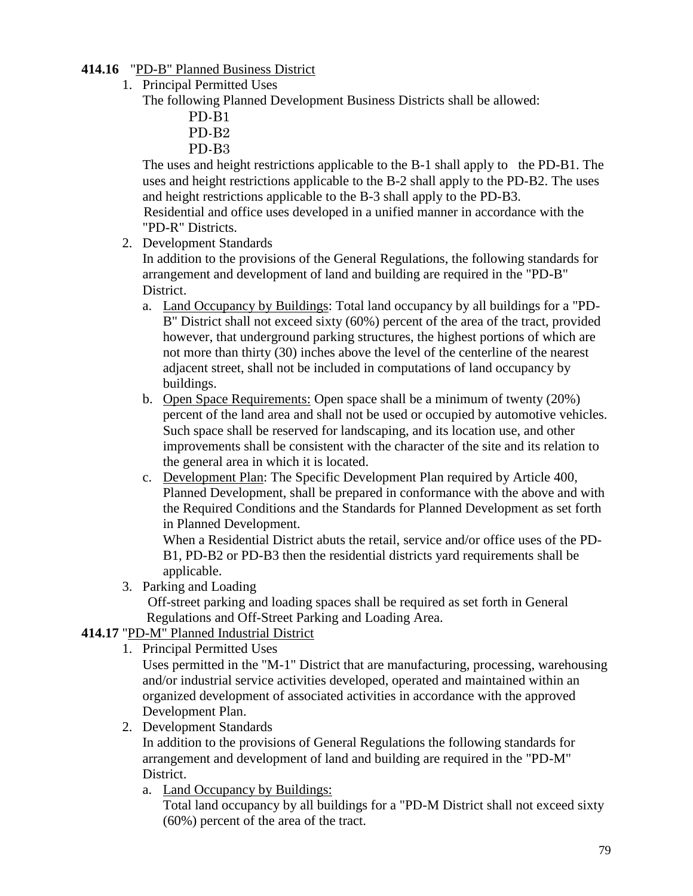**414.16** "<u>PD-B" Planned Business District</u>

1. Principal Permitted Uses

   The following Planned Development Business Districts shall be allowed:

   PD-B1
   PD-B2
   PD-B3

   The uses and height restrictions applicable to the B-1 shall apply to the PD-B1. The uses and height restrictions applicable to the B-2 shall apply to the PD-B2. The uses and height restrictions applicable to the B-3 shall apply to the PD-B3.

   Residential and office uses developed in a unified manner in accordance with the "PD-R" Districts.

2. Development Standards

   In addition to the provisions of the General Regulations, the following standards for arrangement and development of land and building are required in the "PD-B" District.

   a. <u>Land Occupancy by Buildings</u>: Total land occupancy by all buildings for a "PD-B" District shall not exceed sixty (60%) percent of the area of the tract, provided however, that underground parking structures, the highest portions of which are not more than thirty (30) inches above the level of the centerline of the nearest adjacent street, shall not be included in computations of land occupancy by buildings.
   b. <u>Open Space Requirements:</u> Open space shall be a minimum of twenty (20%) percent of the land area and shall not be used or occupied by automotive vehicles. Such space shall be reserved for landscaping, and its location use, and other improvements shall be consistent with the character of the site and its relation to the general area in which it is located.
   c. <u>Development Plan</u>: The Specific Development Plan required by Article 400, Planned Development, shall be prepared in conformance with the above and with the Required Conditions and the Standards for Planned Development as set forth in Planned Development.

      When a Residential District abuts the retail, service and/or office uses of the PD-B1, PD-B2 or PD-B3 then the residential districts yard requirements shall be applicable.

3. Parking and Loading

   Off-street parking and loading spaces shall be required as set forth in General Regulations and Off-Street Parking and Loading Area.

**414.17** "<u>PD-M" Planned Industrial District</u>

1. Principal Permitted Uses

   Uses permitted in the "M-1" District that are manufacturing, processing, warehousing and/or industrial service activities developed, operated and maintained within an organized development of associated activities in accordance with the approved Development Plan.

2. Development Standards

   In addition to the provisions of General Regulations the following standards for arrangement and development of land and building are required in the "PD-M" District.

   a. <u>Land Occupancy by Buildings:</u>

      Total land occupancy by all buildings for a "PD-M District shall not exceed sixty (60%) percent of the area of the tract.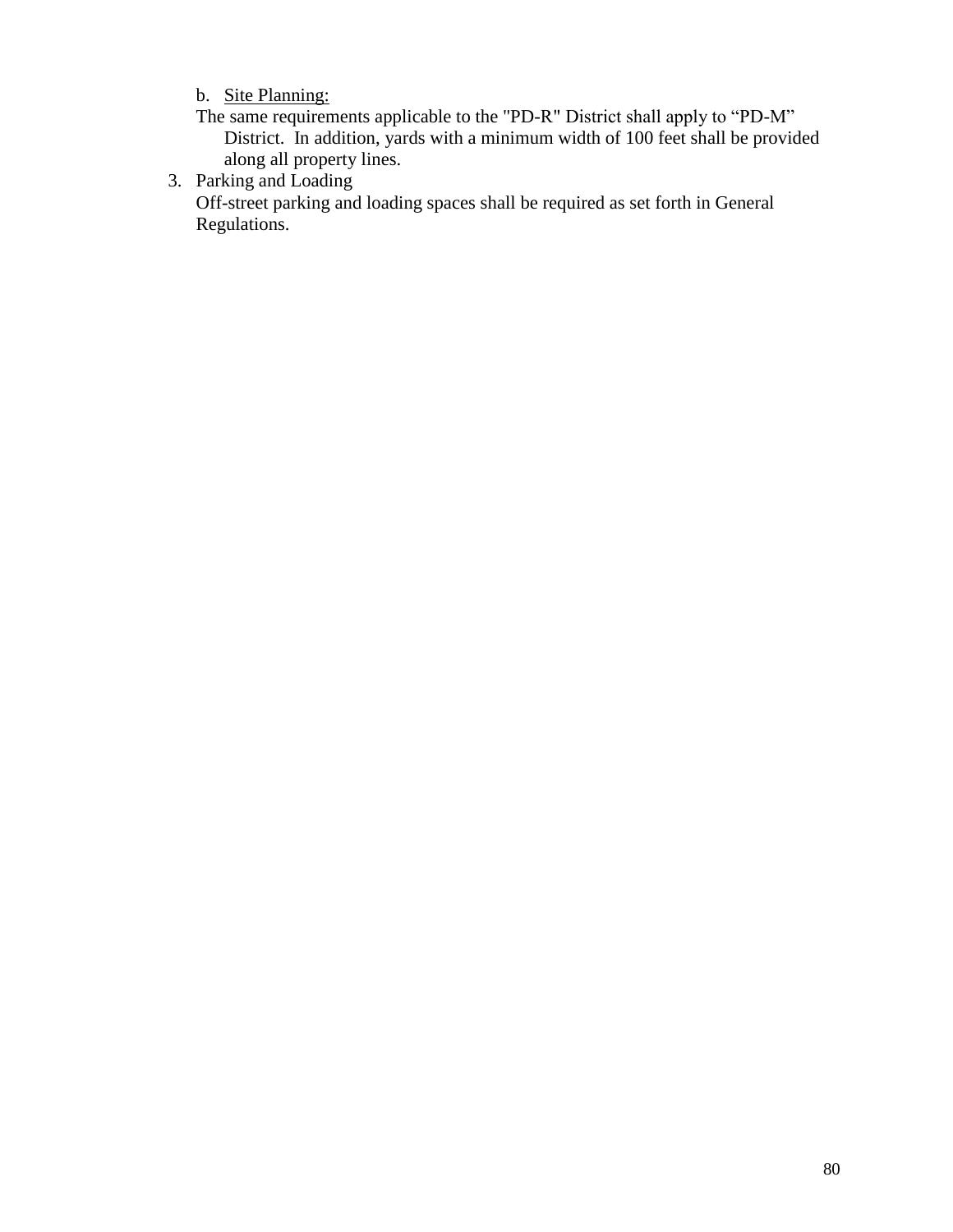b. <u>Site Planning:</u>

The same requirements applicable to the "PD-R" District shall apply to “PD-M” District. In addition, yards with a minimum width of 100 feet shall be provided along all property lines.

3. Parking and Loading

   Off-street parking and loading spaces shall be required as set forth in General Regulations.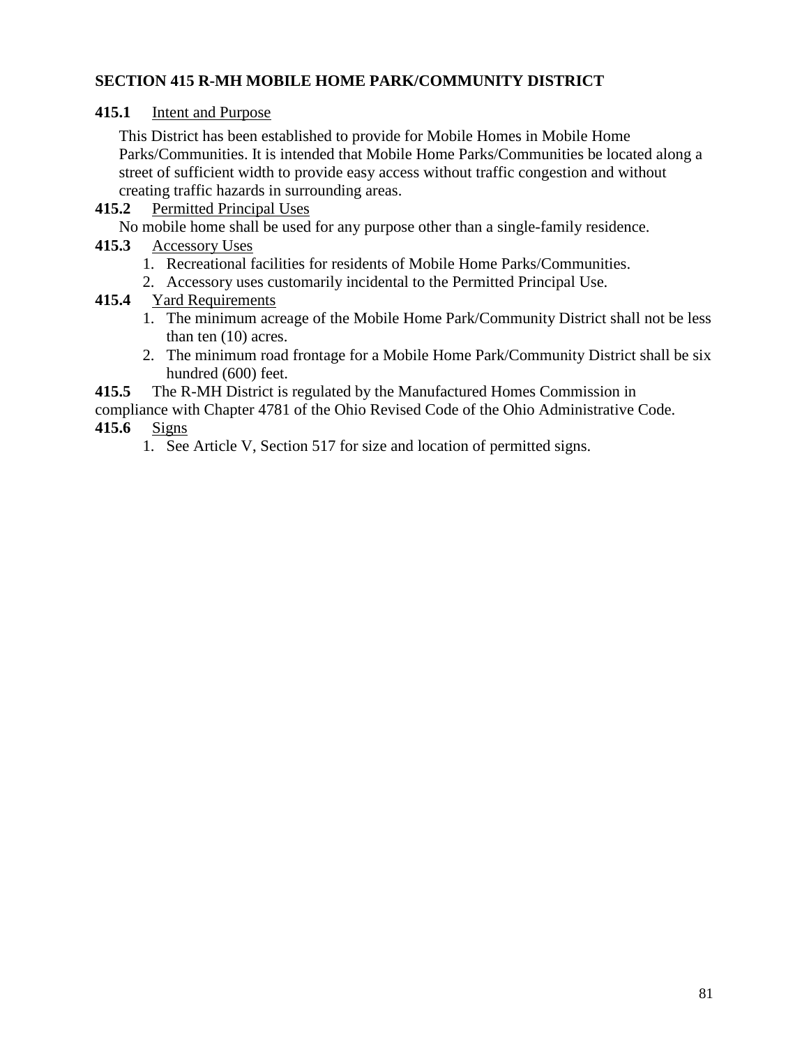## SECTION 415 R-MH MOBILE HOME PARK/COMMUNITY DISTRICT

**415.1** Intent and Purpose

This District has been established to provide for Mobile Homes in Mobile Home Parks/Communities. It is intended that Mobile Home Parks/Communities be located along a street of sufficient width to provide easy access without traffic congestion and without creating traffic hazards in surrounding areas.

**415.2** Permitted Principal Uses

No mobile home shall be used for any purpose other than a single-family residence.

**415.3** Accessory Uses

1. Recreational facilities for residents of Mobile Home Parks/Communities.
2. Accessory uses customarily incidental to the Permitted Principal Use.

**415.4** Yard Requirements

1. The minimum acreage of the Mobile Home Park/Community District shall not be less than ten (10) acres.
2. The minimum road frontage for a Mobile Home Park/Community District shall be six hundred (600) feet.

**415.5** The R-MH District is regulated by the Manufactured Homes Commission in compliance with Chapter 4781 of the Ohio Revised Code of the Ohio Administrative Code.

**415.6** Signs

1. See Article V, Section 517 for size and location of permitted signs.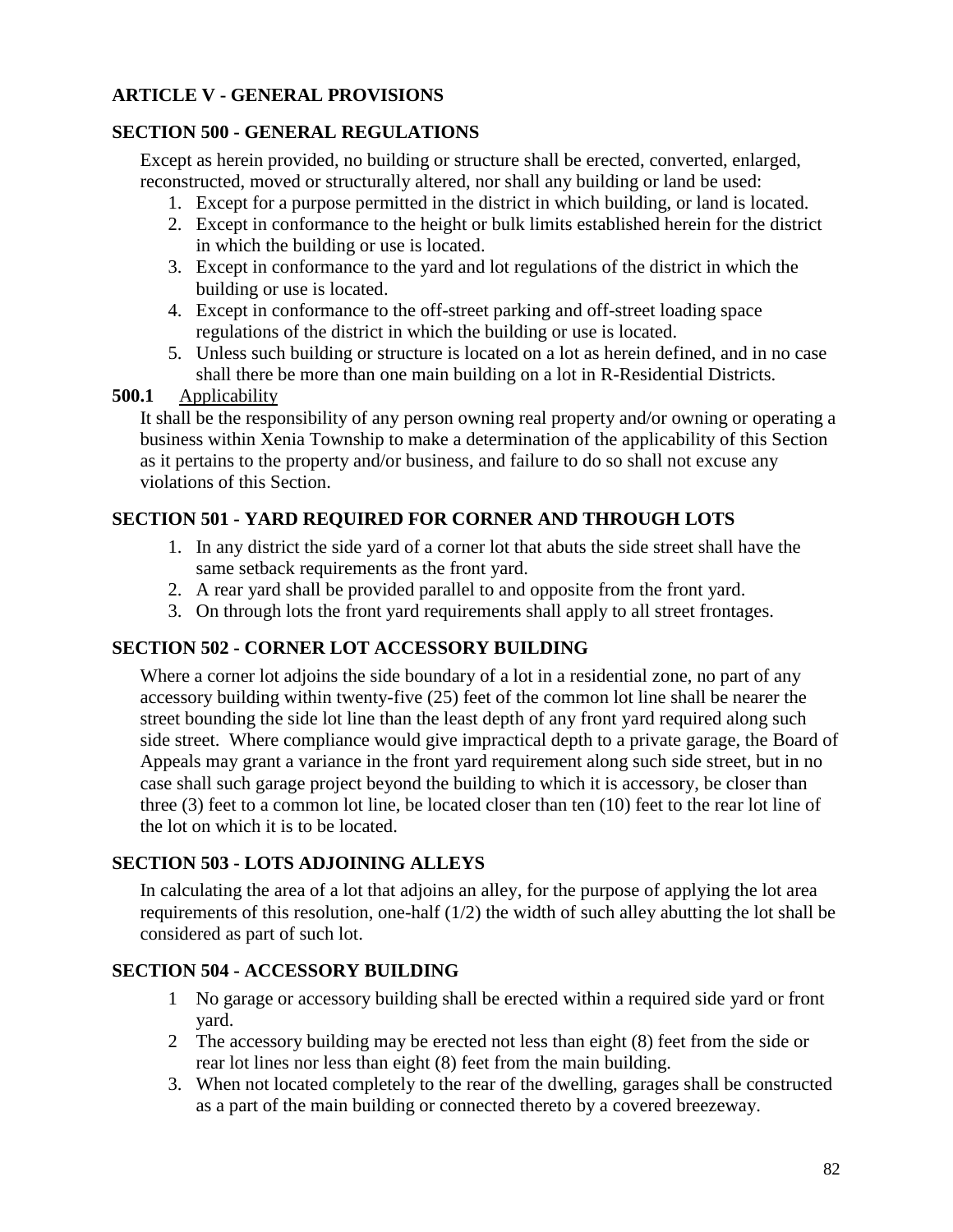## ARTICLE V - GENERAL PROVISIONS

### SECTION 500 - GENERAL REGULATIONS

Except as herein provided, no building or structure shall be erected, converted, enlarged, reconstructed, moved or structurally altered, nor shall any building or land be used:

1. Except for a purpose permitted in the district in which building, or land is located.
2. Except in conformance to the height or bulk limits established herein for the district in which the building or use is located.
3. Except in conformance to the yard and lot regulations of the district in which the building or use is located.
4. Except in conformance to the off-street parking and off-street loading space regulations of the district in which the building or use is located.
5. Unless such building or structure is located on a lot as herein defined, and in no case shall there be more than one main building on a lot in R-Residential Districts.

**500.1** Applicability

It shall be the responsibility of any person owning real property and/or owning or operating a business within Xenia Township to make a determination of the applicability of this Section as it pertains to the property and/or business, and failure to do so shall not excuse any violations of this Section.

### SECTION 501 - YARD REQUIRED FOR CORNER AND THROUGH LOTS

1. In any district the side yard of a corner lot that abuts the side street shall have the same setback requirements as the front yard.
2. A rear yard shall be provided parallel to and opposite from the front yard.
3. On through lots the front yard requirements shall apply to all street frontages.

### SECTION 502 - CORNER LOT ACCESSORY BUILDING

Where a corner lot adjoins the side boundary of a lot in a residential zone, no part of any accessory building within twenty-five (25) feet of the common lot line shall be nearer the street bounding the side lot line than the least depth of any front yard required along such side street. Where compliance would give impractical depth to a private garage, the Board of Appeals may grant a variance in the front yard requirement along such side street, but in no case shall such garage project beyond the building to which it is accessory, be closer than three (3) feet to a common lot line, be located closer than ten (10) feet to the rear lot line of the lot on which it is to be located.

### SECTION 503 - LOTS ADJOINING ALLEYS

In calculating the area of a lot that adjoins an alley, for the purpose of applying the lot area requirements of this resolution, one-half (1/2) the width of such alley abutting the lot shall be considered as part of such lot.

### SECTION 504 - ACCESSORY BUILDING

1. No garage or accessory building shall be erected within a required side yard or front yard.
2. The accessory building may be erected not less than eight (8) feet from the side or rear lot lines nor less than eight (8) feet from the main building.
3. When not located completely to the rear of the dwelling, garages shall be constructed as a part of the main building or connected thereto by a covered breezeway.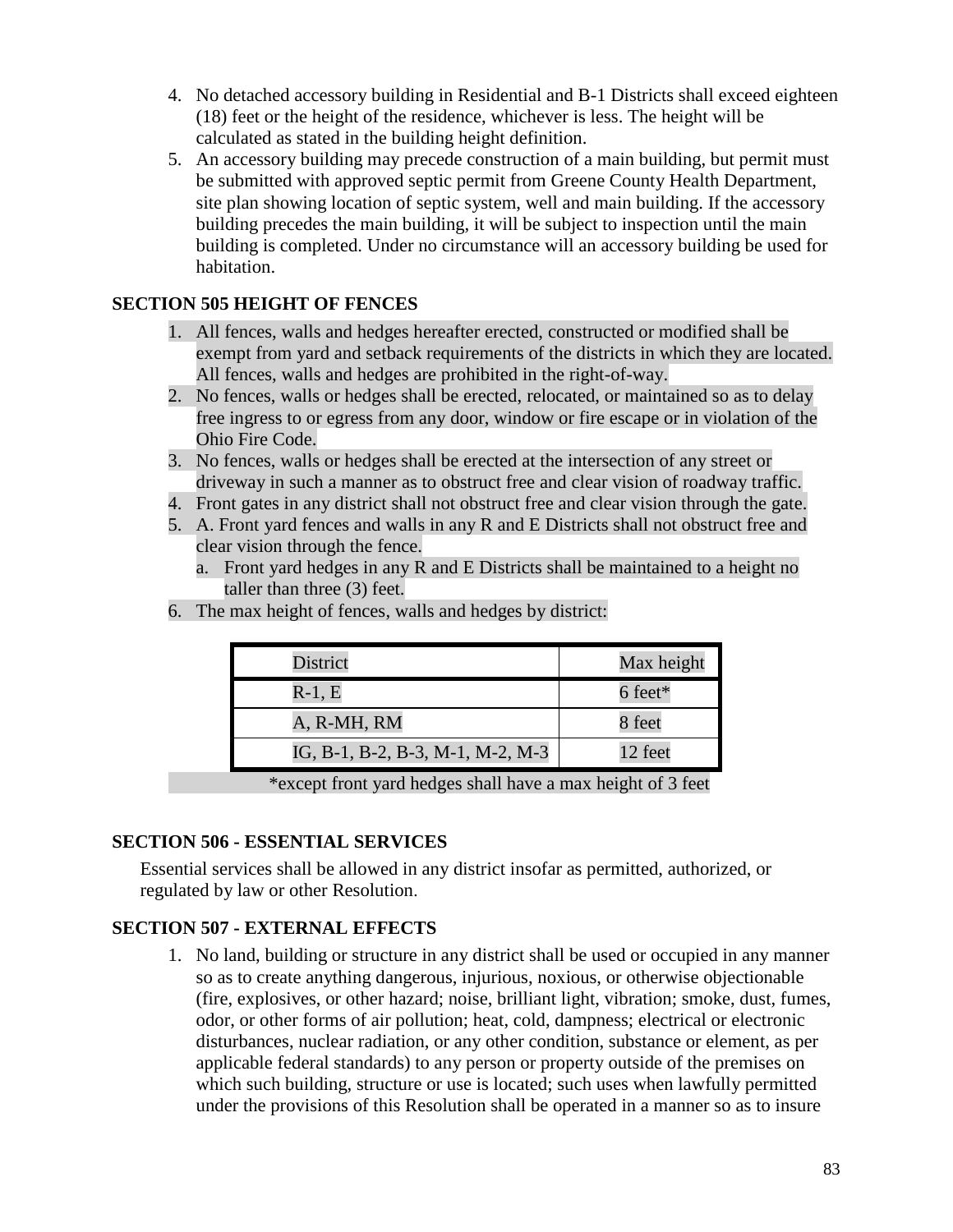4. No detached accessory building in Residential and B-1 Districts shall exceed eighteen (18) feet or the height of the residence, whichever is less. The height will be calculated as stated in the building height definition.
5. An accessory building may precede construction of a main building, but permit must be submitted with approved septic permit from Greene County Health Department, site plan showing location of septic system, well and main building. If the accessory building precedes the main building, it will be subject to inspection until the main building is completed. Under no circumstance will an accessory building be used for habitation.

### SECTION 505 HEIGHT OF FENCES

1. All fences, walls and hedges hereafter erected, constructed or modified shall be exempt from yard and setback requirements of the districts in which they are located. All fences, walls and hedges are prohibited in the right-of-way.
2. No fences, walls or hedges shall be erected, relocated, or maintained so as to delay free ingress to or egress from any door, window or fire escape or in violation of the Ohio Fire Code.
3. No fences, walls or hedges shall be erected at the intersection of any street or driveway in such a manner as to obstruct free and clear vision of roadway traffic.
4. Front gates in any district shall not obstruct free and clear vision through the gate.
5. A. Front yard fences and walls in any R and E Districts shall not obstruct free and clear vision through the fence.
   a. Front yard hedges in any R and E Districts shall be maintained to a height no taller than three (3) feet.
6. The max height of fences, walls and hedges by district:

| District | Max height |
|---|---|
| R-1, E | 6 feet* |
| A, R-MH, RM | 8 feet |
| IG, B-1, B-2, B-3, M-1, M-2, M-3 | 12 feet |

*except front yard hedges shall have a max height of 3 feet

### SECTION 506 - ESSENTIAL SERVICES

Essential services shall be allowed in any district insofar as permitted, authorized, or regulated by law or other Resolution.

### SECTION 507 - EXTERNAL EFFECTS

1. No land, building or structure in any district shall be used or occupied in any manner so as to create anything dangerous, injurious, noxious, or otherwise objectionable (fire, explosives, or other hazard; noise, brilliant light, vibration; smoke, dust, fumes, odor, or other forms of air pollution; heat, cold, dampness; electrical or electronic disturbances, nuclear radiation, or any other condition, substance or element, as per applicable federal standards) to any person or property outside of the premises on which such building, structure or use is located; such uses when lawfully permitted under the provisions of this Resolution shall be operated in a manner so as to insure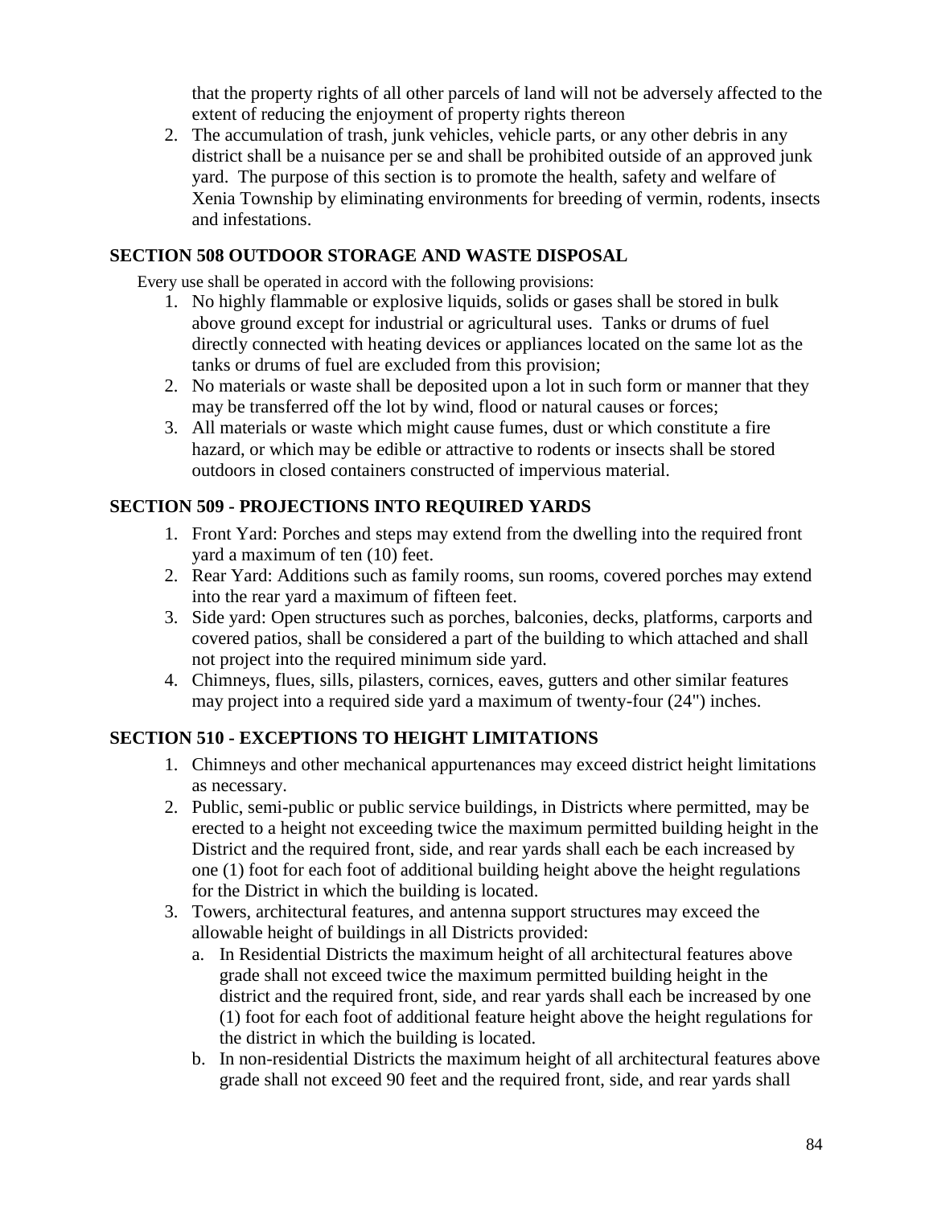that the property rights of all other parcels of land will not be adversely affected to the extent of reducing the enjoyment of property rights thereon

2. The accumulation of trash, junk vehicles, vehicle parts, or any other debris in any district shall be a nuisance per se and shall be prohibited outside of an approved junk yard. The purpose of this section is to promote the health, safety and welfare of Xenia Township by eliminating environments for breeding of vermin, rodents, insects and infestations.

## SECTION 508 OUTDOOR STORAGE AND WASTE DISPOSAL

Every use shall be operated in accord with the following provisions:

1. No highly flammable or explosive liquids, solids or gases shall be stored in bulk above ground except for industrial or agricultural uses. Tanks or drums of fuel directly connected with heating devices or appliances located on the same lot as the tanks or drums of fuel are excluded from this provision;
2. No materials or waste shall be deposited upon a lot in such form or manner that they may be transferred off the lot by wind, flood or natural causes or forces;
3. All materials or waste which might cause fumes, dust or which constitute a fire hazard, or which may be edible or attractive to rodents or insects shall be stored outdoors in closed containers constructed of impervious material.

## SECTION 509 - PROJECTIONS INTO REQUIRED YARDS

1. Front Yard: Porches and steps may extend from the dwelling into the required front yard a maximum of ten (10) feet.
2. Rear Yard: Additions such as family rooms, sun rooms, covered porches may extend into the rear yard a maximum of fifteen feet.
3. Side yard: Open structures such as porches, balconies, decks, platforms, carports and covered patios, shall be considered a part of the building to which attached and shall not project into the required minimum side yard.
4. Chimneys, flues, sills, pilasters, cornices, eaves, gutters and other similar features may project into a required side yard a maximum of twenty-four (24") inches.

## SECTION 510 - EXCEPTIONS TO HEIGHT LIMITATIONS

1. Chimneys and other mechanical appurtenances may exceed district height limitations as necessary.
2. Public, semi-public or public service buildings, in Districts where permitted, may be erected to a height not exceeding twice the maximum permitted building height in the District and the required front, side, and rear yards shall each be each increased by one (1) foot for each foot of additional building height above the height regulations for the District in which the building is located.
3. Towers, architectural features, and antenna support structures may exceed the allowable height of buildings in all Districts provided:
   a. In Residential Districts the maximum height of all architectural features above grade shall not exceed twice the maximum permitted building height in the district and the required front, side, and rear yards shall each be increased by one (1) foot for each foot of additional feature height above the height regulations for the district in which the building is located.
   b. In non-residential Districts the maximum height of all architectural features above grade shall not exceed 90 feet and the required front, side, and rear yards shall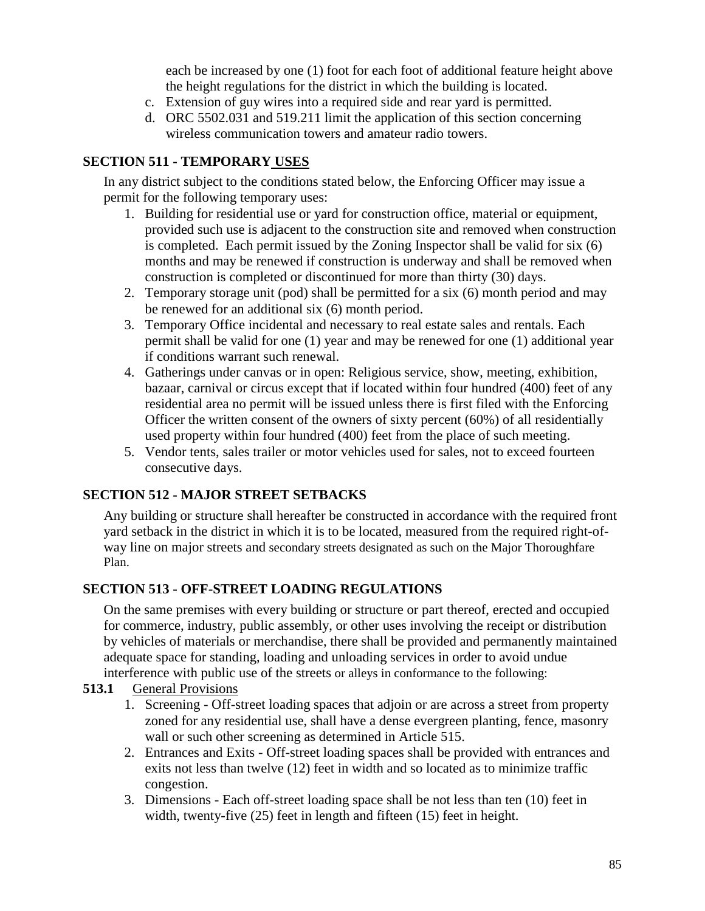each be increased by one (1) foot for each foot of additional feature height above the height regulations for the district in which the building is located.

c. Extension of guy wires into a required side and rear yard is permitted.
d. ORC 5502.031 and 519.211 limit the application of this section concerning wireless communication towers and amateur radio towers.

## SECTION 511 - TEMPORARY USES

In any district subject to the conditions stated below, the Enforcing Officer may issue a permit for the following temporary uses:

1. Building for residential use or yard for construction office, material or equipment, provided such use is adjacent to the construction site and removed when construction is completed. Each permit issued by the Zoning Inspector shall be valid for six (6) months and may be renewed if construction is underway and shall be removed when construction is completed or discontinued for more than thirty (30) days.
2. Temporary storage unit (pod) shall be permitted for a six (6) month period and may be renewed for an additional six (6) month period.
3. Temporary Office incidental and necessary to real estate sales and rentals. Each permit shall be valid for one (1) year and may be renewed for one (1) additional year if conditions warrant such renewal.
4. Gatherings under canvas or in open: Religious service, show, meeting, exhibition, bazaar, carnival or circus except that if located within four hundred (400) feet of any residential area no permit will be issued unless there is first filed with the Enforcing Officer the written consent of the owners of sixty percent (60%) of all residentially used property within four hundred (400) feet from the place of such meeting.
5. Vendor tents, sales trailer or motor vehicles used for sales, not to exceed fourteen consecutive days.

## SECTION 512 - MAJOR STREET SETBACKS

Any building or structure shall hereafter be constructed in accordance with the required front yard setback in the district in which it is to be located, measured from the required right-of-way line on major streets and secondary streets designated as such on the Major Thoroughfare Plan.

## SECTION 513 - OFF-STREET LOADING REGULATIONS

On the same premises with every building or structure or part thereof, erected and occupied for commerce, industry, public assembly, or other uses involving the receipt or distribution by vehicles of materials or merchandise, there shall be provided and permanently maintained adequate space for standing, loading and unloading services in order to avoid undue interference with public use of the streets or alleys in conformance to the following:

**513.1** General Provisions

1. Screening - Off-street loading spaces that adjoin or are across a street from property zoned for any residential use, shall have a dense evergreen planting, fence, masonry wall or such other screening as determined in Article 515.
2. Entrances and Exits - Off-street loading spaces shall be provided with entrances and exits not less than twelve (12) feet in width and so located as to minimize traffic congestion.
3. Dimensions - Each off-street loading space shall be not less than ten (10) feet in width, twenty-five (25) feet in length and fifteen (15) feet in height.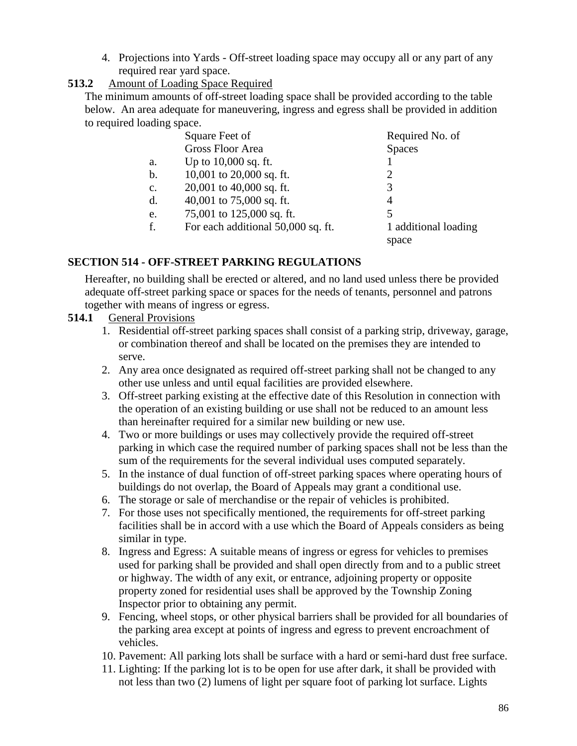4. Projections into Yards - Off-street loading space may occupy all or any part of any required rear yard space.

**513.2** Amount of Loading Space Required

The minimum amounts of off-street loading space shall be provided according to the table below. An area adequate for maneuvering, ingress and egress shall be provided in addition to required loading space.

| | Square Feet of Gross Floor Area | Required No. of Spaces |
|---|---|---|
| a. | Up to 10,000 sq. ft. | 1 |
| b. | 10,001 to 20,000 sq. ft. | 2 |
| c. | 20,001 to 40,000 sq. ft. | 3 |
| d. | 40,001 to 75,000 sq. ft. | 4 |
| e. | 75,001 to 125,000 sq. ft. | 5 |
| f. | For each additional 50,000 sq. ft. | 1 additional loading space |

## SECTION 514 - OFF-STREET PARKING REGULATIONS

Hereafter, no building shall be erected or altered, and no land used unless there be provided adequate off-street parking space or spaces for the needs of tenants, personnel and patrons together with means of ingress or egress.

**514.1** General Provisions

1. Residential off-street parking spaces shall consist of a parking strip, driveway, garage, or combination thereof and shall be located on the premises they are intended to serve.
2. Any area once designated as required off-street parking shall not be changed to any other use unless and until equal facilities are provided elsewhere.
3. Off-street parking existing at the effective date of this Resolution in connection with the operation of an existing building or use shall not be reduced to an amount less than hereinafter required for a similar new building or new use.
4. Two or more buildings or uses may collectively provide the required off-street parking in which case the required number of parking spaces shall not be less than the sum of the requirements for the several individual uses computed separately.
5. In the instance of dual function of off-street parking spaces where operating hours of buildings do not overlap, the Board of Appeals may grant a conditional use.
6. The storage or sale of merchandise or the repair of vehicles is prohibited.
7. For those uses not specifically mentioned, the requirements for off-street parking facilities shall be in accord with a use which the Board of Appeals considers as being similar in type.
8. Ingress and Egress: A suitable means of ingress or egress for vehicles to premises used for parking shall be provided and shall open directly from and to a public street or highway. The width of any exit, or entrance, adjoining property or opposite property zoned for residential uses shall be approved by the Township Zoning Inspector prior to obtaining any permit.
9. Fencing, wheel stops, or other physical barriers shall be provided for all boundaries of the parking area except at points of ingress and egress to prevent encroachment of vehicles.
10. Pavement: All parking lots shall be surface with a hard or semi-hard dust free surface.
11. Lighting: If the parking lot is to be open for use after dark, it shall be provided with not less than two (2) lumens of light per square foot of parking lot surface. Lights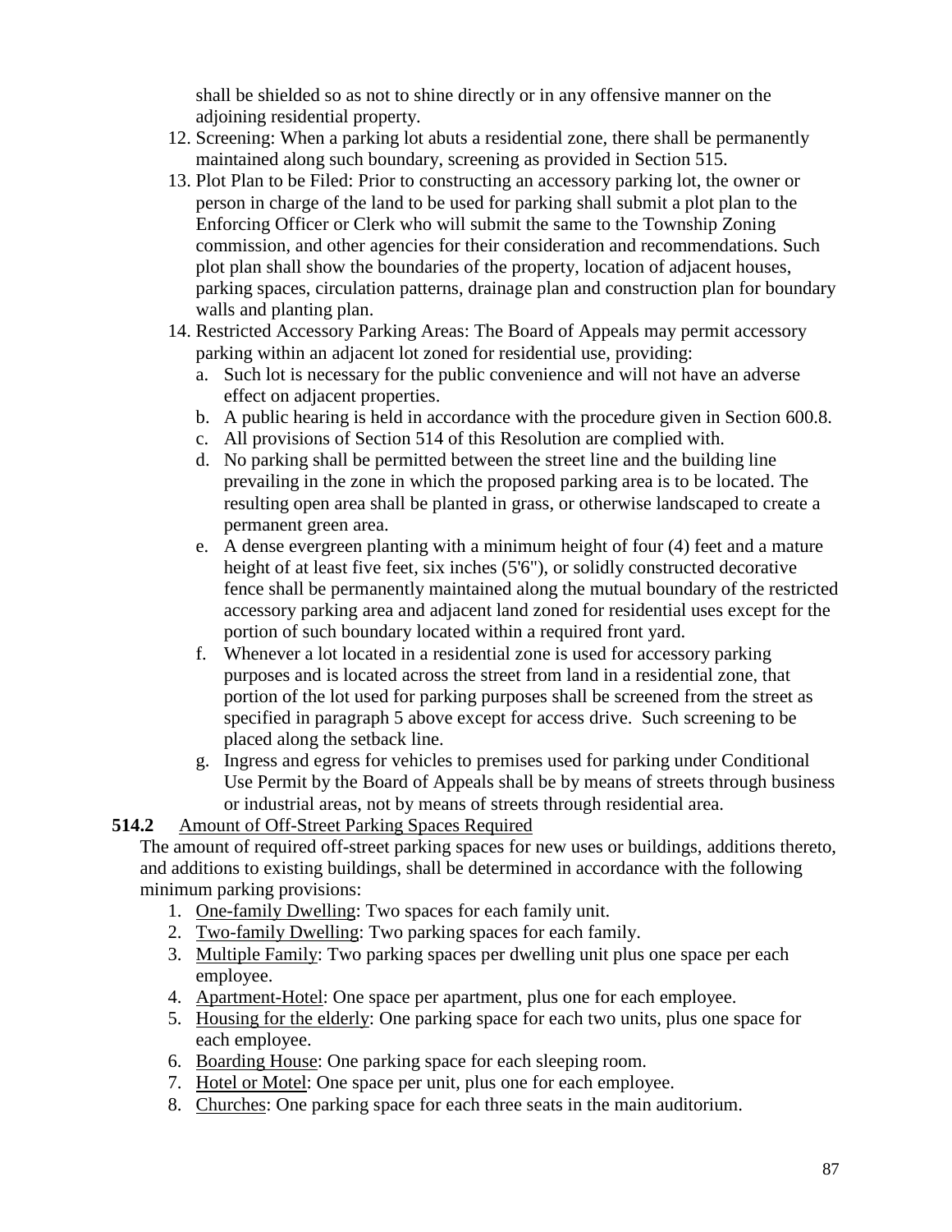shall be shielded so as not to shine directly or in any offensive manner on the adjoining residential property.

12. Screening: When a parking lot abuts a residential zone, there shall be permanently maintained along such boundary, screening as provided in Section 515.
13. Plot Plan to be Filed: Prior to constructing an accessory parking lot, the owner or person in charge of the land to be used for parking shall submit a plot plan to the Enforcing Officer or Clerk who will submit the same to the Township Zoning commission, and other agencies for their consideration and recommendations. Such plot plan shall show the boundaries of the property, location of adjacent houses, parking spaces, circulation patterns, drainage plan and construction plan for boundary walls and planting plan.
14. Restricted Accessory Parking Areas: The Board of Appeals may permit accessory parking within an adjacent lot zoned for residential use, providing:
    a. Such lot is necessary for the public convenience and will not have an adverse effect on adjacent properties.
    b. A public hearing is held in accordance with the procedure given in Section 600.8.
    c. All provisions of Section 514 of this Resolution are complied with.
    d. No parking shall be permitted between the street line and the building line prevailing in the zone in which the proposed parking area is to be located. The resulting open area shall be planted in grass, or otherwise landscaped to create a permanent green area.
    e. A dense evergreen planting with a minimum height of four (4) feet and a mature height of at least five feet, six inches (5'6"), or solidly constructed decorative fence shall be permanently maintained along the mutual boundary of the restricted accessory parking area and adjacent land zoned for residential uses except for the portion of such boundary located within a required front yard.
    f. Whenever a lot located in a residential zone is used for accessory parking purposes and is located across the street from land in a residential zone, that portion of the lot used for parking purposes shall be screened from the street as specified in paragraph 5 above except for access drive. Such screening to be placed along the setback line.
    g. Ingress and egress for vehicles to premises used for parking under Conditional Use Permit by the Board of Appeals shall be by means of streets through business or industrial areas, not by means of streets through residential area.

**514.2** Amount of Off-Street Parking Spaces Required

The amount of required off-street parking spaces for new uses or buildings, additions thereto, and additions to existing buildings, shall be determined in accordance with the following minimum parking provisions:

1. One-family Dwelling: Two spaces for each family unit.
2. Two-family Dwelling: Two parking spaces for each family.
3. Multiple Family: Two parking spaces per dwelling unit plus one space per each employee.
4. Apartment-Hotel: One space per apartment, plus one for each employee.
5. Housing for the elderly: One parking space for each two units, plus one space for each employee.
6. Boarding House: One parking space for each sleeping room.
7. Hotel or Motel: One space per unit, plus one for each employee.
8. Churches: One parking space for each three seats in the main auditorium.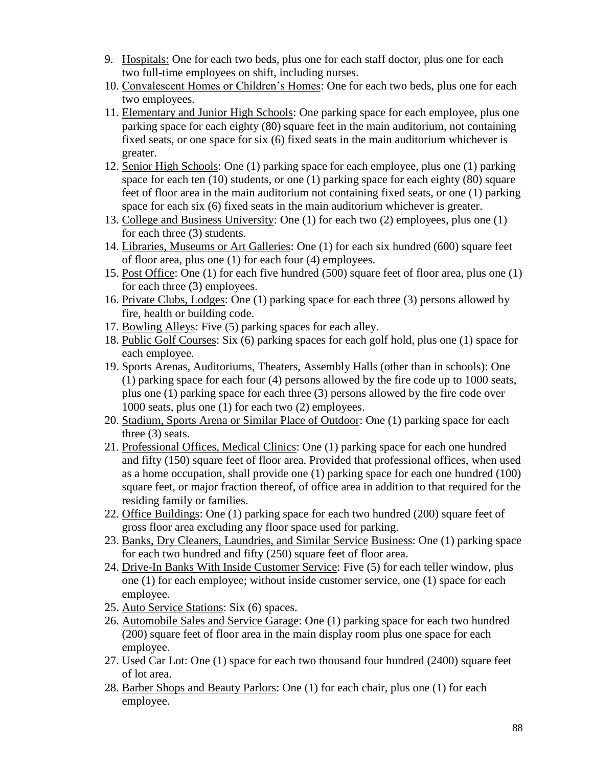9. Hospitals: One for each two beds, plus one for each staff doctor, plus one for each two full-time employees on shift, including nurses.
10. Convalescent Homes or Children's Homes: One for each two beds, plus one for each two employees.
11. Elementary and Junior High Schools: One parking space for each employee, plus one parking space for each eighty (80) square feet in the main auditorium, not containing fixed seats, or one space for six (6) fixed seats in the main auditorium whichever is greater.
12. Senior High Schools: One (1) parking space for each employee, plus one (1) parking space for each ten (10) students, or one (1) parking space for each eighty (80) square feet of floor area in the main auditorium not containing fixed seats, or one (1) parking space for each six (6) fixed seats in the main auditorium whichever is greater.
13. College and Business University: One (1) for each two (2) employees, plus one (1) for each three (3) students.
14. Libraries, Museums or Art Galleries: One (1) for each six hundred (600) square feet of floor area, plus one (1) for each four (4) employees.
15. Post Office: One (1) for each five hundred (500) square feet of floor area, plus one (1) for each three (3) employees.
16. Private Clubs, Lodges: One (1) parking space for each three (3) persons allowed by fire, health or building code.
17. Bowling Alleys: Five (5) parking spaces for each alley.
18. Public Golf Courses: Six (6) parking spaces for each golf hold, plus one (1) space for each employee.
19. Sports Arenas, Auditoriums, Theaters, Assembly Halls (other than in schools): One (1) parking space for each four (4) persons allowed by the fire code up to 1000 seats, plus one (1) parking space for each three (3) persons allowed by the fire code over 1000 seats, plus one (1) for each two (2) employees.
20. Stadium, Sports Arena or Similar Place of Outdoor: One (1) parking space for each three (3) seats.
21. Professional Offices, Medical Clinics: One (1) parking space for each one hundred and fifty (150) square feet of floor area. Provided that professional offices, when used as a home occupation, shall provide one (1) parking space for each one hundred (100) square feet, or major fraction thereof, of office area in addition to that required for the residing family or families.
22. Office Buildings: One (1) parking space for each two hundred (200) square feet of gross floor area excluding any floor space used for parking.
23. Banks, Dry Cleaners, Laundries, and Similar Service Business: One (1) parking space for each two hundred and fifty (250) square feet of floor area.
24. Drive-In Banks With Inside Customer Service: Five (5) for each teller window, plus one (1) for each employee; without inside customer service, one (1) space for each employee.
25. Auto Service Stations: Six (6) spaces.
26. Automobile Sales and Service Garage: One (1) parking space for each two hundred (200) square feet of floor area in the main display room plus one space for each employee.
27. Used Car Lot: One (1) space for each two thousand four hundred (2400) square feet of lot area.
28. Barber Shops and Beauty Parlors: One (1) for each chair, plus one (1) for each employee.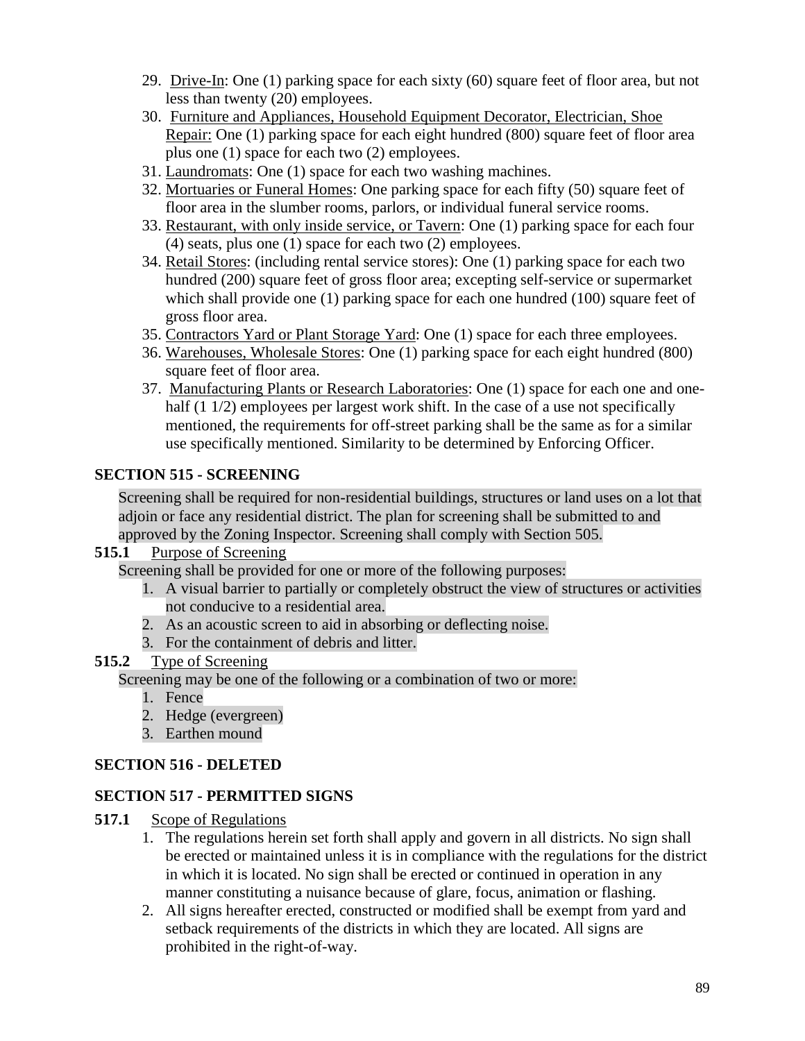29. Drive-In: One (1) parking space for each sixty (60) square feet of floor area, but not less than twenty (20) employees.
30. Furniture and Appliances, Household Equipment Decorator, Electrician, Shoe Repair: One (1) parking space for each eight hundred (800) square feet of floor area plus one (1) space for each two (2) employees.
31. Laundromats: One (1) space for each two washing machines.
32. Mortuaries or Funeral Homes: One parking space for each fifty (50) square feet of floor area in the slumber rooms, parlors, or individual funeral service rooms.
33. Restaurant, with only inside service, or Tavern: One (1) parking space for each four (4) seats, plus one (1) space for each two (2) employees.
34. Retail Stores: (including rental service stores): One (1) parking space for each two hundred (200) square feet of gross floor area; excepting self-service or supermarket which shall provide one (1) parking space for each one hundred (100) square feet of gross floor area.
35. Contractors Yard or Plant Storage Yard: One (1) space for each three employees.
36. Warehouses, Wholesale Stores: One (1) parking space for each eight hundred (800) square feet of floor area.
37. Manufacturing Plants or Research Laboratories: One (1) space for each one and one-half (1 1/2) employees per largest work shift. In the case of a use not specifically mentioned, the requirements for off-street parking shall be the same as for a similar use specifically mentioned. Similarity to be determined by Enforcing Officer.

## SECTION 515 - SCREENING

Screening shall be required for non-residential buildings, structures or land uses on a lot that adjoin or face any residential district. The plan for screening shall be submitted to and approved by the Zoning Inspector. Screening shall comply with Section 505.

**515.1** Purpose of Screening

Screening shall be provided for one or more of the following purposes:

1. A visual barrier to partially or completely obstruct the view of structures or activities not conducive to a residential area.
2. As an acoustic screen to aid in absorbing or deflecting noise.
3. For the containment of debris and litter.

**515.2** Type of Screening

Screening may be one of the following or a combination of two or more:

1. Fence
2. Hedge (evergreen)
3. Earthen mound

## SECTION 516 - DELETED

## SECTION 517 - PERMITTED SIGNS

**517.1** Scope of Regulations

1. The regulations herein set forth shall apply and govern in all districts. No sign shall be erected or maintained unless it is in compliance with the regulations for the district in which it is located. No sign shall be erected or continued in operation in any manner constituting a nuisance because of glare, focus, animation or flashing.
2. All signs hereafter erected, constructed or modified shall be exempt from yard and setback requirements of the districts in which they are located. All signs are prohibited in the right-of-way.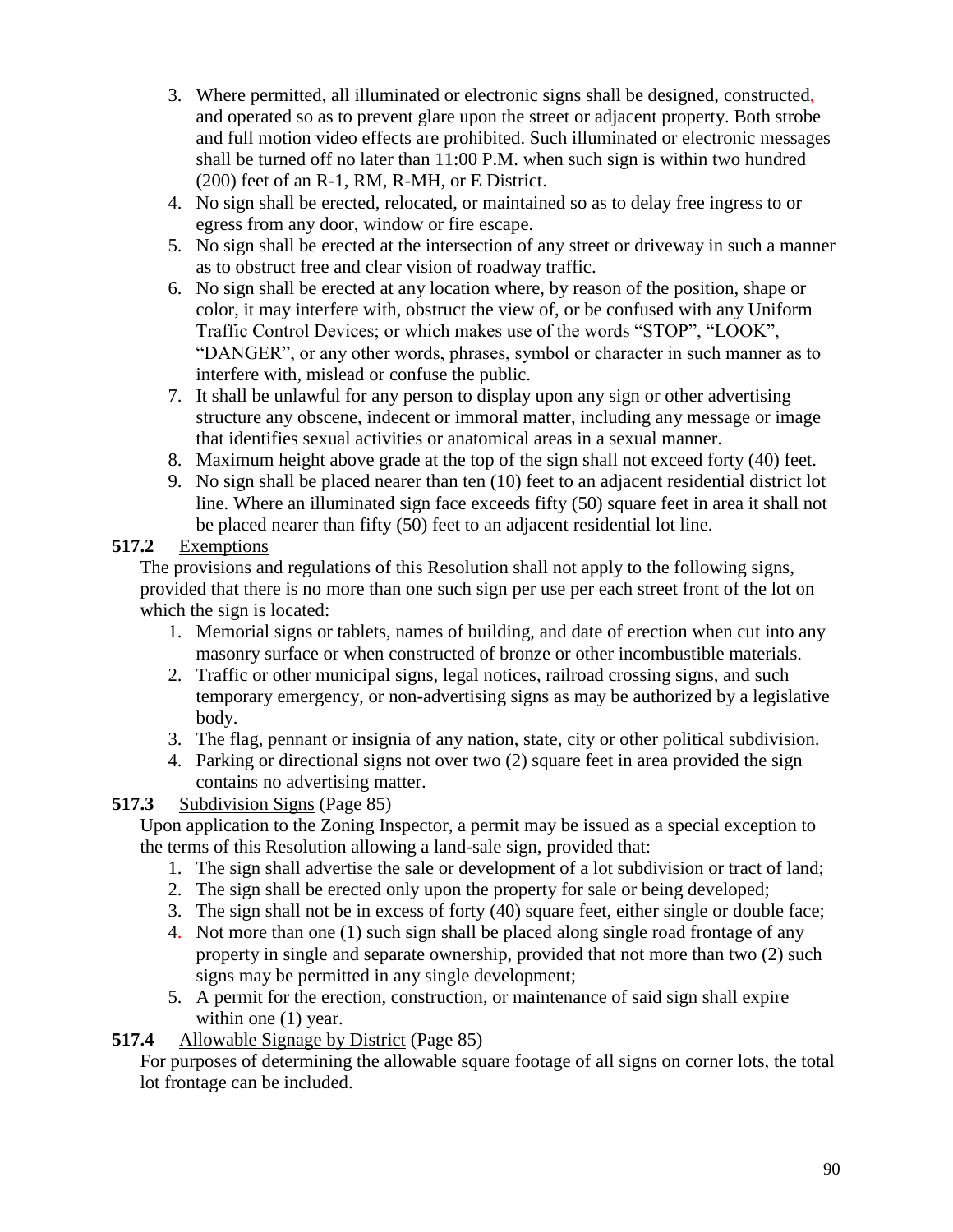3. Where permitted, all illuminated or electronic signs shall be designed, constructed, and operated so as to prevent glare upon the street or adjacent property. Both strobe and full motion video effects are prohibited. Such illuminated or electronic messages shall be turned off no later than 11:00 P.M. when such sign is within two hundred (200) feet of an R-1, RM, R-MH, or E District.
4. No sign shall be erected, relocated, or maintained so as to delay free ingress to or egress from any door, window or fire escape.
5. No sign shall be erected at the intersection of any street or driveway in such a manner as to obstruct free and clear vision of roadway traffic.
6. No sign shall be erected at any location where, by reason of the position, shape or color, it may interfere with, obstruct the view of, or be confused with any Uniform Traffic Control Devices; or which makes use of the words "STOP", "LOOK", "DANGER", or any other words, phrases, symbol or character in such manner as to interfere with, mislead or confuse the public.
7. It shall be unlawful for any person to display upon any sign or other advertising structure any obscene, indecent or immoral matter, including any message or image that identifies sexual activities or anatomical areas in a sexual manner.
8. Maximum height above grade at the top of the sign shall not exceed forty (40) feet.
9. No sign shall be placed nearer than ten (10) feet to an adjacent residential district lot line. Where an illuminated sign face exceeds fifty (50) square feet in area it shall not be placed nearer than fifty (50) feet to an adjacent residential lot line.

**517.2** Exemptions

The provisions and regulations of this Resolution shall not apply to the following signs, provided that there is no more than one such sign per use per each street front of the lot on which the sign is located:

1. Memorial signs or tablets, names of building, and date of erection when cut into any masonry surface or when constructed of bronze or other incombustible materials.
2. Traffic or other municipal signs, legal notices, railroad crossing signs, and such temporary emergency, or non-advertising signs as may be authorized by a legislative body.
3. The flag, pennant or insignia of any nation, state, city or other political subdivision.
4. Parking or directional signs not over two (2) square feet in area provided the sign contains no advertising matter.

**517.3** Subdivision Signs (Page 85)

Upon application to the Zoning Inspector, a permit may be issued as a special exception to the terms of this Resolution allowing a land-sale sign, provided that:

1. The sign shall advertise the sale or development of a lot subdivision or tract of land;
2. The sign shall be erected only upon the property for sale or being developed;
3. The sign shall not be in excess of forty (40) square feet, either single or double face;
4. Not more than one (1) such sign shall be placed along single road frontage of any property in single and separate ownership, provided that not more than two (2) such signs may be permitted in any single development;
5. A permit for the erection, construction, or maintenance of said sign shall expire within one (1) year.

**517.4** Allowable Signage by District (Page 85)

For purposes of determining the allowable square footage of all signs on corner lots, the total lot frontage can be included.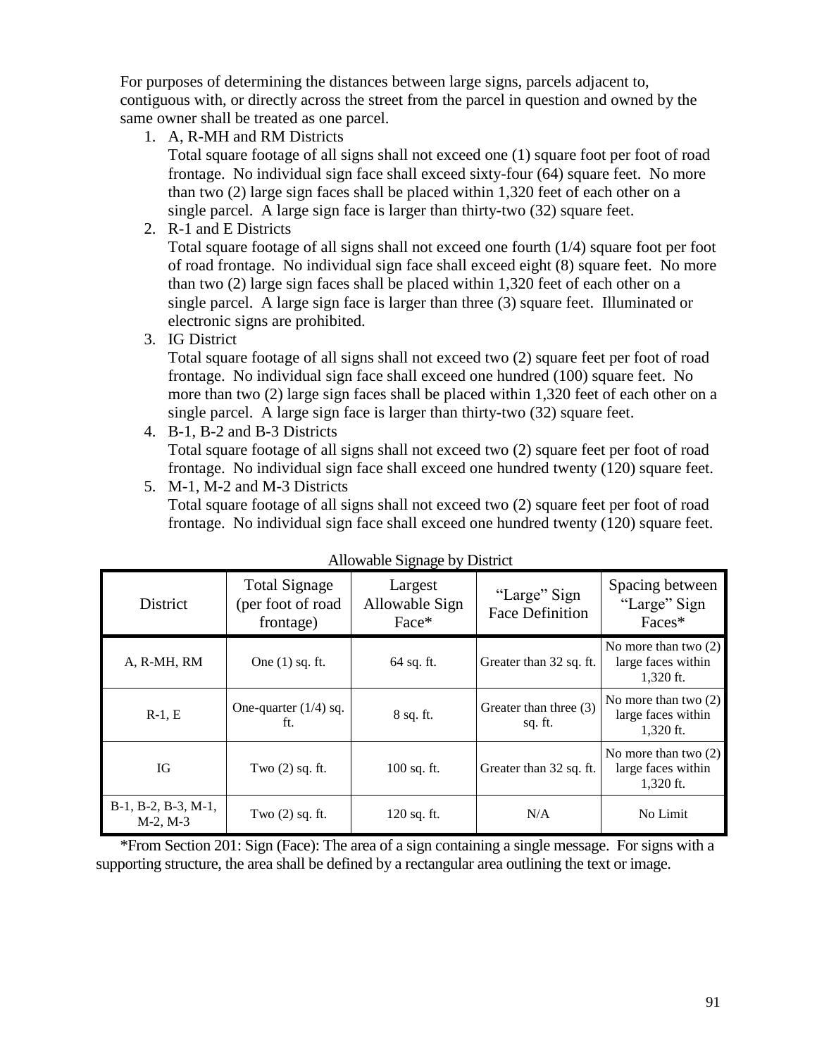For purposes of determining the distances between large signs, parcels adjacent to, contiguous with, or directly across the street from the parcel in question and owned by the same owner shall be treated as one parcel.

1. A, R-MH and RM Districts
   Total square footage of all signs shall not exceed one (1) square foot per foot of road frontage. No individual sign face shall exceed sixty-four (64) square feet. No more than two (2) large sign faces shall be placed within 1,320 feet of each other on a single parcel. A large sign face is larger than thirty-two (32) square feet.
2. R-1 and E Districts
   Total square footage of all signs shall not exceed one fourth (1/4) square foot per foot of road frontage. No individual sign face shall exceed eight (8) square feet. No more than two (2) large sign faces shall be placed within 1,320 feet of each other on a single parcel. A large sign face is larger than three (3) square feet. Illuminated or electronic signs are prohibited.
3. IG District
   Total square footage of all signs shall not exceed two (2) square feet per foot of road frontage. No individual sign face shall exceed one hundred (100) square feet. No more than two (2) large sign faces shall be placed within 1,320 feet of each other on a single parcel. A large sign face is larger than thirty-two (32) square feet.
4. B-1, B-2 and B-3 Districts
   Total square footage of all signs shall not exceed two (2) square feet per foot of road frontage. No individual sign face shall exceed one hundred twenty (120) square feet.
5. M-1, M-2 and M-3 Districts
   Total square footage of all signs shall not exceed two (2) square feet per foot of road frontage. No individual sign face shall exceed one hundred twenty (120) square feet.

Allowable Signage by District

| District | Total Signage (per foot of road frontage) | Largest Allowable Sign Face* | "Large" Sign Face Definition | Spacing between "Large" Sign Faces* |
|---|---|---|---|---|
| A, R-MH, RM | One (1) sq. ft. | 64 sq. ft. | Greater than 32 sq. ft. | No more than two (2) large faces within 1,320 ft. |
| R-1, E | One-quarter (1/4) sq. ft. | 8 sq. ft. | Greater than three (3) sq. ft. | No more than two (2) large faces within 1,320 ft. |
| IG | Two (2) sq. ft. | 100 sq. ft. | Greater than 32 sq. ft. | No more than two (2) large faces within 1,320 ft. |
| B-1, B-2, B-3, M-1, M-2, M-3 | Two (2) sq. ft. | 120 sq. ft. | N/A | No Limit |

*From Section 201: Sign (Face): The area of a sign containing a single message. For signs with a supporting structure, the area shall be defined by a rectangular area outlining the text or image.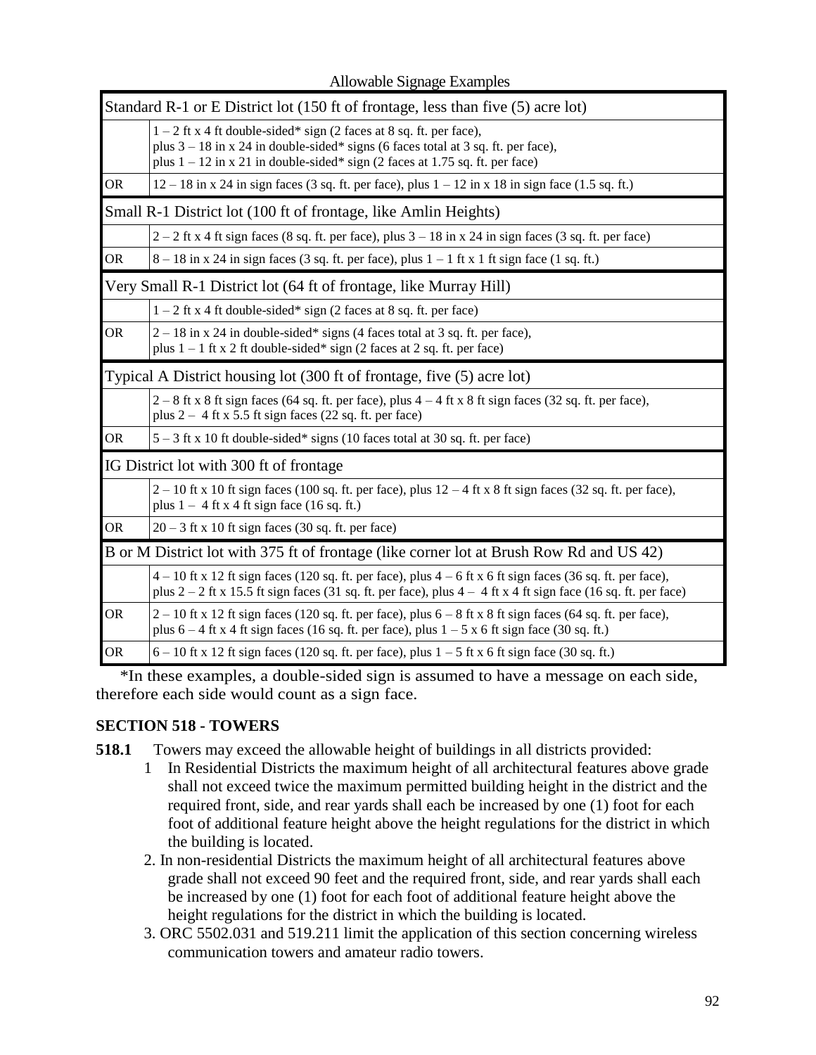Allowable Signage Examples

| Standard R-1 or E District lot (150 ft of frontage, less than five (5) acre lot) | |
|---|---|
| | 1 – 2 ft x 4 ft double-sided* sign (2 faces at 8 sq. ft. per face), plus 3 – 18 in x 24 in double-sided* signs (6 faces total at 3 sq. ft. per face), plus 1 – 12 in x 21 in double-sided* sign (2 faces at 1.75 sq. ft. per face) |
| OR | 12 – 18 in x 24 in sign faces (3 sq. ft. per face), plus 1 – 12 in x 18 in sign face (1.5 sq. ft.) |
| **Small R-1 District lot (100 ft of frontage, like Amlin Heights)** | |
| | 2 – 2 ft x 4 ft sign faces (8 sq. ft. per face), plus 3 – 18 in x 24 in sign faces (3 sq. ft. per face) |
| OR | 8 – 18 in x 24 in sign faces (3 sq. ft. per face), plus 1 – 1 ft x 1 ft sign face (1 sq. ft.) |
| **Very Small R-1 District lot (64 ft of frontage, like Murray Hill)** | |
| | 1 – 2 ft x 4 ft double-sided* sign (2 faces at 8 sq. ft. per face) |
| OR | 2 – 18 in x 24 in double-sided* signs (4 faces total at 3 sq. ft. per face), plus 1 – 1 ft x 2 ft double-sided* sign (2 faces at 2 sq. ft. per face) |
| **Typical A District housing lot (300 ft of frontage, five (5) acre lot)** | |
| | 2 – 8 ft x 8 ft sign faces (64 sq. ft. per face), plus 4 – 4 ft x 8 ft sign faces (32 sq. ft. per face), plus 2 – 4 ft x 5.5 ft sign faces (22 sq. ft. per face) |
| OR | 5 – 3 ft x 10 ft double-sided* signs (10 faces total at 30 sq. ft. per face) |
| **IG District lot with 300 ft of frontage** | |
| | 2 – 10 ft x 10 ft sign faces (100 sq. ft. per face), plus 12 – 4 ft x 8 ft sign faces (32 sq. ft. per face), plus 1 – 4 ft x 4 ft sign face (16 sq. ft.) |
| OR | 20 – 3 ft x 10 ft sign faces (30 sq. ft. per face) |
| **B or M District lot with 375 ft of frontage (like corner lot at Brush Row Rd and US 42)** | |
| | 4 – 10 ft x 12 ft sign faces (120 sq. ft. per face), plus 4 – 6 ft x 6 ft sign faces (36 sq. ft. per face), plus 2 – 2 ft x 15.5 ft sign faces (31 sq. ft. per face), plus 4 – 4 ft x 4 ft sign face (16 sq. ft. per face) |
| OR | 2 – 10 ft x 12 ft sign faces (120 sq. ft. per face), plus 6 – 8 ft x 8 ft sign faces (64 sq. ft. per face), plus 6 – 4 ft x 4 ft sign faces (16 sq. ft. per face), plus 1 – 5 x 6 ft sign face (30 sq. ft.) |
| OR | 6 – 10 ft x 12 ft sign faces (120 sq. ft. per face), plus 1 – 5 ft x 6 ft sign face (30 sq. ft.) |

*In these examples, a double-sided sign is assumed to have a message on each side, therefore each side would count as a sign face.

## SECTION 518 - TOWERS

**518.1** Towers may exceed the allowable height of buildings in all districts provided:

1. In Residential Districts the maximum height of all architectural features above grade shall not exceed twice the maximum permitted building height in the district and the required front, side, and rear yards shall each be increased by one (1) foot for each foot of additional feature height above the height regulations for the district in which the building is located.
2. In non-residential Districts the maximum height of all architectural features above grade shall not exceed 90 feet and the required front, side, and rear yards shall each be increased by one (1) foot for each foot of additional feature height above the height regulations for the district in which the building is located.
3. ORC 5502.031 and 519.211 limit the application of this section concerning wireless communication towers and amateur radio towers.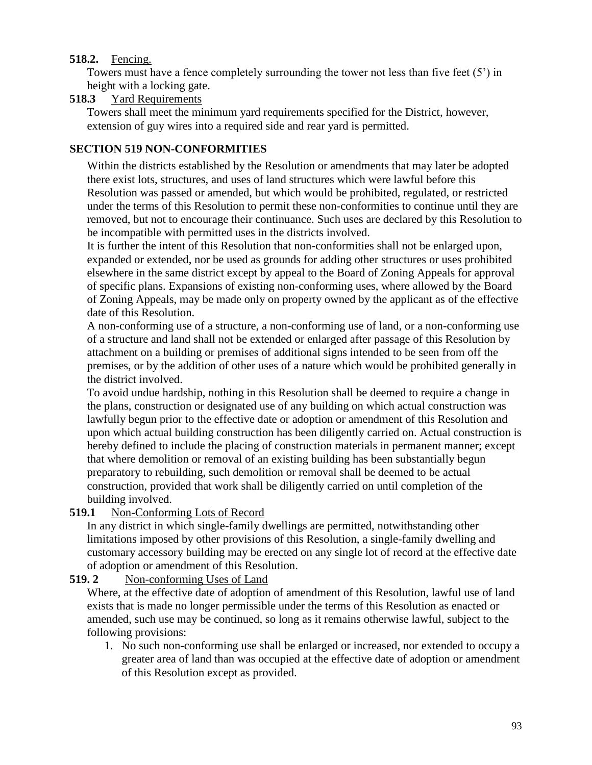**518.2.** Fencing.

Towers must have a fence completely surrounding the tower not less than five feet (5') in height with a locking gate.

**518.3** Yard Requirements

Towers shall meet the minimum yard requirements specified for the District, however, extension of guy wires into a required side and rear yard is permitted.

## SECTION 519 NON-CONFORMITIES

Within the districts established by the Resolution or amendments that may later be adopted there exist lots, structures, and uses of land structures which were lawful before this Resolution was passed or amended, but which would be prohibited, regulated, or restricted under the terms of this Resolution to permit these non-conformities to continue until they are removed, but not to encourage their continuance. Such uses are declared by this Resolution to be incompatible with permitted uses in the districts involved.

It is further the intent of this Resolution that non-conformities shall not be enlarged upon, expanded or extended, nor be used as grounds for adding other structures or uses prohibited elsewhere in the same district except by appeal to the Board of Zoning Appeals for approval of specific plans. Expansions of existing non-conforming uses, where allowed by the Board of Zoning Appeals, may be made only on property owned by the applicant as of the effective date of this Resolution.

A non-conforming use of a structure, a non-conforming use of land, or a non-conforming use of a structure and land shall not be extended or enlarged after passage of this Resolution by attachment on a building or premises of additional signs intended to be seen from off the premises, or by the addition of other uses of a nature which would be prohibited generally in the district involved.

To avoid undue hardship, nothing in this Resolution shall be deemed to require a change in the plans, construction or designated use of any building on which actual construction was lawfully begun prior to the effective date or adoption or amendment of this Resolution and upon which actual building construction has been diligently carried on. Actual construction is hereby defined to include the placing of construction materials in permanent manner; except that where demolition or removal of an existing building has been substantially begun preparatory to rebuilding, such demolition or removal shall be deemed to be actual construction, provided that work shall be diligently carried on until completion of the building involved.

**519.1** Non-Conforming Lots of Record

In any district in which single-family dwellings are permitted, notwithstanding other limitations imposed by other provisions of this Resolution, a single-family dwelling and customary accessory building may be erected on any single lot of record at the effective date of adoption or amendment of this Resolution.

**519. 2** Non-conforming Uses of Land

Where, at the effective date of adoption of amendment of this Resolution, lawful use of land exists that is made no longer permissible under the terms of this Resolution as enacted or amended, such use may be continued, so long as it remains otherwise lawful, subject to the following provisions:

1. No such non-conforming use shall be enlarged or increased, nor extended to occupy a greater area of land than was occupied at the effective date of adoption or amendment of this Resolution except as provided.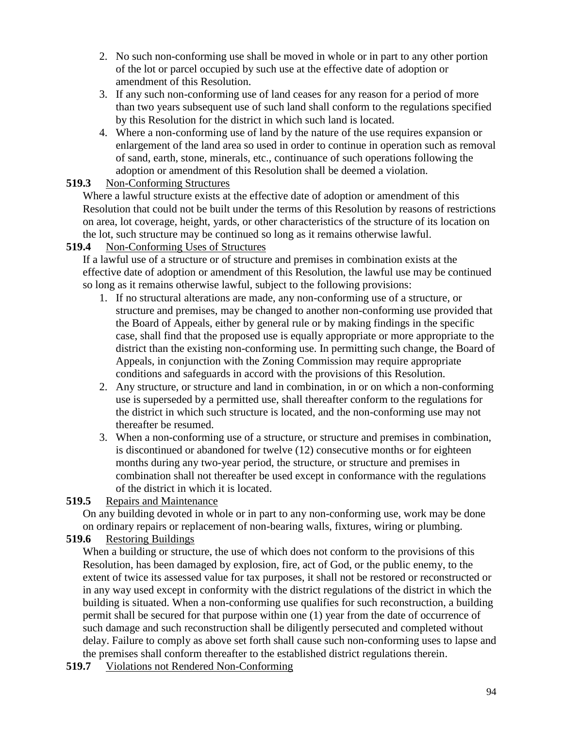2. No such non-conforming use shall be moved in whole or in part to any other portion of the lot or parcel occupied by such use at the effective date of adoption or amendment of this Resolution.
3. If any such non-conforming use of land ceases for any reason for a period of more than two years subsequent use of such land shall conform to the regulations specified by this Resolution for the district in which such land is located.
4. Where a non-conforming use of land by the nature of the use requires expansion or enlargement of the land area so used in order to continue in operation such as removal of sand, earth, stone, minerals, etc., continuance of such operations following the adoption or amendment of this Resolution shall be deemed a violation.

**519.3** Non-Conforming Structures

Where a lawful structure exists at the effective date of adoption or amendment of this Resolution that could not be built under the terms of this Resolution by reasons of restrictions on area, lot coverage, height, yards, or other characteristics of the structure of its location on the lot, such structure may be continued so long as it remains otherwise lawful.

**519.4** Non-Conforming Uses of Structures

If a lawful use of a structure or of structure and premises in combination exists at the effective date of adoption or amendment of this Resolution, the lawful use may be continued so long as it remains otherwise lawful, subject to the following provisions:

1. If no structural alterations are made, any non-conforming use of a structure, or structure and premises, may be changed to another non-conforming use provided that the Board of Appeals, either by general rule or by making findings in the specific case, shall find that the proposed use is equally appropriate or more appropriate to the district than the existing non-conforming use. In permitting such change, the Board of Appeals, in conjunction with the Zoning Commission may require appropriate conditions and safeguards in accord with the provisions of this Resolution.
2. Any structure, or structure and land in combination, in or on which a non-conforming use is superseded by a permitted use, shall thereafter conform to the regulations for the district in which such structure is located, and the non-conforming use may not thereafter be resumed.
3. When a non-conforming use of a structure, or structure and premises in combination, is discontinued or abandoned for twelve (12) consecutive months or for eighteen months during any two-year period, the structure, or structure and premises in combination shall not thereafter be used except in conformance with the regulations of the district in which it is located.

**519.5** Repairs and Maintenance

On any building devoted in whole or in part to any non-conforming use, work may be done on ordinary repairs or replacement of non-bearing walls, fixtures, wiring or plumbing.

**519.6** Restoring Buildings

When a building or structure, the use of which does not conform to the provisions of this Resolution, has been damaged by explosion, fire, act of God, or the public enemy, to the extent of twice its assessed value for tax purposes, it shall not be restored or reconstructed or in any way used except in conformity with the district regulations of the district in which the building is situated. When a non-conforming use qualifies for such reconstruction, a building permit shall be secured for that purpose within one (1) year from the date of occurrence of such damage and such reconstruction shall be diligently persecuted and completed without delay. Failure to comply as above set forth shall cause such non-conforming uses to lapse and the premises shall conform thereafter to the established district regulations therein.

**519.7** Violations not Rendered Non-Conforming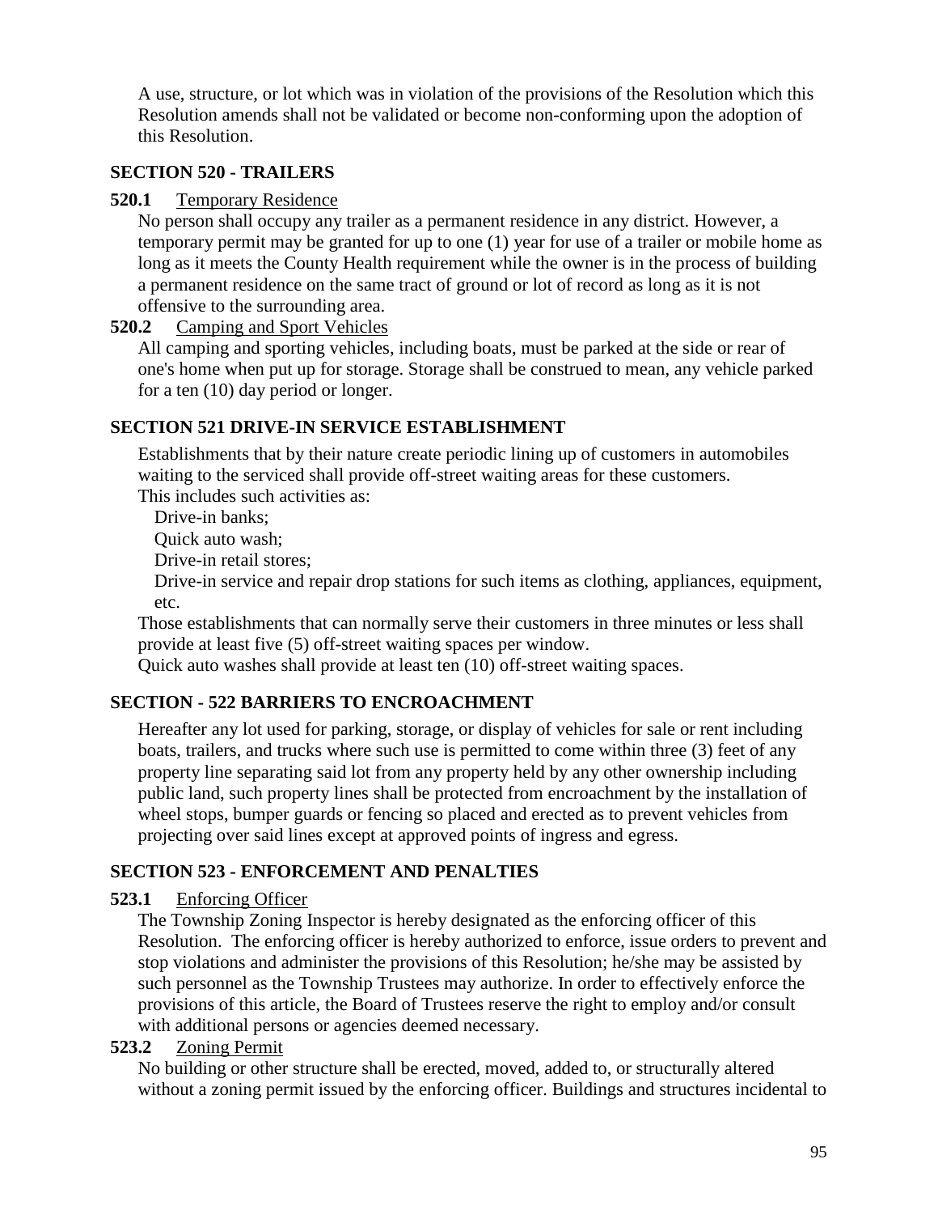A use, structure, or lot which was in violation of the provisions of the Resolution which this Resolution amends shall not be validated or become non-conforming upon the adoption of this Resolution.

## SECTION 520 - TRAILERS

**520.1** Temporary Residence

No person shall occupy any trailer as a permanent residence in any district. However, a temporary permit may be granted for up to one (1) year for use of a trailer or mobile home as long as it meets the County Health requirement while the owner is in the process of building a permanent residence on the same tract of ground or lot of record as long as it is not offensive to the surrounding area.

**520.2** Camping and Sport Vehicles

All camping and sporting vehicles, including boats, must be parked at the side or rear of one's home when put up for storage. Storage shall be construed to mean, any vehicle parked for a ten (10) day period or longer.

## SECTION 521 DRIVE-IN SERVICE ESTABLISHMENT

Establishments that by their nature create periodic lining up of customers in automobiles waiting to the serviced shall provide off-street waiting areas for these customers.
This includes such activities as:

Drive-in banks;

Quick auto wash;

Drive-in retail stores;

Drive-in service and repair drop stations for such items as clothing, appliances, equipment, etc.

Those establishments that can normally serve their customers in three minutes or less shall provide at least five (5) off-street waiting spaces per window.

Quick auto washes shall provide at least ten (10) off-street waiting spaces.

## SECTION - 522 BARRIERS TO ENCROACHMENT

Hereafter any lot used for parking, storage, or display of vehicles for sale or rent including boats, trailers, and trucks where such use is permitted to come within three (3) feet of any property line separating said lot from any property held by any other ownership including public land, such property lines shall be protected from encroachment by the installation of wheel stops, bumper guards or fencing so placed and erected as to prevent vehicles from projecting over said lines except at approved points of ingress and egress.

## SECTION 523 - ENFORCEMENT AND PENALTIES

**523.1** Enforcing Officer

The Township Zoning Inspector is hereby designated as the enforcing officer of this Resolution. The enforcing officer is hereby authorized to enforce, issue orders to prevent and stop violations and administer the provisions of this Resolution; he/she may be assisted by such personnel as the Township Trustees may authorize. In order to effectively enforce the provisions of this article, the Board of Trustees reserve the right to employ and/or consult with additional persons or agencies deemed necessary.

**523.2** Zoning Permit

No building or other structure shall be erected, moved, added to, or structurally altered without a zoning permit issued by the enforcing officer. Buildings and structures incidental to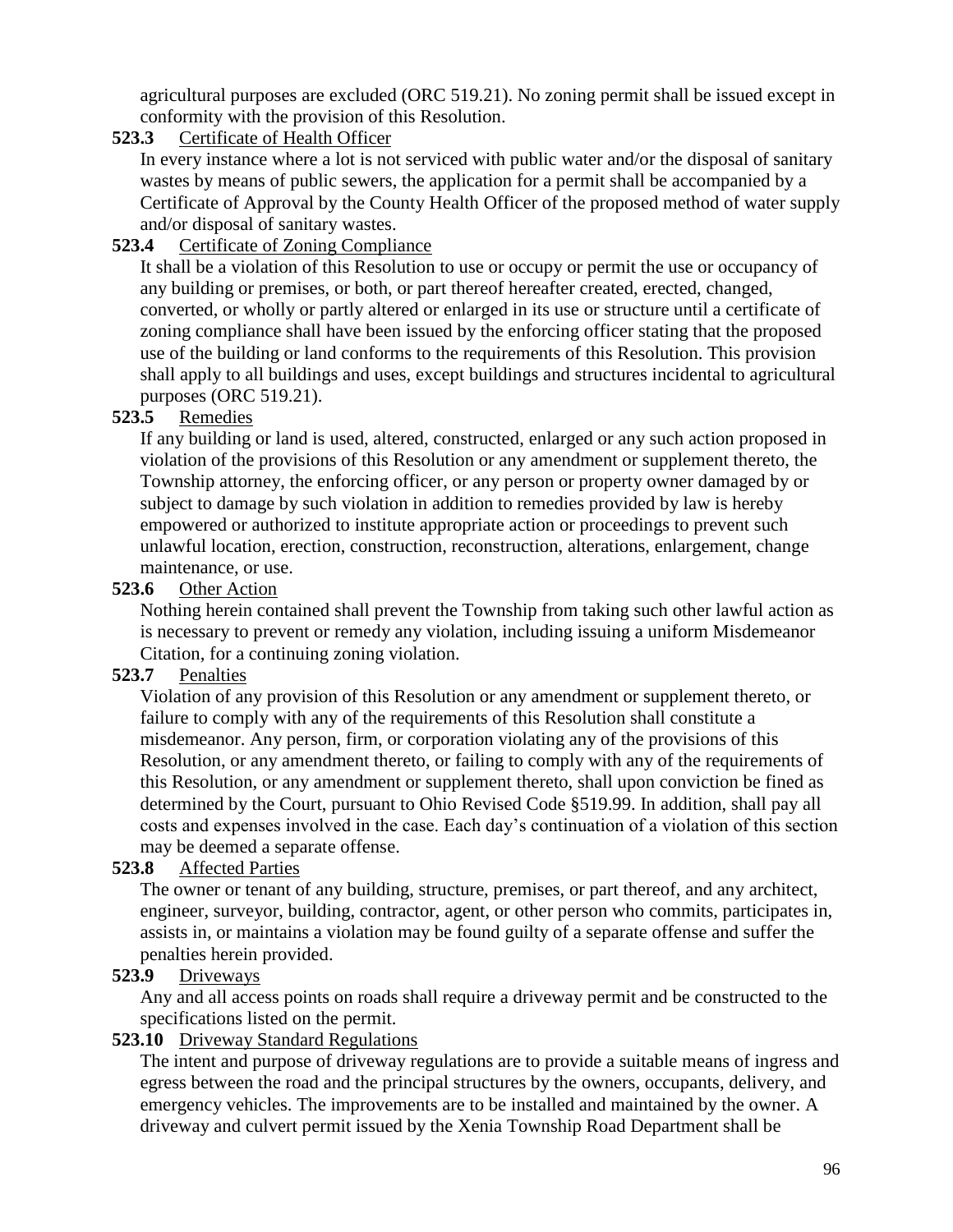agricultural purposes are excluded (ORC 519.21). No zoning permit shall be issued except in conformity with the provision of this Resolution.

**523.3** Certificate of Health Officer

In every instance where a lot is not serviced with public water and/or the disposal of sanitary wastes by means of public sewers, the application for a permit shall be accompanied by a Certificate of Approval by the County Health Officer of the proposed method of water supply and/or disposal of sanitary wastes.

**523.4** Certificate of Zoning Compliance

It shall be a violation of this Resolution to use or occupy or permit the use or occupancy of any building or premises, or both, or part thereof hereafter created, erected, changed, converted, or wholly or partly altered or enlarged in its use or structure until a certificate of zoning compliance shall have been issued by the enforcing officer stating that the proposed use of the building or land conforms to the requirements of this Resolution. This provision shall apply to all buildings and uses, except buildings and structures incidental to agricultural purposes (ORC 519.21).

**523.5** Remedies

If any building or land is used, altered, constructed, enlarged or any such action proposed in violation of the provisions of this Resolution or any amendment or supplement thereto, the Township attorney, the enforcing officer, or any person or property owner damaged by or subject to damage by such violation in addition to remedies provided by law is hereby empowered or authorized to institute appropriate action or proceedings to prevent such unlawful location, erection, construction, reconstruction, alterations, enlargement, change maintenance, or use.

**523.6** Other Action

Nothing herein contained shall prevent the Township from taking such other lawful action as is necessary to prevent or remedy any violation, including issuing a uniform Misdemeanor Citation, for a continuing zoning violation.

**523.7** Penalties

Violation of any provision of this Resolution or any amendment or supplement thereto, or failure to comply with any of the requirements of this Resolution shall constitute a misdemeanor. Any person, firm, or corporation violating any of the provisions of this Resolution, or any amendment thereto, or failing to comply with any of the requirements of this Resolution, or any amendment or supplement thereto, shall upon conviction be fined as determined by the Court, pursuant to Ohio Revised Code §519.99. In addition, shall pay all costs and expenses involved in the case. Each day's continuation of a violation of this section may be deemed a separate offense.

**523.8** Affected Parties

The owner or tenant of any building, structure, premises, or part thereof, and any architect, engineer, surveyor, building, contractor, agent, or other person who commits, participates in, assists in, or maintains a violation may be found guilty of a separate offense and suffer the penalties herein provided.

**523.9** Driveways

Any and all access points on roads shall require a driveway permit and be constructed to the specifications listed on the permit.

**523.10** Driveway Standard Regulations

The intent and purpose of driveway regulations are to provide a suitable means of ingress and egress between the road and the principal structures by the owners, occupants, delivery, and emergency vehicles. The improvements are to be installed and maintained by the owner. A driveway and culvert permit issued by the Xenia Township Road Department shall be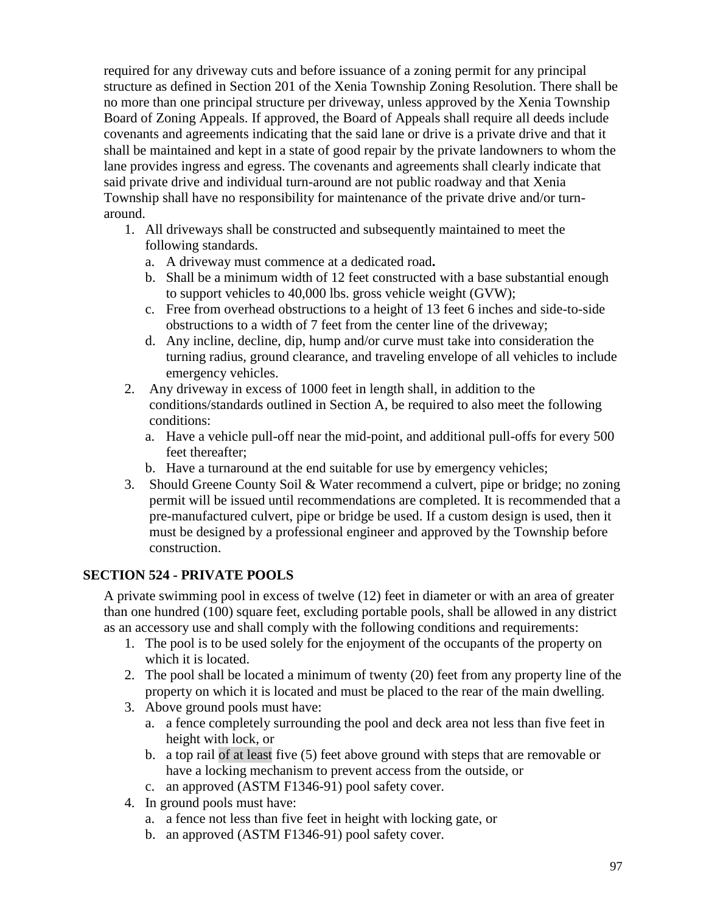required for any driveway cuts and before issuance of a zoning permit for any principal structure as defined in Section 201 of the Xenia Township Zoning Resolution. There shall be no more than one principal structure per driveway, unless approved by the Xenia Township Board of Zoning Appeals. If approved, the Board of Appeals shall require all deeds include covenants and agreements indicating that the said lane or drive is a private drive and that it shall be maintained and kept in a state of good repair by the private landowners to whom the lane provides ingress and egress. The covenants and agreements shall clearly indicate that said private drive and individual turn-around are not public roadway and that Xenia Township shall have no responsibility for maintenance of the private drive and/or turn-around.

1. All driveways shall be constructed and subsequently maintained to meet the following standards.
   a. A driveway must commence at a dedicated road**.**
   b. Shall be a minimum width of 12 feet constructed with a base substantial enough to support vehicles to 40,000 lbs. gross vehicle weight (GVW);
   c. Free from overhead obstructions to a height of 13 feet 6 inches and side-to-side obstructions to a width of 7 feet from the center line of the driveway;
   d. Any incline, decline, dip, hump and/or curve must take into consideration the turning radius, ground clearance, and traveling envelope of all vehicles to include emergency vehicles.
2. Any driveway in excess of 1000 feet in length shall, in addition to the conditions/standards outlined in Section A, be required to also meet the following conditions:
   a. Have a vehicle pull-off near the mid-point, and additional pull-offs for every 500 feet thereafter;
   b. Have a turnaround at the end suitable for use by emergency vehicles;
3. Should Greene County Soil & Water recommend a culvert, pipe or bridge; no zoning permit will be issued until recommendations are completed. It is recommended that a pre-manufactured culvert, pipe or bridge be used. If a custom design is used, then it must be designed by a professional engineer and approved by the Township before construction.

## SECTION 524 - PRIVATE POOLS

A private swimming pool in excess of twelve (12) feet in diameter or with an area of greater than one hundred (100) square feet, excluding portable pools, shall be allowed in any district as an accessory use and shall comply with the following conditions and requirements:

1. The pool is to be used solely for the enjoyment of the occupants of the property on which it is located.
2. The pool shall be located a minimum of twenty (20) feet from any property line of the property on which it is located and must be placed to the rear of the main dwelling.
3. Above ground pools must have:
   a. a fence completely surrounding the pool and deck area not less than five feet in height with lock, or
   b. a top rail of at least five (5) feet above ground with steps that are removable or have a locking mechanism to prevent access from the outside, or
   c. an approved (ASTM F1346-91) pool safety cover.
4. In ground pools must have:
   a. a fence not less than five feet in height with locking gate, or
   b. an approved (ASTM F1346-91) pool safety cover.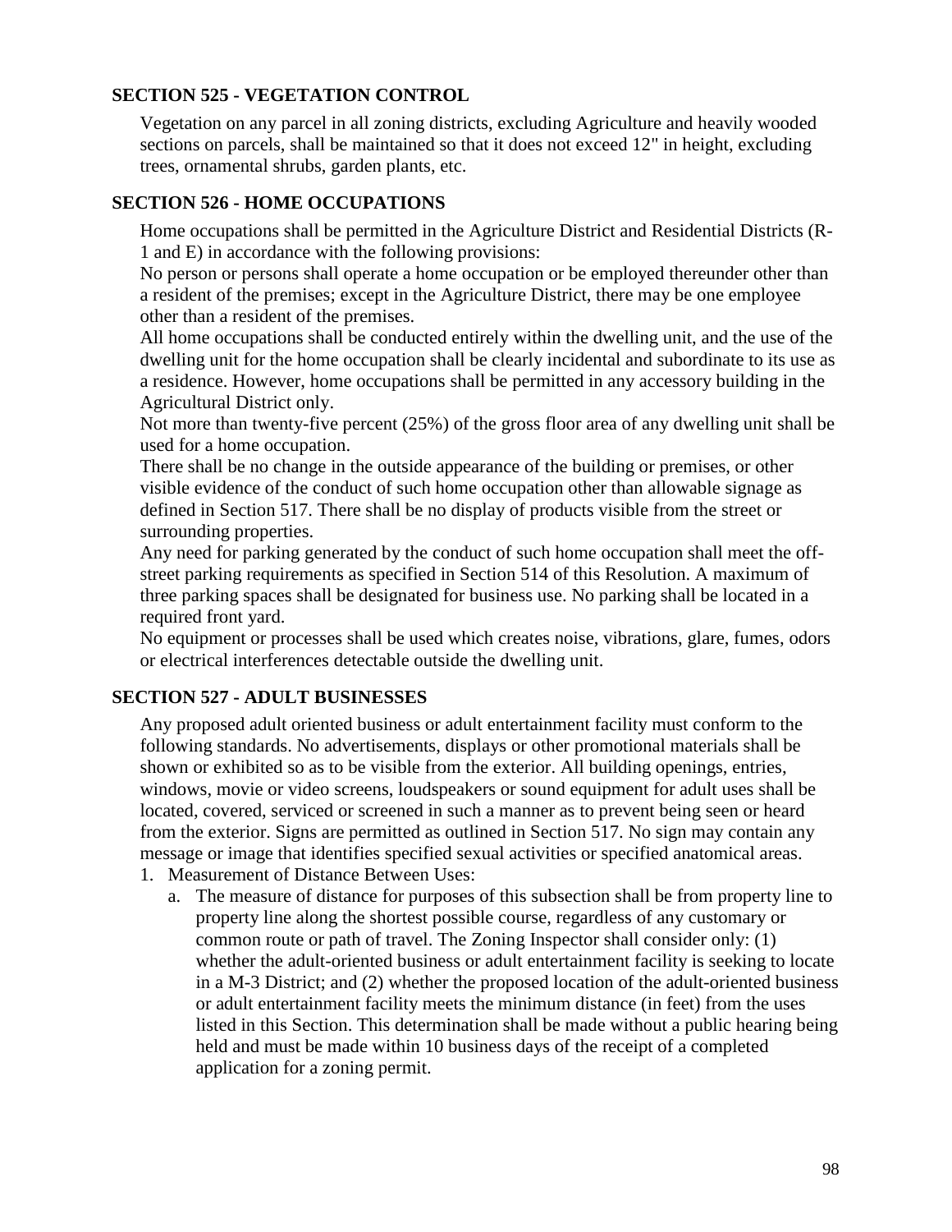### SECTION 525 - VEGETATION CONTROL

Vegetation on any parcel in all zoning districts, excluding Agriculture and heavily wooded sections on parcels, shall be maintained so that it does not exceed 12" in height, excluding trees, ornamental shrubs, garden plants, etc.

### SECTION 526 - HOME OCCUPATIONS

Home occupations shall be permitted in the Agriculture District and Residential Districts (R-1 and E) in accordance with the following provisions:

No person or persons shall operate a home occupation or be employed thereunder other than a resident of the premises; except in the Agriculture District, there may be one employee other than a resident of the premises.

All home occupations shall be conducted entirely within the dwelling unit, and the use of the dwelling unit for the home occupation shall be clearly incidental and subordinate to its use as a residence. However, home occupations shall be permitted in any accessory building in the Agricultural District only.

Not more than twenty-five percent (25%) of the gross floor area of any dwelling unit shall be used for a home occupation.

There shall be no change in the outside appearance of the building or premises, or other visible evidence of the conduct of such home occupation other than allowable signage as defined in Section 517. There shall be no display of products visible from the street or surrounding properties.

Any need for parking generated by the conduct of such home occupation shall meet the off-street parking requirements as specified in Section 514 of this Resolution. A maximum of three parking spaces shall be designated for business use. No parking shall be located in a required front yard.

No equipment or processes shall be used which creates noise, vibrations, glare, fumes, odors or electrical interferences detectable outside the dwelling unit.

### SECTION 527 - ADULT BUSINESSES

Any proposed adult oriented business or adult entertainment facility must conform to the following standards. No advertisements, displays or other promotional materials shall be shown or exhibited so as to be visible from the exterior. All building openings, entries, windows, movie or video screens, loudspeakers or sound equipment for adult uses shall be located, covered, serviced or screened in such a manner as to prevent being seen or heard from the exterior. Signs are permitted as outlined in Section 517. No sign may contain any message or image that identifies specified sexual activities or specified anatomical areas.

1. Measurement of Distance Between Uses:
   a. The measure of distance for purposes of this subsection shall be from property line to property line along the shortest possible course, regardless of any customary or common route or path of travel. The Zoning Inspector shall consider only: (1) whether the adult-oriented business or adult entertainment facility is seeking to locate in a M-3 District; and (2) whether the proposed location of the adult-oriented business or adult entertainment facility meets the minimum distance (in feet) from the uses listed in this Section. This determination shall be made without a public hearing being held and must be made within 10 business days of the receipt of a completed application for a zoning permit.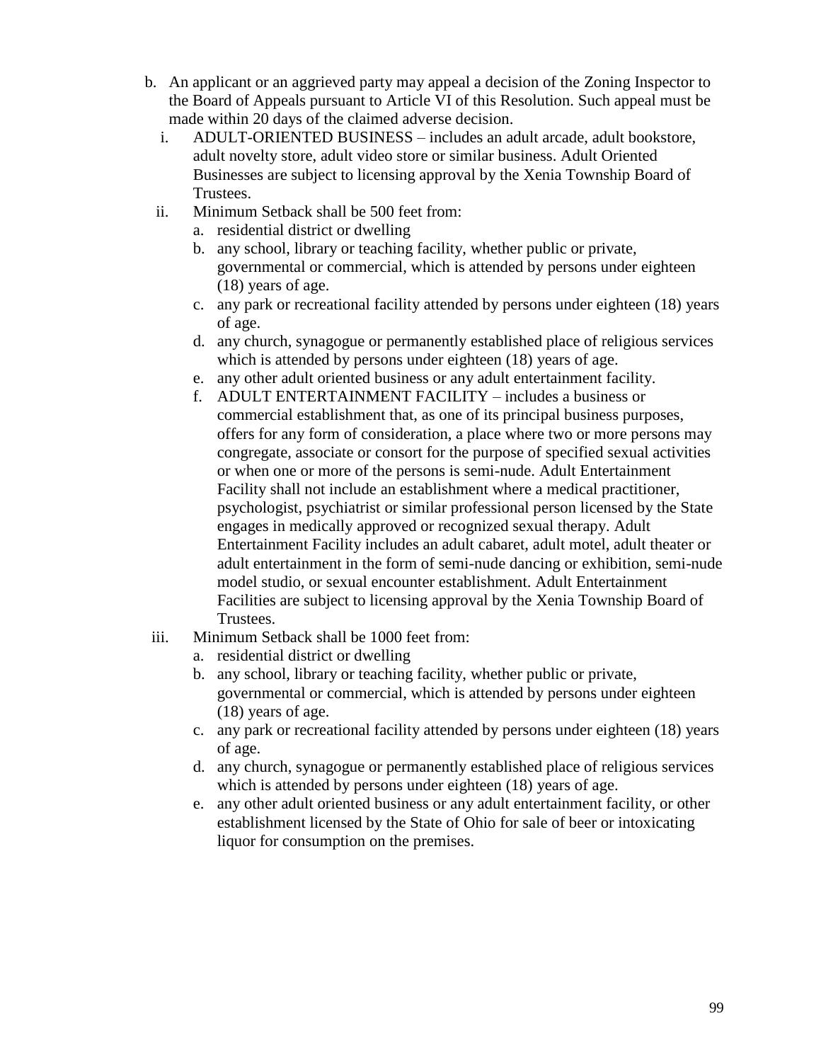b. An applicant or an aggrieved party may appeal a decision of the Zoning Inspector to the Board of Appeals pursuant to Article VI of this Resolution. Such appeal must be made within 20 days of the claimed adverse decision.

   i. ADULT-ORIENTED BUSINESS – includes an adult arcade, adult bookstore, adult novelty store, adult video store or similar business. Adult Oriented Businesses are subject to licensing approval by the Xenia Township Board of Trustees.

   ii. Minimum Setback shall be 500 feet from:

      a. residential district or dwelling
      b. any school, library or teaching facility, whether public or private, governmental or commercial, which is attended by persons under eighteen (18) years of age.
      c. any park or recreational facility attended by persons under eighteen (18) years of age.
      d. any church, synagogue or permanently established place of religious services which is attended by persons under eighteen (18) years of age.
      e. any other adult oriented business or any adult entertainment facility.
      f. ADULT ENTERTAINMENT FACILITY – includes a business or commercial establishment that, as one of its principal business purposes, offers for any form of consideration, a place where two or more persons may congregate, associate or consort for the purpose of specified sexual activities or when one or more of the persons is semi-nude. Adult Entertainment Facility shall not include an establishment where a medical practitioner, psychologist, psychiatrist or similar professional person licensed by the State engages in medically approved or recognized sexual therapy. Adult Entertainment Facility includes an adult cabaret, adult motel, adult theater or adult entertainment in the form of semi-nude dancing or exhibition, semi-nude model studio, or sexual encounter establishment. Adult Entertainment Facilities are subject to licensing approval by the Xenia Township Board of Trustees.

   iii. Minimum Setback shall be 1000 feet from:

      a. residential district or dwelling
      b. any school, library or teaching facility, whether public or private, governmental or commercial, which is attended by persons under eighteen (18) years of age.
      c. any park or recreational facility attended by persons under eighteen (18) years of age.
      d. any church, synagogue or permanently established place of religious services which is attended by persons under eighteen (18) years of age.
      e. any other adult oriented business or any adult entertainment facility, or other establishment licensed by the State of Ohio for sale of beer or intoxicating liquor for consumption on the premises.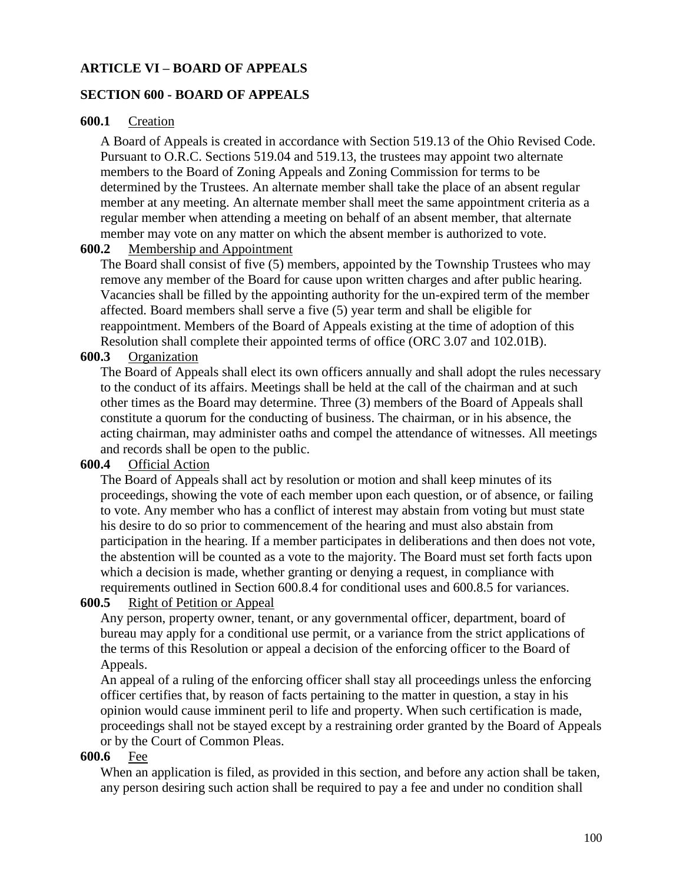## ARTICLE VI – BOARD OF APPEALS

### SECTION 600 - BOARD OF APPEALS

**600.1** Creation

A Board of Appeals is created in accordance with Section 519.13 of the Ohio Revised Code. Pursuant to O.R.C. Sections 519.04 and 519.13, the trustees may appoint two alternate members to the Board of Zoning Appeals and Zoning Commission for terms to be determined by the Trustees. An alternate member shall take the place of an absent regular member at any meeting. An alternate member shall meet the same appointment criteria as a regular member when attending a meeting on behalf of an absent member, that alternate member may vote on any matter on which the absent member is authorized to vote.

**600.2** Membership and Appointment

The Board shall consist of five (5) members, appointed by the Township Trustees who may remove any member of the Board for cause upon written charges and after public hearing. Vacancies shall be filled by the appointing authority for the un-expired term of the member affected. Board members shall serve a five (5) year term and shall be eligible for reappointment. Members of the Board of Appeals existing at the time of adoption of this Resolution shall complete their appointed terms of office (ORC 3.07 and 102.01B).

**600.3** Organization

The Board of Appeals shall elect its own officers annually and shall adopt the rules necessary to the conduct of its affairs. Meetings shall be held at the call of the chairman and at such other times as the Board may determine. Three (3) members of the Board of Appeals shall constitute a quorum for the conducting of business. The chairman, or in his absence, the acting chairman, may administer oaths and compel the attendance of witnesses. All meetings and records shall be open to the public.

**600.4** Official Action

The Board of Appeals shall act by resolution or motion and shall keep minutes of its proceedings, showing the vote of each member upon each question, or of absence, or failing to vote. Any member who has a conflict of interest may abstain from voting but must state his desire to do so prior to commencement of the hearing and must also abstain from participation in the hearing. If a member participates in deliberations and then does not vote, the abstention will be counted as a vote to the majority. The Board must set forth facts upon which a decision is made, whether granting or denying a request, in compliance with requirements outlined in Section 600.8.4 for conditional uses and 600.8.5 for variances.

**600.5** Right of Petition or Appeal

Any person, property owner, tenant, or any governmental officer, department, board of bureau may apply for a conditional use permit, or a variance from the strict applications of the terms of this Resolution or appeal a decision of the enforcing officer to the Board of Appeals.

An appeal of a ruling of the enforcing officer shall stay all proceedings unless the enforcing officer certifies that, by reason of facts pertaining to the matter in question, a stay in his opinion would cause imminent peril to life and property. When such certification is made, proceedings shall not be stayed except by a restraining order granted by the Board of Appeals or by the Court of Common Pleas.

**600.6** Fee

When an application is filed, as provided in this section, and before any action shall be taken, any person desiring such action shall be required to pay a fee and under no condition shall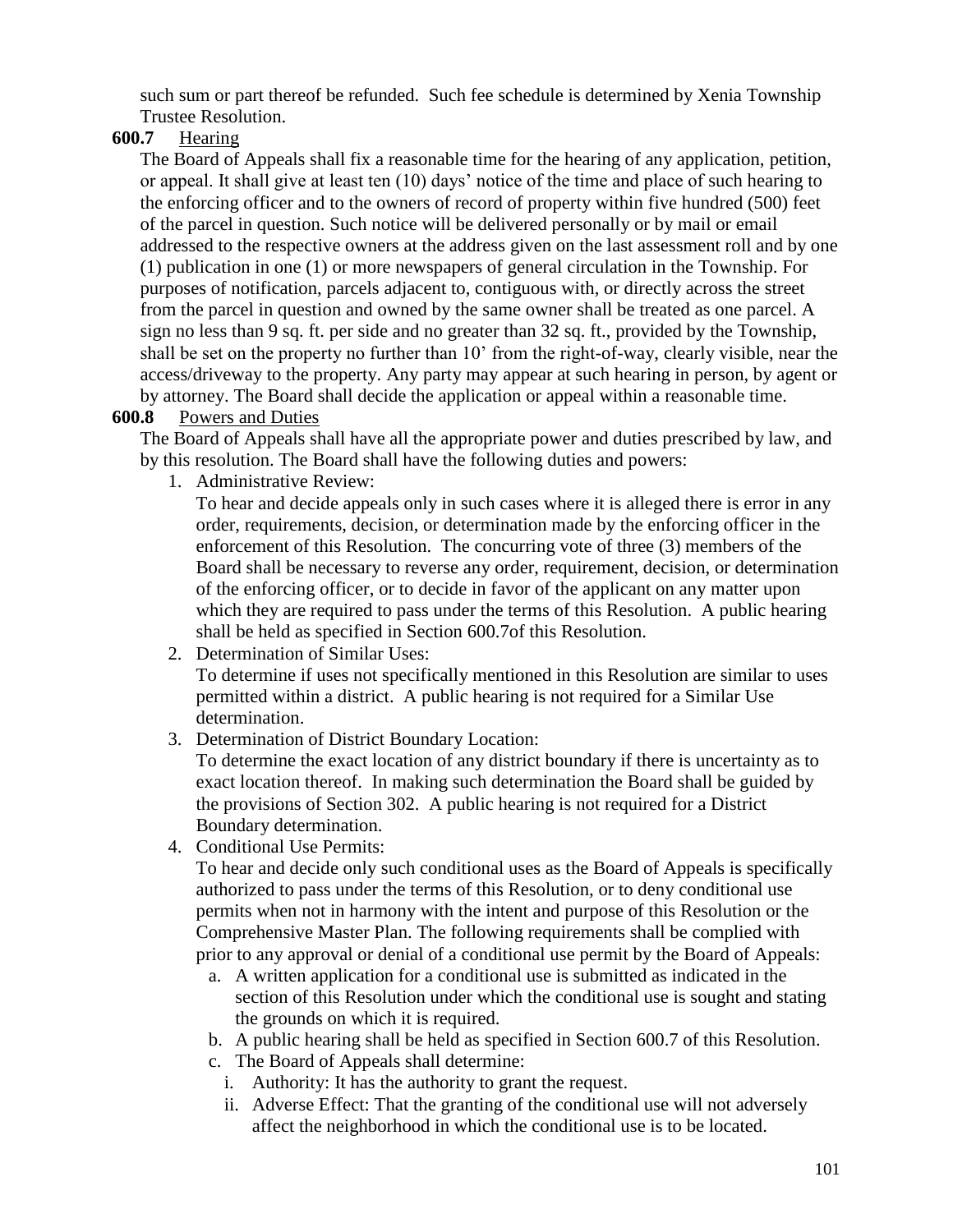such sum or part thereof be refunded. Such fee schedule is determined by Xenia Township Trustee Resolution.

**600.7** Hearing

The Board of Appeals shall fix a reasonable time for the hearing of any application, petition, or appeal. It shall give at least ten (10) days' notice of the time and place of such hearing to the enforcing officer and to the owners of record of property within five hundred (500) feet of the parcel in question. Such notice will be delivered personally or by mail or email addressed to the respective owners at the address given on the last assessment roll and by one (1) publication in one (1) or more newspapers of general circulation in the Township. For purposes of notification, parcels adjacent to, contiguous with, or directly across the street from the parcel in question and owned by the same owner shall be treated as one parcel. A sign no less than 9 sq. ft. per side and no greater than 32 sq. ft., provided by the Township, shall be set on the property no further than 10' from the right-of-way, clearly visible, near the access/driveway to the property. Any party may appear at such hearing in person, by agent or by attorney. The Board shall decide the application or appeal within a reasonable time.

**600.8** Powers and Duties

The Board of Appeals shall have all the appropriate power and duties prescribed by law, and by this resolution. The Board shall have the following duties and powers:

1. Administrative Review:
   To hear and decide appeals only in such cases where it is alleged there is error in any order, requirements, decision, or determination made by the enforcing officer in the enforcement of this Resolution. The concurring vote of three (3) members of the Board shall be necessary to reverse any order, requirement, decision, or determination of the enforcing officer, or to decide in favor of the applicant on any matter upon which they are required to pass under the terms of this Resolution. A public hearing shall be held as specified in Section 600.7of this Resolution.
2. Determination of Similar Uses:
   To determine if uses not specifically mentioned in this Resolution are similar to uses permitted within a district. A public hearing is not required for a Similar Use determination.
3. Determination of District Boundary Location:
   To determine the exact location of any district boundary if there is uncertainty as to exact location thereof. In making such determination the Board shall be guided by the provisions of Section 302. A public hearing is not required for a District Boundary determination.
4. Conditional Use Permits:
   To hear and decide only such conditional uses as the Board of Appeals is specifically authorized to pass under the terms of this Resolution, or to deny conditional use permits when not in harmony with the intent and purpose of this Resolution or the Comprehensive Master Plan. The following requirements shall be complied with prior to any approval or denial of a conditional use permit by the Board of Appeals:
   a. A written application for a conditional use is submitted as indicated in the section of this Resolution under which the conditional use is sought and stating the grounds on which it is required.
   b. A public hearing shall be held as specified in Section 600.7 of this Resolution.
   c. The Board of Appeals shall determine:
      i. Authority: It has the authority to grant the request.
      ii. Adverse Effect: That the granting of the conditional use will not adversely affect the neighborhood in which the conditional use is to be located.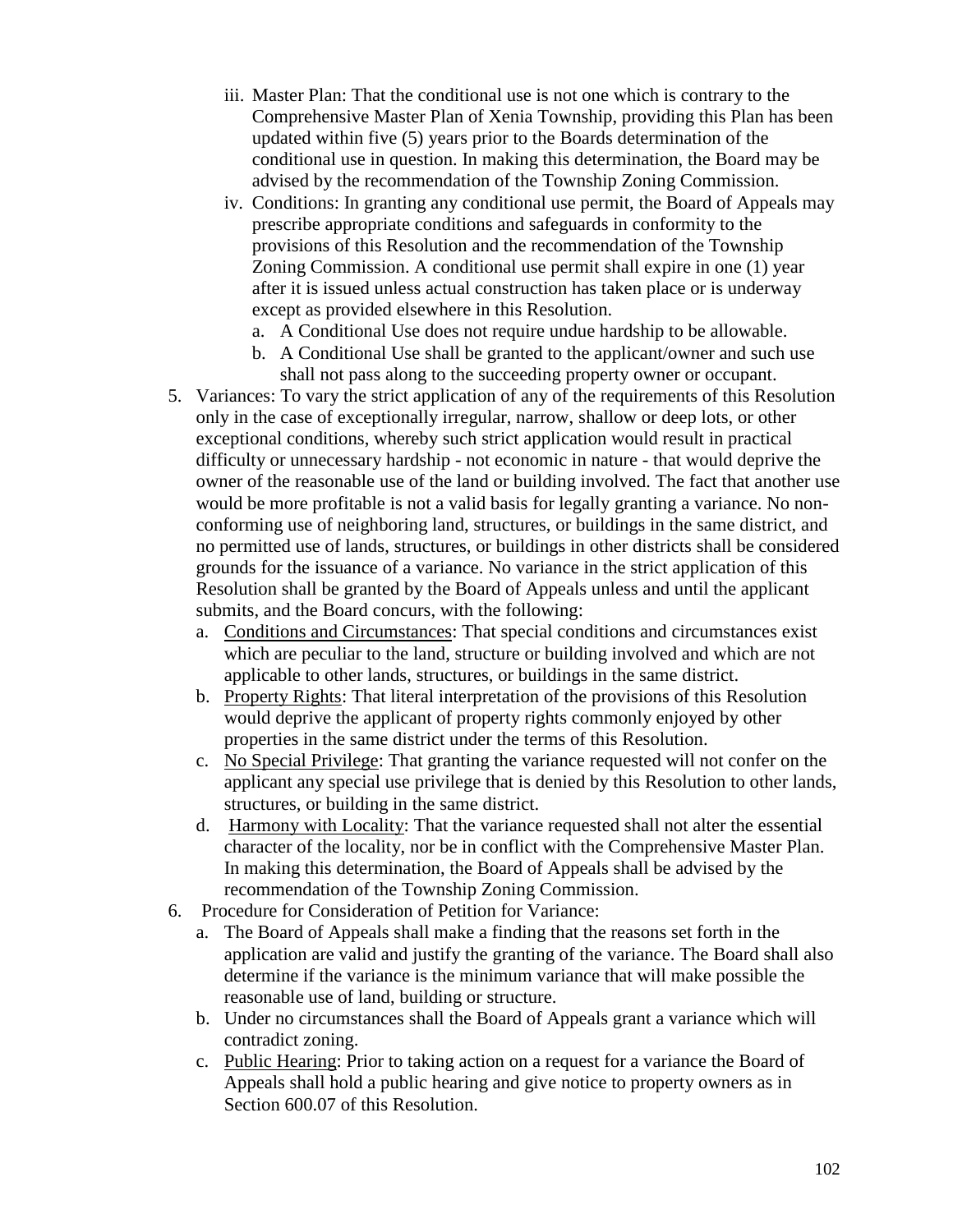iii. Master Plan: That the conditional use is not one which is contrary to the Comprehensive Master Plan of Xenia Township, providing this Plan has been updated within five (5) years prior to the Boards determination of the conditional use in question. In making this determination, the Board may be advised by the recommendation of the Township Zoning Commission.
   iv. Conditions: In granting any conditional use permit, the Board of Appeals may prescribe appropriate conditions and safeguards in conformity to the provisions of this Resolution and the recommendation of the Township Zoning Commission. A conditional use permit shall expire in one (1) year after it is issued unless actual construction has taken place or is underway except as provided elsewhere in this Resolution.
      a. A Conditional Use does not require undue hardship to be allowable.
      b. A Conditional Use shall be granted to the applicant/owner and such use shall not pass along to the succeeding property owner or occupant.

5. Variances: To vary the strict application of any of the requirements of this Resolution only in the case of exceptionally irregular, narrow, shallow or deep lots, or other exceptional conditions, whereby such strict application would result in practical difficulty or unnecessary hardship - not economic in nature - that would deprive the owner of the reasonable use of the land or building involved. The fact that another use would be more profitable is not a valid basis for legally granting a variance. No non-conforming use of neighboring land, structures, or buildings in the same district, and no permitted use of lands, structures, or buildings in other districts shall be considered grounds for the issuance of a variance. No variance in the strict application of this Resolution shall be granted by the Board of Appeals unless and until the applicant submits, and the Board concurs, with the following:
   a. <u>Conditions and Circumstances</u>: That special conditions and circumstances exist which are peculiar to the land, structure or building involved and which are not applicable to other lands, structures, or buildings in the same district.
   b. <u>Property Rights</u>: That literal interpretation of the provisions of this Resolution would deprive the applicant of property rights commonly enjoyed by other properties in the same district under the terms of this Resolution.
   c. <u>No Special Privilege</u>: That granting the variance requested will not confer on the applicant any special use privilege that is denied by this Resolution to other lands, structures, or building in the same district.
   d. <u>Harmony with Locality</u>: That the variance requested shall not alter the essential character of the locality, nor be in conflict with the Comprehensive Master Plan. In making this determination, the Board of Appeals shall be advised by the recommendation of the Township Zoning Commission.

6. Procedure for Consideration of Petition for Variance:
   a. The Board of Appeals shall make a finding that the reasons set forth in the application are valid and justify the granting of the variance. The Board shall also determine if the variance is the minimum variance that will make possible the reasonable use of land, building or structure.
   b. Under no circumstances shall the Board of Appeals grant a variance which will contradict zoning.
   c. <u>Public Hearing</u>: Prior to taking action on a request for a variance the Board of Appeals shall hold a public hearing and give notice to property owners as in Section 600.07 of this Resolution.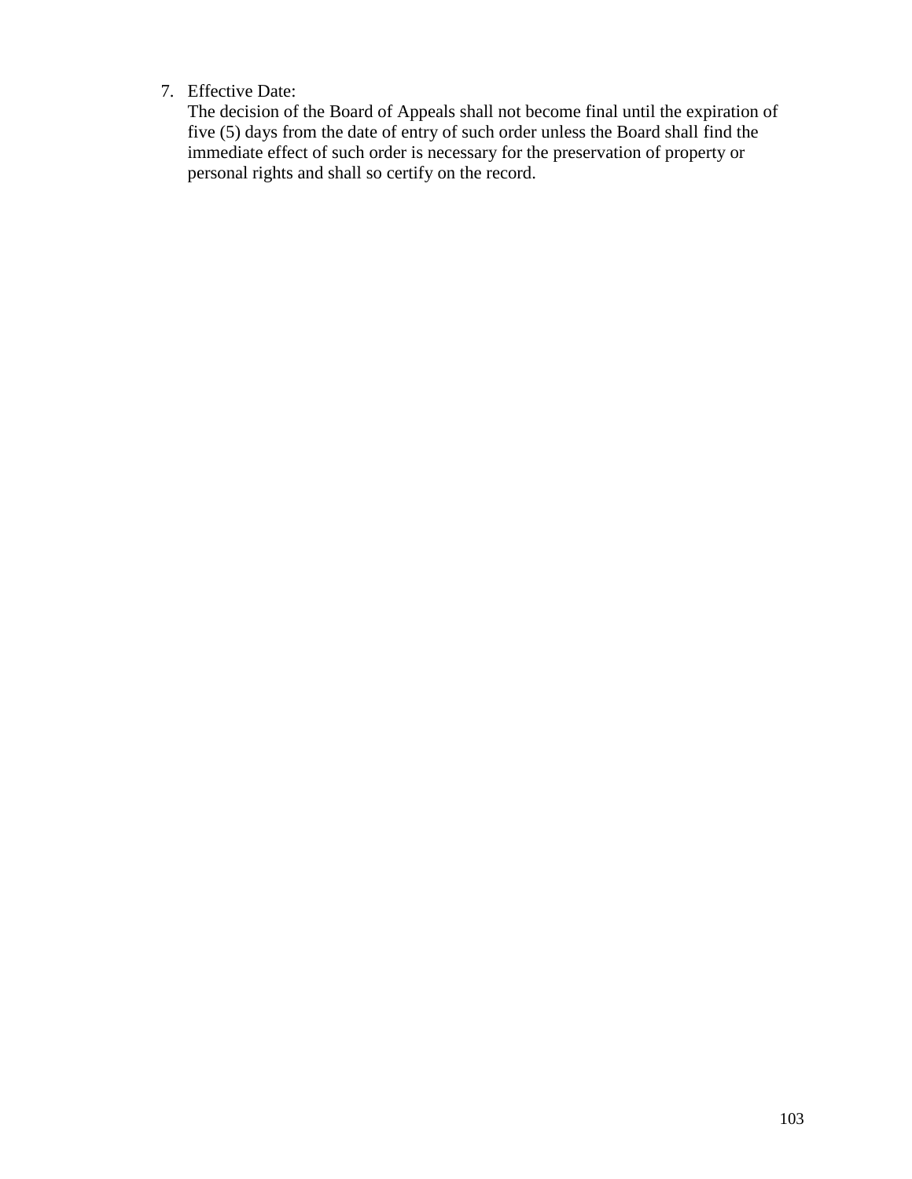7. Effective Date:
   The decision of the Board of Appeals shall not become final until the expiration of five (5) days from the date of entry of such order unless the Board shall find the immediate effect of such order is necessary for the preservation of property or personal rights and shall so certify on the record.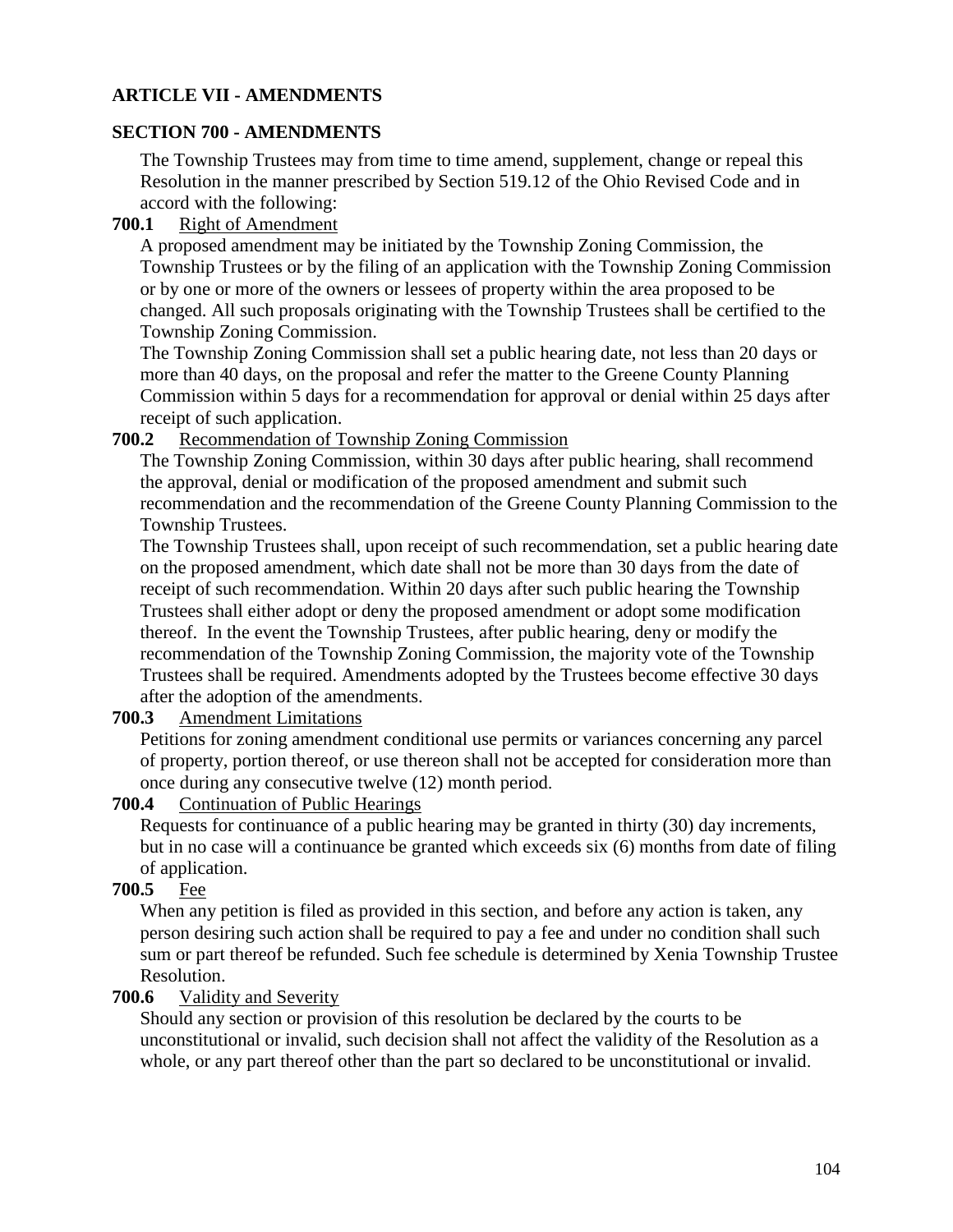## ARTICLE VII - AMENDMENTS

### SECTION 700 - AMENDMENTS

The Township Trustees may from time to time amend, supplement, change or repeal this Resolution in the manner prescribed by Section 519.12 of the Ohio Revised Code and in accord with the following:

**700.1** Right of Amendment

A proposed amendment may be initiated by the Township Zoning Commission, the Township Trustees or by the filing of an application with the Township Zoning Commission or by one or more of the owners or lessees of property within the area proposed to be changed. All such proposals originating with the Township Trustees shall be certified to the Township Zoning Commission.

The Township Zoning Commission shall set a public hearing date, not less than 20 days or more than 40 days, on the proposal and refer the matter to the Greene County Planning Commission within 5 days for a recommendation for approval or denial within 25 days after receipt of such application.

**700.2** Recommendation of Township Zoning Commission

The Township Zoning Commission, within 30 days after public hearing, shall recommend the approval, denial or modification of the proposed amendment and submit such recommendation and the recommendation of the Greene County Planning Commission to the Township Trustees.

The Township Trustees shall, upon receipt of such recommendation, set a public hearing date on the proposed amendment, which date shall not be more than 30 days from the date of receipt of such recommendation. Within 20 days after such public hearing the Township Trustees shall either adopt or deny the proposed amendment or adopt some modification thereof. In the event the Township Trustees, after public hearing, deny or modify the recommendation of the Township Zoning Commission, the majority vote of the Township Trustees shall be required. Amendments adopted by the Trustees become effective 30 days after the adoption of the amendments.

**700.3** Amendment Limitations

Petitions for zoning amendment conditional use permits or variances concerning any parcel of property, portion thereof, or use thereon shall not be accepted for consideration more than once during any consecutive twelve (12) month period.

**700.4** Continuation of Public Hearings

Requests for continuance of a public hearing may be granted in thirty (30) day increments, but in no case will a continuance be granted which exceeds six (6) months from date of filing of application.

**700.5** Fee

When any petition is filed as provided in this section, and before any action is taken, any person desiring such action shall be required to pay a fee and under no condition shall such sum or part thereof be refunded. Such fee schedule is determined by Xenia Township Trustee Resolution.

**700.6** Validity and Severity

Should any section or provision of this resolution be declared by the courts to be unconstitutional or invalid, such decision shall not affect the validity of the Resolution as a whole, or any part thereof other than the part so declared to be unconstitutional or invalid.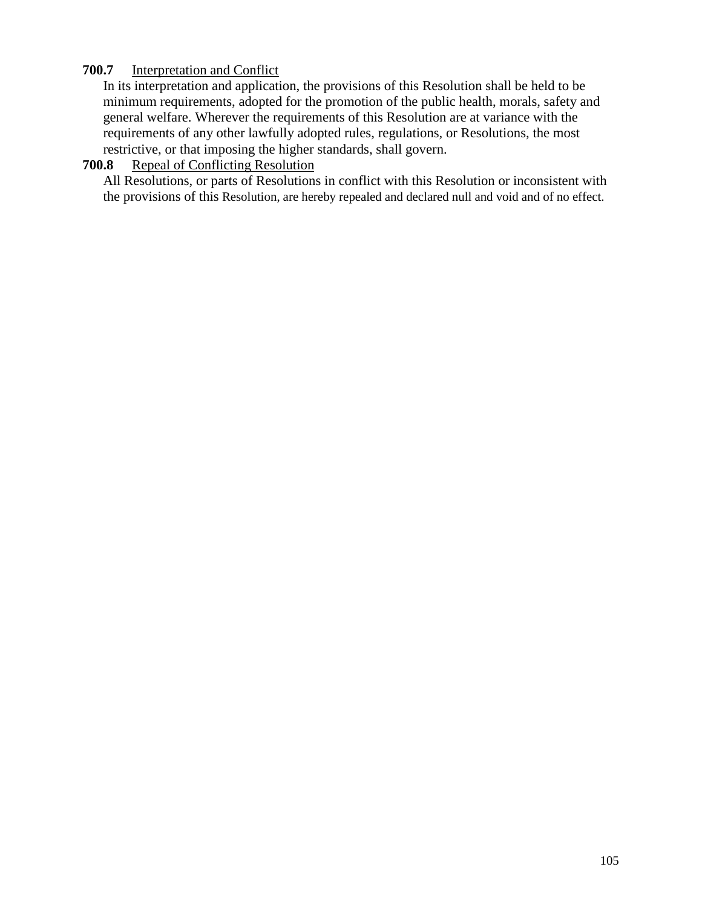**700.7** Interpretation and Conflict

In its interpretation and application, the provisions of this Resolution shall be held to be minimum requirements, adopted for the promotion of the public health, morals, safety and general welfare. Wherever the requirements of this Resolution are at variance with the requirements of any other lawfully adopted rules, regulations, or Resolutions, the most restrictive, or that imposing the higher standards, shall govern.

**700.8** Repeal of Conflicting Resolution

All Resolutions, or parts of Resolutions in conflict with this Resolution or inconsistent with the provisions of this Resolution, are hereby repealed and declared null and void and of no effect.